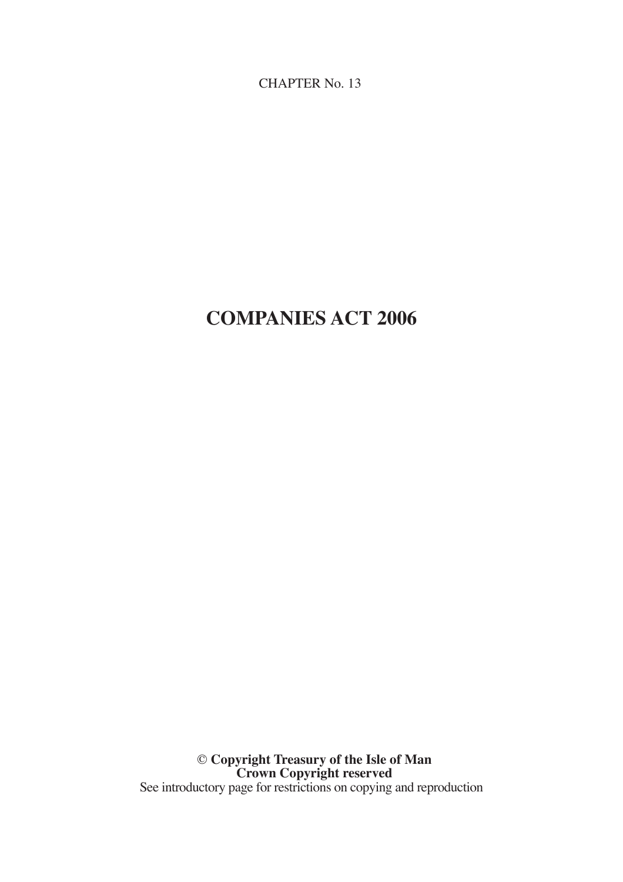CHAPTER No. 13

# COMPANIES ACT 2006

© **Copyright Treasury of the Isle of Man**
**Crown Copyright reserved**
See introductory page for restrictions on copying and reproduction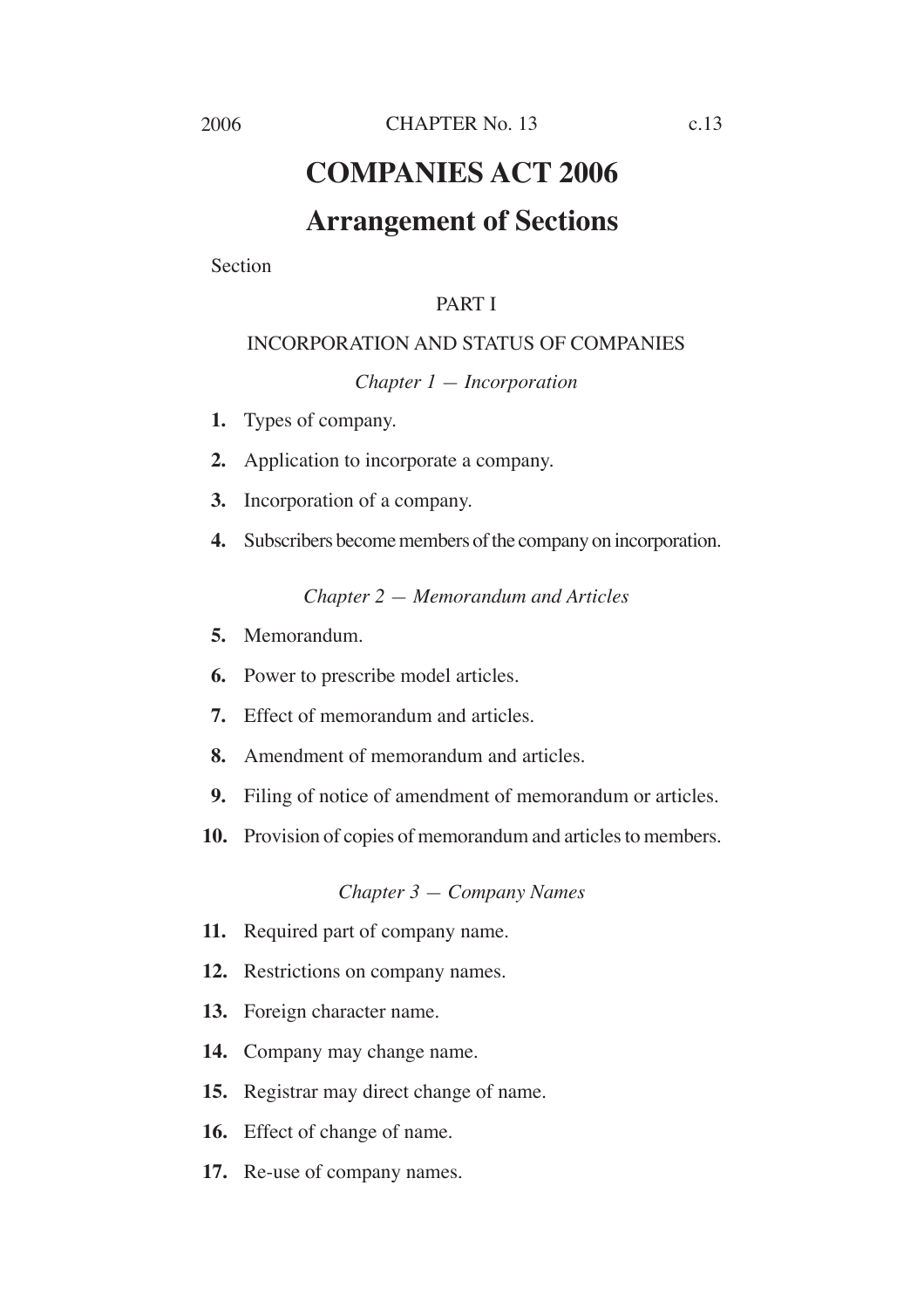# COMPANIES ACT 2006

## Arrangement of Sections

Section

### PART I

### INCORPORATION AND STATUS OF COMPANIES

*Chapter 1 — Incorporation*

**1.** Types of company.

**2.** Application to incorporate a company.

**3.** Incorporation of a company.

**4.** Subscribers become members of the company on incorporation.

*Chapter 2 — Memorandum and Articles*

**5.** Memorandum.

**6.** Power to prescribe model articles.

**7.** Effect of memorandum and articles.

**8.** Amendment of memorandum and articles.

**9.** Filing of notice of amendment of memorandum or articles.

**10.** Provision of copies of memorandum and articles to members.

*Chapter 3 — Company Names*

**11.** Required part of company name.

**12.** Restrictions on company names.

**13.** Foreign character name.

**14.** Company may change name.

**15.** Registrar may direct change of name.

**16.** Effect of change of name.

**17.** Re-use of company names.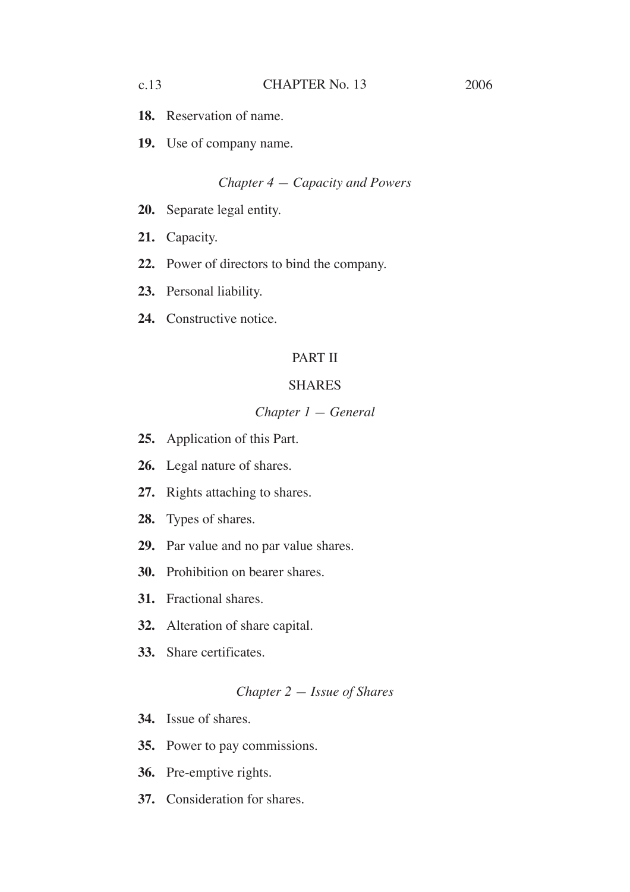**18.** Reservation of name.

**19.** Use of company name.

*Chapter 4 — Capacity and Powers*

**20.** Separate legal entity.

**21.** Capacity.

**22.** Power of directors to bind the company.

**23.** Personal liability.

**24.** Constructive notice.

## PART II

## SHARES

*Chapter 1 — General*

**25.** Application of this Part.

**26.** Legal nature of shares.

**27.** Rights attaching to shares.

**28.** Types of shares.

**29.** Par value and no par value shares.

**30.** Prohibition on bearer shares.

**31.** Fractional shares.

**32.** Alteration of share capital.

**33.** Share certificates.

*Chapter 2 — Issue of Shares*

**34.** Issue of shares.

**35.** Power to pay commissions.

**36.** Pre-emptive rights.

**37.** Consideration for shares.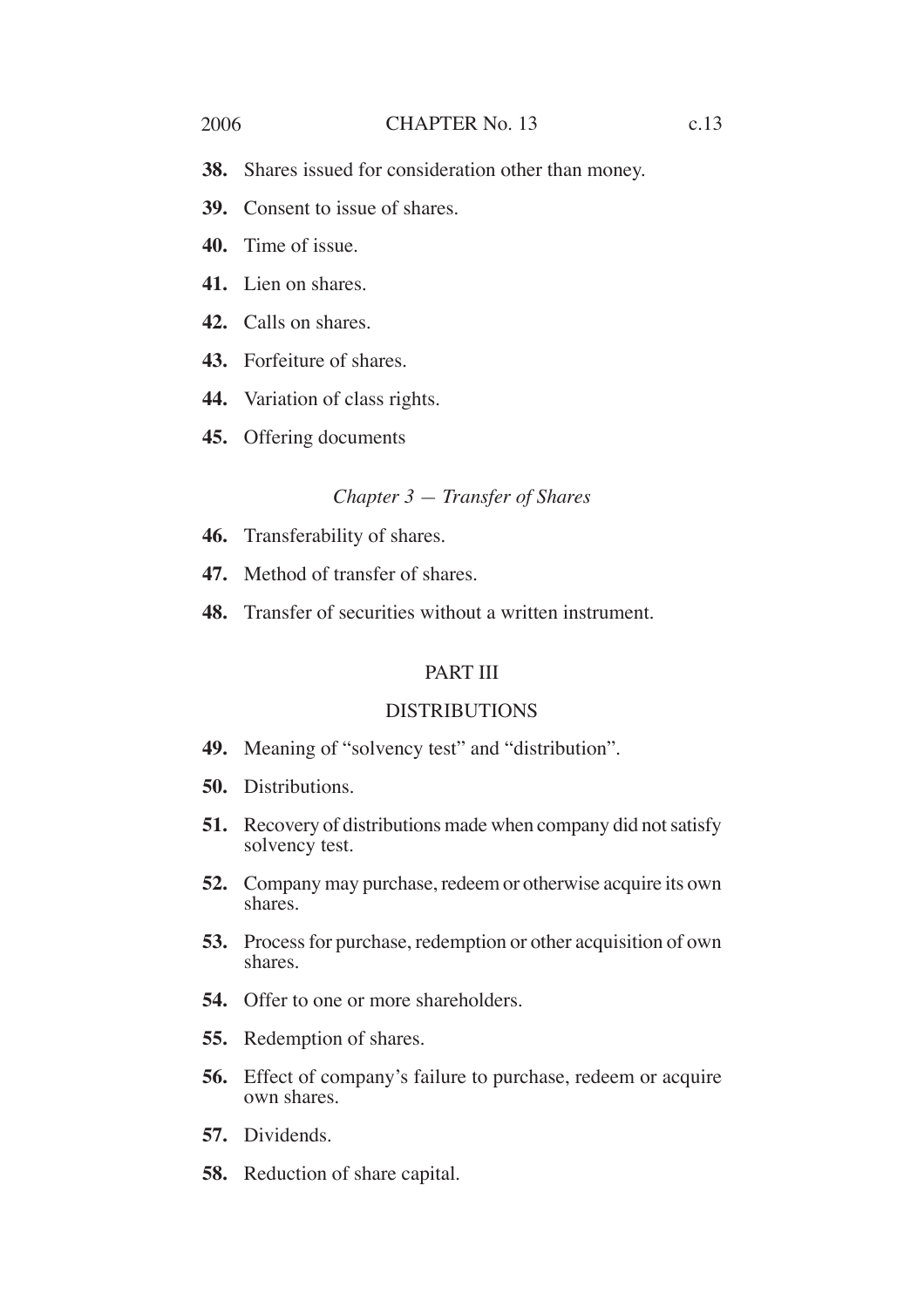**38.** Shares issued for consideration other than money.

**39.** Consent to issue of shares.

**40.** Time of issue.

**41.** Lien on shares.

**42.** Calls on shares.

**43.** Forfeiture of shares.

**44.** Variation of class rights.

**45.** Offering documents

### *Chapter 3 — Transfer of Shares*

**46.** Transferability of shares.

**47.** Method of transfer of shares.

**48.** Transfer of securities without a written instrument.

## PART III

## DISTRIBUTIONS

**49.** Meaning of "solvency test" and "distribution".

**50.** Distributions.

**51.** Recovery of distributions made when company did not satisfy solvency test.

**52.** Company may purchase, redeem or otherwise acquire its own shares.

**53.** Process for purchase, redemption or other acquisition of own shares.

**54.** Offer to one or more shareholders.

**55.** Redemption of shares.

**56.** Effect of company's failure to purchase, redeem or acquire own shares.

**57.** Dividends.

**58.** Reduction of share capital.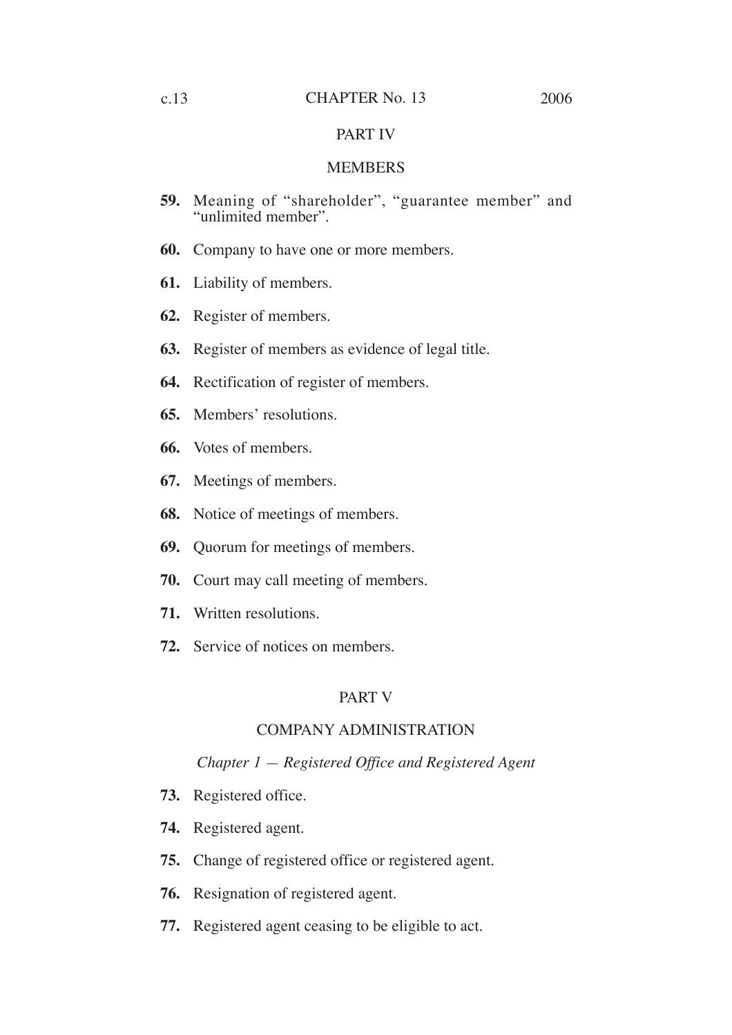## PART IV

## MEMBERS

**59.** Meaning of "shareholder", "guarantee member" and "unlimited member".

**60.** Company to have one or more members.

**61.** Liability of members.

**62.** Register of members.

**63.** Register of members as evidence of legal title.

**64.** Rectification of register of members.

**65.** Members' resolutions.

**66.** Votes of members.

**67.** Meetings of members.

**68.** Notice of meetings of members.

**69.** Quorum for meetings of members.

**70.** Court may call meeting of members.

**71.** Written resolutions.

**72.** Service of notices on members.

## PART V

## COMPANY ADMINISTRATION

### *Chapter 1 — Registered Office and Registered Agent*

**73.** Registered office.

**74.** Registered agent.

**75.** Change of registered office or registered agent.

**76.** Resignation of registered agent.

**77.** Registered agent ceasing to be eligible to act.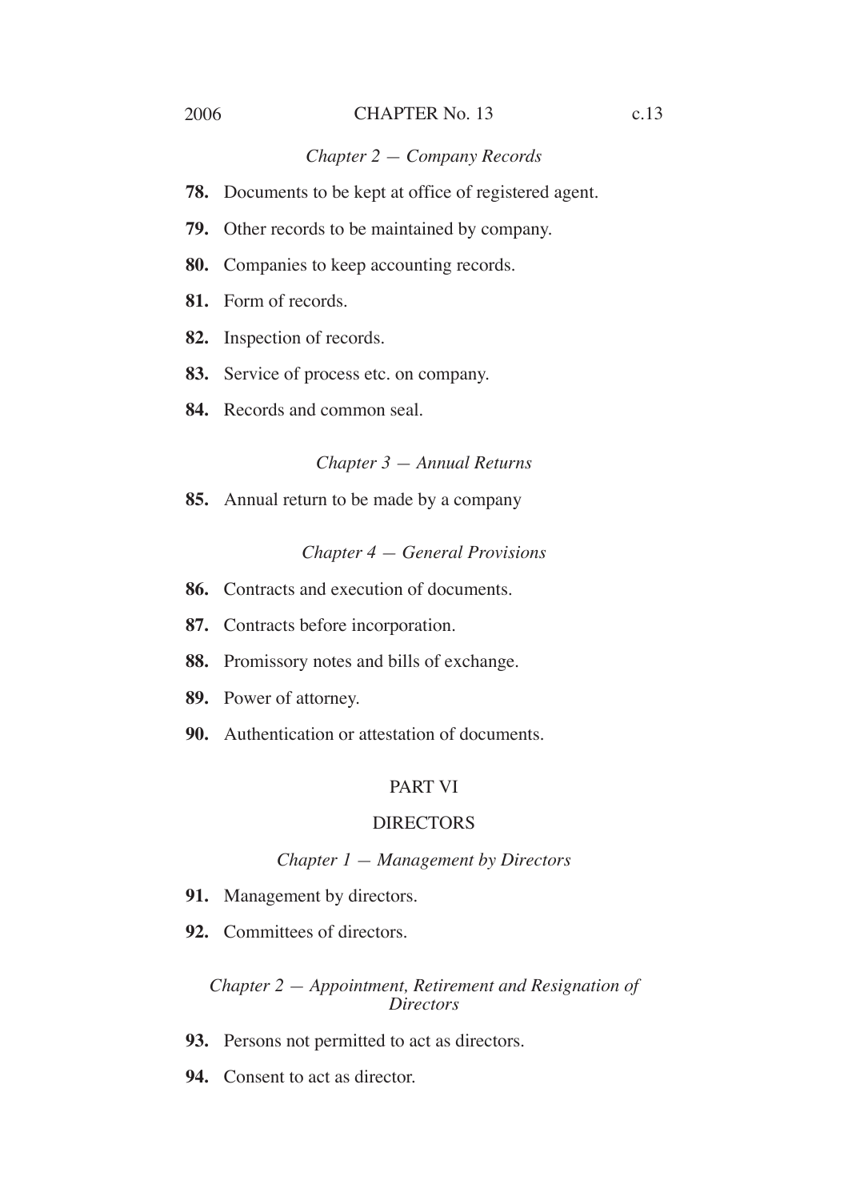*Chapter 2 — Company Records*

**78.** Documents to be kept at office of registered agent.

**79.** Other records to be maintained by company.

**80.** Companies to keep accounting records.

**81.** Form of records.

**82.** Inspection of records.

**83.** Service of process etc. on company.

**84.** Records and common seal.

*Chapter 3 — Annual Returns*

**85.** Annual return to be made by a company

*Chapter 4 — General Provisions*

**86.** Contracts and execution of documents.

**87.** Contracts before incorporation.

**88.** Promissory notes and bills of exchange.

**89.** Power of attorney.

**90.** Authentication or attestation of documents.

## PART VI

## DIRECTORS

*Chapter 1 — Management by Directors*

**91.** Management by directors.

**92.** Committees of directors.

*Chapter 2 — Appointment, Retirement and Resignation of Directors*

**93.** Persons not permitted to act as directors.

**94.** Consent to act as director.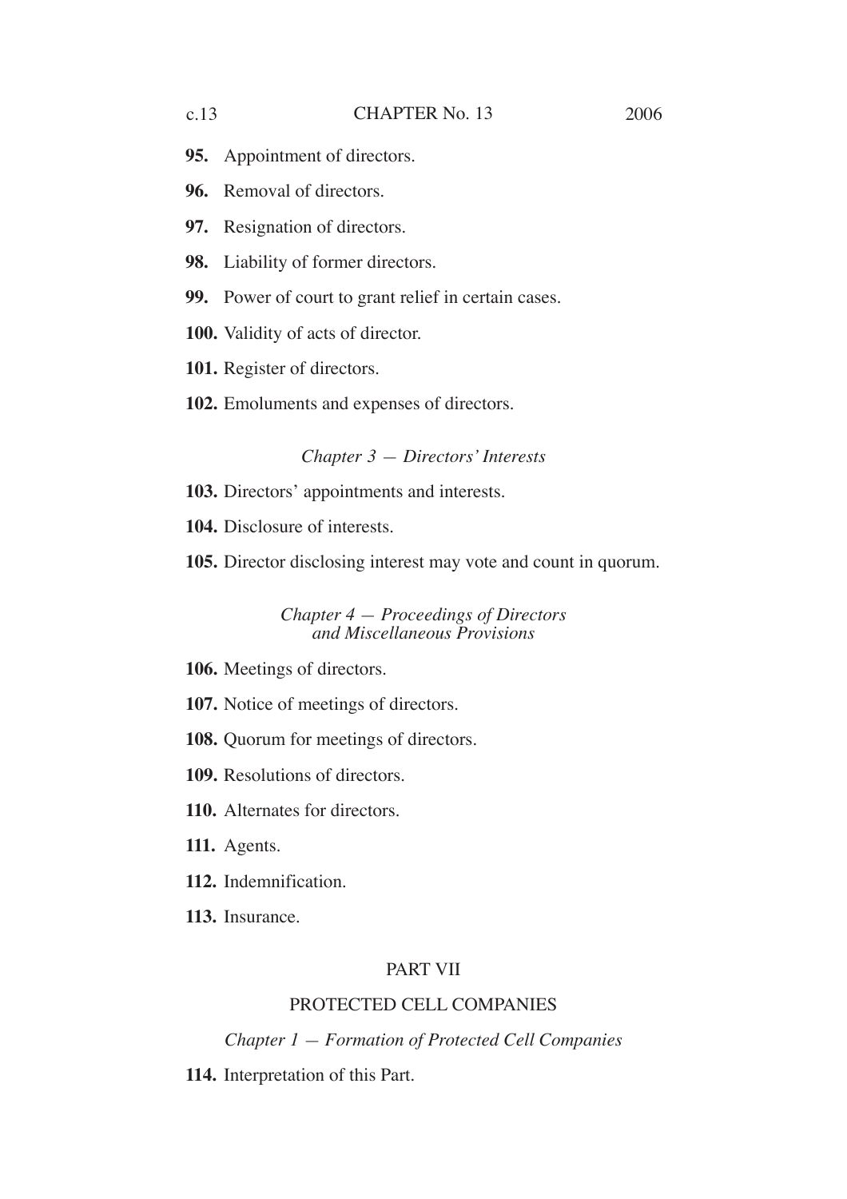**95.** Appointment of directors.

**96.** Removal of directors.

**97.** Resignation of directors.

**98.** Liability of former directors.

**99.** Power of court to grant relief in certain cases.

**100.** Validity of acts of director.

**101.** Register of directors.

**102.** Emoluments and expenses of directors.

*Chapter 3 — Directors' Interests*

**103.** Directors' appointments and interests.

**104.** Disclosure of interests.

**105.** Director disclosing interest may vote and count in quorum.

*Chapter 4 — Proceedings of Directors and Miscellaneous Provisions*

**106.** Meetings of directors.

**107.** Notice of meetings of directors.

**108.** Quorum for meetings of directors.

**109.** Resolutions of directors.

**110.** Alternates for directors.

**111.** Agents.

**112.** Indemnification.

**113.** Insurance.

PART VII

PROTECTED CELL COMPANIES

*Chapter 1 — Formation of Protected Cell Companies*

**114.** Interpretation of this Part.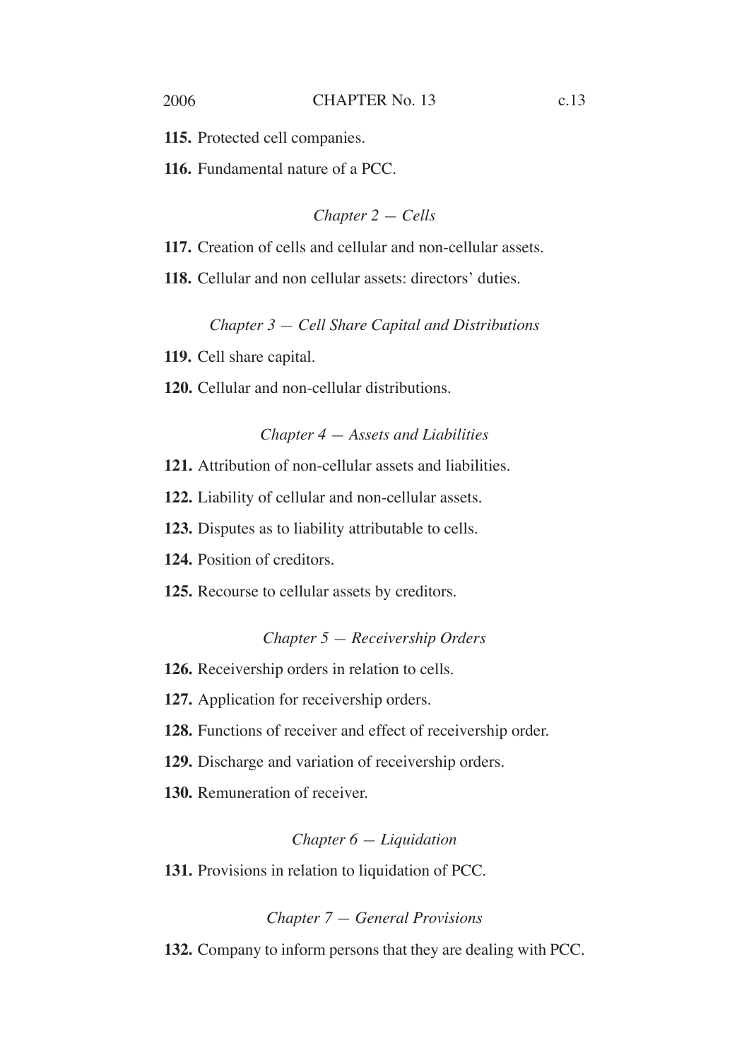**115.** Protected cell companies.

**116.** Fundamental nature of a PCC.

*Chapter 2 — Cells*

**117.** Creation of cells and cellular and non-cellular assets.

**118.** Cellular and non cellular assets: directors' duties.

*Chapter 3 — Cell Share Capital and Distributions*

**119.** Cell share capital.

**120.** Cellular and non-cellular distributions.

*Chapter 4 — Assets and Liabilities*

**121.** Attribution of non-cellular assets and liabilities.

**122.** Liability of cellular and non-cellular assets.

**123.** Disputes as to liability attributable to cells.

**124.** Position of creditors.

**125.** Recourse to cellular assets by creditors.

*Chapter 5 — Receivership Orders*

**126.** Receivership orders in relation to cells.

**127.** Application for receivership orders.

**128.** Functions of receiver and effect of receivership order.

**129.** Discharge and variation of receivership orders.

**130.** Remuneration of receiver.

*Chapter 6 — Liquidation*

**131.** Provisions in relation to liquidation of PCC.

*Chapter 7 — General Provisions*

**132.** Company to inform persons that they are dealing with PCC.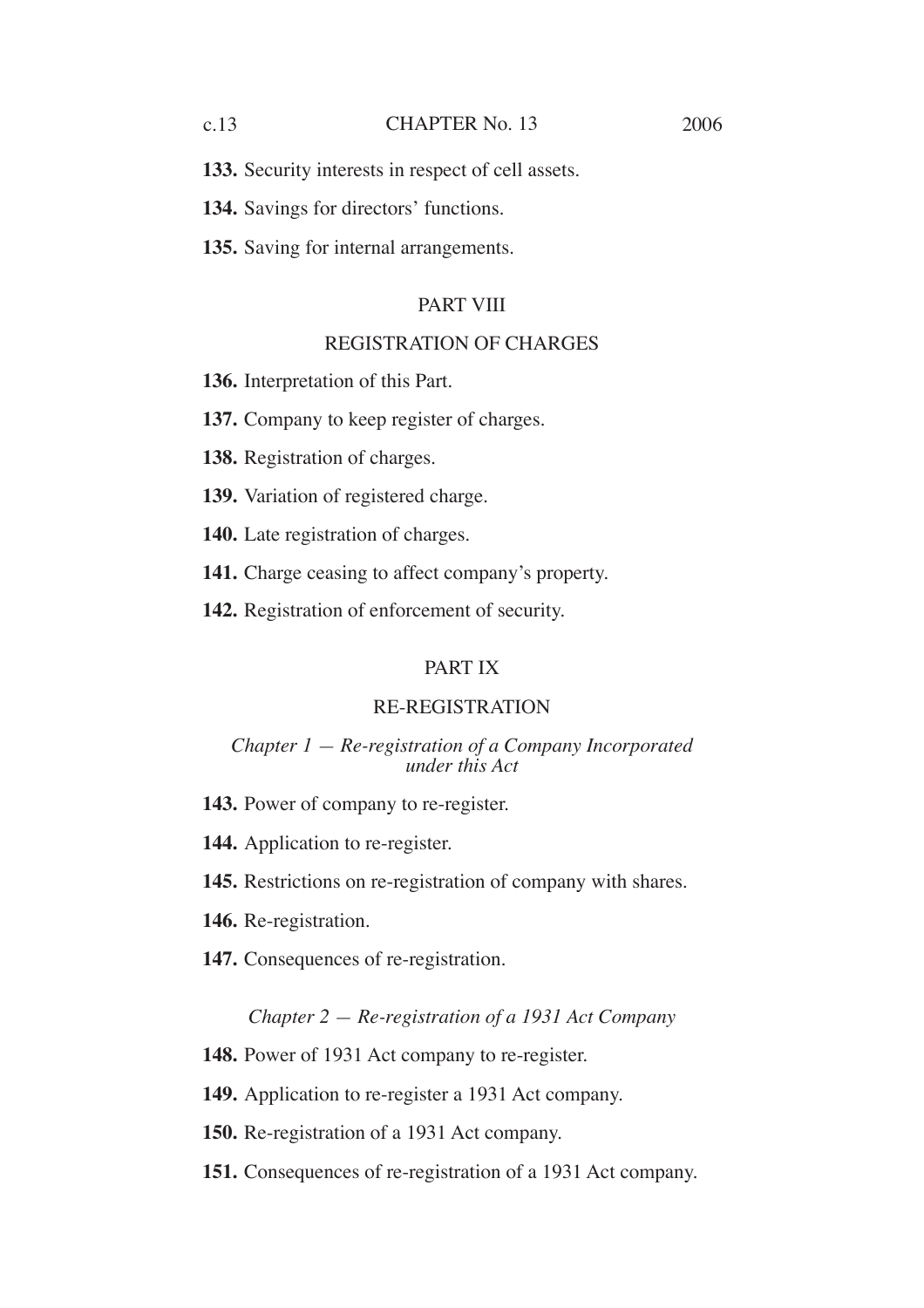**133.** Security interests in respect of cell assets.

**134.** Savings for directors' functions.

**135.** Saving for internal arrangements.

## PART VIII

## REGISTRATION OF CHARGES

**136.** Interpretation of this Part.

**137.** Company to keep register of charges.

**138.** Registration of charges.

**139.** Variation of registered charge.

**140.** Late registration of charges.

**141.** Charge ceasing to affect company's property.

**142.** Registration of enforcement of security.

## PART IX

## RE-REGISTRATION

### *Chapter 1 — Re-registration of a Company Incorporated under this Act*

**143.** Power of company to re-register.

**144.** Application to re-register.

**145.** Restrictions on re-registration of company with shares.

**146.** Re-registration.

**147.** Consequences of re-registration.

### *Chapter 2 — Re-registration of a 1931 Act Company*

**148.** Power of 1931 Act company to re-register.

**149.** Application to re-register a 1931 Act company.

**150.** Re-registration of a 1931 Act company.

**151.** Consequences of re-registration of a 1931 Act company.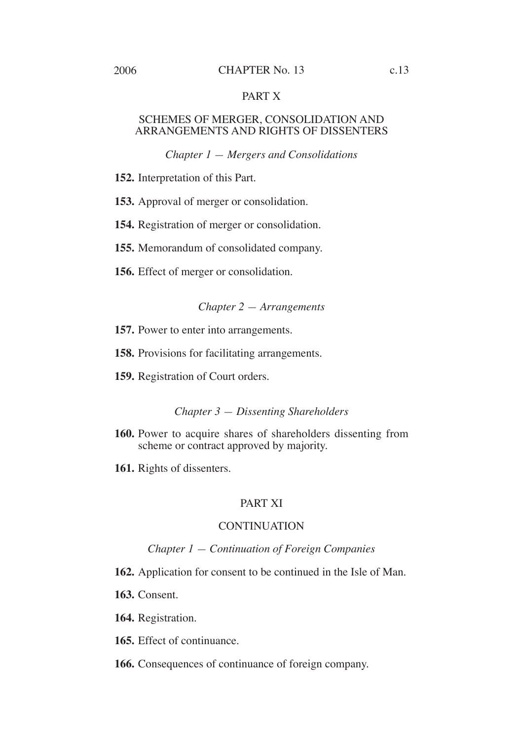## PART X

### SCHEMES OF MERGER, CONSOLIDATION AND ARRANGEMENTS AND RIGHTS OF DISSENTERS

*Chapter 1 — Mergers and Consolidations*

**152.** Interpretation of this Part.

**153.** Approval of merger or consolidation.

**154.** Registration of merger or consolidation.

**155.** Memorandum of consolidated company.

**156.** Effect of merger or consolidation.

*Chapter 2 — Arrangements*

**157.** Power to enter into arrangements.

**158.** Provisions for facilitating arrangements.

**159.** Registration of Court orders.

*Chapter 3 — Dissenting Shareholders*

**160.** Power to acquire shares of shareholders dissenting from scheme or contract approved by majority.

**161.** Rights of dissenters.

## PART XI

### CONTINUATION

*Chapter 1 — Continuation of Foreign Companies*

**162.** Application for consent to be continued in the Isle of Man.

**163.** Consent.

**164.** Registration.

**165.** Effect of continuance.

**166.** Consequences of continuance of foreign company.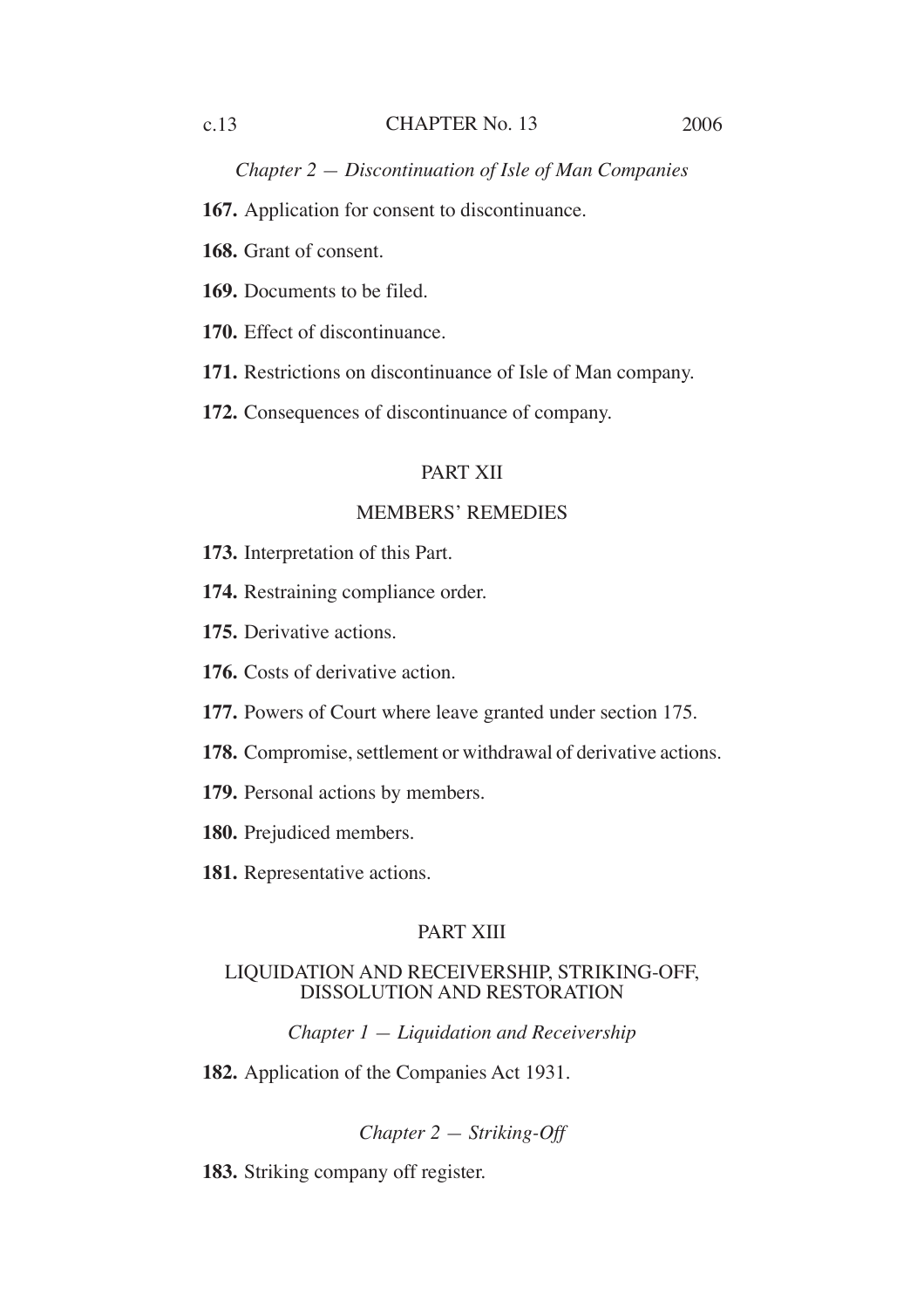*Chapter 2 — Discontinuation of Isle of Man Companies*

**167.** Application for consent to discontinuance.

**168.** Grant of consent.

**169.** Documents to be filed.

**170.** Effect of discontinuance.

**171.** Restrictions on discontinuance of Isle of Man company.

**172.** Consequences of discontinuance of company.

## PART XII

## MEMBERS' REMEDIES

**173.** Interpretation of this Part.

**174.** Restraining compliance order.

**175.** Derivative actions.

**176.** Costs of derivative action.

**177.** Powers of Court where leave granted under section 175.

**178.** Compromise, settlement or withdrawal of derivative actions.

**179.** Personal actions by members.

**180.** Prejudiced members.

**181.** Representative actions.

## PART XIII

## LIQUIDATION AND RECEIVERSHIP, STRIKING-OFF, DISSOLUTION AND RESTORATION

*Chapter 1 — Liquidation and Receivership*

**182.** Application of the Companies Act 1931.

*Chapter 2 — Striking-Off*

**183.** Striking company off register.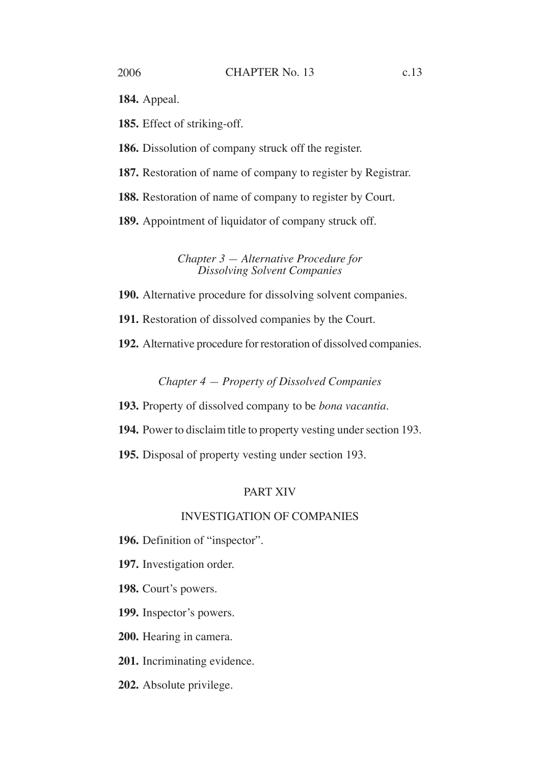**184.** Appeal.

**185.** Effect of striking-off.

**186.** Dissolution of company struck off the register.

**187.** Restoration of name of company to register by Registrar.

**188.** Restoration of name of company to register by Court.

**189.** Appointment of liquidator of company struck off.

*Chapter 3 — Alternative Procedure for Dissolving Solvent Companies*

**190.** Alternative procedure for dissolving solvent companies.

**191.** Restoration of dissolved companies by the Court.

**192.** Alternative procedure for restoration of dissolved companies.

*Chapter 4 — Property of Dissolved Companies*

**193.** Property of dissolved company to be *bona vacantia*.

**194.** Power to disclaim title to property vesting under section 193.

**195.** Disposal of property vesting under section 193.

PART XIV

INVESTIGATION OF COMPANIES

**196.** Definition of "inspector".

**197.** Investigation order.

**198.** Court's powers.

**199.** Inspector's powers.

**200.** Hearing in camera.

**201.** Incriminating evidence.

**202.** Absolute privilege.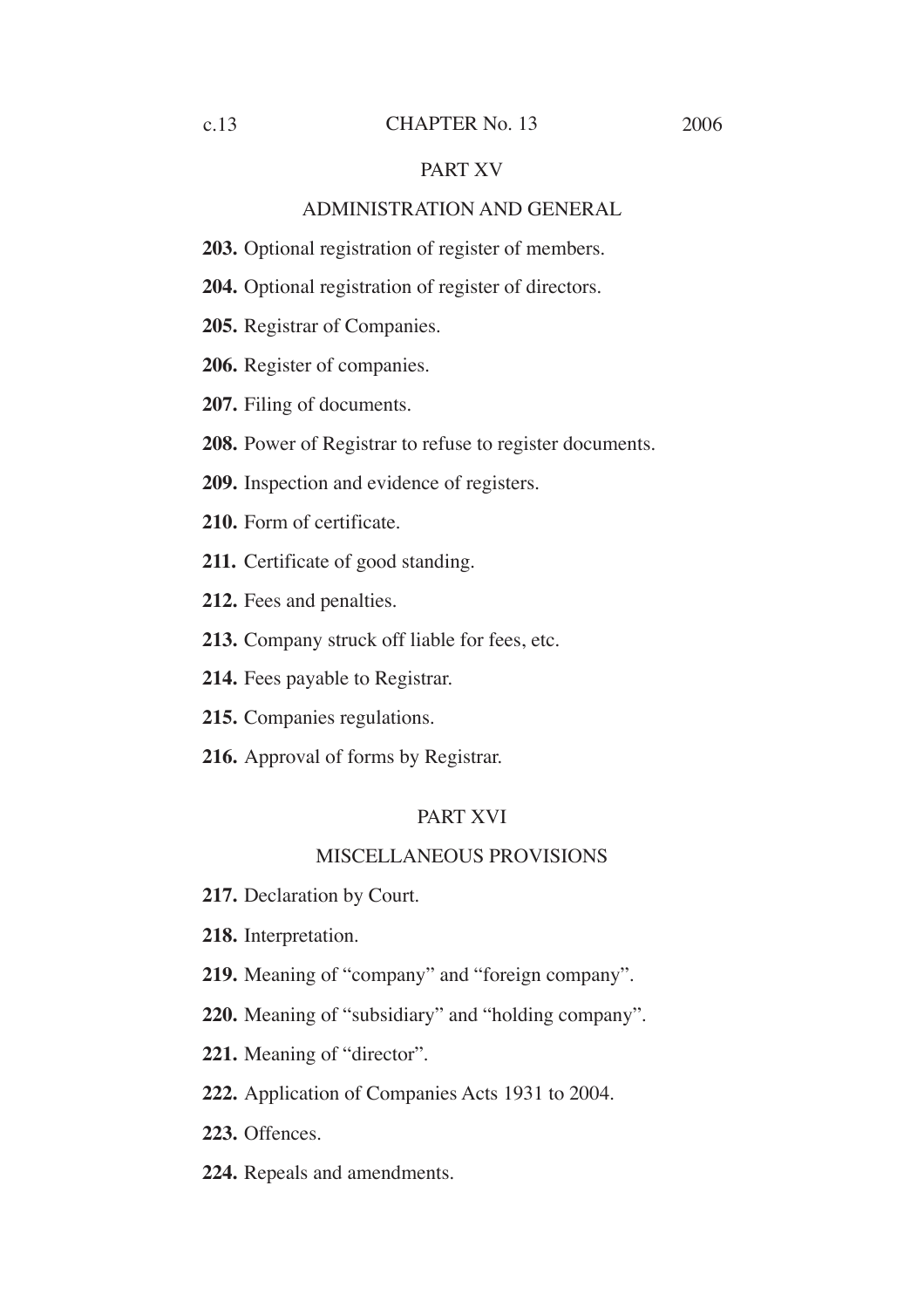## PART XV

### ADMINISTRATION AND GENERAL

**203.** Optional registration of register of members.

**204.** Optional registration of register of directors.

**205.** Registrar of Companies.

**206.** Register of companies.

**207.** Filing of documents.

**208.** Power of Registrar to refuse to register documents.

**209.** Inspection and evidence of registers.

**210.** Form of certificate.

**211.** Certificate of good standing.

**212.** Fees and penalties.

**213.** Company struck off liable for fees, etc.

**214.** Fees payable to Registrar.

**215.** Companies regulations.

**216.** Approval of forms by Registrar.

## PART XVI

### MISCELLANEOUS PROVISIONS

**217.** Declaration by Court.

**218.** Interpretation.

**219.** Meaning of "company" and "foreign company".

**220.** Meaning of "subsidiary" and "holding company".

**221.** Meaning of "director".

**222.** Application of Companies Acts 1931 to 2004.

**223.** Offences.

**224.** Repeals and amendments.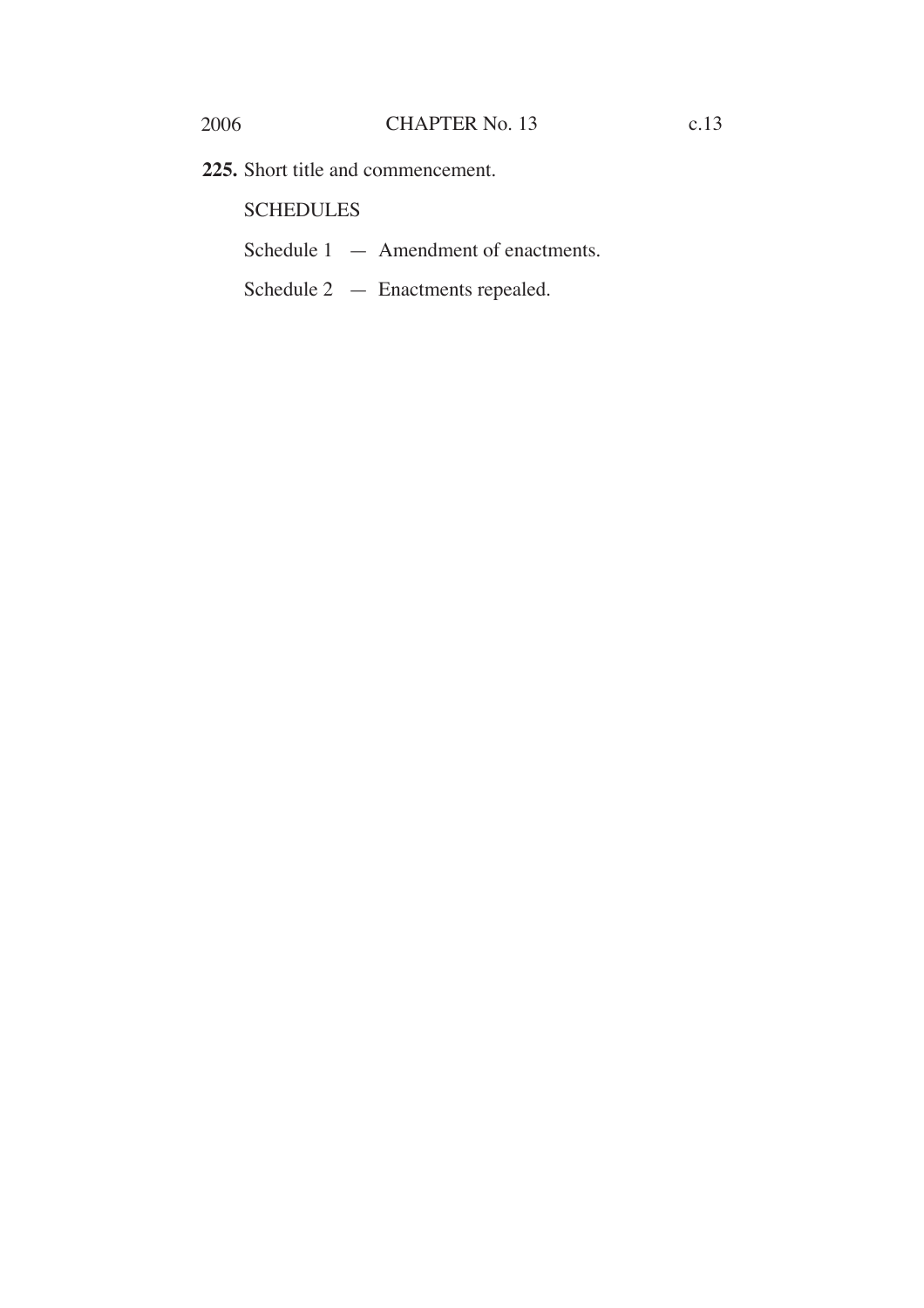**225.** Short title and commencement.

SCHEDULES

Schedule 1 — Amendment of enactments.

Schedule 2 — Enactments repealed.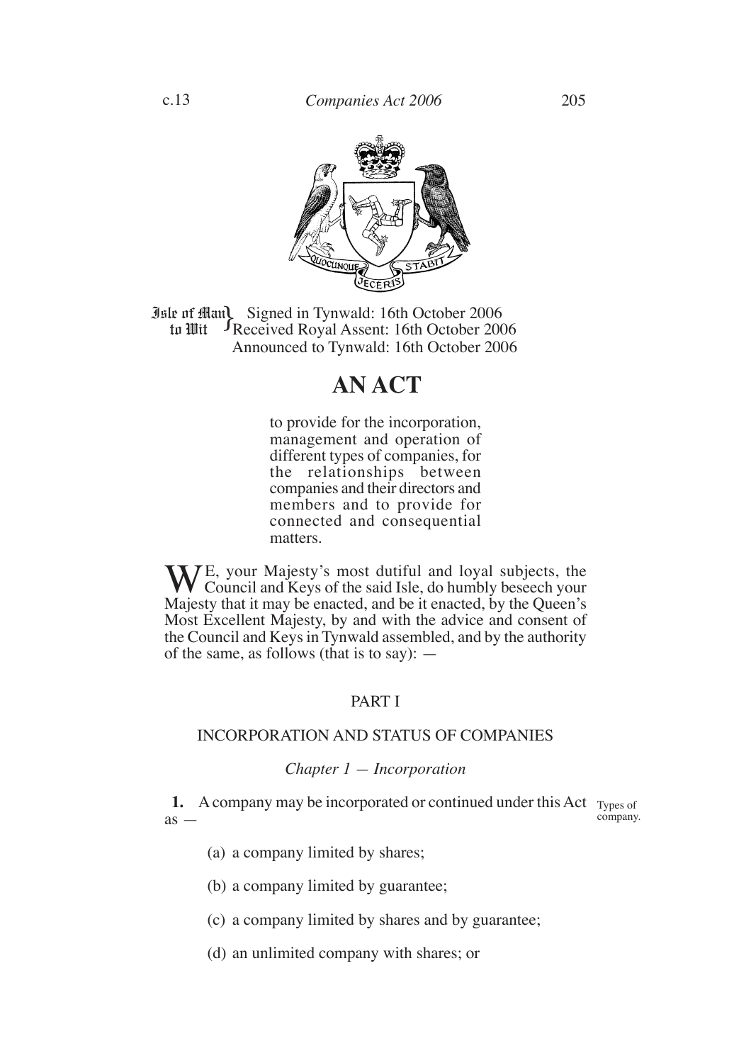Isle of Man } Signed in Tynwald: 16th October 2006
to Wit } Received Royal Assent: 16th October 2006
Announced to Tynwald: 16th October 2006

# AN ACT

to provide for the incorporation, management and operation of different types of companies, for the relationships between companies and their directors and members and to provide for connected and consequential matters.

WE, your Majesty's most dutiful and loyal subjects, the Council and Keys of the said Isle, do humbly beseech your Majesty that it may be enacted, and be it enacted, by the Queen's Most Excellent Majesty, by and with the advice and consent of the Council and Keys in Tynwald assembled, and by the authority of the same, as follows (that is to say): —

## PART I

## INCORPORATION AND STATUS OF COMPANIES

### *Chapter 1 — Incorporation*

Types of company.

**1.** A company may be incorporated or continued under this Act as —

(a) a company limited by shares;

(b) a company limited by guarantee;

(c) a company limited by shares and by guarantee;

(d) an unlimited company with shares; or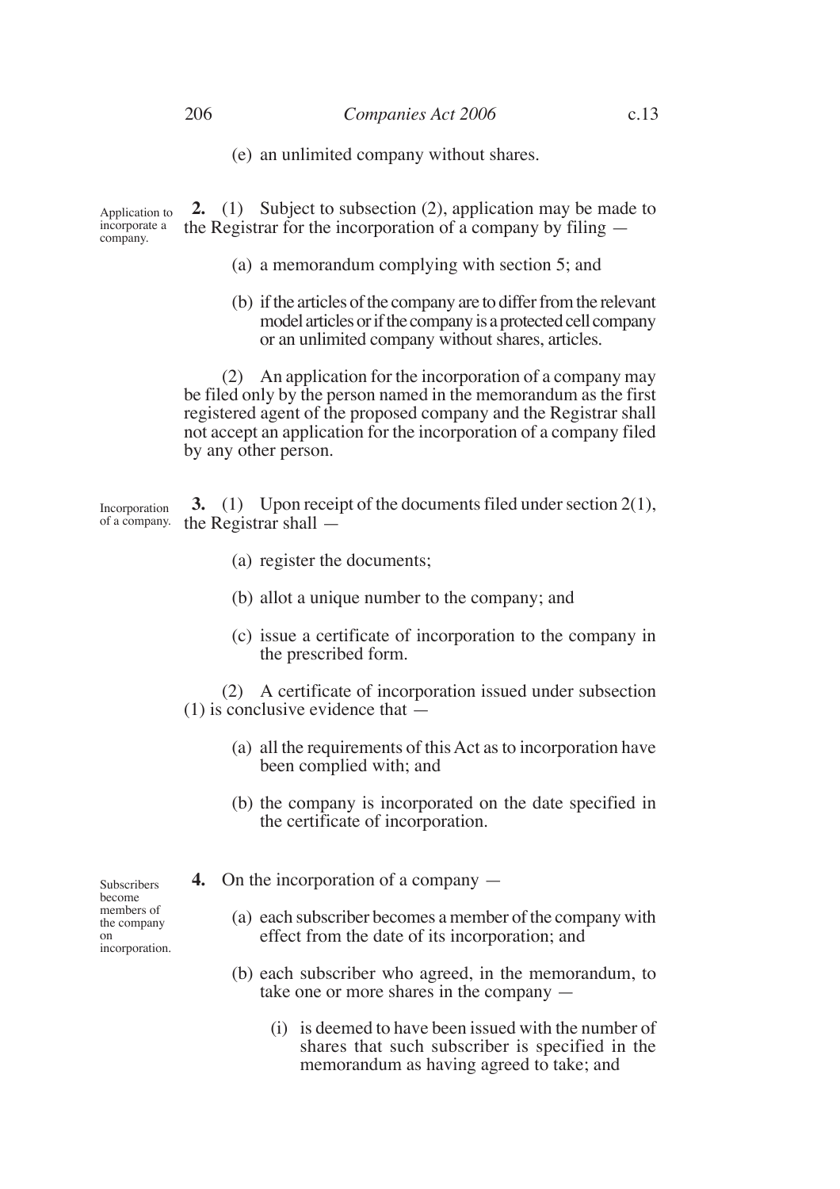(e) an unlimited company without shares.

Application to incorporate a company.

**2.** (1) Subject to subsection (2), application may be made to the Registrar for the incorporation of a company by filing —

(a) a memorandum complying with section 5; and

(b) if the articles of the company are to differ from the relevant model articles or if the company is a protected cell company or an unlimited company without shares, articles.

(2) An application for the incorporation of a company may be filed only by the person named in the memorandum as the first registered agent of the proposed company and the Registrar shall not accept an application for the incorporation of a company filed by any other person.

Incorporation of a company.

**3.** (1) Upon receipt of the documents filed under section 2(1), the Registrar shall —

(a) register the documents;

(b) allot a unique number to the company; and

(c) issue a certificate of incorporation to the company in the prescribed form.

(2) A certificate of incorporation issued under subsection (1) is conclusive evidence that —

(a) all the requirements of this Act as to incorporation have been complied with; and

(b) the company is incorporated on the date specified in the certificate of incorporation.

Subscribers become members of the company on incorporation.

**4.** On the incorporation of a company —

(a) each subscriber becomes a member of the company with effect from the date of its incorporation; and

(b) each subscriber who agreed, in the memorandum, to take one or more shares in the company —

(i) is deemed to have been issued with the number of shares that such subscriber is specified in the memorandum as having agreed to take; and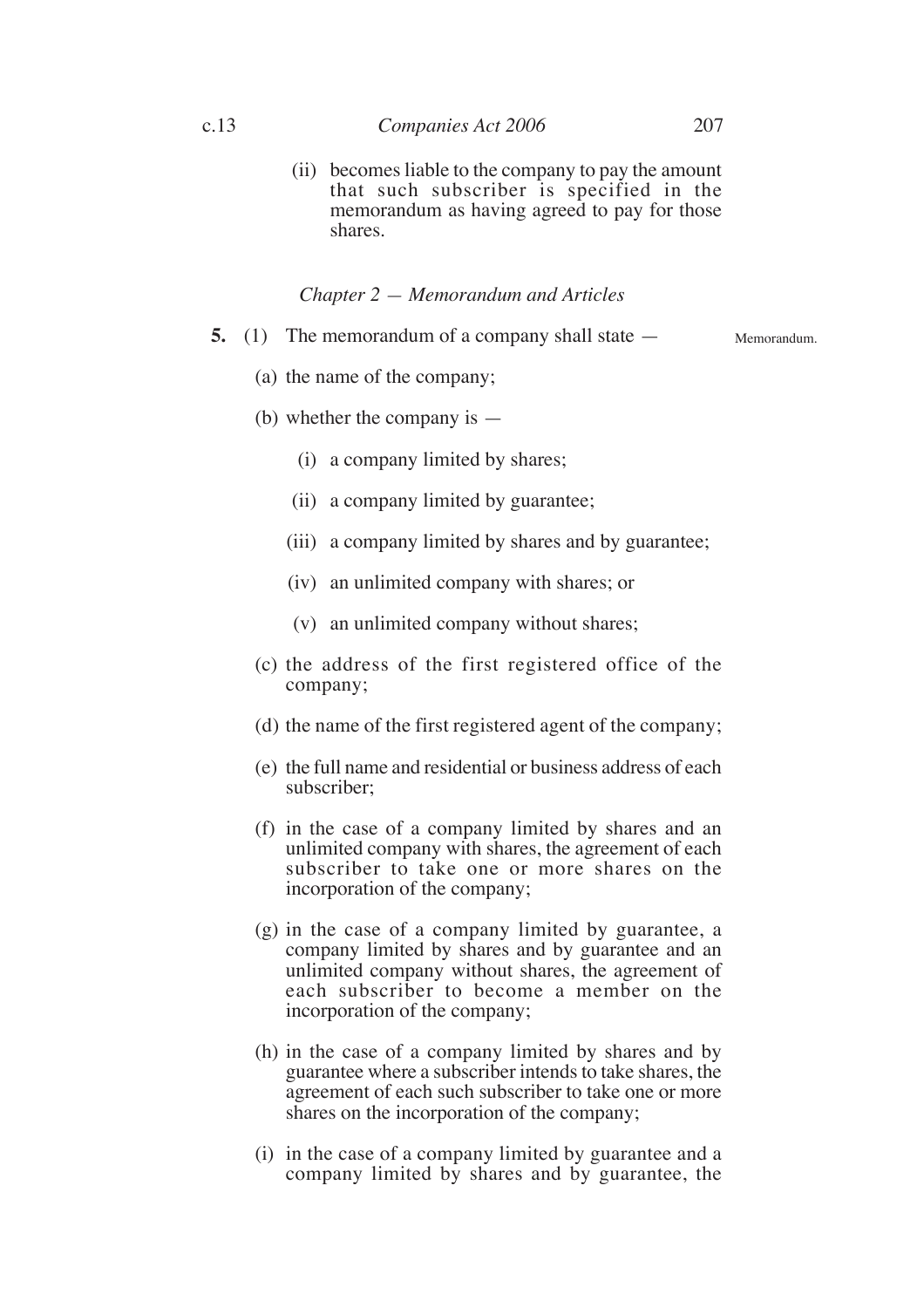(ii) becomes liable to the company to pay the amount that such subscriber is specified in the memorandum as having agreed to pay for those shares.

### *Chapter 2 — Memorandum and Articles*

Memorandum.

**5.** (1) The memorandum of a company shall state —

(a) the name of the company;

(b) whether the company is —

(i) a company limited by shares;

(ii) a company limited by guarantee;

(iii) a company limited by shares and by guarantee;

(iv) an unlimited company with shares; or

(v) an unlimited company without shares;

(c) the address of the first registered office of the company;

(d) the name of the first registered agent of the company;

(e) the full name and residential or business address of each subscriber;

(f) in the case of a company limited by shares and an unlimited company with shares, the agreement of each subscriber to take one or more shares on the incorporation of the company;

(g) in the case of a company limited by guarantee, a company limited by shares and by guarantee and an unlimited company without shares, the agreement of each subscriber to become a member on the incorporation of the company;

(h) in the case of a company limited by shares and by guarantee where a subscriber intends to take shares, the agreement of each such subscriber to take one or more shares on the incorporation of the company;

(i) in the case of a company limited by guarantee and a company limited by shares and by guarantee, the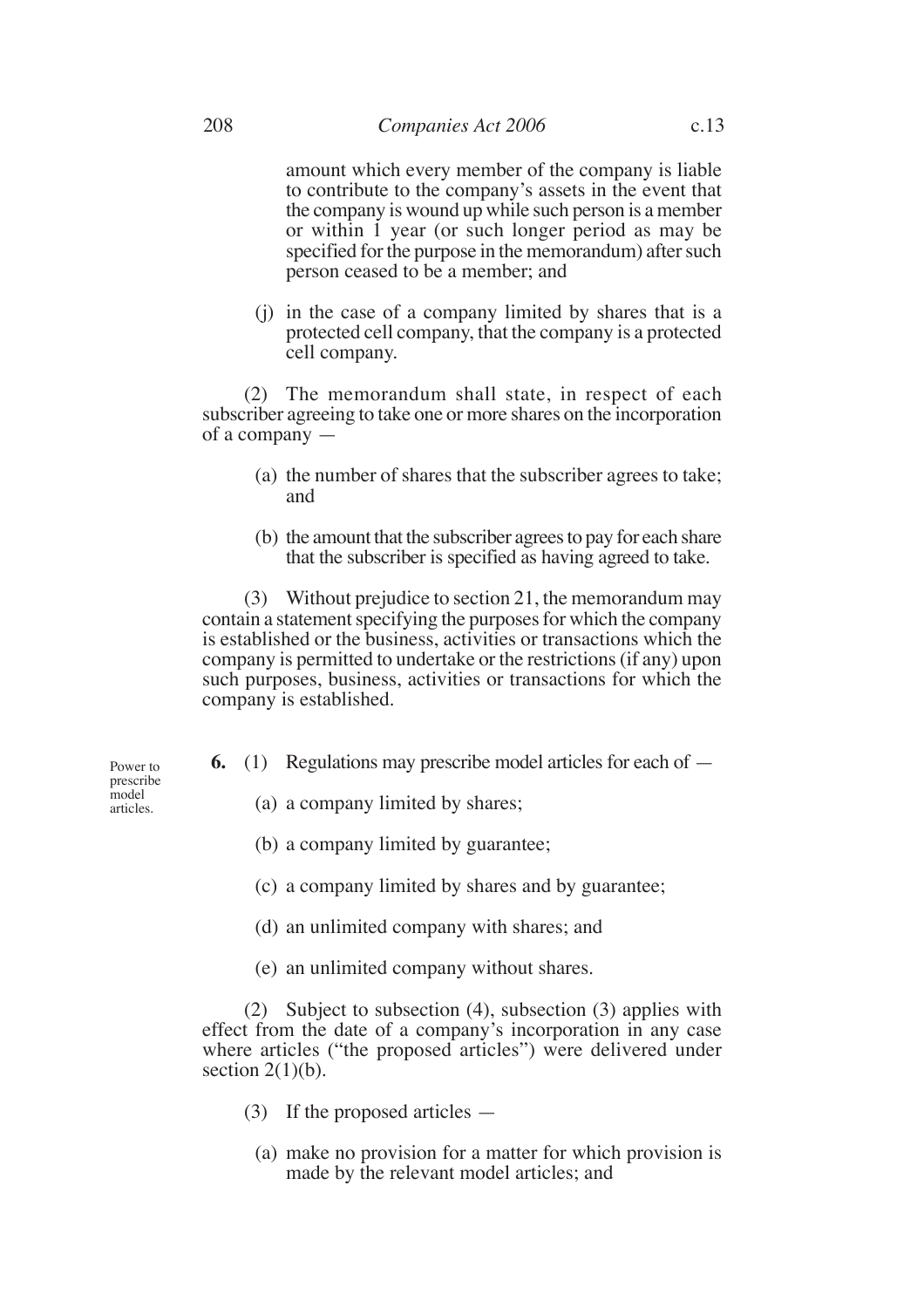amount which every member of the company is liable to contribute to the company's assets in the event that the company is wound up while such person is a member or within 1 year (or such longer period as may be specified for the purpose in the memorandum) after such person ceased to be a member; and

(j) in the case of a company limited by shares that is a protected cell company, that the company is a protected cell company.

(2) The memorandum shall state, in respect of each subscriber agreeing to take one or more shares on the incorporation of a company —

(a) the number of shares that the subscriber agrees to take; and

(b) the amount that the subscriber agrees to pay for each share that the subscriber is specified as having agreed to take.

(3) Without prejudice to section 21, the memorandum may contain a statement specifying the purposes for which the company is established or the business, activities or transactions which the company is permitted to undertake or the restrictions (if any) upon such purposes, business, activities or transactions for which the company is established.

Power to prescribe model articles.

**6.** (1) Regulations may prescribe model articles for each of —

(a) a company limited by shares;

(b) a company limited by guarantee;

(c) a company limited by shares and by guarantee;

(d) an unlimited company with shares; and

(e) an unlimited company without shares.

(2) Subject to subsection (4), subsection (3) applies with effect from the date of a company's incorporation in any case where articles ("the proposed articles") were delivered under section 2(1)(b).

(3) If the proposed articles —

(a) make no provision for a matter for which provision is made by the relevant model articles; and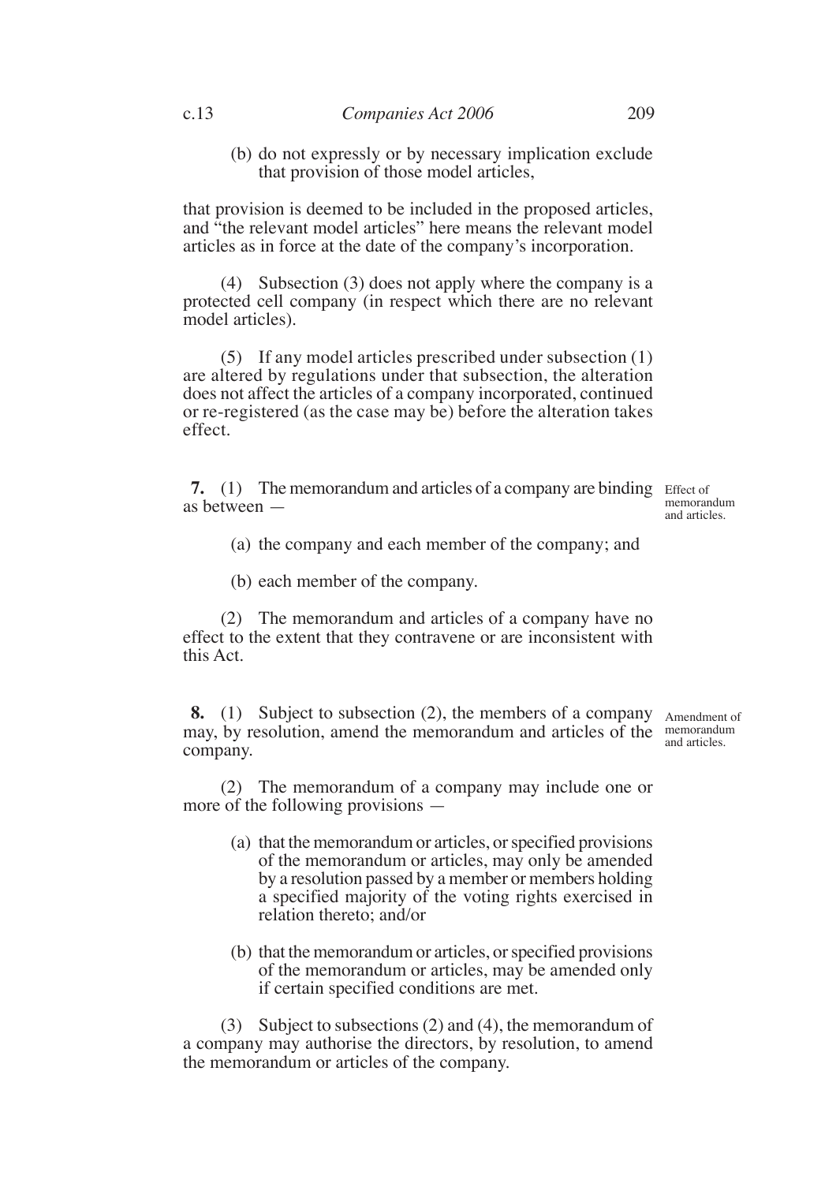(b) do not expressly or by necessary implication exclude that provision of those model articles,

that provision is deemed to be included in the proposed articles, and "the relevant model articles" here means the relevant model articles as in force at the date of the company's incorporation.

(4) Subsection (3) does not apply where the company is a protected cell company (in respect which there are no relevant model articles).

(5) If any model articles prescribed under subsection (1) are altered by regulations under that subsection, the alteration does not affect the articles of a company incorporated, continued or re-registered (as the case may be) before the alteration takes effect.

**Effect of memorandum and articles.**

**7.** (1) The memorandum and articles of a company are binding as between —

(a) the company and each member of the company; and

(b) each member of the company.

(2) The memorandum and articles of a company have no effect to the extent that they contravene or are inconsistent with this Act.

**Amendment of memorandum and articles.**

**8.** (1) Subject to subsection (2), the members of a company may, by resolution, amend the memorandum and articles of the company.

(2) The memorandum of a company may include one or more of the following provisions —

(a) that the memorandum or articles, or specified provisions of the memorandum or articles, may only be amended by a resolution passed by a member or members holding a specified majority of the voting rights exercised in relation thereto; and/or

(b) that the memorandum or articles, or specified provisions of the memorandum or articles, may be amended only if certain specified conditions are met.

(3) Subject to subsections (2) and (4), the memorandum of a company may authorise the directors, by resolution, to amend the memorandum or articles of the company.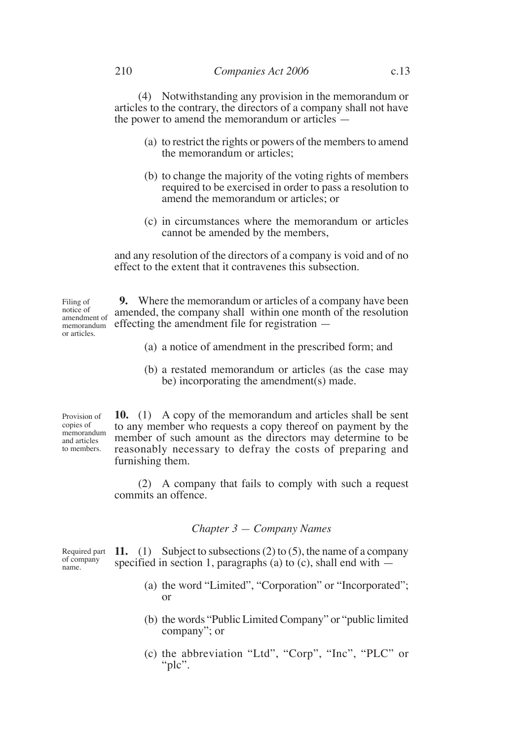(4) Notwithstanding any provision in the memorandum or articles to the contrary, the directors of a company shall not have the power to amend the memorandum or articles —

(a) to restrict the rights or powers of the members to amend the memorandum or articles;

(b) to change the majority of the voting rights of members required to be exercised in order to pass a resolution to amend the memorandum or articles; or

(c) in circumstances where the memorandum or articles cannot be amended by the members,

and any resolution of the directors of a company is void and of no effect to the extent that it contravenes this subsection.

*Filing of notice of amendment of memorandum or articles.*

**9.** Where the memorandum or articles of a company have been amended, the company shall within one month of the resolution effecting the amendment file for registration —

(a) a notice of amendment in the prescribed form; and

(b) a restated memorandum or articles (as the case may be) incorporating the amendment(s) made.

*Provision of copies of memorandum and articles to members.*

**10.** (1) A copy of the memorandum and articles shall be sent to any member who requests a copy thereof on payment by the member of such amount as the directors may determine to be reasonably necessary to defray the costs of preparing and furnishing them.

(2) A company that fails to comply with such a request commits an offence.

## *Chapter 3 — Company Names*

*Required part of company name.*

**11.** (1) Subject to subsections (2) to (5), the name of a company specified in section 1, paragraphs (a) to (c), shall end with —

(a) the word "Limited", "Corporation" or "Incorporated"; or

(b) the words "Public Limited Company" or "public limited company"; or

(c) the abbreviation "Ltd", "Corp", "Inc", "PLC" or "plc".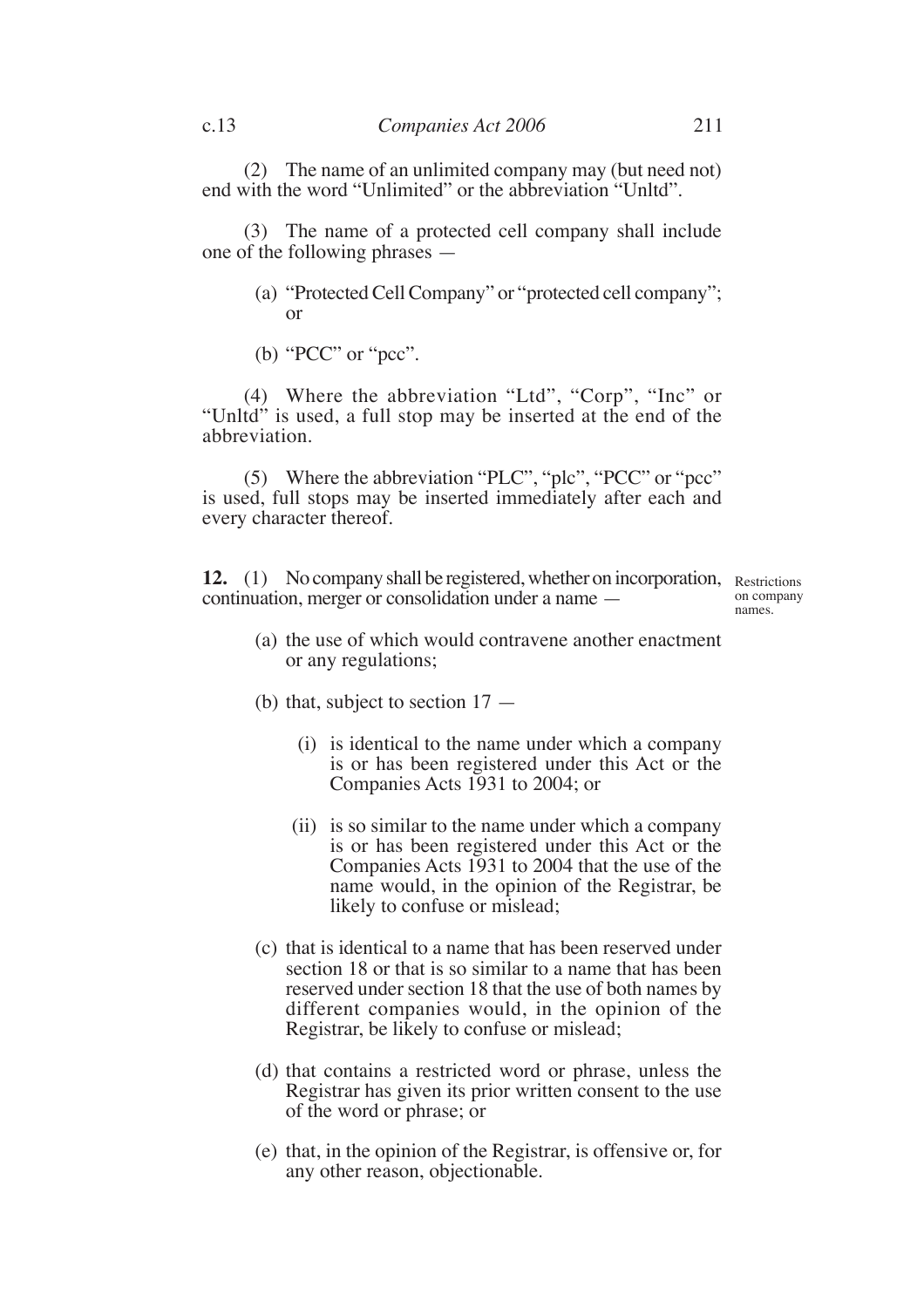(2) The name of an unlimited company may (but need not) end with the word "Unlimited" or the abbreviation "Unltd".

(3) The name of a protected cell company shall include one of the following phrases —

(a) "Protected Cell Company" or "protected cell company"; or

(b) "PCC" or "pcc".

(4) Where the abbreviation "Ltd", "Corp", "Inc" or "Unltd" is used, a full stop may be inserted at the end of the abbreviation.

(5) Where the abbreviation "PLC", "plc", "PCC" or "pcc" is used, full stops may be inserted immediately after each and every character thereof.

**12.** (1) No company shall be registered, whether on incorporation, continuation, merger or consolidation under a name —

Restrictions on company names.

(a) the use of which would contravene another enactment or any regulations;

(b) that, subject to section 17 —

(i) is identical to the name under which a company is or has been registered under this Act or the Companies Acts 1931 to 2004; or

(ii) is so similar to the name under which a company is or has been registered under this Act or the Companies Acts 1931 to 2004 that the use of the name would, in the opinion of the Registrar, be likely to confuse or mislead;

(c) that is identical to a name that has been reserved under section 18 or that is so similar to a name that has been reserved under section 18 that the use of both names by different companies would, in the opinion of the Registrar, be likely to confuse or mislead;

(d) that contains a restricted word or phrase, unless the Registrar has given its prior written consent to the use of the word or phrase; or

(e) that, in the opinion of the Registrar, is offensive or, for any other reason, objectionable.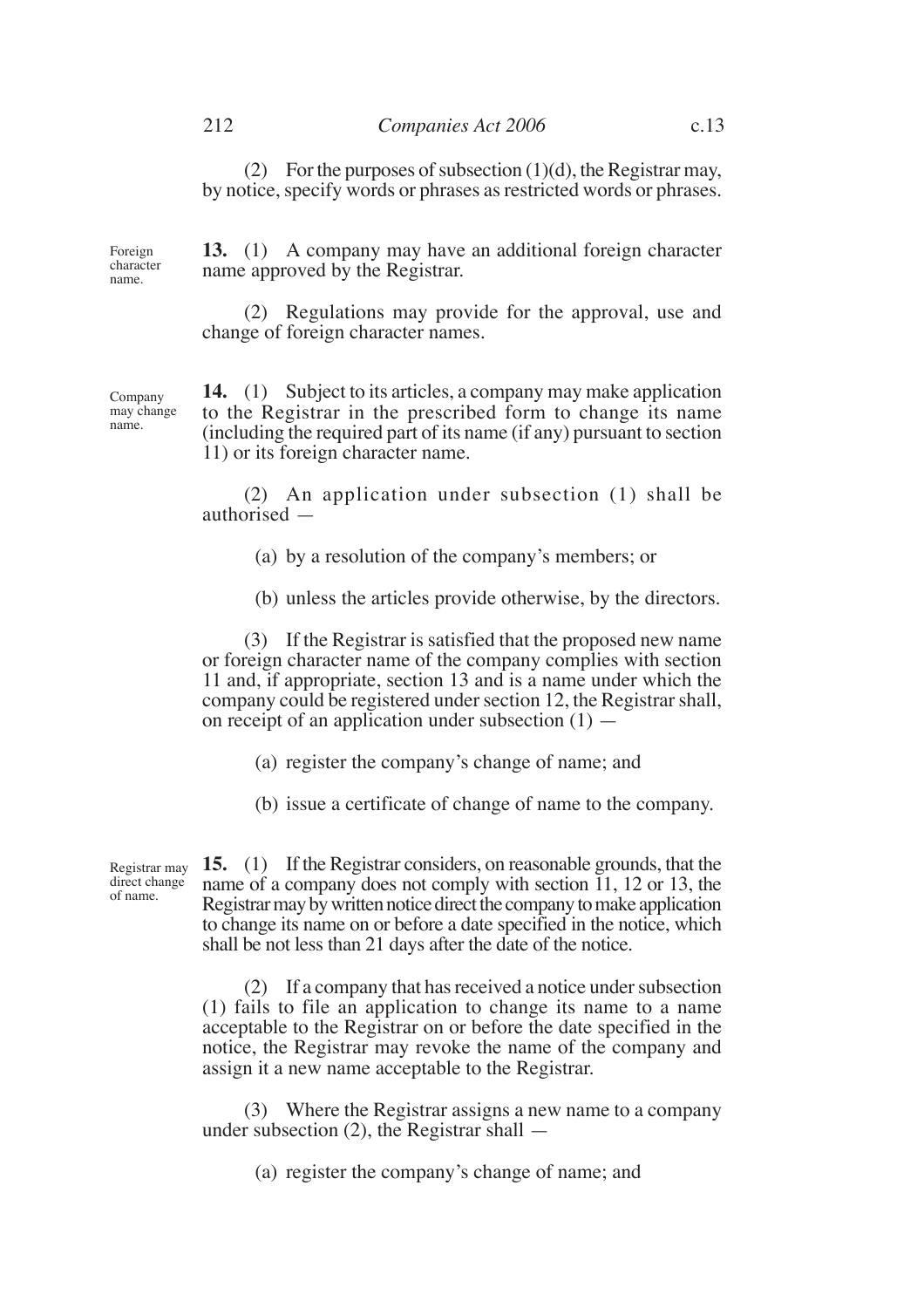(2) For the purposes of subsection (1)(d), the Registrar may, by notice, specify words or phrases as restricted words or phrases.

Foreign character name.

**13.** (1) A company may have an additional foreign character name approved by the Registrar.

(2) Regulations may provide for the approval, use and change of foreign character names.

Company may change name.

**14.** (1) Subject to its articles, a company may make application to the Registrar in the prescribed form to change its name (including the required part of its name (if any) pursuant to section 11) or its foreign character name.

(2) An application under subsection (1) shall be authorised —

(a) by a resolution of the company's members; or

(b) unless the articles provide otherwise, by the directors.

(3) If the Registrar is satisfied that the proposed new name or foreign character name of the company complies with section 11 and, if appropriate, section 13 and is a name under which the company could be registered under section 12, the Registrar shall, on receipt of an application under subsection (1) —

(a) register the company's change of name; and

(b) issue a certificate of change of name to the company.

Registrar may direct change of name.

**15.** (1) If the Registrar considers, on reasonable grounds, that the name of a company does not comply with section 11, 12 or 13, the Registrar may by written notice direct the company to make application to change its name on or before a date specified in the notice, which shall be not less than 21 days after the date of the notice.

(2) If a company that has received a notice under subsection (1) fails to file an application to change its name to a name acceptable to the Registrar on or before the date specified in the notice, the Registrar may revoke the name of the company and assign it a new name acceptable to the Registrar.

(3) Where the Registrar assigns a new name to a company under subsection (2), the Registrar shall —

(a) register the company's change of name; and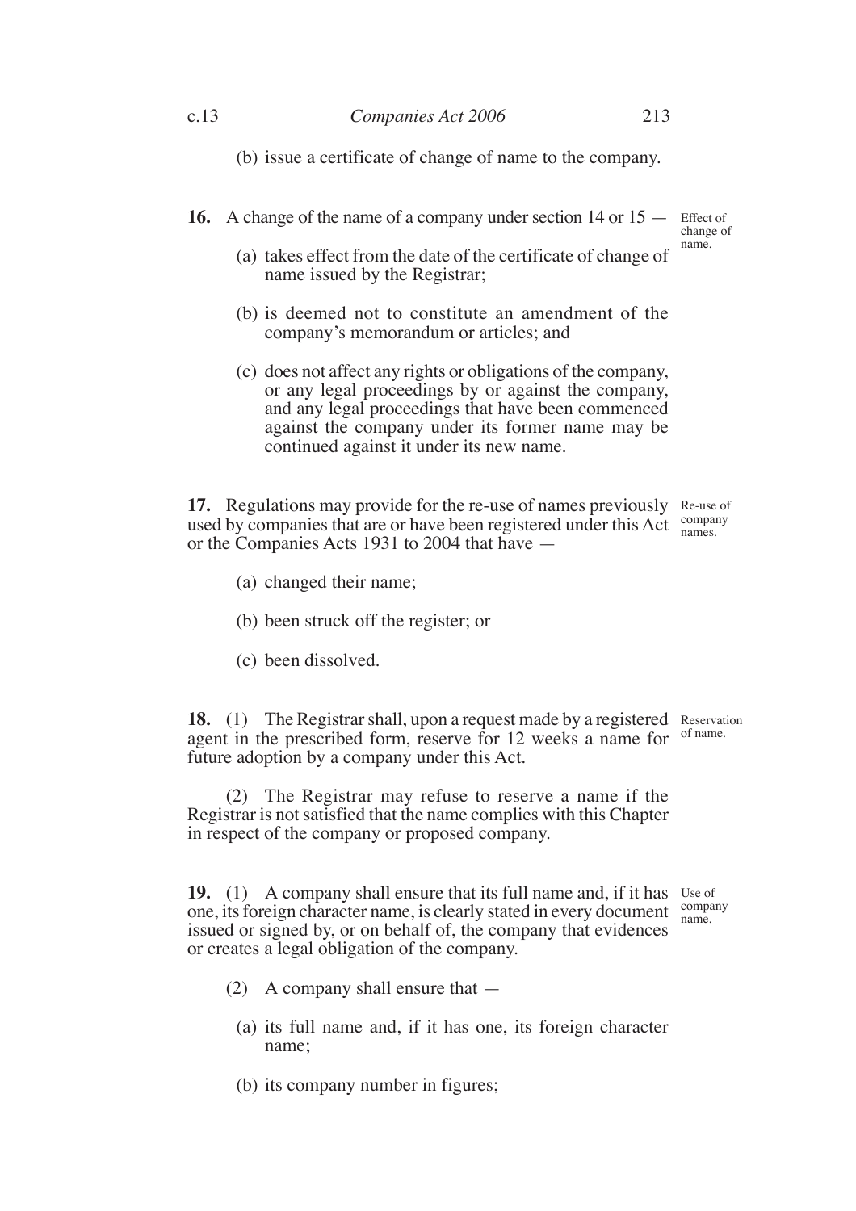(b) issue a certificate of change of name to the company.

**16.** A change of the name of a company under section 14 or 15 — *Effect of change of name.*

(a) takes effect from the date of the certificate of change of name issued by the Registrar;

(b) is deemed not to constitute an amendment of the company's memorandum or articles; and

(c) does not affect any rights or obligations of the company, or any legal proceedings by or against the company, and any legal proceedings that have been commenced against the company under its former name may be continued against it under its new name.

**17.** Regulations may provide for the re-use of names previously used by companies that are or have been registered under this Act or the Companies Acts 1931 to 2004 that have — *Re-use of company names.*

(a) changed their name;

(b) been struck off the register; or

(c) been dissolved.

**18.** (1) The Registrar shall, upon a request made by a registered agent in the prescribed form, reserve for 12 weeks a name for future adoption by a company under this Act. *Reservation of name.*

(2) The Registrar may refuse to reserve a name if the Registrar is not satisfied that the name complies with this Chapter in respect of the company or proposed company.

**19.** (1) A company shall ensure that its full name and, if it has one, its foreign character name, is clearly stated in every document issued or signed by, or on behalf of, the company that evidences or creates a legal obligation of the company. *Use of company name.*

(2) A company shall ensure that —

(a) its full name and, if it has one, its foreign character name;

(b) its company number in figures;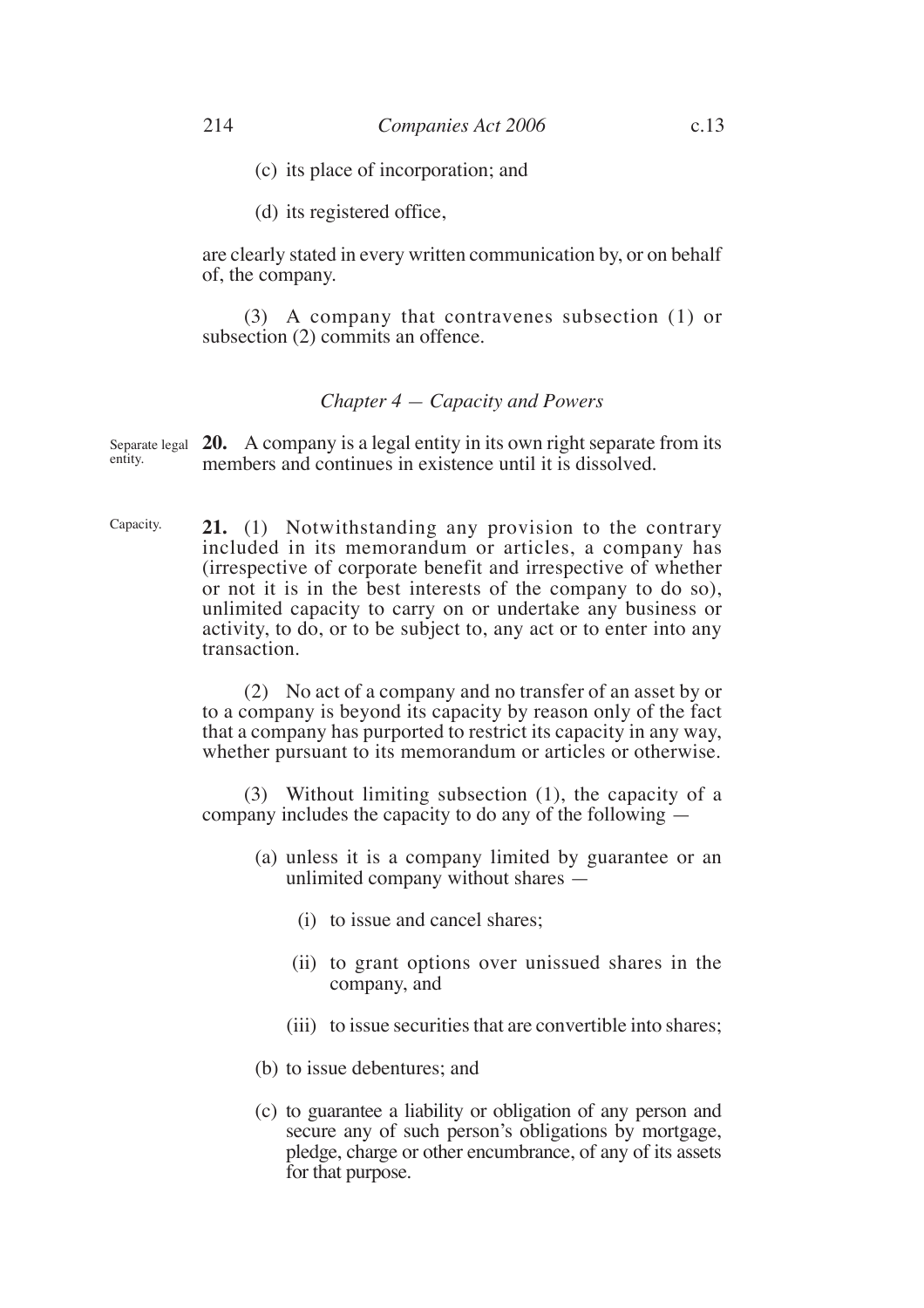(c) its place of incorporation; and

(d) its registered office,

are clearly stated in every written communication by, or on behalf of, the company.

(3) A company that contravenes subsection (1) or subsection (2) commits an offence.

### *Chapter 4 — Capacity and Powers*

Separate legal entity.

**20.** A company is a legal entity in its own right separate from its members and continues in existence until it is dissolved.

Capacity.

**21.** (1) Notwithstanding any provision to the contrary included in its memorandum or articles, a company has (irrespective of corporate benefit and irrespective of whether or not it is in the best interests of the company to do so), unlimited capacity to carry on or undertake any business or activity, to do, or to be subject to, any act or to enter into any transaction.

(2) No act of a company and no transfer of an asset by or to a company is beyond its capacity by reason only of the fact that a company has purported to restrict its capacity in any way, whether pursuant to its memorandum or articles or otherwise.

(3) Without limiting subsection (1), the capacity of a company includes the capacity to do any of the following —

(a) unless it is a company limited by guarantee or an unlimited company without shares —

(i) to issue and cancel shares;

(ii) to grant options over unissued shares in the company, and

(iii) to issue securities that are convertible into shares;

(b) to issue debentures; and

(c) to guarantee a liability or obligation of any person and secure any of such person's obligations by mortgage, pledge, charge or other encumbrance, of any of its assets for that purpose.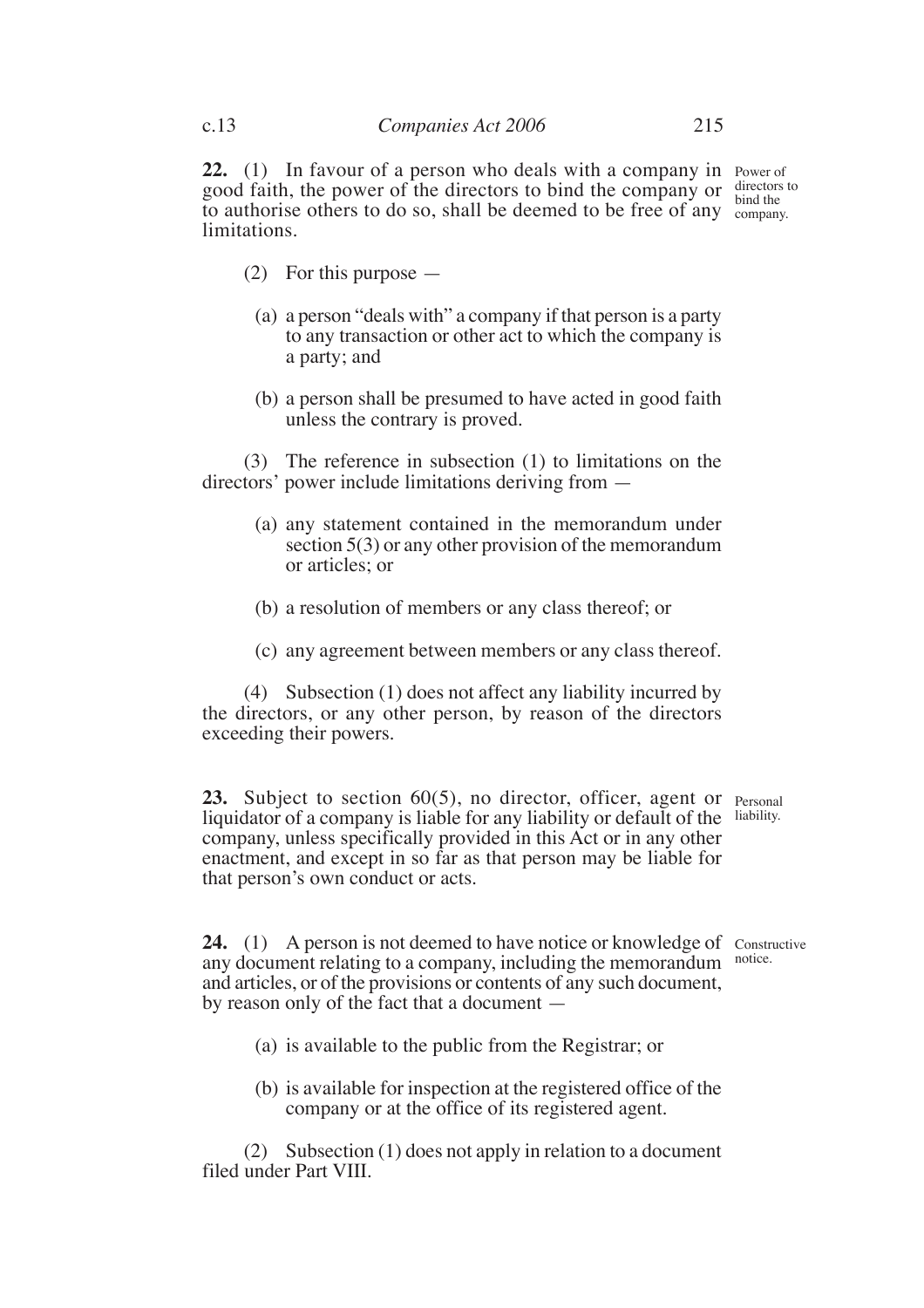**22.** (1) In favour of a person who deals with a company in good faith, the power of the directors to bind the company or to authorise others to do so, shall be deemed to be free of any limitations.

*Power of directors to bind the company.*

(2) For this purpose —

(a) a person "deals with" a company if that person is a party to any transaction or other act to which the company is a party; and

(b) a person shall be presumed to have acted in good faith unless the contrary is proved.

(3) The reference in subsection (1) to limitations on the directors' power include limitations deriving from —

(a) any statement contained in the memorandum under section 5(3) or any other provision of the memorandum or articles; or

(b) a resolution of members or any class thereof; or

(c) any agreement between members or any class thereof.

(4) Subsection (1) does not affect any liability incurred by the directors, or any other person, by reason of the directors exceeding their powers.

**23.** Subject to section 60(5), no director, officer, agent or liquidator of a company is liable for any liability or default of the company, unless specifically provided in this Act or in any other enactment, and except in so far as that person may be liable for that person's own conduct or acts.

*Personal liability.*

**24.** (1) A person is not deemed to have notice or knowledge of any document relating to a company, including the memorandum and articles, or of the provisions or contents of any such document, by reason only of the fact that a document —

*Constructive notice.*

(a) is available to the public from the Registrar; or

(b) is available for inspection at the registered office of the company or at the office of its registered agent.

(2) Subsection (1) does not apply in relation to a document filed under Part VIII.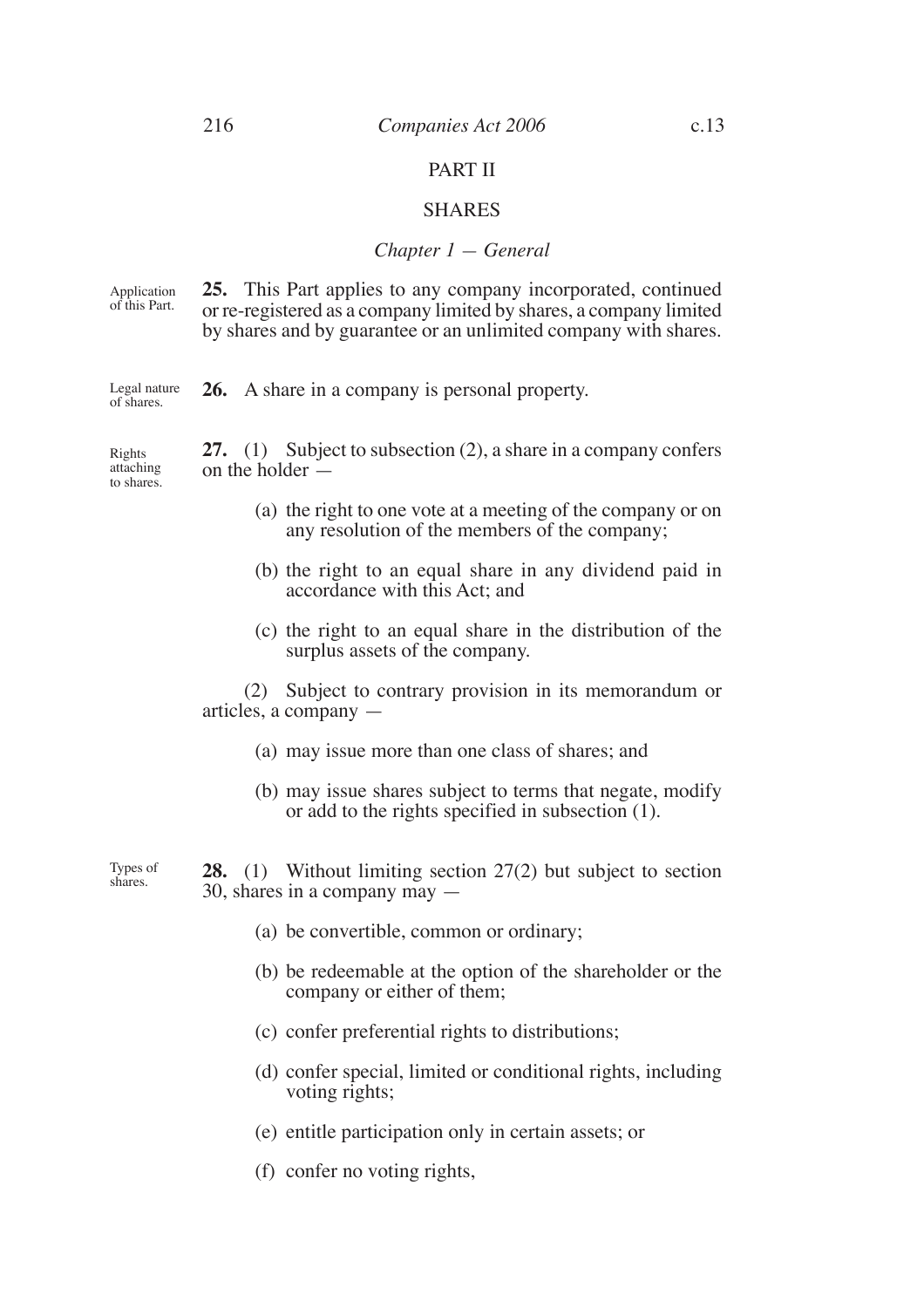## PART II

## SHARES

### *Chapter 1 — General*

Application of this Part.

**25.** This Part applies to any company incorporated, continued or re-registered as a company limited by shares, a company limited by shares and by guarantee or an unlimited company with shares.

Legal nature of shares.

**26.** A share in a company is personal property.

Rights attaching to shares.

**27.** (1) Subject to subsection (2), a share in a company confers on the holder —

(a) the right to one vote at a meeting of the company or on any resolution of the members of the company;

(b) the right to an equal share in any dividend paid in accordance with this Act; and

(c) the right to an equal share in the distribution of the surplus assets of the company.

(2) Subject to contrary provision in its memorandum or articles, a company —

(a) may issue more than one class of shares; and

(b) may issue shares subject to terms that negate, modify or add to the rights specified in subsection (1).

Types of shares.

**28.** (1) Without limiting section 27(2) but subject to section 30, shares in a company may —

(a) be convertible, common or ordinary;

(b) be redeemable at the option of the shareholder or the company or either of them;

(c) confer preferential rights to distributions;

(d) confer special, limited or conditional rights, including voting rights;

(e) entitle participation only in certain assets; or

(f) confer no voting rights,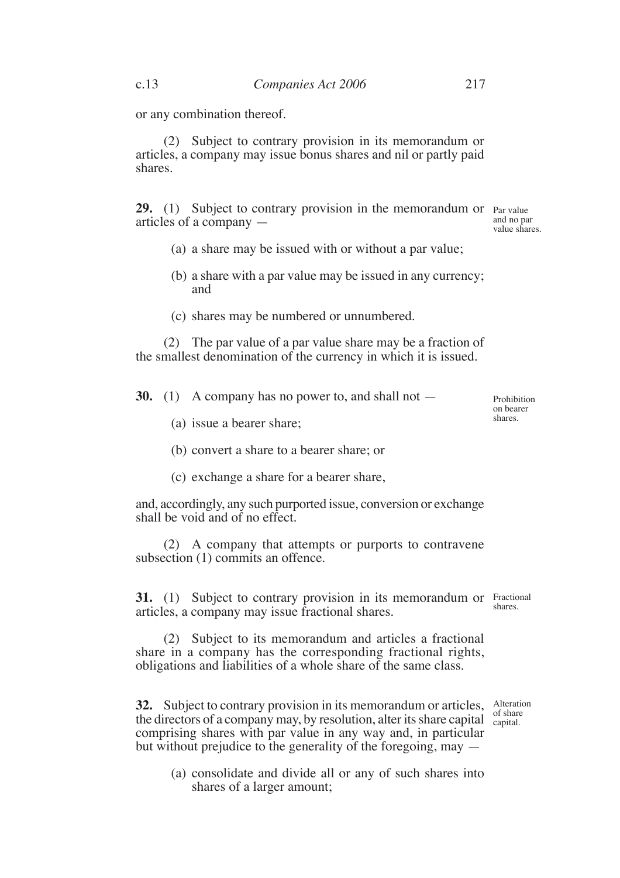or any combination thereof.

(2) Subject to contrary provision in its memorandum or articles, a company may issue bonus shares and nil or partly paid shares.

**29.** (1) Subject to contrary provision in the memorandum or articles of a company — *Par value and no par value shares.*

(a) a share may be issued with or without a par value;

(b) a share with a par value may be issued in any currency; and

(c) shares may be numbered or unnumbered.

(2) The par value of a par value share may be a fraction of the smallest denomination of the currency in which it is issued.

**30.** (1) A company has no power to, and shall not — *Prohibition on bearer shares.*

(a) issue a bearer share;

(b) convert a share to a bearer share; or

(c) exchange a share for a bearer share,

and, accordingly, any such purported issue, conversion or exchange shall be void and of no effect.

(2) A company that attempts or purports to contravene subsection (1) commits an offence.

**31.** (1) Subject to contrary provision in its memorandum or articles, a company may issue fractional shares. *Fractional shares.*

(2) Subject to its memorandum and articles a fractional share in a company has the corresponding fractional rights, obligations and liabilities of a whole share of the same class.

**32.** Subject to contrary provision in its memorandum or articles, the directors of a company may, by resolution, alter its share capital comprising shares with par value in any way and, in particular but without prejudice to the generality of the foregoing, may — *Alteration of share capital.*

(a) consolidate and divide all or any of such shares into shares of a larger amount;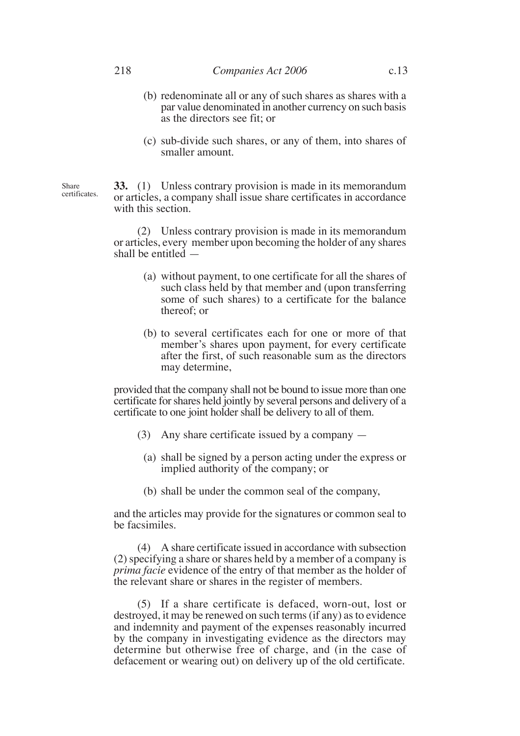(b) redenominate all or any of such shares as shares with a par value denominated in another currency on such basis as the directors see fit; or

(c) sub-divide such shares, or any of them, into shares of smaller amount.

Share certificates.

**33.** (1) Unless contrary provision is made in its memorandum or articles, a company shall issue share certificates in accordance with this section.

(2) Unless contrary provision is made in its memorandum or articles, every member upon becoming the holder of any shares shall be entitled —

(a) without payment, to one certificate for all the shares of such class held by that member and (upon transferring some of such shares) to a certificate for the balance thereof; or

(b) to several certificates each for one or more of that member's shares upon payment, for every certificate after the first, of such reasonable sum as the directors may determine,

provided that the company shall not be bound to issue more than one certificate for shares held jointly by several persons and delivery of a certificate to one joint holder shall be delivery to all of them.

(3) Any share certificate issued by a company —

(a) shall be signed by a person acting under the express or implied authority of the company; or

(b) shall be under the common seal of the company,

and the articles may provide for the signatures or common seal to be facsimiles.

(4) A share certificate issued in accordance with subsection (2) specifying a share or shares held by a member of a company is *prima facie* evidence of the entry of that member as the holder of the relevant share or shares in the register of members.

(5) If a share certificate is defaced, worn-out, lost or destroyed, it may be renewed on such terms (if any) as to evidence and indemnity and payment of the expenses reasonably incurred by the company in investigating evidence as the directors may determine but otherwise free of charge, and (in the case of defacement or wearing out) on delivery up of the old certificate.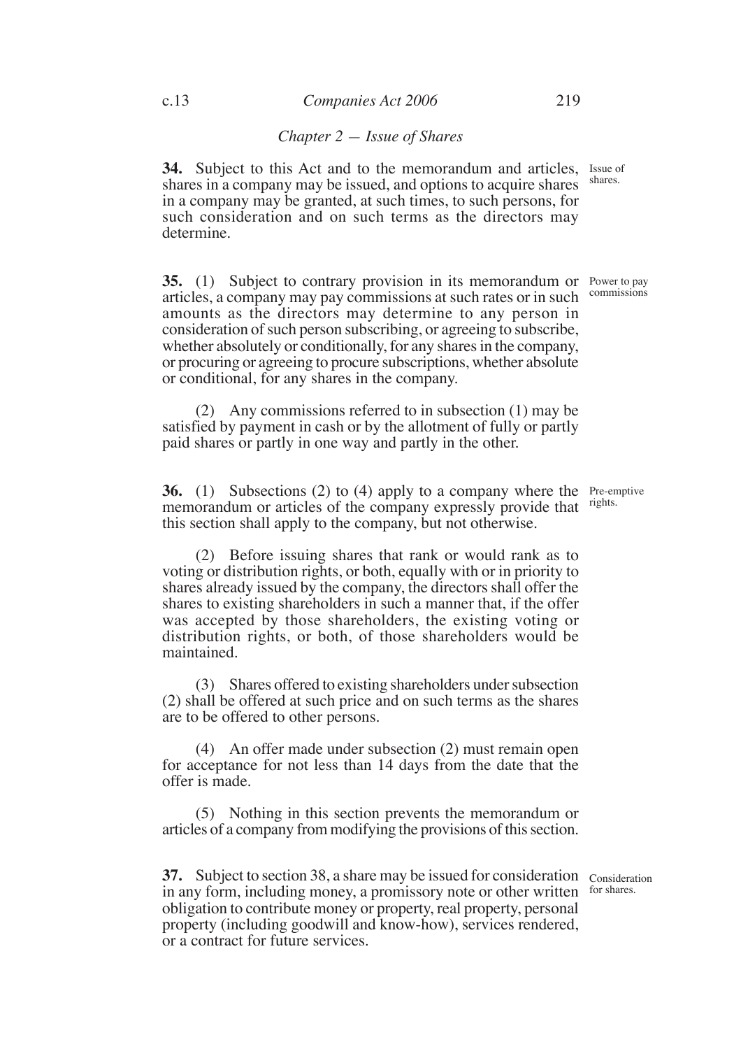## *Chapter 2 — Issue of Shares*

**34.** Subject to this Act and to the memorandum and articles, shares in a company may be issued, and options to acquire shares in a company may be granted, at such times, to such persons, for such consideration and on such terms as the directors may determine.

*Issue of shares.*

**35.** (1) Subject to contrary provision in its memorandum or articles, a company may pay commissions at such rates or in such amounts as the directors may determine to any person in consideration of such person subscribing, or agreeing to subscribe, whether absolutely or conditionally, for any shares in the company, or procuring or agreeing to procure subscriptions, whether absolute or conditional, for any shares in the company.

*Power to pay commissions*

(2) Any commissions referred to in subsection (1) may be satisfied by payment in cash or by the allotment of fully or partly paid shares or partly in one way and partly in the other.

**36.** (1) Subsections (2) to (4) apply to a company where the memorandum or articles of the company expressly provide that this section shall apply to the company, but not otherwise.

*Pre-emptive rights.*

(2) Before issuing shares that rank or would rank as to voting or distribution rights, or both, equally with or in priority to shares already issued by the company, the directors shall offer the shares to existing shareholders in such a manner that, if the offer was accepted by those shareholders, the existing voting or distribution rights, or both, of those shareholders would be maintained.

(3) Shares offered to existing shareholders under subsection (2) shall be offered at such price and on such terms as the shares are to be offered to other persons.

(4) An offer made under subsection (2) must remain open for acceptance for not less than 14 days from the date that the offer is made.

(5) Nothing in this section prevents the memorandum or articles of a company from modifying the provisions of this section.

**37.** Subject to section 38, a share may be issued for consideration in any form, including money, a promissory note or other written obligation to contribute money or property, real property, personal property (including goodwill and know-how), services rendered, or a contract for future services.

*Consideration for shares.*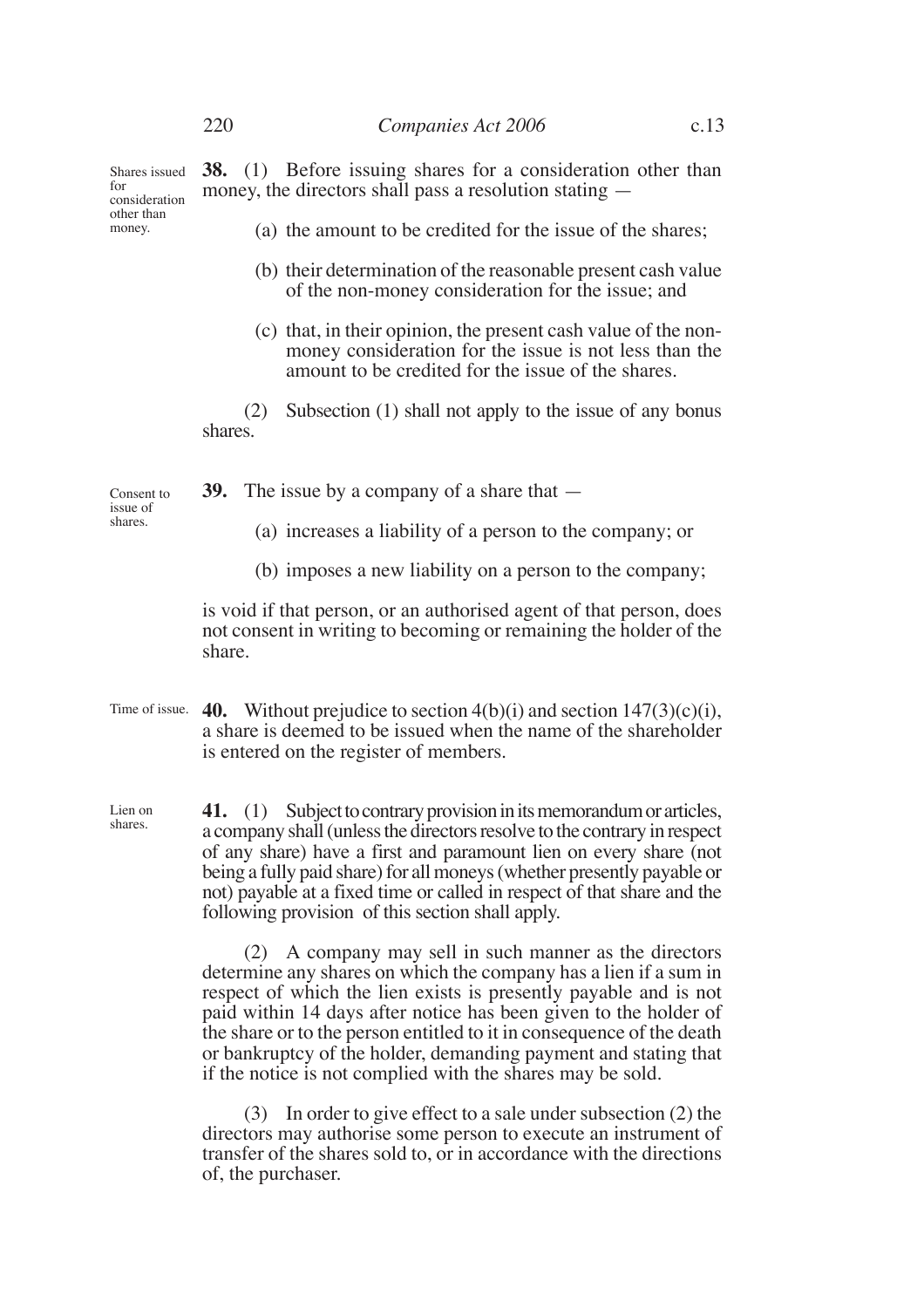**Shares issued for consideration other than money.**

**38.** (1) Before issuing shares for a consideration other than money, the directors shall pass a resolution stating —

(a) the amount to be credited for the issue of the shares;

(b) their determination of the reasonable present cash value of the non-money consideration for the issue; and

(c) that, in their opinion, the present cash value of the non-money consideration for the issue is not less than the amount to be credited for the issue of the shares.

(2) Subsection (1) shall not apply to the issue of any bonus shares.

**Consent to issue of shares.**

**39.** The issue by a company of a share that —

(a) increases a liability of a person to the company; or

(b) imposes a new liability on a person to the company;

is void if that person, or an authorised agent of that person, does not consent in writing to becoming or remaining the holder of the share.

**Time of issue.**

**40.** Without prejudice to section 4(b)(i) and section 147(3)(c)(i), a share is deemed to be issued when the name of the shareholder is entered on the register of members.

**Lien on shares.**

**41.** (1) Subject to contrary provision in its memorandum or articles, a company shall (unless the directors resolve to the contrary in respect of any share) have a first and paramount lien on every share (not being a fully paid share) for all moneys (whether presently payable or not) payable at a fixed time or called in respect of that share and the following provision of this section shall apply.

(2) A company may sell in such manner as the directors determine any shares on which the company has a lien if a sum in respect of which the lien exists is presently payable and is not paid within 14 days after notice has been given to the holder of the share or to the person entitled to it in consequence of the death or bankruptcy of the holder, demanding payment and stating that if the notice is not complied with the shares may be sold.

(3) In order to give effect to a sale under subsection (2) the directors may authorise some person to execute an instrument of transfer of the shares sold to, or in accordance with the directions of, the purchaser.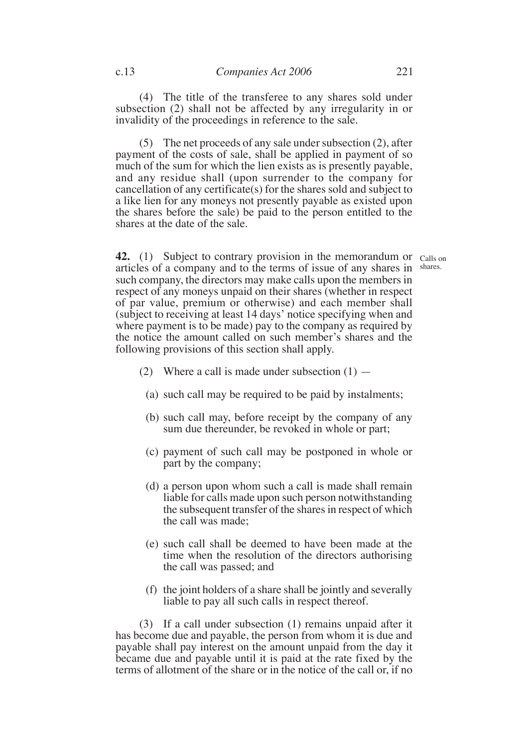(4) The title of the transferee to any shares sold under subsection (2) shall not be affected by any irregularity in or invalidity of the proceedings in reference to the sale.

(5) The net proceeds of any sale under subsection (2), after payment of the costs of sale, shall be applied in payment of so much of the sum for which the lien exists as is presently payable, and any residue shall (upon surrender to the company for cancellation of any certificate(s) for the shares sold and subject to a like lien for any moneys not presently payable as existed upon the shares before the sale) be paid to the person entitled to the shares at the date of the sale.

Calls on shares.

**42.** (1) Subject to contrary provision in the memorandum or articles of a company and to the terms of issue of any shares in such company, the directors may make calls upon the members in respect of any moneys unpaid on their shares (whether in respect of par value, premium or otherwise) and each member shall (subject to receiving at least 14 days' notice specifying when and where payment is to be made) pay to the company as required by the notice the amount called on such member's shares and the following provisions of this section shall apply.

(2) Where a call is made under subsection (1) —

(a) such call may be required to be paid by instalments;

(b) such call may, before receipt by the company of any sum due thereunder, be revoked in whole or part;

(c) payment of such call may be postponed in whole or part by the company;

(d) a person upon whom such a call is made shall remain liable for calls made upon such person notwithstanding the subsequent transfer of the shares in respect of which the call was made;

(e) such call shall be deemed to have been made at the time when the resolution of the directors authorising the call was passed; and

(f) the joint holders of a share shall be jointly and severally liable to pay all such calls in respect thereof.

(3) If a call under subsection (1) remains unpaid after it has become due and payable, the person from whom it is due and payable shall pay interest on the amount unpaid from the day it became due and payable until it is paid at the rate fixed by the terms of allotment of the share or in the notice of the call or, if no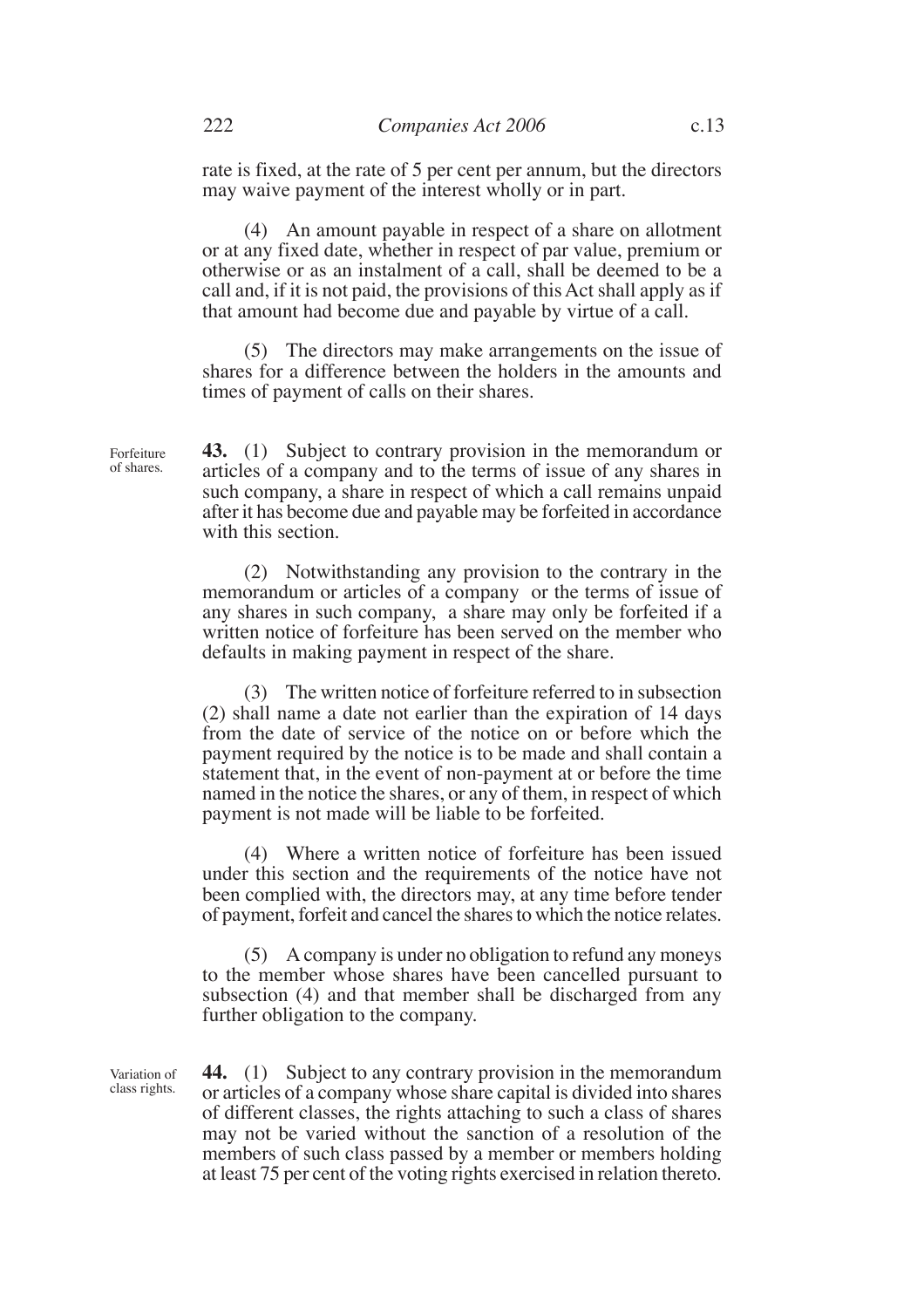rate is fixed, at the rate of 5 per cent per annum, but the directors may waive payment of the interest wholly or in part.

(4) An amount payable in respect of a share on allotment or at any fixed date, whether in respect of par value, premium or otherwise or as an instalment of a call, shall be deemed to be a call and, if it is not paid, the provisions of this Act shall apply as if that amount had become due and payable by virtue of a call.

(5) The directors may make arrangements on the issue of shares for a difference between the holders in the amounts and times of payment of calls on their shares.

Forfeiture of shares.

**43.** (1) Subject to contrary provision in the memorandum or articles of a company and to the terms of issue of any shares in such company, a share in respect of which a call remains unpaid after it has become due and payable may be forfeited in accordance with this section.

(2) Notwithstanding any provision to the contrary in the memorandum or articles of a company or the terms of issue of any shares in such company, a share may only be forfeited if a written notice of forfeiture has been served on the member who defaults in making payment in respect of the share.

(3) The written notice of forfeiture referred to in subsection (2) shall name a date not earlier than the expiration of 14 days from the date of service of the notice on or before which the payment required by the notice is to be made and shall contain a statement that, in the event of non-payment at or before the time named in the notice the shares, or any of them, in respect of which payment is not made will be liable to be forfeited.

(4) Where a written notice of forfeiture has been issued under this section and the requirements of the notice have not been complied with, the directors may, at any time before tender of payment, forfeit and cancel the shares to which the notice relates.

(5) A company is under no obligation to refund any moneys to the member whose shares have been cancelled pursuant to subsection (4) and that member shall be discharged from any further obligation to the company.

Variation of class rights.

**44.** (1) Subject to any contrary provision in the memorandum or articles of a company whose share capital is divided into shares of different classes, the rights attaching to such a class of shares may not be varied without the sanction of a resolution of the members of such class passed by a member or members holding at least 75 per cent of the voting rights exercised in relation thereto.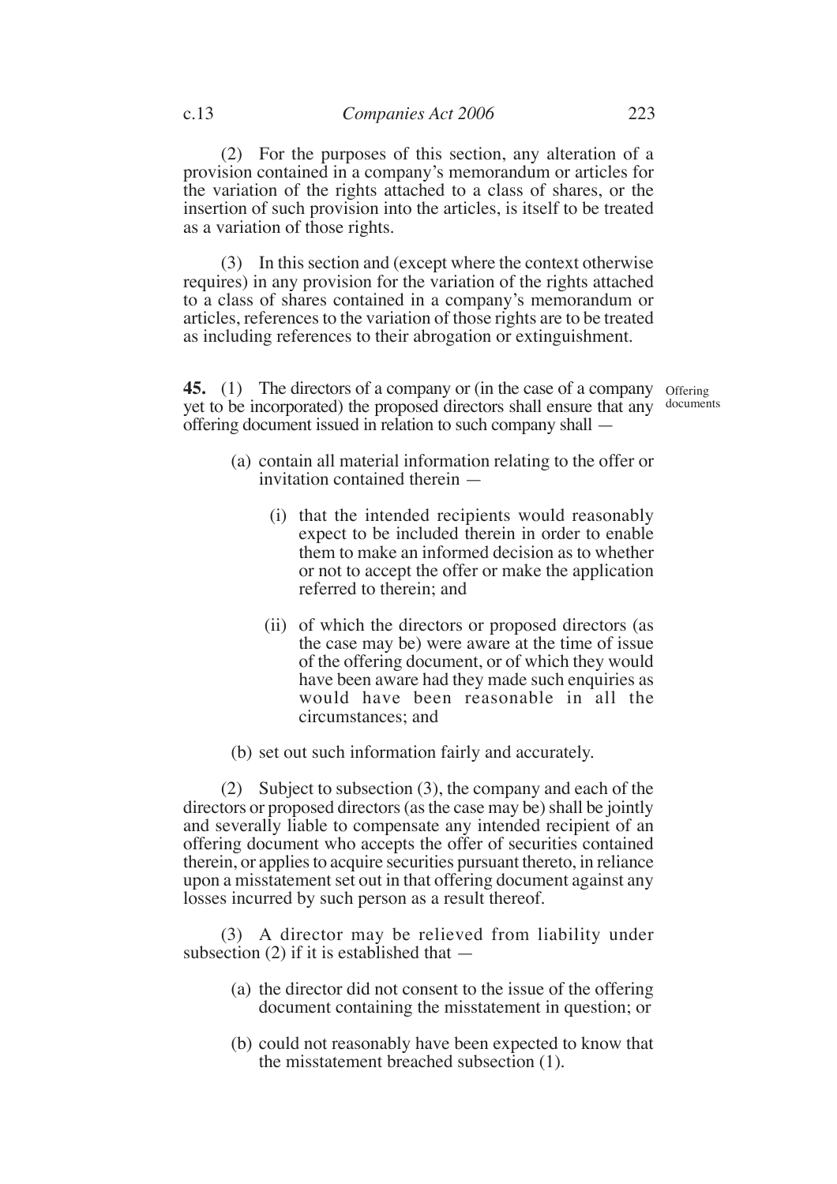(2) For the purposes of this section, any alteration of a provision contained in a company's memorandum or articles for the variation of the rights attached to a class of shares, or the insertion of such provision into the articles, is itself to be treated as a variation of those rights.

(3) In this section and (except where the context otherwise requires) in any provision for the variation of the rights attached to a class of shares contained in a company's memorandum or articles, references to the variation of those rights are to be treated as including references to their abrogation or extinguishment.

**45.** (1) The directors of a company or (in the case of a company yet to be incorporated) the proposed directors shall ensure that any offering document issued in relation to such company shall —

*Offering documents*

- (a) contain all material information relating to the offer or invitation contained therein —
  - (i) that the intended recipients would reasonably expect to be included therein in order to enable them to make an informed decision as to whether or not to accept the offer or make the application referred to therein; and
  - (ii) of which the directors or proposed directors (as the case may be) were aware at the time of issue of the offering document, or of which they would have been aware had they made such enquiries as would have been reasonable in all the circumstances; and
- (b) set out such information fairly and accurately.

(2) Subject to subsection (3), the company and each of the directors or proposed directors (as the case may be) shall be jointly and severally liable to compensate any intended recipient of an offering document who accepts the offer of securities contained therein, or applies to acquire securities pursuant thereto, in reliance upon a misstatement set out in that offering document against any losses incurred by such person as a result thereof.

(3) A director may be relieved from liability under subsection (2) if it is established that —

- (a) the director did not consent to the issue of the offering document containing the misstatement in question; or
- (b) could not reasonably have been expected to know that the misstatement breached subsection (1).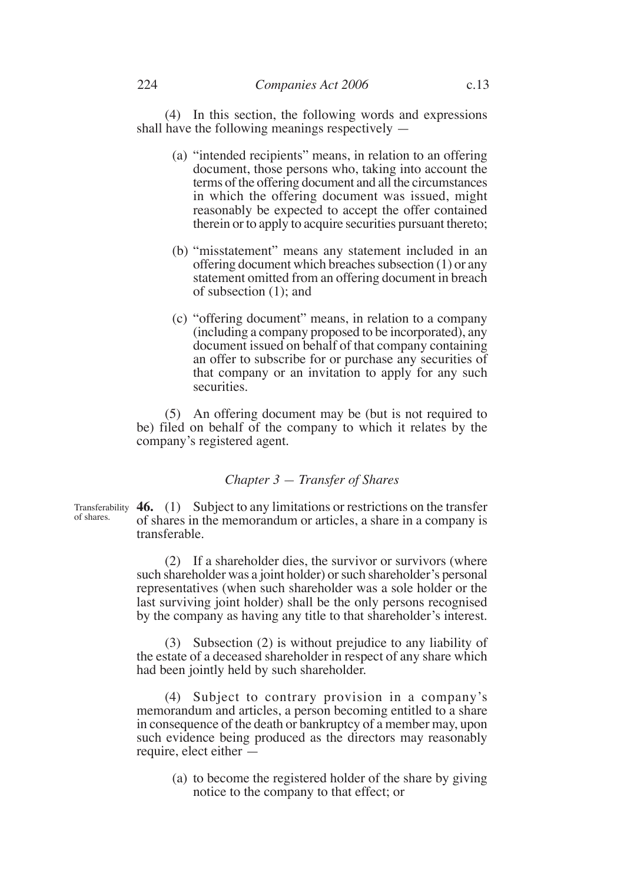(4) In this section, the following words and expressions shall have the following meanings respectively —

(a) "intended recipients" means, in relation to an offering document, those persons who, taking into account the terms of the offering document and all the circumstances in which the offering document was issued, might reasonably be expected to accept the offer contained therein or to apply to acquire securities pursuant thereto;

(b) "misstatement" means any statement included in an offering document which breaches subsection (1) or any statement omitted from an offering document in breach of subsection (1); and

(c) "offering document" means, in relation to a company (including a company proposed to be incorporated), any document issued on behalf of that company containing an offer to subscribe for or purchase any securities of that company or an invitation to apply for any such securities.

(5) An offering document may be (but is not required to be) filed on behalf of the company to which it relates by the company's registered agent.

### *Chapter 3 — Transfer of Shares*

Transferability of shares.

**46.** (1) Subject to any limitations or restrictions on the transfer of shares in the memorandum or articles, a share in a company is transferable.

(2) If a shareholder dies, the survivor or survivors (where such shareholder was a joint holder) or such shareholder's personal representatives (when such shareholder was a sole holder or the last surviving joint holder) shall be the only persons recognised by the company as having any title to that shareholder's interest.

(3) Subsection (2) is without prejudice to any liability of the estate of a deceased shareholder in respect of any share which had been jointly held by such shareholder.

(4) Subject to contrary provision in a company's memorandum and articles, a person becoming entitled to a share in consequence of the death or bankruptcy of a member may, upon such evidence being produced as the directors may reasonably require, elect either —

(a) to become the registered holder of the share by giving notice to the company to that effect; or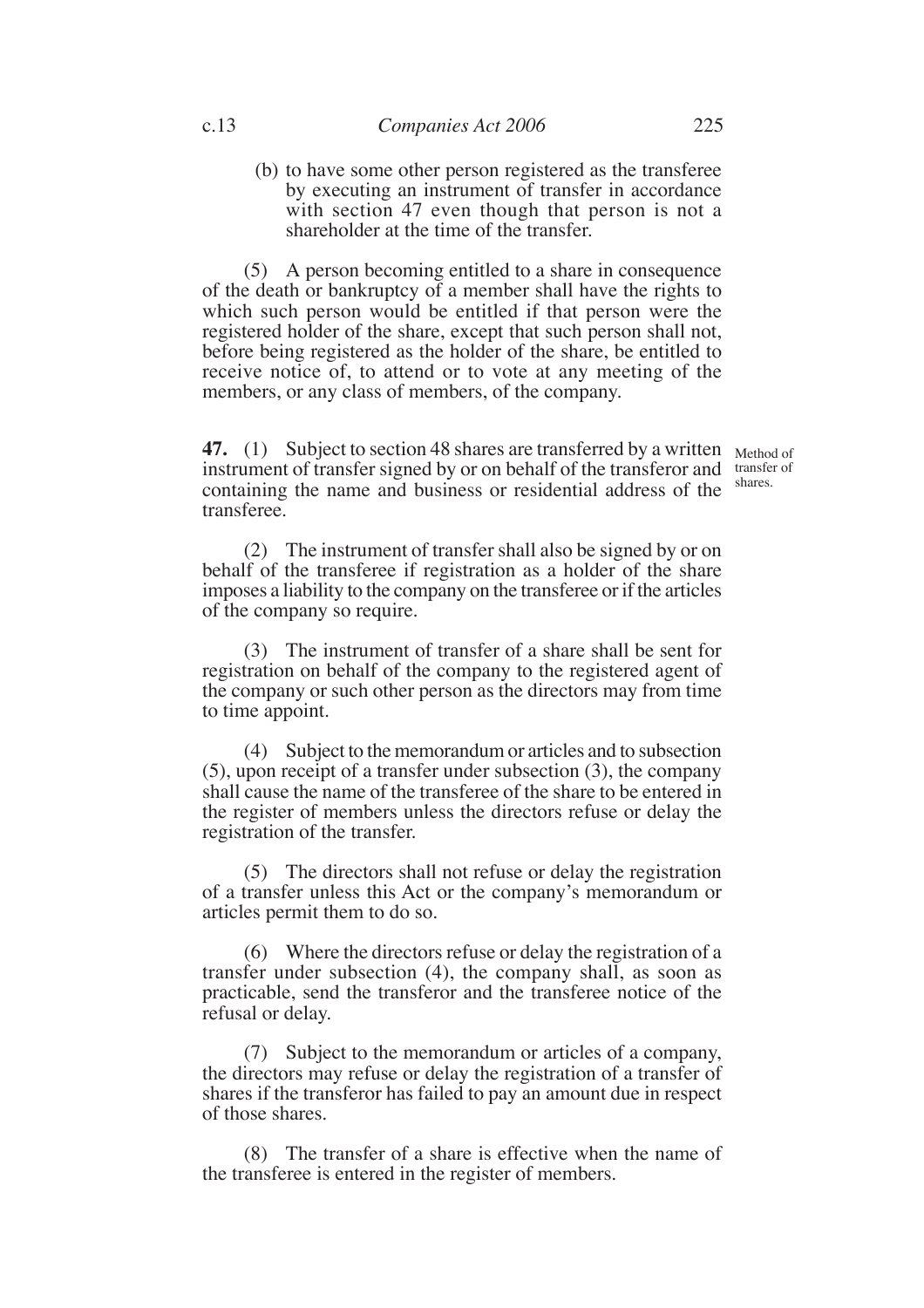(b) to have some other person registered as the transferee by executing an instrument of transfer in accordance with section 47 even though that person is not a shareholder at the time of the transfer.

(5) A person becoming entitled to a share in consequence of the death or bankruptcy of a member shall have the rights to which such person would be entitled if that person were the registered holder of the share, except that such person shall not, before being registered as the holder of the share, be entitled to receive notice of, to attend or to vote at any meeting of the members, or any class of members, of the company.

Method of transfer of shares.

**47.** (1) Subject to section 48 shares are transferred by a written instrument of transfer signed by or on behalf of the transferor and containing the name and business or residential address of the transferee.

(2) The instrument of transfer shall also be signed by or on behalf of the transferee if registration as a holder of the share imposes a liability to the company on the transferee or if the articles of the company so require.

(3) The instrument of transfer of a share shall be sent for registration on behalf of the company to the registered agent of the company or such other person as the directors may from time to time appoint.

(4) Subject to the memorandum or articles and to subsection (5), upon receipt of a transfer under subsection (3), the company shall cause the name of the transferee of the share to be entered in the register of members unless the directors refuse or delay the registration of the transfer.

(5) The directors shall not refuse or delay the registration of a transfer unless this Act or the company's memorandum or articles permit them to do so.

(6) Where the directors refuse or delay the registration of a transfer under subsection (4), the company shall, as soon as practicable, send the transferor and the transferee notice of the refusal or delay.

(7) Subject to the memorandum or articles of a company, the directors may refuse or delay the registration of a transfer of shares if the transferor has failed to pay an amount due in respect of those shares.

(8) The transfer of a share is effective when the name of the transferee is entered in the register of members.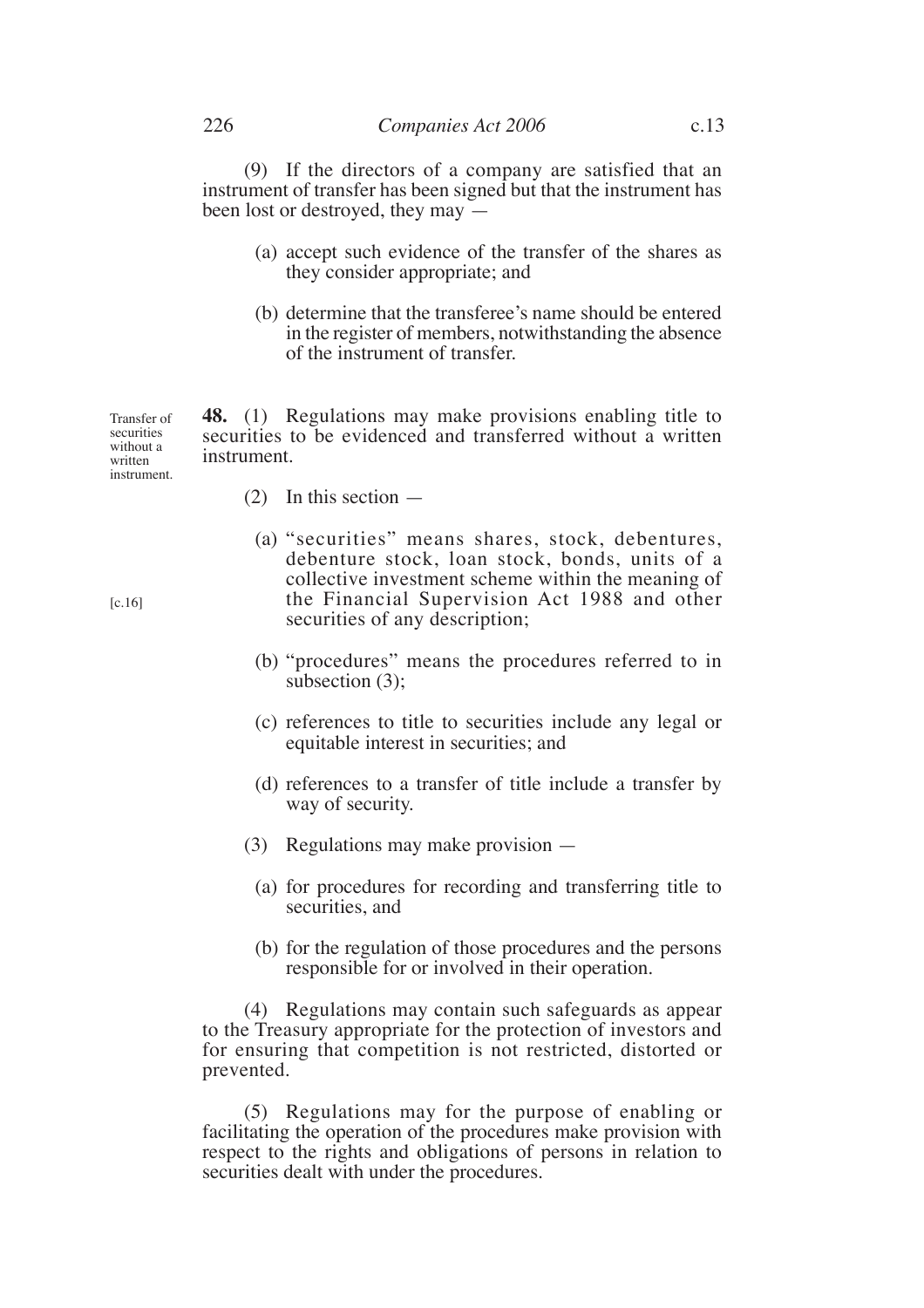(9) If the directors of a company are satisfied that an instrument of transfer has been signed but that the instrument has been lost or destroyed, they may —

(a) accept such evidence of the transfer of the shares as they consider appropriate; and

(b) determine that the transferee's name should be entered in the register of members, notwithstanding the absence of the instrument of transfer.

Transfer of securities without a written instrument.

**48.** (1) Regulations may make provisions enabling title to securities to be evidenced and transferred without a written instrument.

(2) In this section —

(a) "securities" means shares, stock, debentures, debenture stock, loan stock, bonds, units of a collective investment scheme within the meaning of the Financial Supervision Act 1988 and other securities of any description;

[c.16]

(b) "procedures" means the procedures referred to in subsection (3);

(c) references to title to securities include any legal or equitable interest in securities; and

(d) references to a transfer of title include a transfer by way of security.

(3) Regulations may make provision —

(a) for procedures for recording and transferring title to securities, and

(b) for the regulation of those procedures and the persons responsible for or involved in their operation.

(4) Regulations may contain such safeguards as appear to the Treasury appropriate for the protection of investors and for ensuring that competition is not restricted, distorted or prevented.

(5) Regulations may for the purpose of enabling or facilitating the operation of the procedures make provision with respect to the rights and obligations of persons in relation to securities dealt with under the procedures.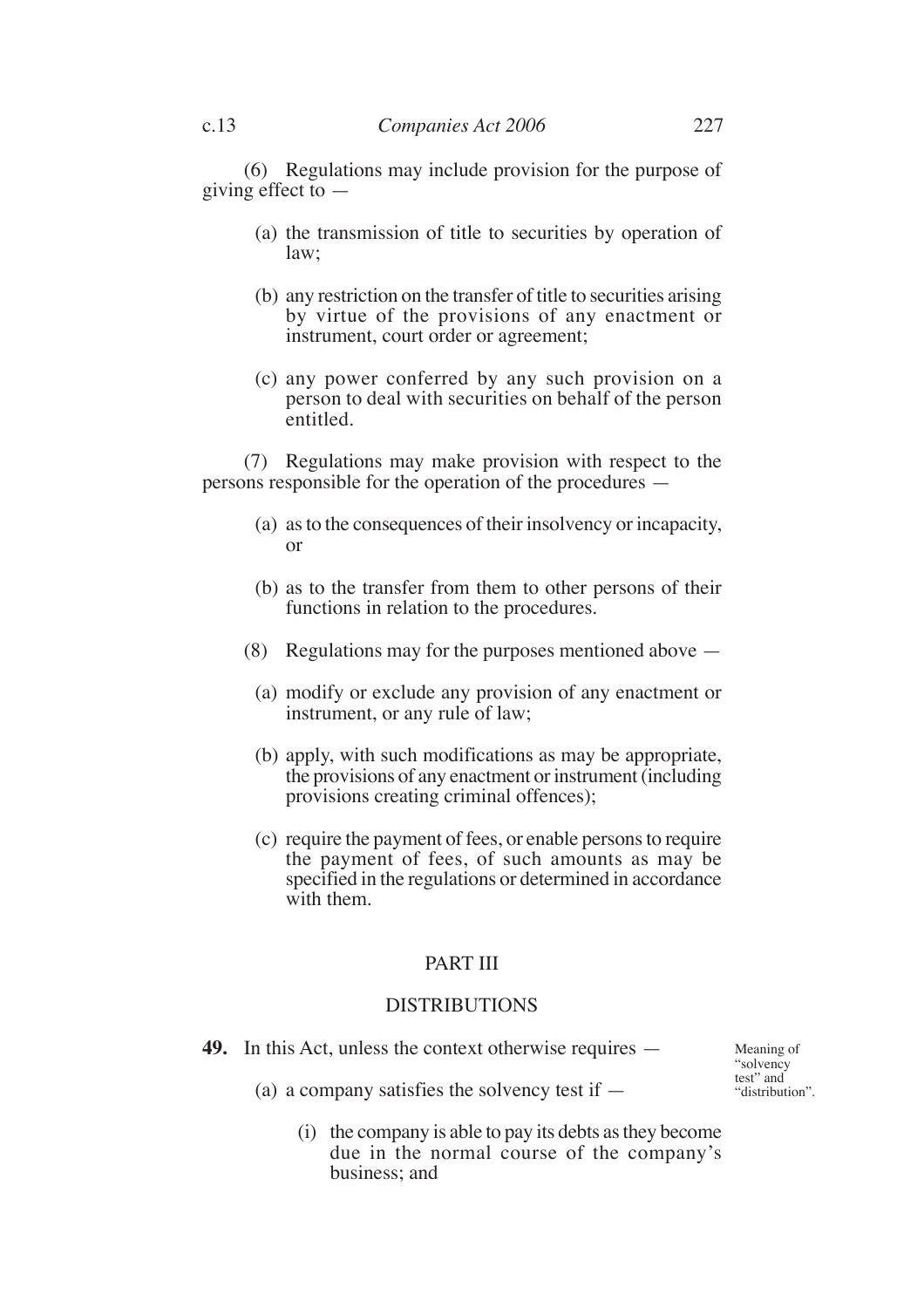(6) Regulations may include provision for the purpose of giving effect to —

- (a) the transmission of title to securities by operation of law;
- (b) any restriction on the transfer of title to securities arising by virtue of the provisions of any enactment or instrument, court order or agreement;
- (c) any power conferred by any such provision on a person to deal with securities on behalf of the person entitled.

(7) Regulations may make provision with respect to the persons responsible for the operation of the procedures —

- (a) as to the consequences of their insolvency or incapacity, or
- (b) as to the transfer from them to other persons of their functions in relation to the procedures.

(8) Regulations may for the purposes mentioned above —

- (a) modify or exclude any provision of any enactment or instrument, or any rule of law;
- (b) apply, with such modifications as may be appropriate, the provisions of any enactment or instrument (including provisions creating criminal offences);
- (c) require the payment of fees, or enable persons to require the payment of fees, of such amounts as may be specified in the regulations or determined in accordance with them.

## PART III

## DISTRIBUTIONS

Meaning of "solvency test" and "distribution".

**49.** In this Act, unless the context otherwise requires —

- (a) a company satisfies the solvency test if —
  - (i) the company is able to pay its debts as they become due in the normal course of the company's business; and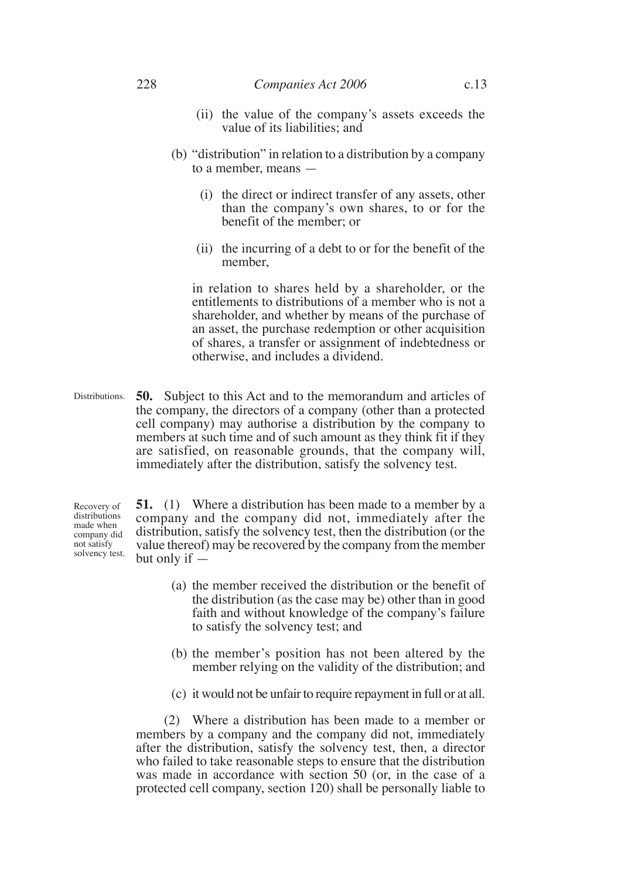(ii) the value of the company's assets exceeds the value of its liabilities; and

(b) "distribution" in relation to a distribution by a company to a member, means —

(i) the direct or indirect transfer of any assets, other than the company's own shares, to or for the benefit of the member; or

(ii) the incurring of a debt to or for the benefit of the member,

in relation to shares held by a shareholder, or the entitlements to distributions of a member who is not a shareholder, and whether by means of the purchase of an asset, the purchase redemption or other acquisition of shares, a transfer or assignment of indebtedness or otherwise, and includes a dividend.

Distributions.

**50.** Subject to this Act and to the memorandum and articles of the company, the directors of a company (other than a protected cell company) may authorise a distribution by the company to members at such time and of such amount as they think fit if they are satisfied, on reasonable grounds, that the company will, immediately after the distribution, satisfy the solvency test.

Recovery of distributions made when company did not satisfy solvency test.

**51.** (1) Where a distribution has been made to a member by a company and the company did not, immediately after the distribution, satisfy the solvency test, then the distribution (or the value thereof) may be recovered by the company from the member but only if —

(a) the member received the distribution or the benefit of the distribution (as the case may be) other than in good faith and without knowledge of the company's failure to satisfy the solvency test; and

(b) the member's position has not been altered by the member relying on the validity of the distribution; and

(c) it would not be unfair to require repayment in full or at all.

(2) Where a distribution has been made to a member or members by a company and the company did not, immediately after the distribution, satisfy the solvency test, then, a director who failed to take reasonable steps to ensure that the distribution was made in accordance with section 50 (or, in the case of a protected cell company, section 120) shall be personally liable to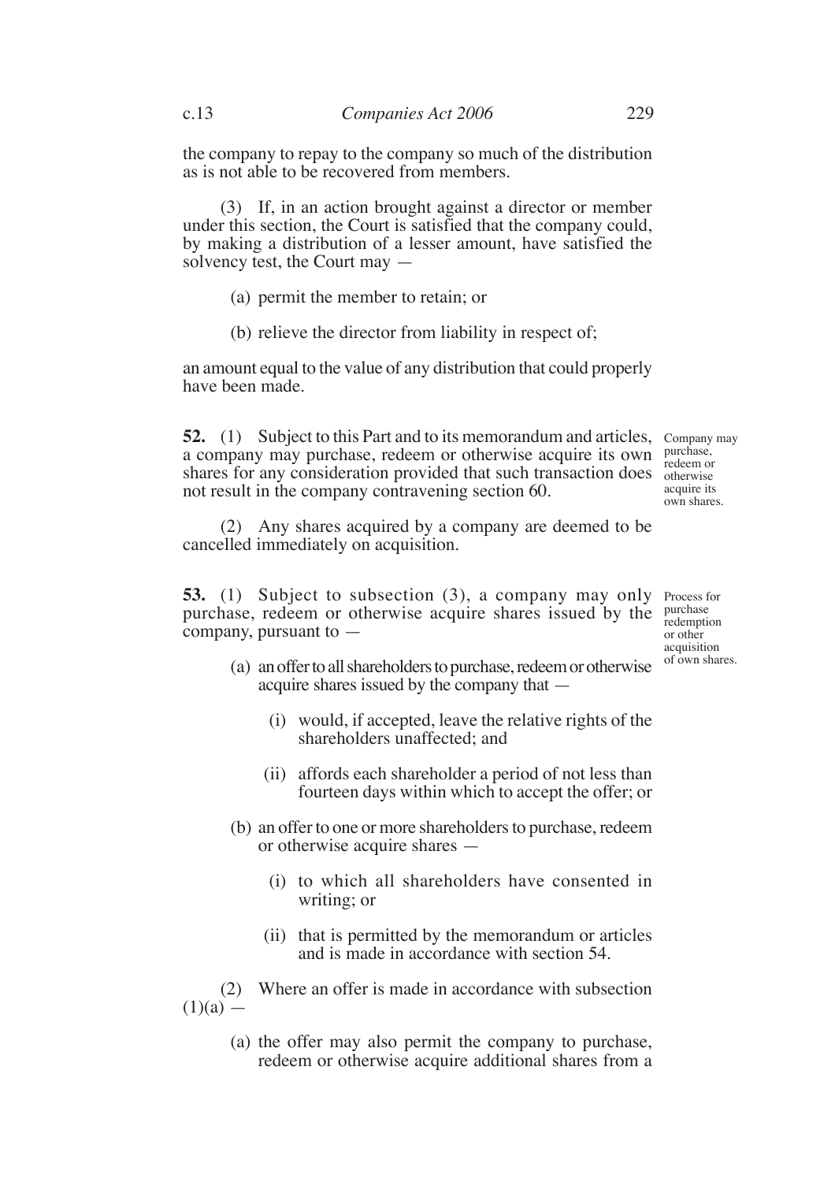the company to repay to the company so much of the distribution as is not able to be recovered from members.

(3) If, in an action brought against a director or member under this section, the Court is satisfied that the company could, by making a distribution of a lesser amount, have satisfied the solvency test, the Court may —

(a) permit the member to retain; or

(b) relieve the director from liability in respect of;

an amount equal to the value of any distribution that could properly have been made.

**52.** (1) Subject to this Part and to its memorandum and articles, a company may purchase, redeem or otherwise acquire its own shares for any consideration provided that such transaction does not result in the company contravening section 60.

*Company may purchase, redeem or otherwise acquire its own shares.*

(2) Any shares acquired by a company are deemed to be cancelled immediately on acquisition.

**53.** (1) Subject to subsection (3), a company may only purchase, redeem or otherwise acquire shares issued by the company, pursuant to —

*Process for purchase redemption or other acquisition of own shares.*

(a) an offer to all shareholders to purchase, redeem or otherwise acquire shares issued by the company that —

(i) would, if accepted, leave the relative rights of the shareholders unaffected; and

(ii) affords each shareholder a period of not less than fourteen days within which to accept the offer; or

(b) an offer to one or more shareholders to purchase, redeem or otherwise acquire shares —

(i) to which all shareholders have consented in writing; or

(ii) that is permitted by the memorandum or articles and is made in accordance with section 54.

(2) Where an offer is made in accordance with subsection (1)(a) —

(a) the offer may also permit the company to purchase, redeem or otherwise acquire additional shares from a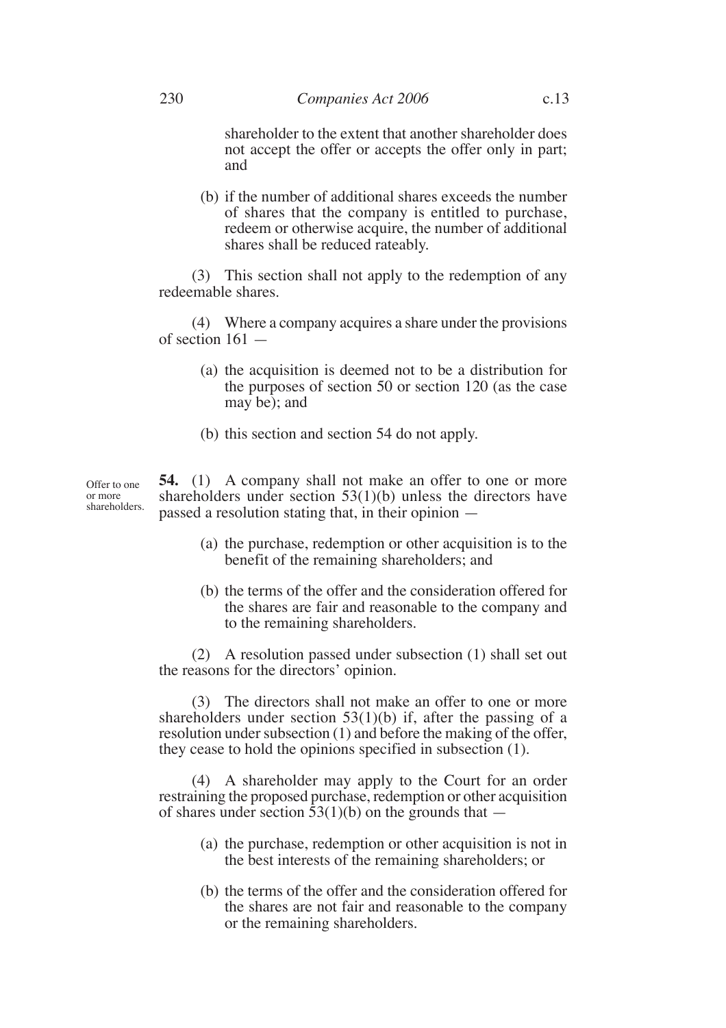shareholder to the extent that another shareholder does not accept the offer or accepts the offer only in part; and

(b) if the number of additional shares exceeds the number of shares that the company is entitled to purchase, redeem or otherwise acquire, the number of additional shares shall be reduced rateably.

(3) This section shall not apply to the redemption of any redeemable shares.

(4) Where a company acquires a share under the provisions of section 161 —

(a) the acquisition is deemed not to be a distribution for the purposes of section 50 or section 120 (as the case may be); and

(b) this section and section 54 do not apply.

Offer to one or more shareholders.

**54.** (1) A company shall not make an offer to one or more shareholders under section 53(1)(b) unless the directors have passed a resolution stating that, in their opinion —

(a) the purchase, redemption or other acquisition is to the benefit of the remaining shareholders; and

(b) the terms of the offer and the consideration offered for the shares are fair and reasonable to the company and to the remaining shareholders.

(2) A resolution passed under subsection (1) shall set out the reasons for the directors' opinion.

(3) The directors shall not make an offer to one or more shareholders under section 53(1)(b) if, after the passing of a resolution under subsection (1) and before the making of the offer, they cease to hold the opinions specified in subsection (1).

(4) A shareholder may apply to the Court for an order restraining the proposed purchase, redemption or other acquisition of shares under section 53(1)(b) on the grounds that —

(a) the purchase, redemption or other acquisition is not in the best interests of the remaining shareholders; or

(b) the terms of the offer and the consideration offered for the shares are not fair and reasonable to the company or the remaining shareholders.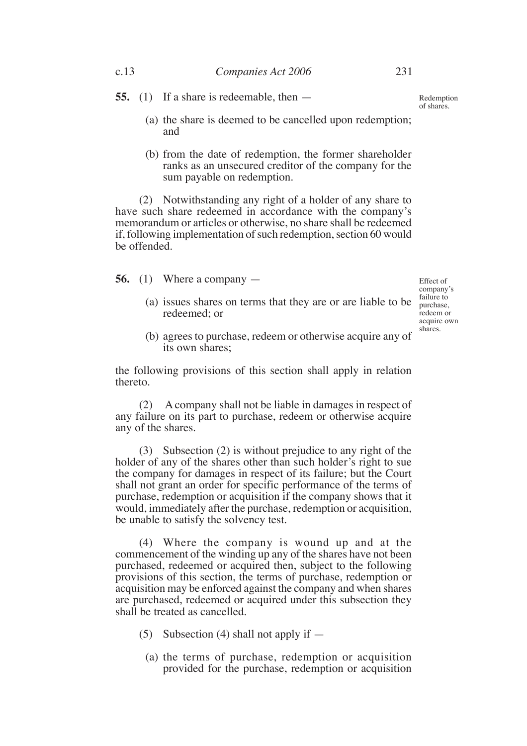**55.** (1) If a share is redeemable, then —

Redemption of shares.

(a) the share is deemed to be cancelled upon redemption; and

(b) from the date of redemption, the former shareholder ranks as an unsecured creditor of the company for the sum payable on redemption.

(2) Notwithstanding any right of a holder of any share to have such share redeemed in accordance with the company's memorandum or articles or otherwise, no share shall be redeemed if, following implementation of such redemption, section 60 would be offended.

**56.** (1) Where a company —

Effect of company's failure to purchase, redeem or acquire own shares.

(a) issues shares on terms that they are or are liable to be redeemed; or

(b) agrees to purchase, redeem or otherwise acquire any of its own shares;

the following provisions of this section shall apply in relation thereto.

(2) A company shall not be liable in damages in respect of any failure on its part to purchase, redeem or otherwise acquire any of the shares.

(3) Subsection (2) is without prejudice to any right of the holder of any of the shares other than such holder's right to sue the company for damages in respect of its failure; but the Court shall not grant an order for specific performance of the terms of purchase, redemption or acquisition if the company shows that it would, immediately after the purchase, redemption or acquisition, be unable to satisfy the solvency test.

(4) Where the company is wound up and at the commencement of the winding up any of the shares have not been purchased, redeemed or acquired then, subject to the following provisions of this section, the terms of purchase, redemption or acquisition may be enforced against the company and when shares are purchased, redeemed or acquired under this subsection they shall be treated as cancelled.

(5) Subsection (4) shall not apply if —

(a) the terms of purchase, redemption or acquisition provided for the purchase, redemption or acquisition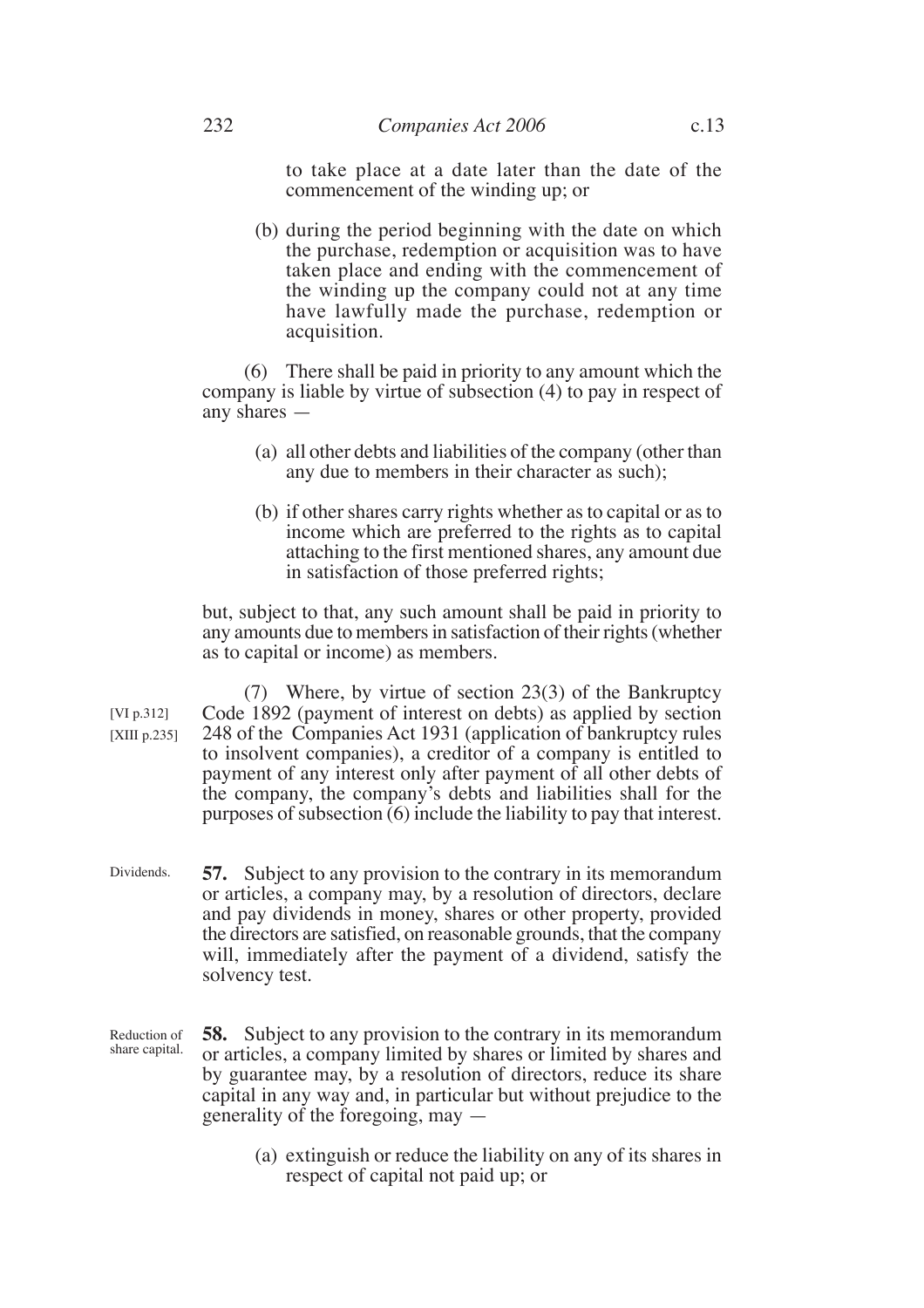to take place at a date later than the date of the commencement of the winding up; or

(b) during the period beginning with the date on which the purchase, redemption or acquisition was to have taken place and ending with the commencement of the winding up the company could not at any time have lawfully made the purchase, redemption or acquisition.

(6) There shall be paid in priority to any amount which the company is liable by virtue of subsection (4) to pay in respect of any shares —

(a) all other debts and liabilities of the company (other than any due to members in their character as such);

(b) if other shares carry rights whether as to capital or as to income which are preferred to the rights as to capital attaching to the first mentioned shares, any amount due in satisfaction of those preferred rights;

but, subject to that, any such amount shall be paid in priority to any amounts due to members in satisfaction of their rights (whether as to capital or income) as members.

[VI p.312]
[XIII p.235]

(7) Where, by virtue of section 23(3) of the Bankruptcy Code 1892 (payment of interest on debts) as applied by section 248 of the Companies Act 1931 (application of bankruptcy rules to insolvent companies), a creditor of a company is entitled to payment of any interest only after payment of all other debts of the company, the company's debts and liabilities shall for the purposes of subsection (6) include the liability to pay that interest.

Dividends.

**57.** Subject to any provision to the contrary in its memorandum or articles, a company may, by a resolution of directors, declare and pay dividends in money, shares or other property, provided the directors are satisfied, on reasonable grounds, that the company will, immediately after the payment of a dividend, satisfy the solvency test.

Reduction of share capital.

**58.** Subject to any provision to the contrary in its memorandum or articles, a company limited by shares or limited by shares and by guarantee may, by a resolution of directors, reduce its share capital in any way and, in particular but without prejudice to the generality of the foregoing, may —

(a) extinguish or reduce the liability on any of its shares in respect of capital not paid up; or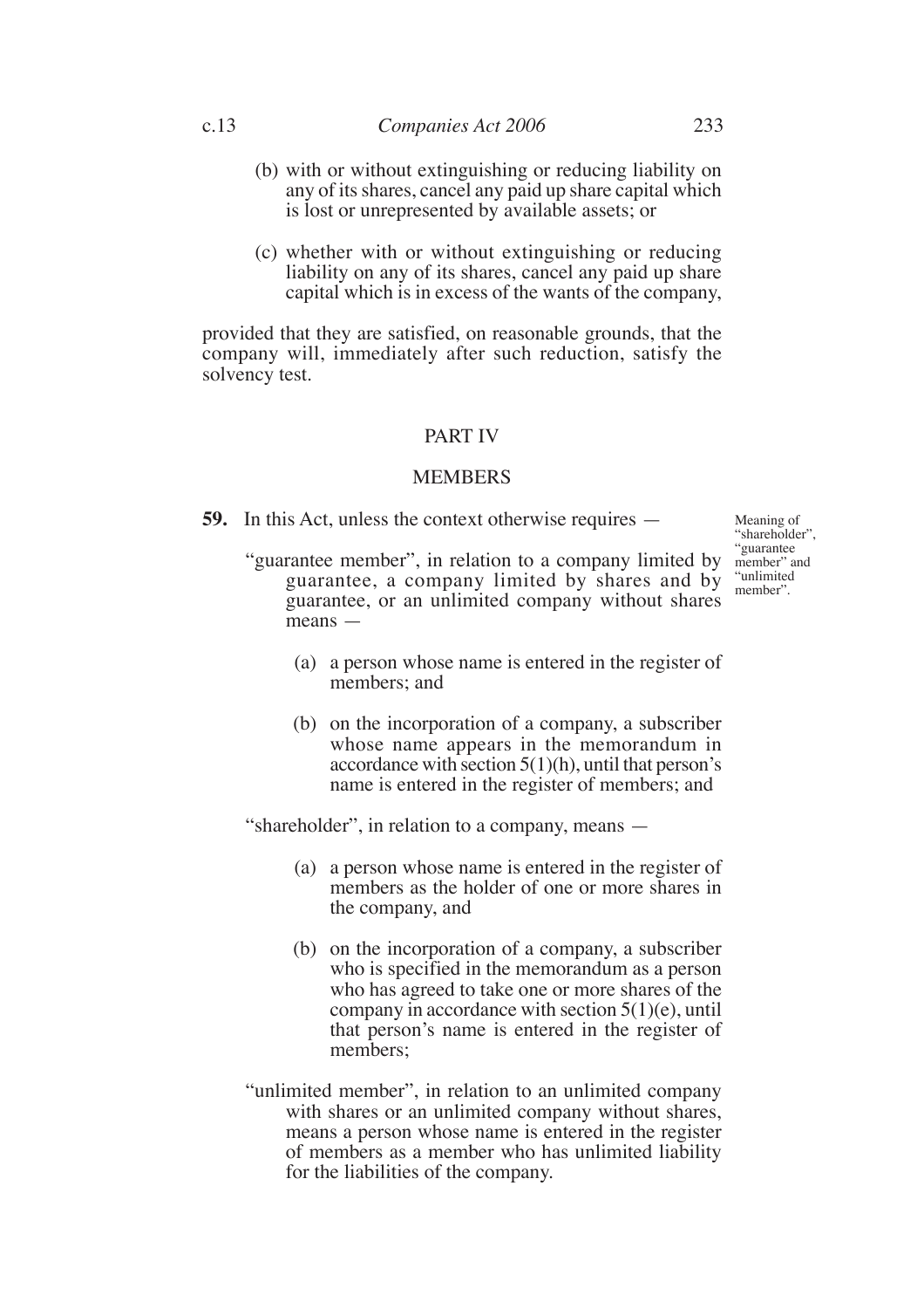(b) with or without extinguishing or reducing liability on any of its shares, cancel any paid up share capital which is lost or unrepresented by available assets; or

(c) whether with or without extinguishing or reducing liability on any of its shares, cancel any paid up share capital which is in excess of the wants of the company,

provided that they are satisfied, on reasonable grounds, that the company will, immediately after such reduction, satisfy the solvency test.

## PART IV

## MEMBERS

*Meaning of "shareholder", "guarantee member" and "unlimited member".*

**59.** In this Act, unless the context otherwise requires —

"guarantee member", in relation to a company limited by guarantee, a company limited by shares and by guarantee, or an unlimited company without shares means —

(a) a person whose name is entered in the register of members; and

(b) on the incorporation of a company, a subscriber whose name appears in the memorandum in accordance with section 5(1)(h), until that person's name is entered in the register of members; and

"shareholder", in relation to a company, means —

(a) a person whose name is entered in the register of members as the holder of one or more shares in the company, and

(b) on the incorporation of a company, a subscriber who is specified in the memorandum as a person who has agreed to take one or more shares of the company in accordance with section 5(1)(e), until that person's name is entered in the register of members;

"unlimited member", in relation to an unlimited company with shares or an unlimited company without shares, means a person whose name is entered in the register of members as a member who has unlimited liability for the liabilities of the company.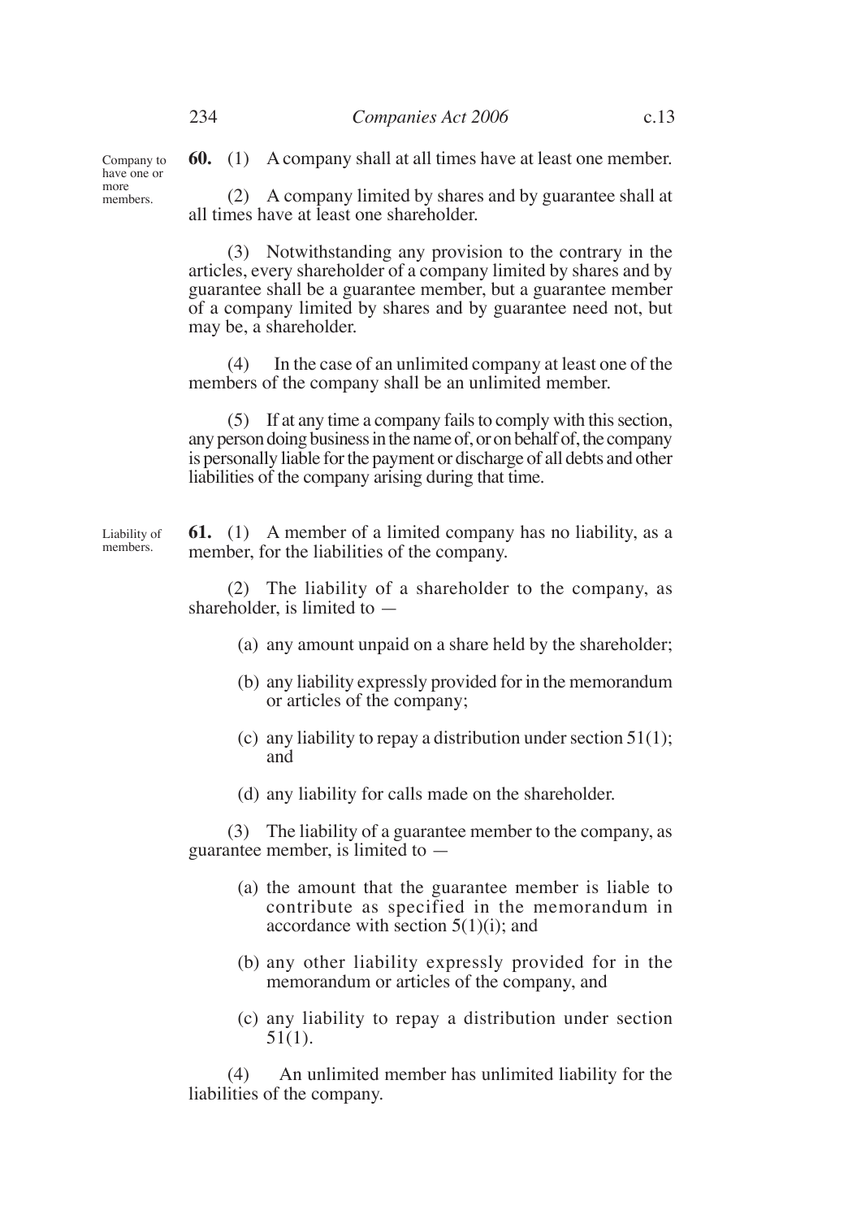**60.** (1) A company shall at all times have at least one member.

*Company to have one or more members.*

(2) A company limited by shares and by guarantee shall at all times have at least one shareholder.

(3) Notwithstanding any provision to the contrary in the articles, every shareholder of a company limited by shares and by guarantee shall be a guarantee member, but a guarantee member of a company limited by shares and by guarantee need not, but may be, a shareholder.

(4) In the case of an unlimited company at least one of the members of the company shall be an unlimited member.

(5) If at any time a company fails to comply with this section, any person doing business in the name of, or on behalf of, the company is personally liable for the payment or discharge of all debts and other liabilities of the company arising during that time.

*Liability of members.*

**61.** (1) A member of a limited company has no liability, as a member, for the liabilities of the company.

(2) The liability of a shareholder to the company, as shareholder, is limited to —

(a) any amount unpaid on a share held by the shareholder;

(b) any liability expressly provided for in the memorandum or articles of the company;

(c) any liability to repay a distribution under section 51(1); and

(d) any liability for calls made on the shareholder.

(3) The liability of a guarantee member to the company, as guarantee member, is limited to —

(a) the amount that the guarantee member is liable to contribute as specified in the memorandum in accordance with section 5(1)(i); and

(b) any other liability expressly provided for in the memorandum or articles of the company, and

(c) any liability to repay a distribution under section 51(1).

(4) An unlimited member has unlimited liability for the liabilities of the company.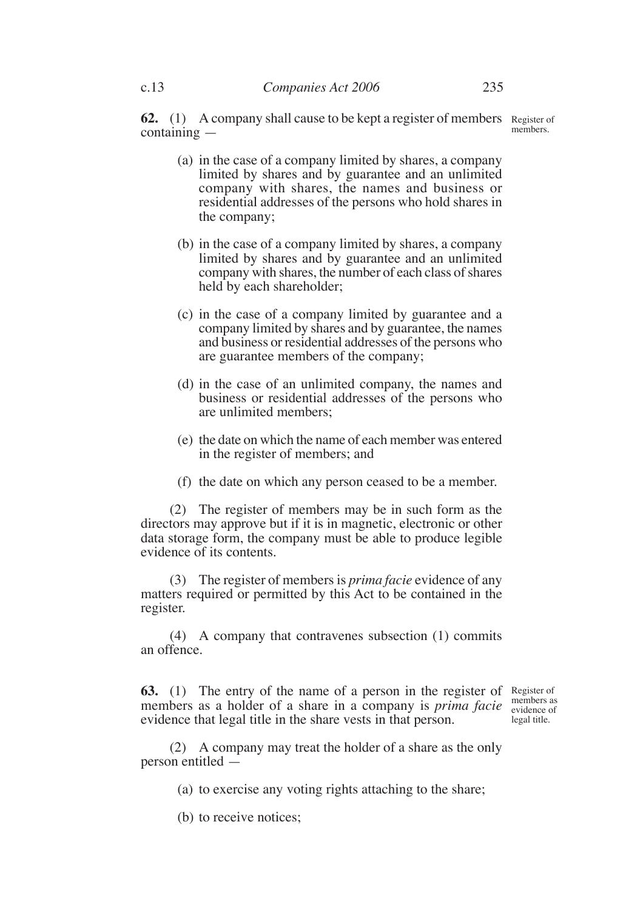**62.** (1) A company shall cause to be kept a register of members containing —

Register of members.

(a) in the case of a company limited by shares, a company limited by shares and by guarantee and an unlimited company with shares, the names and business or residential addresses of the persons who hold shares in the company;

(b) in the case of a company limited by shares, a company limited by shares and by guarantee and an unlimited company with shares, the number of each class of shares held by each shareholder;

(c) in the case of a company limited by guarantee and a company limited by shares and by guarantee, the names and business or residential addresses of the persons who are guarantee members of the company;

(d) in the case of an unlimited company, the names and business or residential addresses of the persons who are unlimited members;

(e) the date on which the name of each member was entered in the register of members; and

(f) the date on which any person ceased to be a member.

(2) The register of members may be in such form as the directors may approve but if it is in magnetic, electronic or other data storage form, the company must be able to produce legible evidence of its contents.

(3) The register of members is *prima facie* evidence of any matters required or permitted by this Act to be contained in the register.

(4) A company that contravenes subsection (1) commits an offence.

**63.** (1) The entry of the name of a person in the register of members as a holder of a share in a company is *prima facie* evidence that legal title in the share vests in that person.

Register of members as evidence of legal title.

(2) A company may treat the holder of a share as the only person entitled —

(a) to exercise any voting rights attaching to the share;

(b) to receive notices;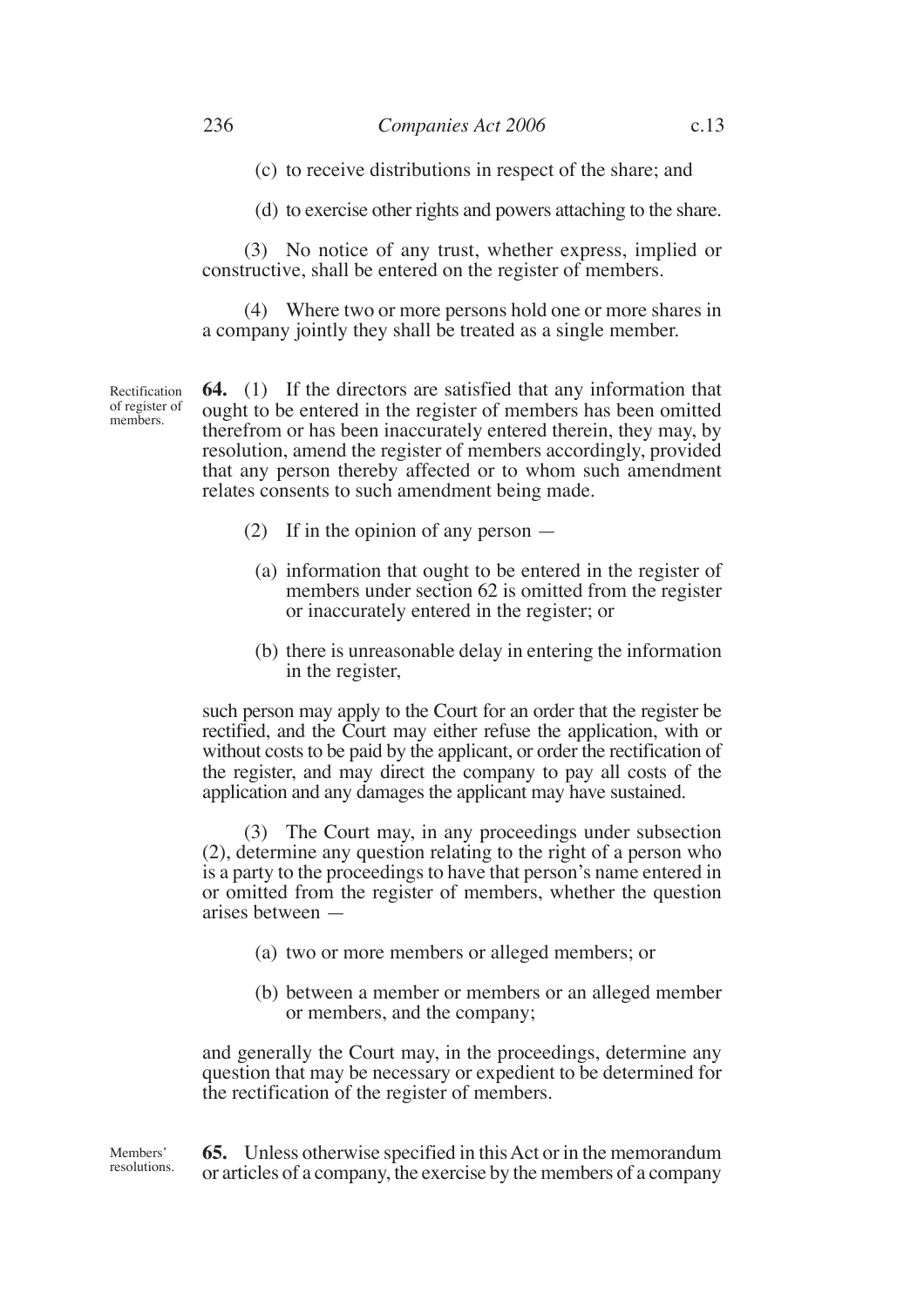(c) to receive distributions in respect of the share; and

(d) to exercise other rights and powers attaching to the share.

(3) No notice of any trust, whether express, implied or constructive, shall be entered on the register of members.

(4) Where two or more persons hold one or more shares in a company jointly they shall be treated as a single member.

Rectification of register of members.

**64.** (1) If the directors are satisfied that any information that ought to be entered in the register of members has been omitted therefrom or has been inaccurately entered therein, they may, by resolution, amend the register of members accordingly, provided that any person thereby affected or to whom such amendment relates consents to such amendment being made.

(2) If in the opinion of any person —

(a) information that ought to be entered in the register of members under section 62 is omitted from the register or inaccurately entered in the register; or

(b) there is unreasonable delay in entering the information in the register,

such person may apply to the Court for an order that the register be rectified, and the Court may either refuse the application, with or without costs to be paid by the applicant, or order the rectification of the register, and may direct the company to pay all costs of the application and any damages the applicant may have sustained.

(3) The Court may, in any proceedings under subsection (2), determine any question relating to the right of a person who is a party to the proceedings to have that person's name entered in or omitted from the register of members, whether the question arises between —

(a) two or more members or alleged members; or

(b) between a member or members or an alleged member or members, and the company;

and generally the Court may, in the proceedings, determine any question that may be necessary or expedient to be determined for the rectification of the register of members.

Members' resolutions.

**65.** Unless otherwise specified in this Act or in the memorandum or articles of a company, the exercise by the members of a company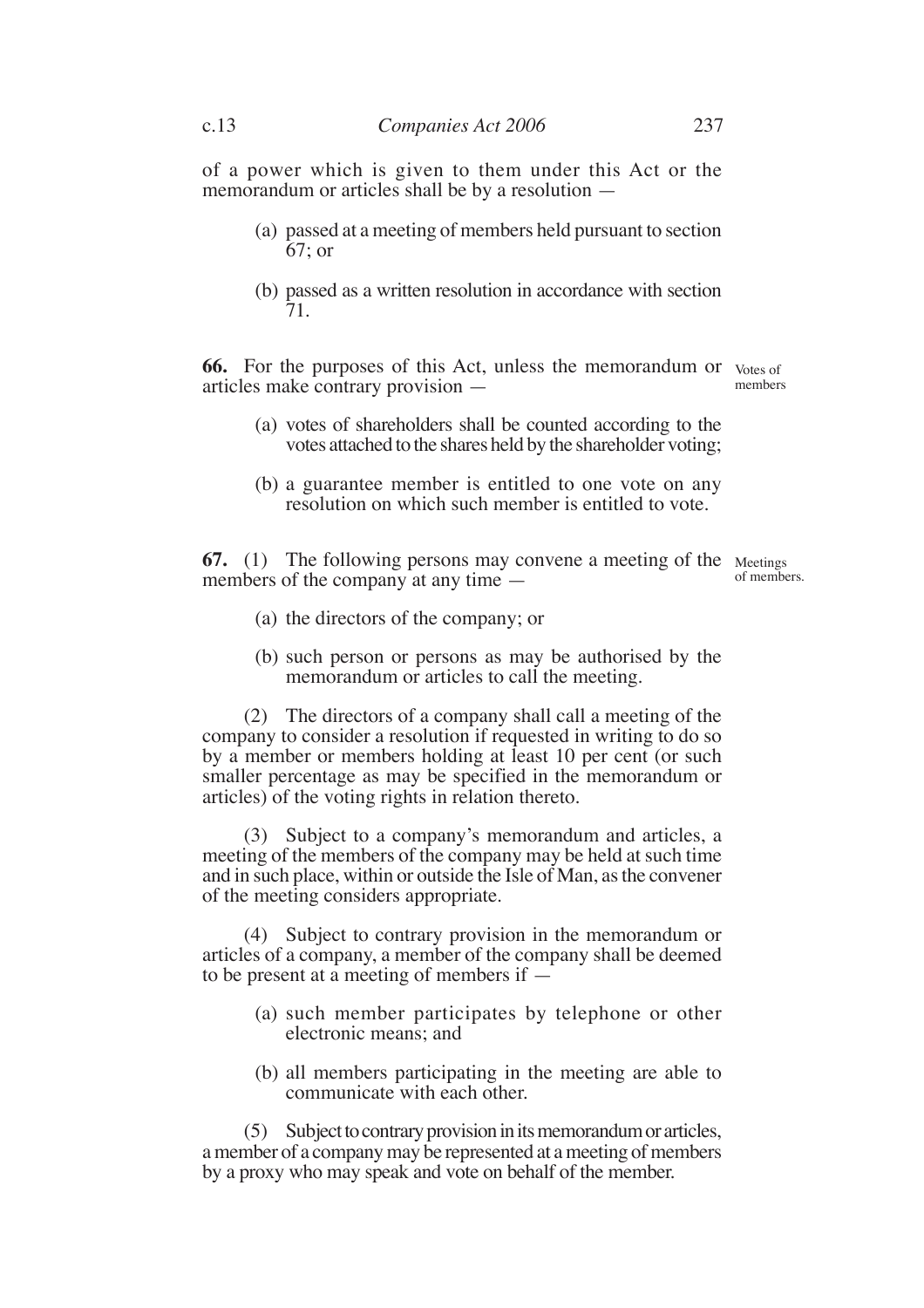of a power which is given to them under this Act or the memorandum or articles shall be by a resolution —

(a) passed at a meeting of members held pursuant to section 67; or

(b) passed as a written resolution in accordance with section 71.

**66.** For the purposes of this Act, unless the memorandum or articles make contrary provision —

Votes of members

(a) votes of shareholders shall be counted according to the votes attached to the shares held by the shareholder voting;

(b) a guarantee member is entitled to one vote on any resolution on which such member is entitled to vote.

**67.** (1) The following persons may convene a meeting of the members of the company at any time —

Meetings of members.

(a) the directors of the company; or

(b) such person or persons as may be authorised by the memorandum or articles to call the meeting.

(2) The directors of a company shall call a meeting of the company to consider a resolution if requested in writing to do so by a member or members holding at least 10 per cent (or such smaller percentage as may be specified in the memorandum or articles) of the voting rights in relation thereto.

(3) Subject to a company's memorandum and articles, a meeting of the members of the company may be held at such time and in such place, within or outside the Isle of Man, as the convener of the meeting considers appropriate.

(4) Subject to contrary provision in the memorandum or articles of a company, a member of the company shall be deemed to be present at a meeting of members if —

(a) such member participates by telephone or other electronic means; and

(b) all members participating in the meeting are able to communicate with each other.

(5) Subject to contrary provision in its memorandum or articles, a member of a company may be represented at a meeting of members by a proxy who may speak and vote on behalf of the member.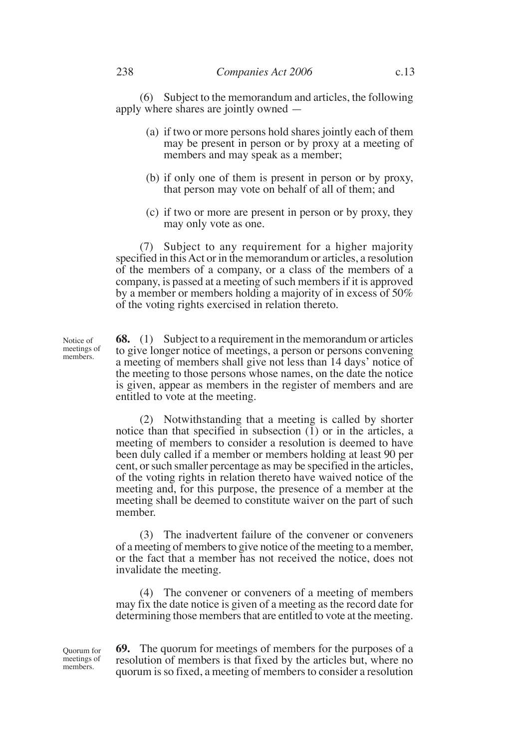(6) Subject to the memorandum and articles, the following apply where shares are jointly owned —

(a) if two or more persons hold shares jointly each of them may be present in person or by proxy at a meeting of members and may speak as a member;

(b) if only one of them is present in person or by proxy, that person may vote on behalf of all of them; and

(c) if two or more are present in person or by proxy, they may only vote as one.

(7) Subject to any requirement for a higher majority specified in this Act or in the memorandum or articles, a resolution of the members of a company, or a class of the members of a company, is passed at a meeting of such members if it is approved by a member or members holding a majority of in excess of 50% of the voting rights exercised in relation thereto.

*Notice of meetings of members.*

**68.** (1) Subject to a requirement in the memorandum or articles to give longer notice of meetings, a person or persons convening a meeting of members shall give not less than 14 days' notice of the meeting to those persons whose names, on the date the notice is given, appear as members in the register of members and are entitled to vote at the meeting.

(2) Notwithstanding that a meeting is called by shorter notice than that specified in subsection (1) or in the articles, a meeting of members to consider a resolution is deemed to have been duly called if a member or members holding at least 90 per cent, or such smaller percentage as may be specified in the articles, of the voting rights in relation thereto have waived notice of the meeting and, for this purpose, the presence of a member at the meeting shall be deemed to constitute waiver on the part of such member.

(3) The inadvertent failure of the convener or conveners of a meeting of members to give notice of the meeting to a member, or the fact that a member has not received the notice, does not invalidate the meeting.

(4) The convener or conveners of a meeting of members may fix the date notice is given of a meeting as the record date for determining those members that are entitled to vote at the meeting.

*Quorum for meetings of members.*

**69.** The quorum for meetings of members for the purposes of a resolution of members is that fixed by the articles but, where no quorum is so fixed, a meeting of members to consider a resolution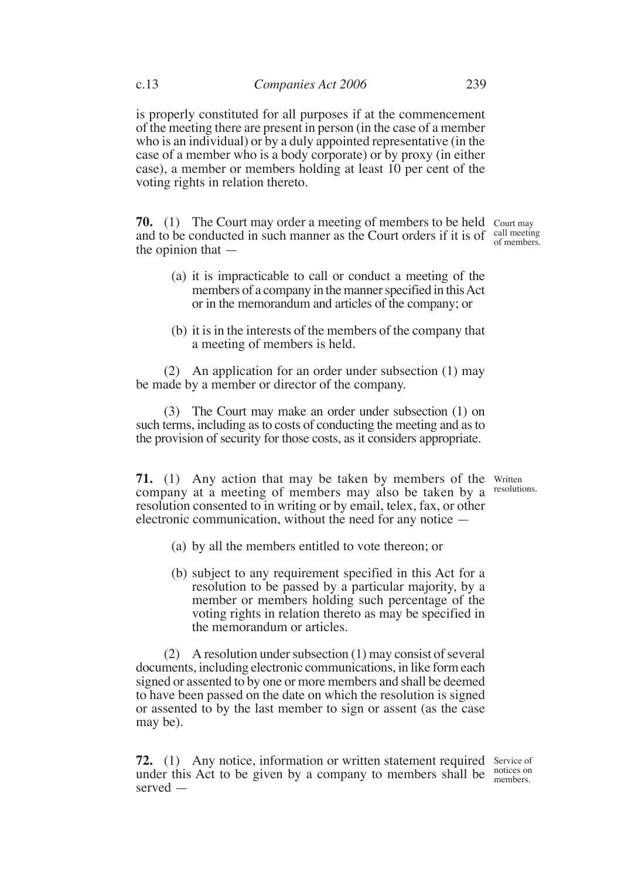is properly constituted for all purposes if at the commencement of the meeting there are present in person (in the case of a member who is an individual) or by a duly appointed representative (in the case of a member who is a body corporate) or by proxy (in either case), a member or members holding at least 10 per cent of the voting rights in relation thereto.

**70.** (1) The Court may order a meeting of members to be held and to be conducted in such manner as the Court orders if it is of the opinion that —

Court may call meeting of members.

(a) it is impracticable to call or conduct a meeting of the members of a company in the manner specified in this Act or in the memorandum and articles of the company; or

(b) it is in the interests of the members of the company that a meeting of members is held.

(2) An application for an order under subsection (1) may be made by a member or director of the company.

(3) The Court may make an order under subsection (1) on such terms, including as to costs of conducting the meeting and as to the provision of security for those costs, as it considers appropriate.

**71.** (1) Any action that may be taken by members of the company at a meeting of members may also be taken by a resolution consented to in writing or by email, telex, fax, or other electronic communication, without the need for any notice —

Written resolutions.

(a) by all the members entitled to vote thereon; or

(b) subject to any requirement specified in this Act for a resolution to be passed by a particular majority, by a member or members holding such percentage of the voting rights in relation thereto as may be specified in the memorandum or articles.

(2) A resolution under subsection (1) may consist of several documents, including electronic communications, in like form each signed or assented to by one or more members and shall be deemed to have been passed on the date on which the resolution is signed or assented to by the last member to sign or assent (as the case may be).

**72.** (1) Any notice, information or written statement required under this Act to be given by a company to members shall be served —

Service of notices on members.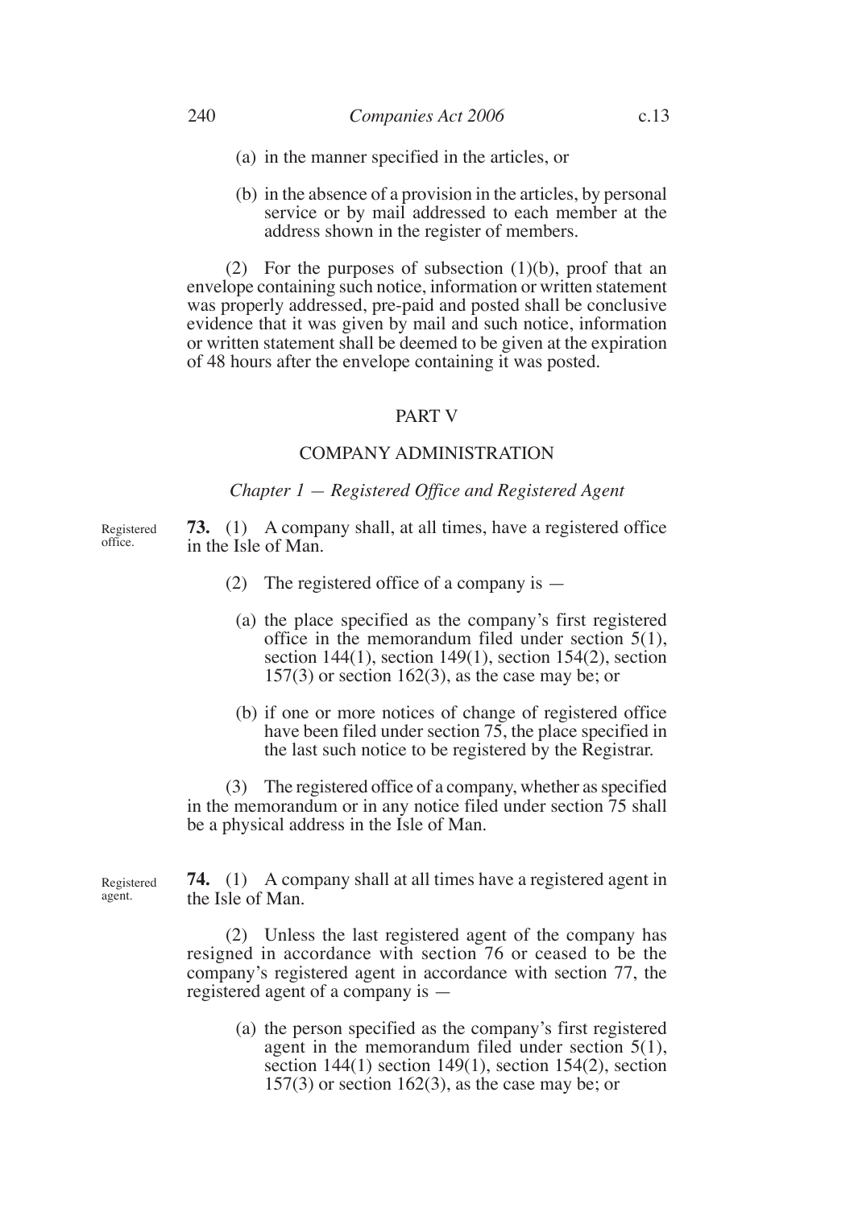(a) in the manner specified in the articles, or

(b) in the absence of a provision in the articles, by personal service or by mail addressed to each member at the address shown in the register of members.

(2) For the purposes of subsection (1)(b), proof that an envelope containing such notice, information or written statement was properly addressed, pre-paid and posted shall be conclusive evidence that it was given by mail and such notice, information or written statement shall be deemed to be given at the expiration of 48 hours after the envelope containing it was posted.

## PART V

## COMPANY ADMINISTRATION

### *Chapter 1 — Registered Office and Registered Agent*

Registered office.

**73.** (1) A company shall, at all times, have a registered office in the Isle of Man.

(2) The registered office of a company is —

(a) the place specified as the company's first registered office in the memorandum filed under section 5(1), section 144(1), section 149(1), section 154(2), section 157(3) or section 162(3), as the case may be; or

(b) if one or more notices of change of registered office have been filed under section 75, the place specified in the last such notice to be registered by the Registrar.

(3) The registered office of a company, whether as specified in the memorandum or in any notice filed under section 75 shall be a physical address in the Isle of Man.

Registered agent.

**74.** (1) A company shall at all times have a registered agent in the Isle of Man.

(2) Unless the last registered agent of the company has resigned in accordance with section 76 or ceased to be the company's registered agent in accordance with section 77, the registered agent of a company is —

(a) the person specified as the company's first registered agent in the memorandum filed under section 5(1), section 144(1) section 149(1), section 154(2), section 157(3) or section 162(3), as the case may be; or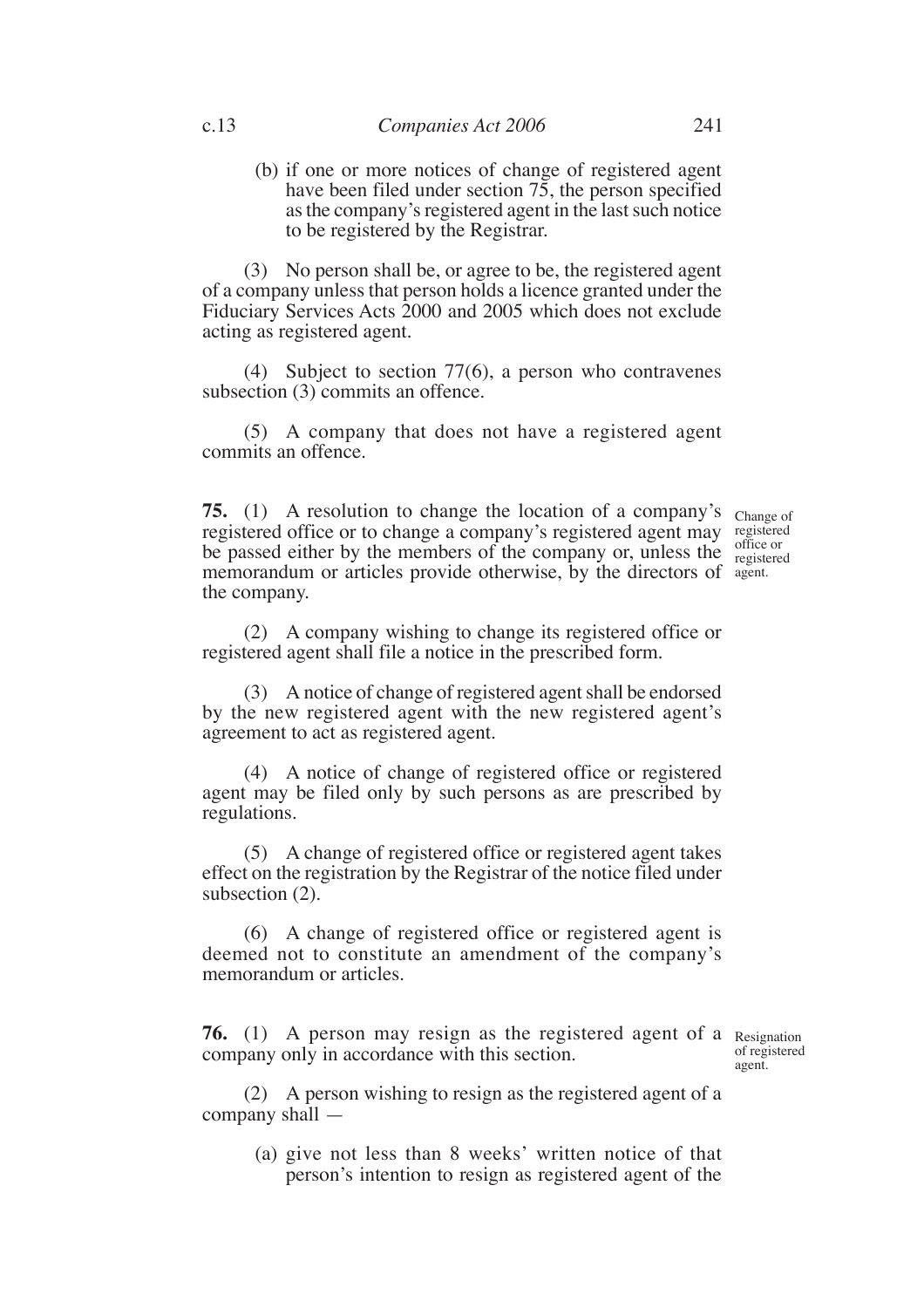(b) if one or more notices of change of registered agent have been filed under section 75, the person specified as the company's registered agent in the last such notice to be registered by the Registrar.

(3) No person shall be, or agree to be, the registered agent of a company unless that person holds a licence granted under the Fiduciary Services Acts 2000 and 2005 which does not exclude acting as registered agent.

(4) Subject to section 77(6), a person who contravenes subsection (3) commits an offence.

(5) A company that does not have a registered agent commits an offence.

**75.** (1) A resolution to change the location of a company's registered office or to change a company's registered agent may be passed either by the members of the company or, unless the memorandum or articles provide otherwise, by the directors of the company.

Change of registered office or registered agent.

(2) A company wishing to change its registered office or registered agent shall file a notice in the prescribed form.

(3) A notice of change of registered agent shall be endorsed by the new registered agent with the new registered agent's agreement to act as registered agent.

(4) A notice of change of registered office or registered agent may be filed only by such persons as are prescribed by regulations.

(5) A change of registered office or registered agent takes effect on the registration by the Registrar of the notice filed under subsection (2).

(6) A change of registered office or registered agent is deemed not to constitute an amendment of the company's memorandum or articles.

**76.** (1) A person may resign as the registered agent of a company only in accordance with this section.

Resignation of registered agent.

(2) A person wishing to resign as the registered agent of a company shall —

(a) give not less than 8 weeks' written notice of that person's intention to resign as registered agent of the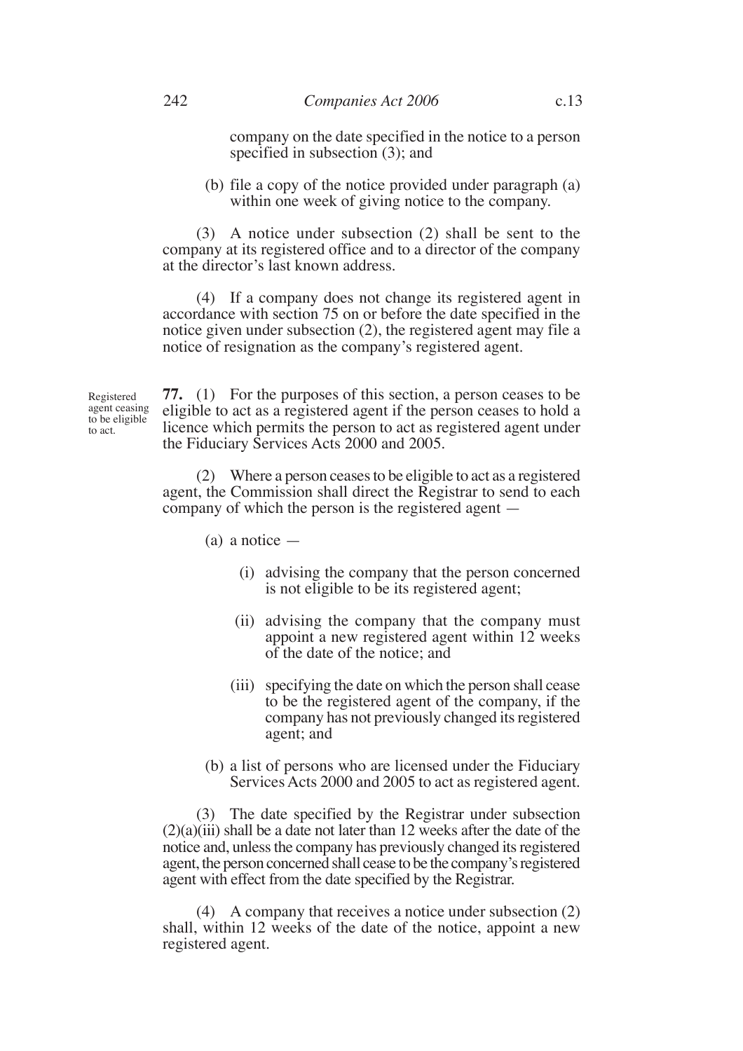company on the date specified in the notice to a person specified in subsection (3); and

(b) file a copy of the notice provided under paragraph (a) within one week of giving notice to the company.

(3) A notice under subsection (2) shall be sent to the company at its registered office and to a director of the company at the director's last known address.

(4) If a company does not change its registered agent in accordance with section 75 on or before the date specified in the notice given under subsection (2), the registered agent may file a notice of resignation as the company's registered agent.

Registered agent ceasing to be eligible to act.

**77.** (1) For the purposes of this section, a person ceases to be eligible to act as a registered agent if the person ceases to hold a licence which permits the person to act as registered agent under the Fiduciary Services Acts 2000 and 2005.

(2) Where a person ceases to be eligible to act as a registered agent, the Commission shall direct the Registrar to send to each company of which the person is the registered agent —

(a) a notice —

(i) advising the company that the person concerned is not eligible to be its registered agent;

(ii) advising the company that the company must appoint a new registered agent within 12 weeks of the date of the notice; and

(iii) specifying the date on which the person shall cease to be the registered agent of the company, if the company has not previously changed its registered agent; and

(b) a list of persons who are licensed under the Fiduciary Services Acts 2000 and 2005 to act as registered agent.

(3) The date specified by the Registrar under subsection (2)(a)(iii) shall be a date not later than 12 weeks after the date of the notice and, unless the company has previously changed its registered agent, the person concerned shall cease to be the company's registered agent with effect from the date specified by the Registrar.

(4) A company that receives a notice under subsection (2) shall, within 12 weeks of the date of the notice, appoint a new registered agent.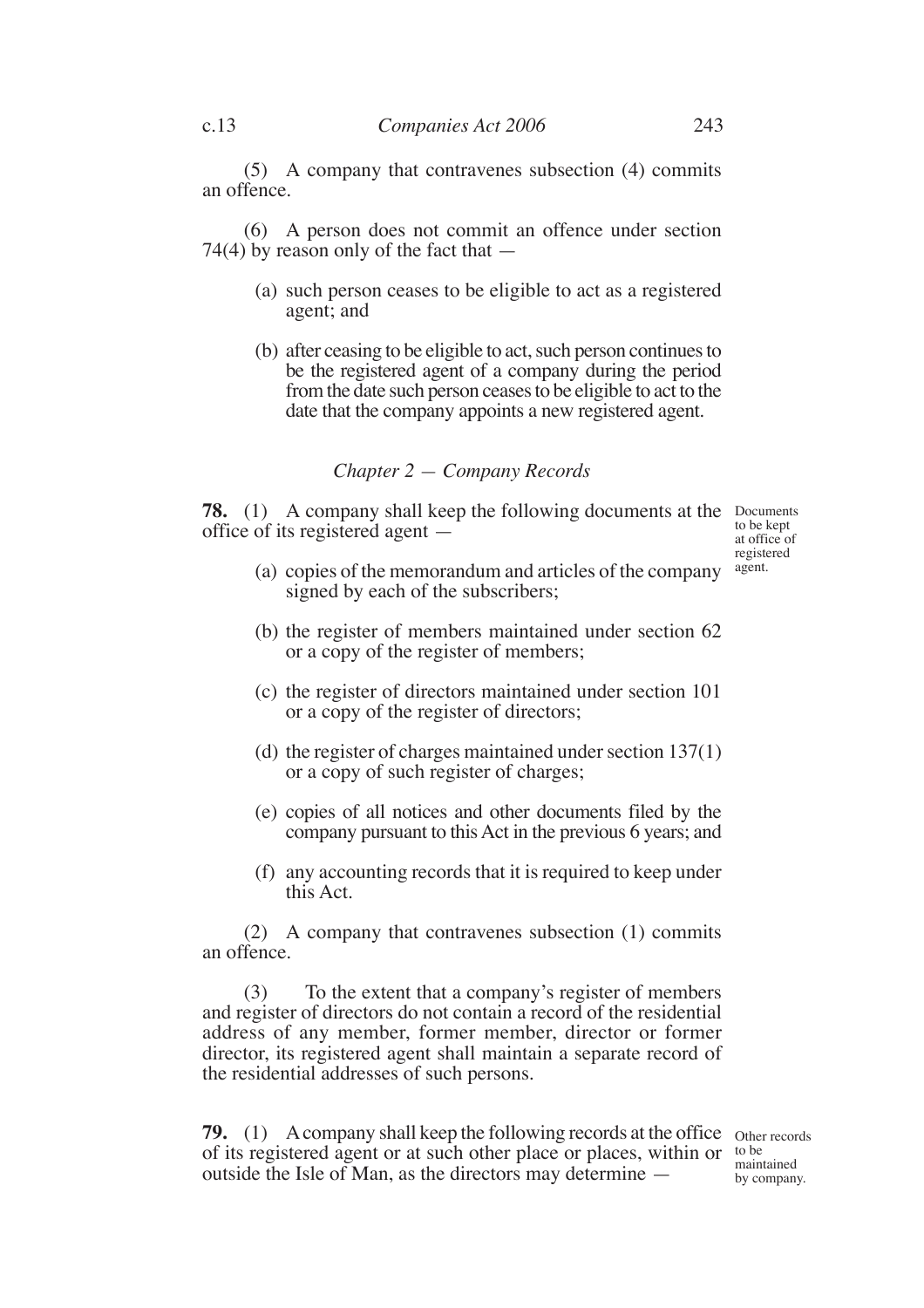(5) A company that contravenes subsection (4) commits an offence.

(6) A person does not commit an offence under section 74(4) by reason only of the fact that —

(a) such person ceases to be eligible to act as a registered agent; and

(b) after ceasing to be eligible to act, such person continues to be the registered agent of a company during the period from the date such person ceases to be eligible to act to the date that the company appoints a new registered agent.

### *Chapter 2 — Company Records*

**78.** (1) A company shall keep the following documents at the office of its registered agent —

Documents to be kept at office of registered agent.

(a) copies of the memorandum and articles of the company signed by each of the subscribers;

(b) the register of members maintained under section 62 or a copy of the register of members;

(c) the register of directors maintained under section 101 or a copy of the register of directors;

(d) the register of charges maintained under section 137(1) or a copy of such register of charges;

(e) copies of all notices and other documents filed by the company pursuant to this Act in the previous 6 years; and

(f) any accounting records that it is required to keep under this Act.

(2) A company that contravenes subsection (1) commits an offence.

(3) To the extent that a company's register of members and register of directors do not contain a record of the residential address of any member, former member, director or former director, its registered agent shall maintain a separate record of the residential addresses of such persons.

**79.** (1) A company shall keep the following records at the office of its registered agent or at such other place or places, within or outside the Isle of Man, as the directors may determine —

Other records to be maintained by company.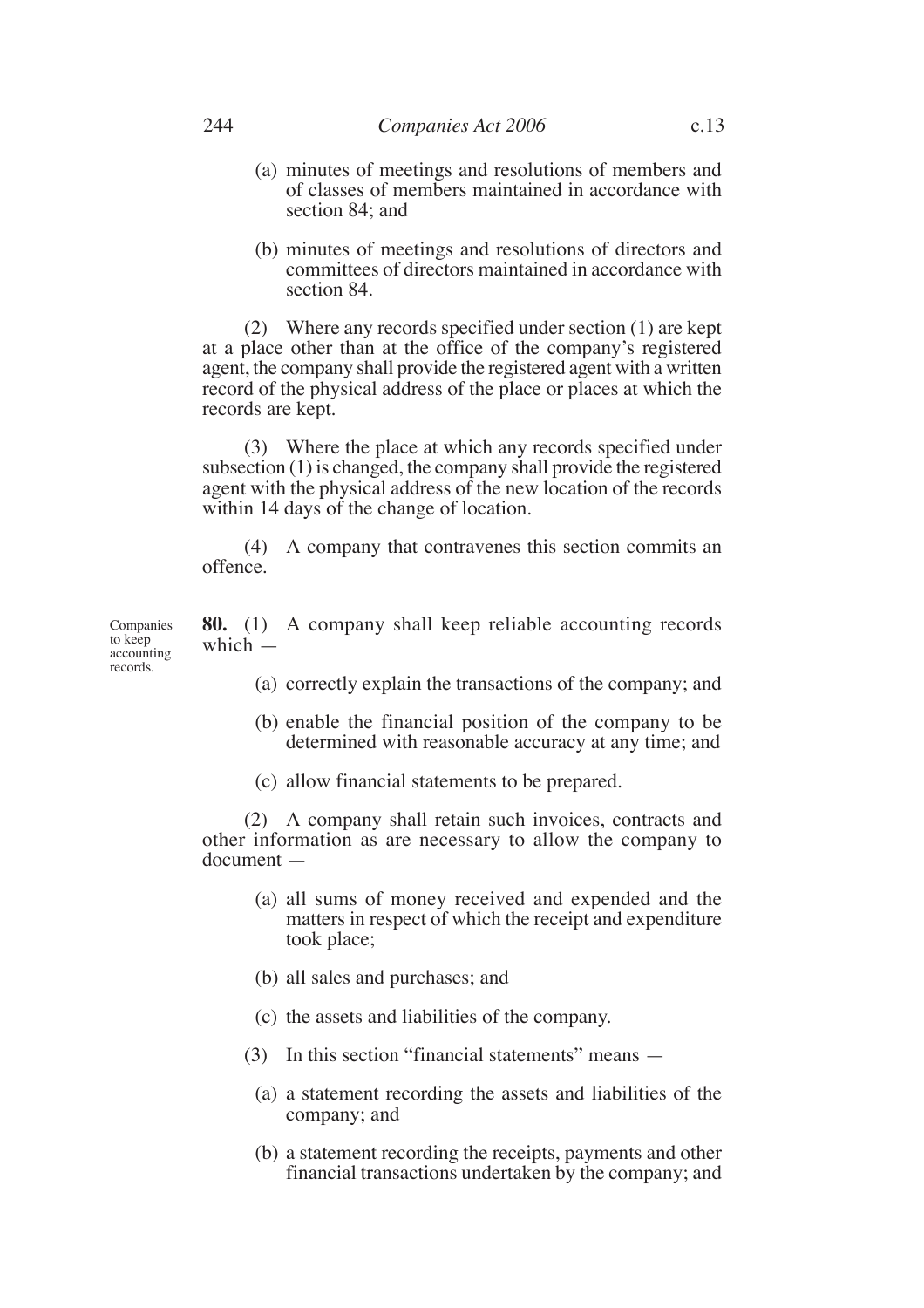(a) minutes of meetings and resolutions of members and of classes of members maintained in accordance with section 84; and

(b) minutes of meetings and resolutions of directors and committees of directors maintained in accordance with section 84.

(2) Where any records specified under section (1) are kept at a place other than at the office of the company's registered agent, the company shall provide the registered agent with a written record of the physical address of the place or places at which the records are kept.

(3) Where the place at which any records specified under subsection (1) is changed, the company shall provide the registered agent with the physical address of the new location of the records within 14 days of the change of location.

(4) A company that contravenes this section commits an offence.

Companies to keep accounting records.

**80.** (1) A company shall keep reliable accounting records which —

(a) correctly explain the transactions of the company; and

(b) enable the financial position of the company to be determined with reasonable accuracy at any time; and

(c) allow financial statements to be prepared.

(2) A company shall retain such invoices, contracts and other information as are necessary to allow the company to document —

(a) all sums of money received and expended and the matters in respect of which the receipt and expenditure took place;

(b) all sales and purchases; and

(c) the assets and liabilities of the company.

(3) In this section "financial statements" means —

(a) a statement recording the assets and liabilities of the company; and

(b) a statement recording the receipts, payments and other financial transactions undertaken by the company; and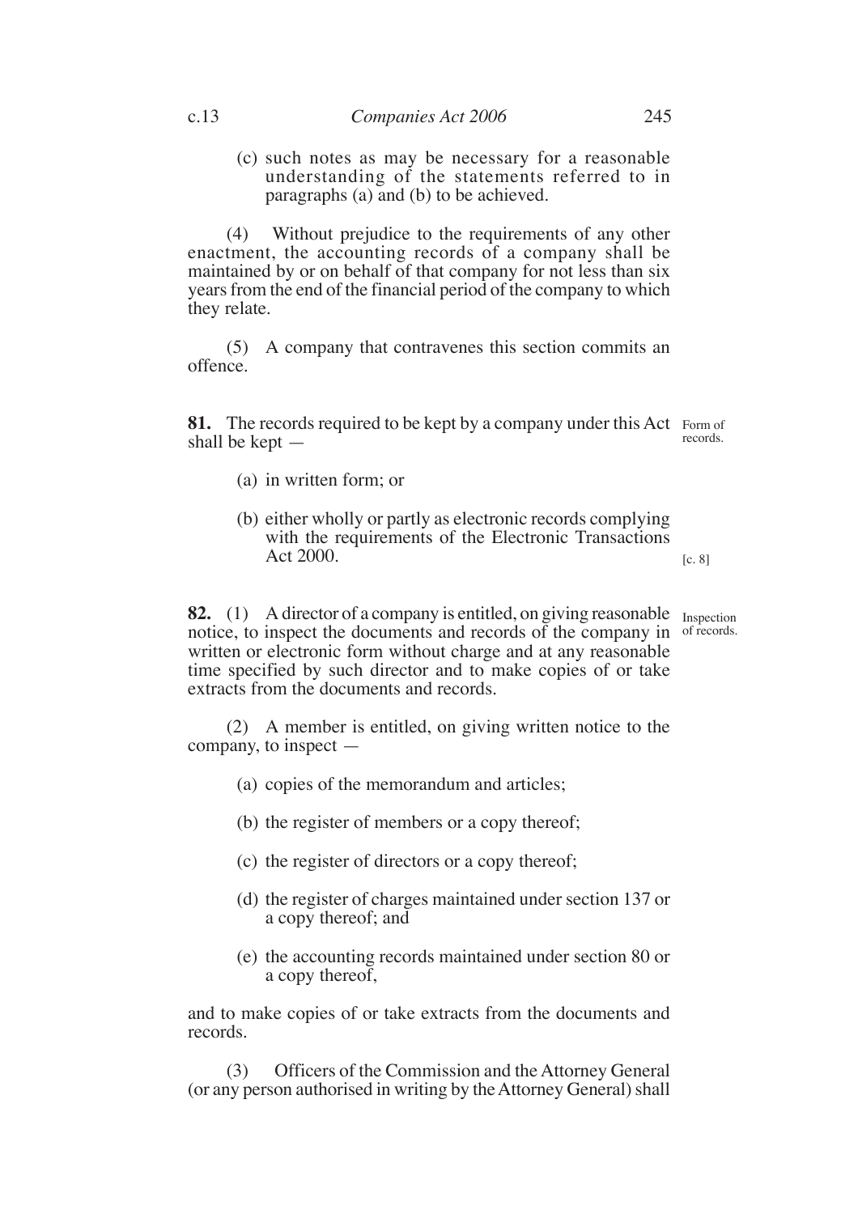(c) such notes as may be necessary for a reasonable understanding of the statements referred to in paragraphs (a) and (b) to be achieved.

(4) Without prejudice to the requirements of any other enactment, the accounting records of a company shall be maintained by or on behalf of that company for not less than six years from the end of the financial period of the company to which they relate.

(5) A company that contravenes this section commits an offence.

**81.** The records required to be kept by a company under this Act shall be kept — *Form of records.*

(a) in written form; or

(b) either wholly or partly as electronic records complying with the requirements of the Electronic Transactions Act 2000. [c. 8]

**82.** (1) A director of a company is entitled, on giving reasonable notice, to inspect the documents and records of the company in written or electronic form without charge and at any reasonable time specified by such director and to make copies of or take extracts from the documents and records. *Inspection of records.*

(2) A member is entitled, on giving written notice to the company, to inspect —

(a) copies of the memorandum and articles;

(b) the register of members or a copy thereof;

(c) the register of directors or a copy thereof;

(d) the register of charges maintained under section 137 or a copy thereof; and

(e) the accounting records maintained under section 80 or a copy thereof,

and to make copies of or take extracts from the documents and records.

(3) Officers of the Commission and the Attorney General (or any person authorised in writing by the Attorney General) shall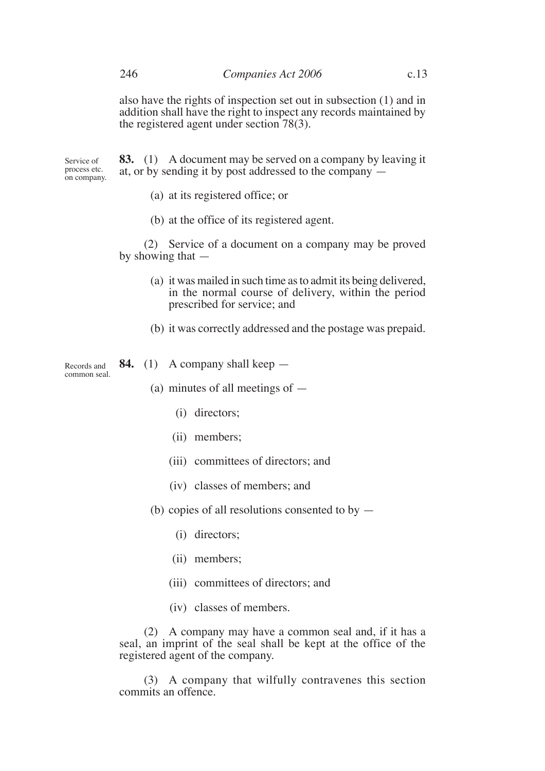also have the rights of inspection set out in subsection (1) and in addition shall have the right to inspect any records maintained by the registered agent under section 78(3).

Service of process etc. on company.

**83.** (1) A document may be served on a company by leaving it at, or by sending it by post addressed to the company —

(a) at its registered office; or

(b) at the office of its registered agent.

(2) Service of a document on a company may be proved by showing that —

(a) it was mailed in such time as to admit its being delivered, in the normal course of delivery, within the period prescribed for service; and

(b) it was correctly addressed and the postage was prepaid.

Records and common seal.

**84.** (1) A company shall keep —

(a) minutes of all meetings of —

(i) directors;

(ii) members;

(iii) committees of directors; and

(iv) classes of members; and

(b) copies of all resolutions consented to by —

(i) directors;

(ii) members;

(iii) committees of directors; and

(iv) classes of members.

(2) A company may have a common seal and, if it has a seal, an imprint of the seal shall be kept at the office of the registered agent of the company.

(3) A company that wilfully contravenes this section commits an offence.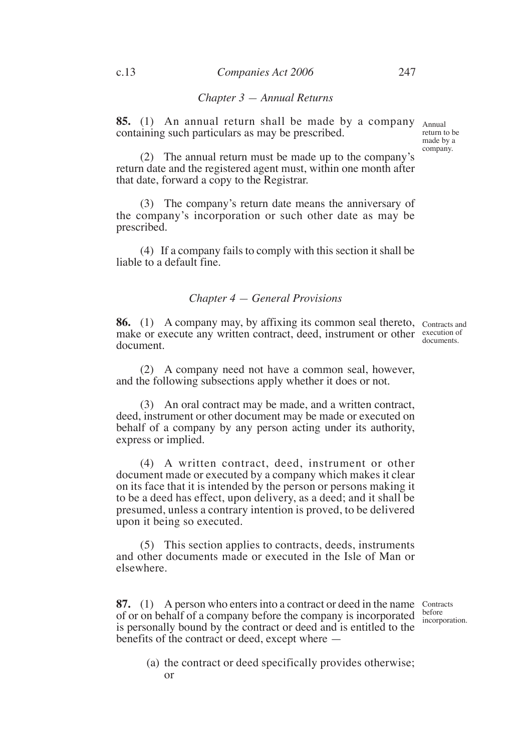## *Chapter 3 — Annual Returns*

**85.** (1) An annual return shall be made by a company containing such particulars as may be prescribed.

Annual return to be made by a company.

(2) The annual return must be made up to the company's return date and the registered agent must, within one month after that date, forward a copy to the Registrar.

(3) The company's return date means the anniversary of the company's incorporation or such other date as may be prescribed.

(4) If a company fails to comply with this section it shall be liable to a default fine.

## *Chapter 4 — General Provisions*

**86.** (1) A company may, by affixing its common seal thereto, make or execute any written contract, deed, instrument or other document.

Contracts and execution of documents.

(2) A company need not have a common seal, however, and the following subsections apply whether it does or not.

(3) An oral contract may be made, and a written contract, deed, instrument or other document may be made or executed on behalf of a company by any person acting under its authority, express or implied.

(4) A written contract, deed, instrument or other document made or executed by a company which makes it clear on its face that it is intended by the person or persons making it to be a deed has effect, upon delivery, as a deed; and it shall be presumed, unless a contrary intention is proved, to be delivered upon it being so executed.

(5) This section applies to contracts, deeds, instruments and other documents made or executed in the Isle of Man or elsewhere.

**87.** (1) A person who enters into a contract or deed in the name of or on behalf of a company before the company is incorporated is personally bound by the contract or deed and is entitled to the benefits of the contract or deed, except where —

Contracts before incorporation.

(a) the contract or deed specifically provides otherwise; or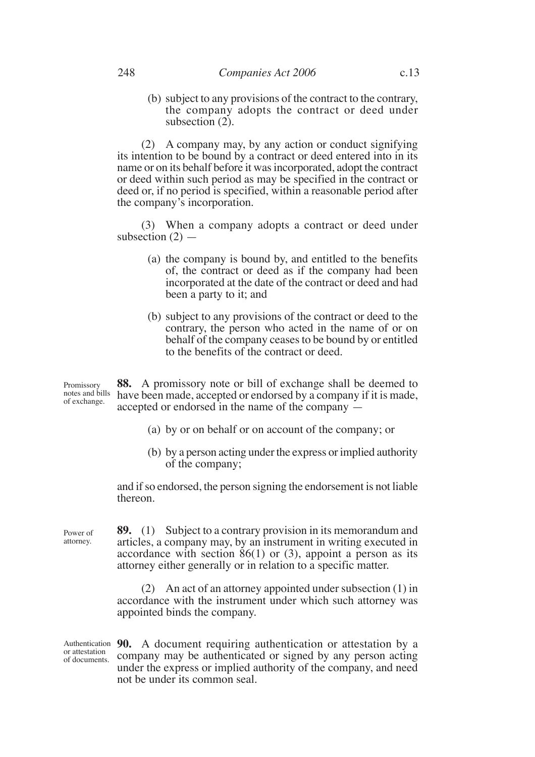(b) subject to any provisions of the contract to the contrary, the company adopts the contract or deed under subsection (2).

(2) A company may, by any action or conduct signifying its intention to be bound by a contract or deed entered into in its name or on its behalf before it was incorporated, adopt the contract or deed within such period as may be specified in the contract or deed or, if no period is specified, within a reasonable period after the company's incorporation.

(3) When a company adopts a contract or deed under subsection (2) —

(a) the company is bound by, and entitled to the benefits of, the contract or deed as if the company had been incorporated at the date of the contract or deed and had been a party to it; and

(b) subject to any provisions of the contract or deed to the contrary, the person who acted in the name of or on behalf of the company ceases to be bound by or entitled to the benefits of the contract or deed.

*Promissory notes and bills of exchange.*

**88.** A promissory note or bill of exchange shall be deemed to have been made, accepted or endorsed by a company if it is made, accepted or endorsed in the name of the company —

(a) by or on behalf or on account of the company; or

(b) by a person acting under the express or implied authority of the company;

and if so endorsed, the person signing the endorsement is not liable thereon.

*Power of attorney.*

**89.** (1) Subject to a contrary provision in its memorandum and articles, a company may, by an instrument in writing executed in accordance with section 86(1) or (3), appoint a person as its attorney either generally or in relation to a specific matter.

(2) An act of an attorney appointed under subsection (1) in accordance with the instrument under which such attorney was appointed binds the company.

*Authentication or attestation of documents.*

**90.** A document requiring authentication or attestation by a company may be authenticated or signed by any person acting under the express or implied authority of the company, and need not be under its common seal.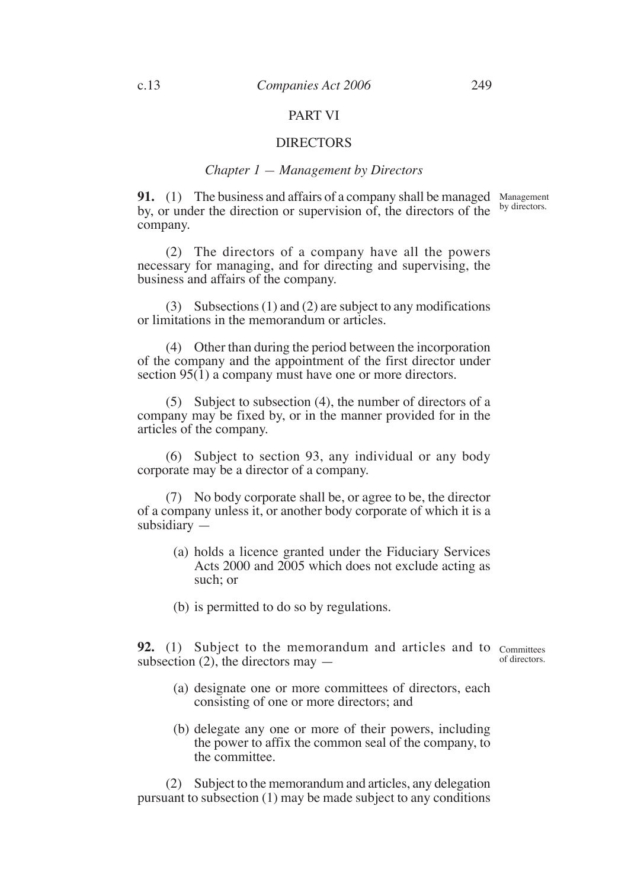## PART VI

## DIRECTORS

### *Chapter 1 — Management by Directors*

**91.** (1) The business and affairs of a company shall be managed by, or under the direction or supervision of, the directors of the company.

Management by directors.

(2) The directors of a company have all the powers necessary for managing, and for directing and supervising, the business and affairs of the company.

(3) Subsections (1) and (2) are subject to any modifications or limitations in the memorandum or articles.

(4) Other than during the period between the incorporation of the company and the appointment of the first director under section 95(1) a company must have one or more directors.

(5) Subject to subsection (4), the number of directors of a company may be fixed by, or in the manner provided for in the articles of the company.

(6) Subject to section 93, any individual or any body corporate may be a director of a company.

(7) No body corporate shall be, or agree to be, the director of a company unless it, or another body corporate of which it is a subsidiary —

(a) holds a licence granted under the Fiduciary Services Acts 2000 and 2005 which does not exclude acting as such; or

(b) is permitted to do so by regulations.

**92.** (1) Subject to the memorandum and articles and to subsection (2), the directors may —

Committees of directors.

(a) designate one or more committees of directors, each consisting of one or more directors; and

(b) delegate any one or more of their powers, including the power to affix the common seal of the company, to the committee.

(2) Subject to the memorandum and articles, any delegation pursuant to subsection (1) may be made subject to any conditions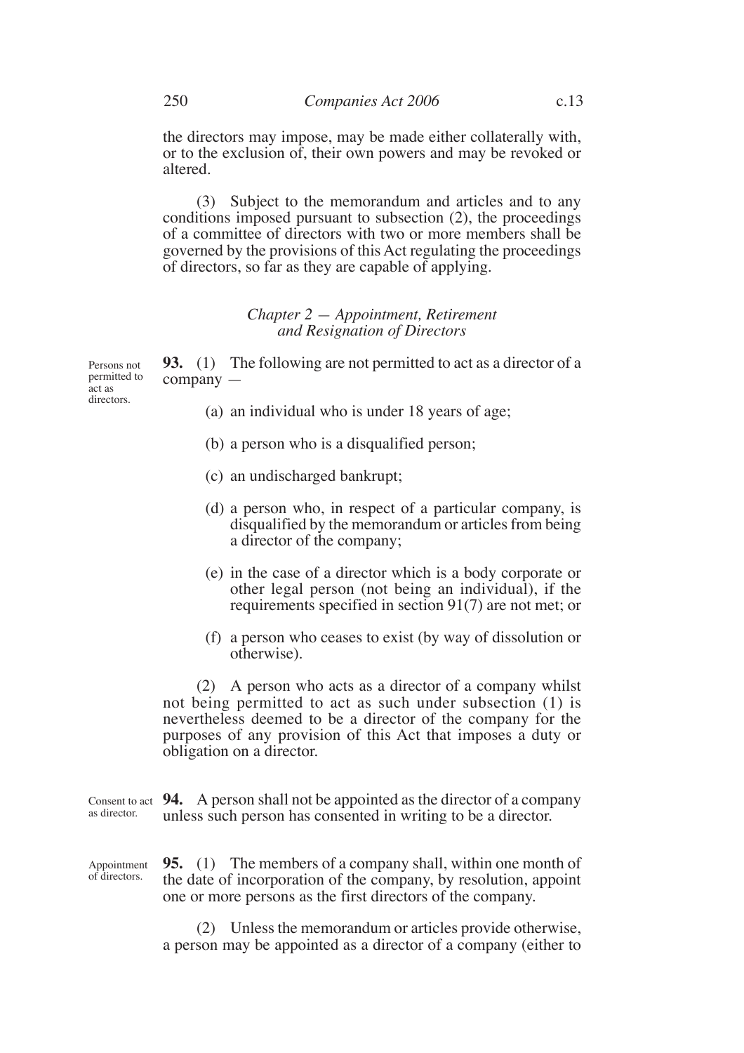the directors may impose, may be made either collaterally with, or to the exclusion of, their own powers and may be revoked or altered.

(3) Subject to the memorandum and articles and to any conditions imposed pursuant to subsection (2), the proceedings of a committee of directors with two or more members shall be governed by the provisions of this Act regulating the proceedings of directors, so far as they are capable of applying.

## *Chapter 2 — Appointment, Retirement and Resignation of Directors*

Persons not permitted to act as directors.

**93.** (1) The following are not permitted to act as a director of a company —

(a) an individual who is under 18 years of age;

(b) a person who is a disqualified person;

(c) an undischarged bankrupt;

(d) a person who, in respect of a particular company, is disqualified by the memorandum or articles from being a director of the company;

(e) in the case of a director which is a body corporate or other legal person (not being an individual), if the requirements specified in section 91(7) are not met; or

(f) a person who ceases to exist (by way of dissolution or otherwise).

(2) A person who acts as a director of a company whilst not being permitted to act as such under subsection (1) is nevertheless deemed to be a director of the company for the purposes of any provision of this Act that imposes a duty or obligation on a director.

Consent to act as director.

**94.** A person shall not be appointed as the director of a company unless such person has consented in writing to be a director.

Appointment of directors.

**95.** (1) The members of a company shall, within one month of the date of incorporation of the company, by resolution, appoint one or more persons as the first directors of the company.

(2) Unless the memorandum or articles provide otherwise, a person may be appointed as a director of a company (either to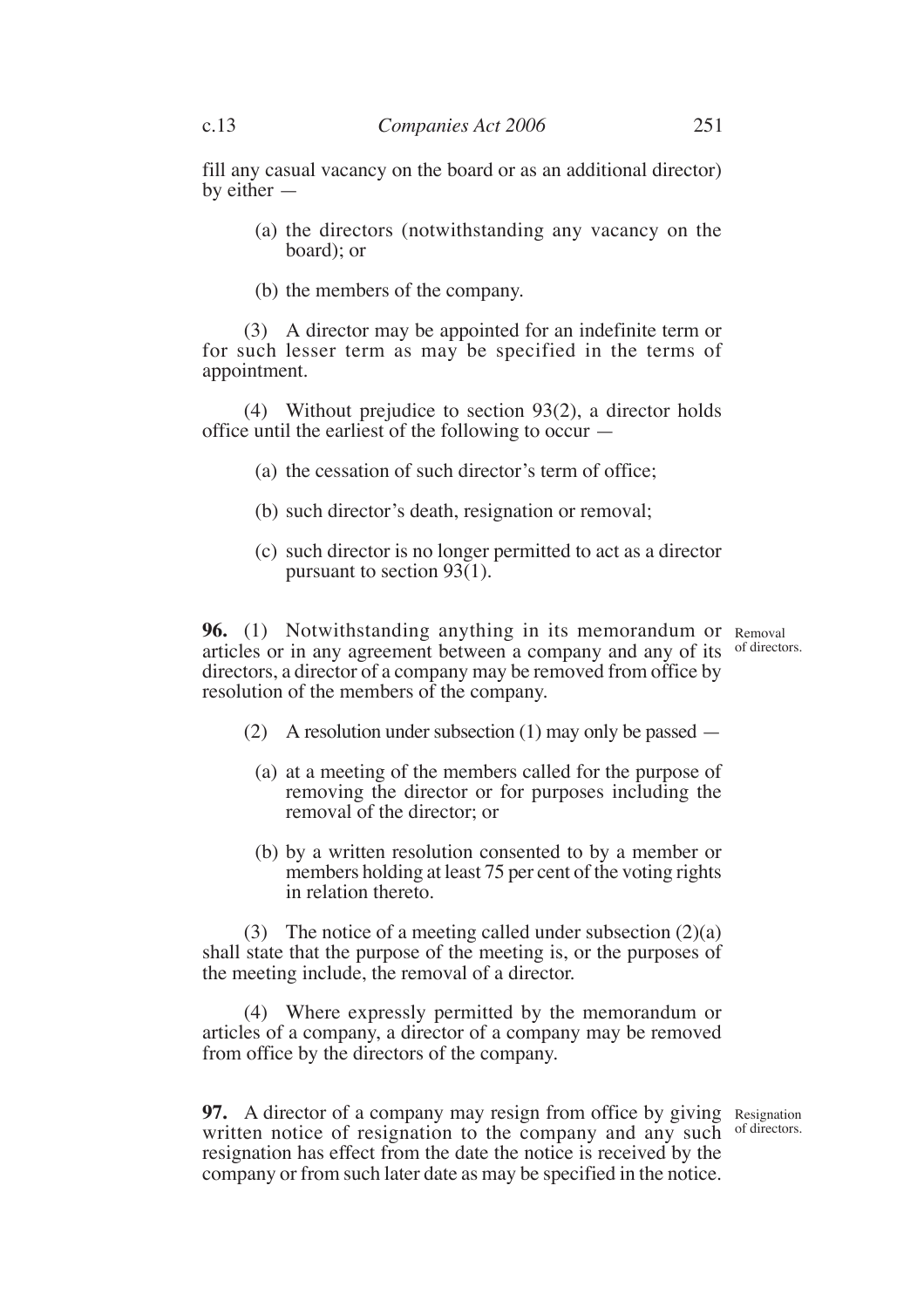fill any casual vacancy on the board or as an additional director) by either —

(a) the directors (notwithstanding any vacancy on the board); or

(b) the members of the company.

(3) A director may be appointed for an indefinite term or for such lesser term as may be specified in the terms of appointment.

(4) Without prejudice to section 93(2), a director holds office until the earliest of the following to occur —

(a) the cessation of such director's term of office;

(b) such director's death, resignation or removal;

(c) such director is no longer permitted to act as a director pursuant to section 93(1).

**96.** (1) Notwithstanding anything in its memorandum or articles or in any agreement between a company and any of its directors, a director of a company may be removed from office by resolution of the members of the company.

*Removal of directors.*

(2) A resolution under subsection (1) may only be passed —

(a) at a meeting of the members called for the purpose of removing the director or for purposes including the removal of the director; or

(b) by a written resolution consented to by a member or members holding at least 75 per cent of the voting rights in relation thereto.

(3) The notice of a meeting called under subsection (2)(a) shall state that the purpose of the meeting is, or the purposes of the meeting include, the removal of a director.

(4) Where expressly permitted by the memorandum or articles of a company, a director of a company may be removed from office by the directors of the company.

**97.** A director of a company may resign from office by giving written notice of resignation to the company and any such resignation has effect from the date the notice is received by the company or from such later date as may be specified in the notice.

*Resignation of directors.*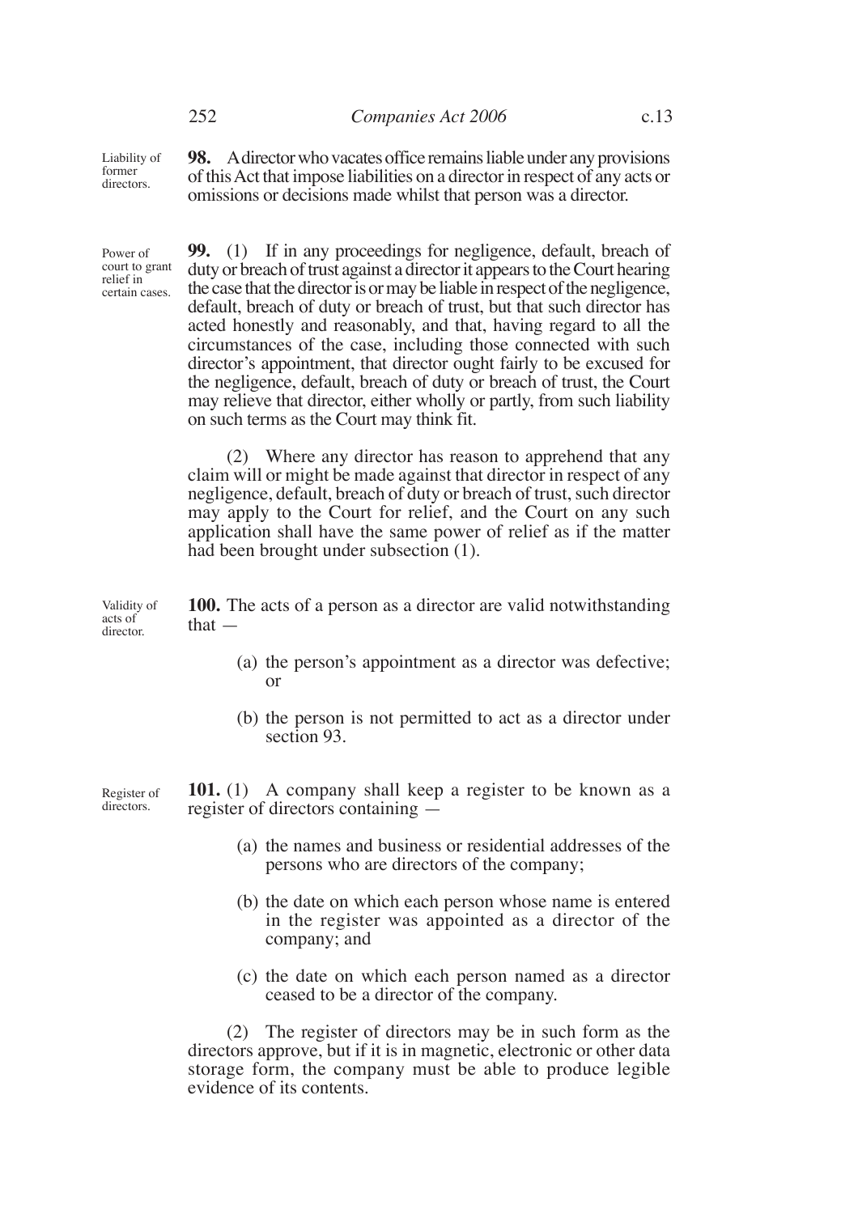**98.** A director who vacates office remains liable under any provisions of this Act that impose liabilities on a director in respect of any acts or omissions or decisions made whilst that person was a director.

Liability of former directors.

**99.** (1) If in any proceedings for negligence, default, breach of duty or breach of trust against a director it appears to the Court hearing the case that the director is or may be liable in respect of the negligence, default, breach of duty or breach of trust, but that such director has acted honestly and reasonably, and that, having regard to all the circumstances of the case, including those connected with such director's appointment, that director ought fairly to be excused for the negligence, default, breach of duty or breach of trust, the Court may relieve that director, either wholly or partly, from such liability on such terms as the Court may think fit.

Power of court to grant relief in certain cases.

(2) Where any director has reason to apprehend that any claim will or might be made against that director in respect of any negligence, default, breach of duty or breach of trust, such director may apply to the Court for relief, and the Court on any such application shall have the same power of relief as if the matter had been brought under subsection (1).

**100.** The acts of a person as a director are valid notwithstanding that —

Validity of acts of director.

(a) the person's appointment as a director was defective; or

(b) the person is not permitted to act as a director under section 93.

**101.** (1) A company shall keep a register to be known as a register of directors containing —

Register of directors.

(a) the names and business or residential addresses of the persons who are directors of the company;

(b) the date on which each person whose name is entered in the register was appointed as a director of the company; and

(c) the date on which each person named as a director ceased to be a director of the company.

(2) The register of directors may be in such form as the directors approve, but if it is in magnetic, electronic or other data storage form, the company must be able to produce legible evidence of its contents.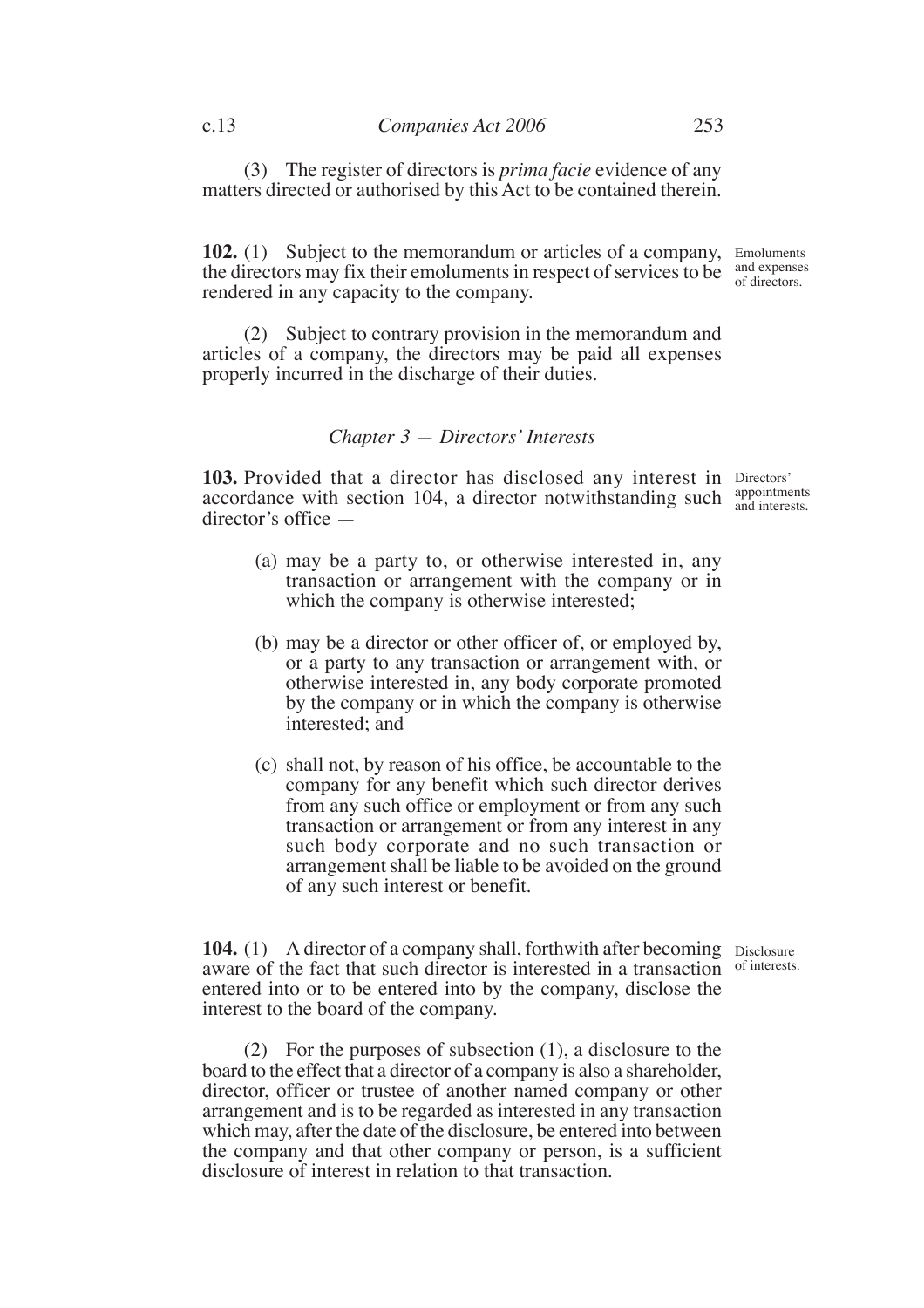(3) The register of directors is *prima facie* evidence of any matters directed or authorised by this Act to be contained therein.

**102.** (1) Subject to the memorandum or articles of a company, the directors may fix their emoluments in respect of services to be rendered in any capacity to the company.

Emoluments and expenses of directors.

(2) Subject to contrary provision in the memorandum and articles of a company, the directors may be paid all expenses properly incurred in the discharge of their duties.

### *Chapter 3 — Directors' Interests*

**103.** Provided that a director has disclosed any interest in accordance with section 104, a director notwithstanding such director's office —

Directors' appointments and interests.

(a) may be a party to, or otherwise interested in, any transaction or arrangement with the company or in which the company is otherwise interested;

(b) may be a director or other officer of, or employed by, or a party to any transaction or arrangement with, or otherwise interested in, any body corporate promoted by the company or in which the company is otherwise interested; and

(c) shall not, by reason of his office, be accountable to the company for any benefit which such director derives from any such office or employment or from any such transaction or arrangement or from any interest in any such body corporate and no such transaction or arrangement shall be liable to be avoided on the ground of any such interest or benefit.

**104.** (1) A director of a company shall, forthwith after becoming aware of the fact that such director is interested in a transaction entered into or to be entered into by the company, disclose the interest to the board of the company.

Disclosure of interests.

(2) For the purposes of subsection (1), a disclosure to the board to the effect that a director of a company is also a shareholder, director, officer or trustee of another named company or other arrangement and is to be regarded as interested in any transaction which may, after the date of the disclosure, be entered into between the company and that other company or person, is a sufficient disclosure of interest in relation to that transaction.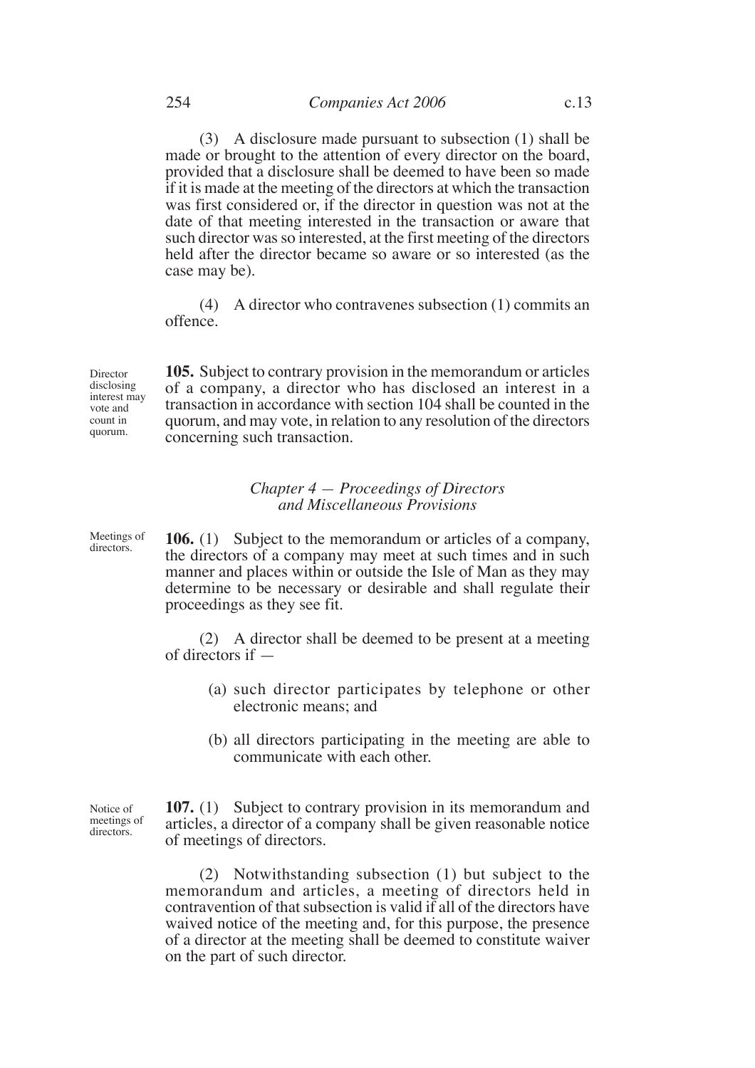(3) A disclosure made pursuant to subsection (1) shall be made or brought to the attention of every director on the board, provided that a disclosure shall be deemed to have been so made if it is made at the meeting of the directors at which the transaction was first considered or, if the director in question was not at the date of that meeting interested in the transaction or aware that such director was so interested, at the first meeting of the directors held after the director became so aware or so interested (as the case may be).

(4) A director who contravenes subsection (1) commits an offence.

*Director disclosing interest may vote and count in quorum.*

**105.** Subject to contrary provision in the memorandum or articles of a company, a director who has disclosed an interest in a transaction in accordance with section 104 shall be counted in the quorum, and may vote, in relation to any resolution of the directors concerning such transaction.

## *Chapter 4 — Proceedings of Directors and Miscellaneous Provisions*

*Meetings of directors.*

**106.** (1) Subject to the memorandum or articles of a company, the directors of a company may meet at such times and in such manner and places within or outside the Isle of Man as they may determine to be necessary or desirable and shall regulate their proceedings as they see fit.

(2) A director shall be deemed to be present at a meeting of directors if —

(a) such director participates by telephone or other electronic means; and

(b) all directors participating in the meeting are able to communicate with each other.

*Notice of meetings of directors.*

**107.** (1) Subject to contrary provision in its memorandum and articles, a director of a company shall be given reasonable notice of meetings of directors.

(2) Notwithstanding subsection (1) but subject to the memorandum and articles, a meeting of directors held in contravention of that subsection is valid if all of the directors have waived notice of the meeting and, for this purpose, the presence of a director at the meeting shall be deemed to constitute waiver on the part of such director.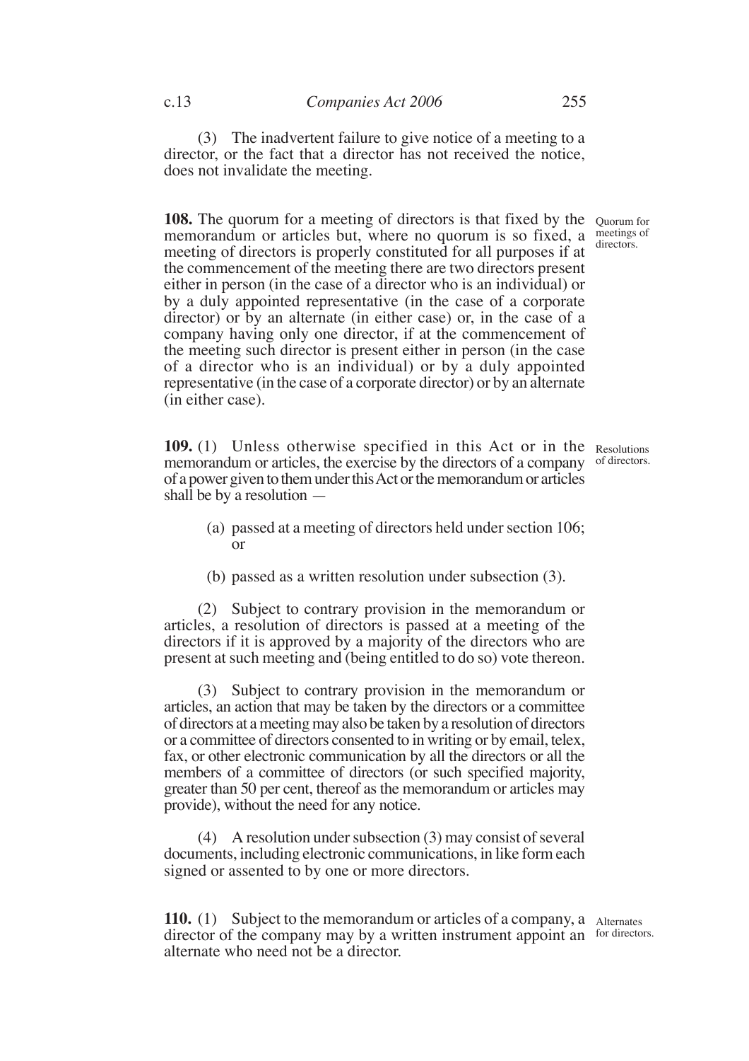(3) The inadvertent failure to give notice of a meeting to a director, or the fact that a director has not received the notice, does not invalidate the meeting.

**108.** The quorum for a meeting of directors is that fixed by the memorandum or articles but, where no quorum is so fixed, a meeting of directors is properly constituted for all purposes if at the commencement of the meeting there are two directors present either in person (in the case of a director who is an individual) or by a duly appointed representative (in the case of a corporate director) or by an alternate (in either case) or, in the case of a company having only one director, if at the commencement of the meeting such director is present either in person (in the case of a director who is an individual) or by a duly appointed representative (in the case of a corporate director) or by an alternate (in either case).

Quorum for meetings of directors.

**109.** (1) Unless otherwise specified in this Act or in the memorandum or articles, the exercise by the directors of a company of a power given to them under this Act or the memorandum or articles shall be by a resolution —

Resolutions of directors.

(a) passed at a meeting of directors held under section 106; or

(b) passed as a written resolution under subsection (3).

(2) Subject to contrary provision in the memorandum or articles, a resolution of directors is passed at a meeting of the directors if it is approved by a majority of the directors who are present at such meeting and (being entitled to do so) vote thereon.

(3) Subject to contrary provision in the memorandum or articles, an action that may be taken by the directors or a committee of directors at a meeting may also be taken by a resolution of directors or a committee of directors consented to in writing or by email, telex, fax, or other electronic communication by all the directors or all the members of a committee of directors (or such specified majority, greater than 50 per cent, thereof as the memorandum or articles may provide), without the need for any notice.

(4) A resolution under subsection (3) may consist of several documents, including electronic communications, in like form each signed or assented to by one or more directors.

**110.** (1) Subject to the memorandum or articles of a company, a director of the company may by a written instrument appoint an alternate who need not be a director.

Alternates for directors.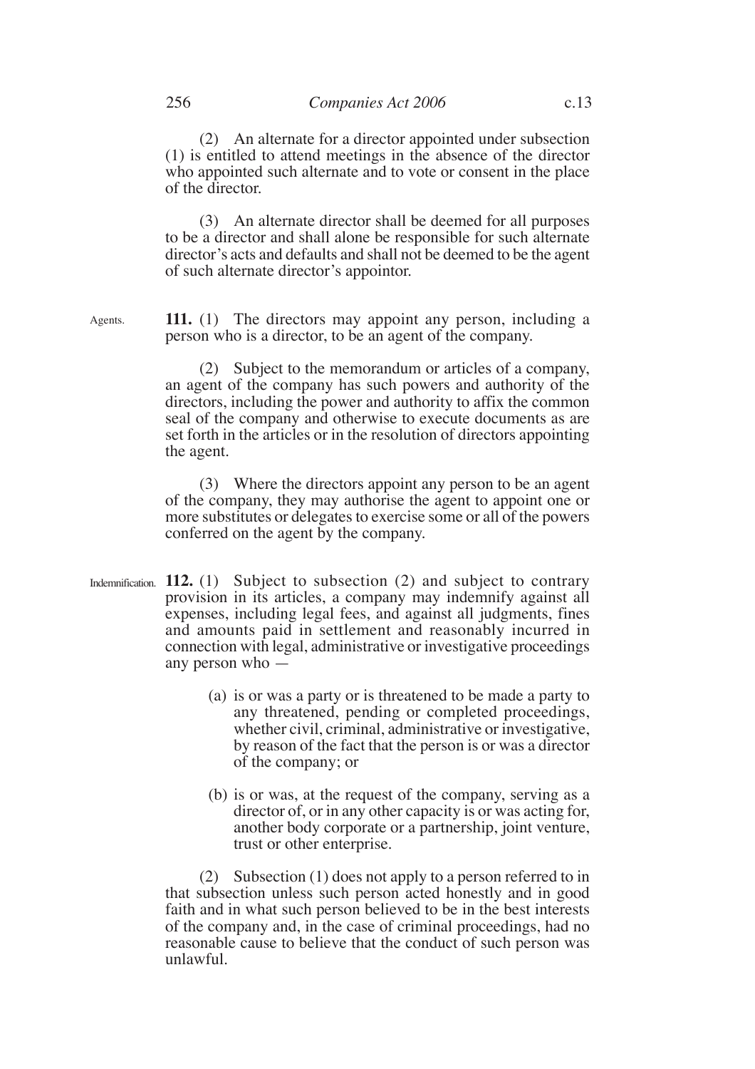(2) An alternate for a director appointed under subsection (1) is entitled to attend meetings in the absence of the director who appointed such alternate and to vote or consent in the place of the director.

(3) An alternate director shall be deemed for all purposes to be a director and shall alone be responsible for such alternate director's acts and defaults and shall not be deemed to be the agent of such alternate director's appointor.

Agents.

**111.** (1) The directors may appoint any person, including a person who is a director, to be an agent of the company.

(2) Subject to the memorandum or articles of a company, an agent of the company has such powers and authority of the directors, including the power and authority to affix the common seal of the company and otherwise to execute documents as are set forth in the articles or in the resolution of directors appointing the agent.

(3) Where the directors appoint any person to be an agent of the company, they may authorise the agent to appoint one or more substitutes or delegates to exercise some or all of the powers conferred on the agent by the company.

Indemnification.

**112.** (1) Subject to subsection (2) and subject to contrary provision in its articles, a company may indemnify against all expenses, including legal fees, and against all judgments, fines and amounts paid in settlement and reasonably incurred in connection with legal, administrative or investigative proceedings any person who —

(a) is or was a party or is threatened to be made a party to any threatened, pending or completed proceedings, whether civil, criminal, administrative or investigative, by reason of the fact that the person is or was a director of the company; or

(b) is or was, at the request of the company, serving as a director of, or in any other capacity is or was acting for, another body corporate or a partnership, joint venture, trust or other enterprise.

(2) Subsection (1) does not apply to a person referred to in that subsection unless such person acted honestly and in good faith and in what such person believed to be in the best interests of the company and, in the case of criminal proceedings, had no reasonable cause to believe that the conduct of such person was unlawful.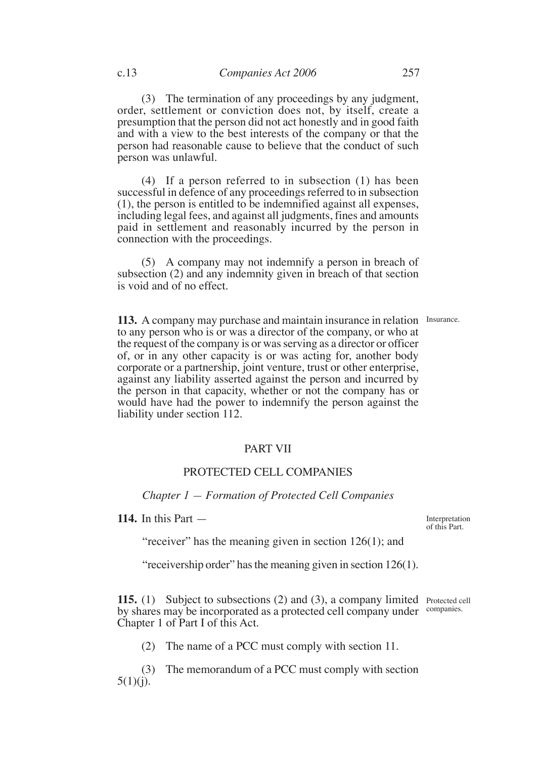(3) The termination of any proceedings by any judgment, order, settlement or conviction does not, by itself, create a presumption that the person did not act honestly and in good faith and with a view to the best interests of the company or that the person had reasonable cause to believe that the conduct of such person was unlawful.

(4) If a person referred to in subsection (1) has been successful in defence of any proceedings referred to in subsection (1), the person is entitled to be indemnified against all expenses, including legal fees, and against all judgments, fines and amounts paid in settlement and reasonably incurred by the person in connection with the proceedings.

(5) A company may not indemnify a person in breach of subsection (2) and any indemnity given in breach of that section is void and of no effect.

Insurance.

**113.** A company may purchase and maintain insurance in relation to any person who is or was a director of the company, or who at the request of the company is or was serving as a director or officer of, or in any other capacity is or was acting for, another body corporate or a partnership, joint venture, trust or other enterprise, against any liability asserted against the person and incurred by the person in that capacity, whether or not the company has or would have had the power to indemnify the person against the liability under section 112.

## PART VII

## PROTECTED CELL COMPANIES

### *Chapter 1 — Formation of Protected Cell Companies*

Interpretation of this Part.

**114.** In this Part —

"receiver" has the meaning given in section 126(1); and

"receivership order" has the meaning given in section 126(1).

Protected cell companies.

**115.** (1) Subject to subsections (2) and (3), a company limited by shares may be incorporated as a protected cell company under Chapter 1 of Part I of this Act.

(2) The name of a PCC must comply with section 11.

(3) The memorandum of a PCC must comply with section 5(1)(j).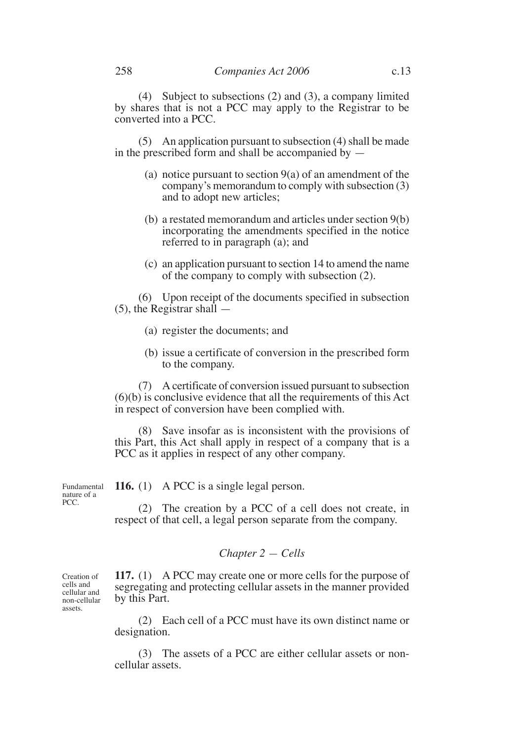(4) Subject to subsections (2) and (3), a company limited by shares that is not a PCC may apply to the Registrar to be converted into a PCC.

(5) An application pursuant to subsection (4) shall be made in the prescribed form and shall be accompanied by —

- (a) notice pursuant to section 9(a) of an amendment of the company's memorandum to comply with subsection (3) and to adopt new articles;
- (b) a restated memorandum and articles under section 9(b) incorporating the amendments specified in the notice referred to in paragraph (a); and
- (c) an application pursuant to section 14 to amend the name of the company to comply with subsection (2).

(6) Upon receipt of the documents specified in subsection (5), the Registrar shall —

- (a) register the documents; and
- (b) issue a certificate of conversion in the prescribed form to the company.

(7) A certificate of conversion issued pursuant to subsection (6)(b) is conclusive evidence that all the requirements of this Act in respect of conversion have been complied with.

(8) Save insofar as is inconsistent with the provisions of this Part, this Act shall apply in respect of a company that is a PCC as it applies in respect of any other company.

Fundamental nature of a PCC.

**116.** (1) A PCC is a single legal person.

(2) The creation by a PCC of a cell does not create, in respect of that cell, a legal person separate from the company.

## *Chapter 2 — Cells*

Creation of cells and cellular and non-cellular assets.

**117.** (1) A PCC may create one or more cells for the purpose of segregating and protecting cellular assets in the manner provided by this Part.

(2) Each cell of a PCC must have its own distinct name or designation.

(3) The assets of a PCC are either cellular assets or non-cellular assets.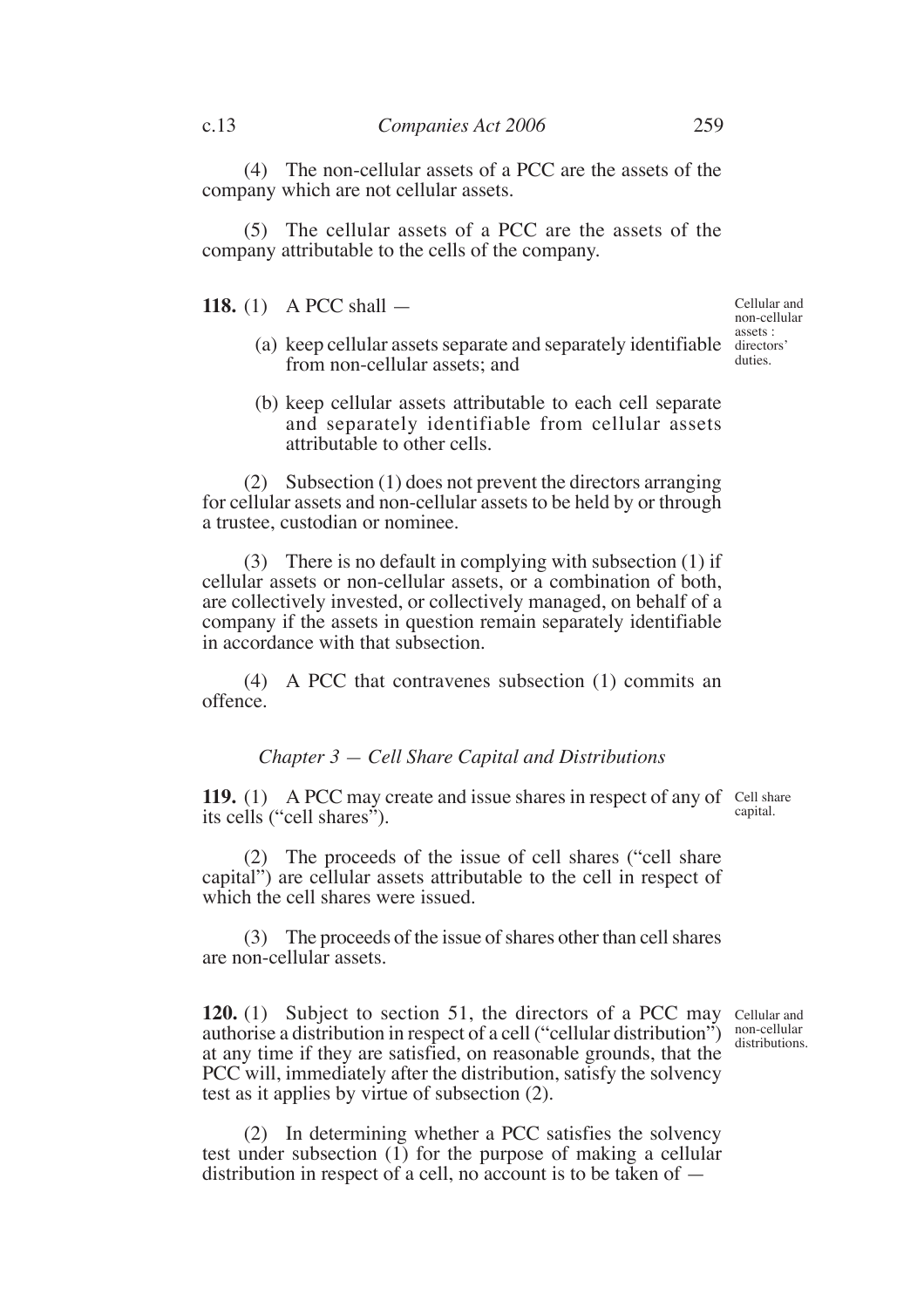(4) The non-cellular assets of a PCC are the assets of the company which are not cellular assets.

(5) The cellular assets of a PCC are the assets of the company attributable to the cells of the company.

*Cellular and non-cellular assets : directors' duties.*

**118.** (1) A PCC shall —

(a) keep cellular assets separate and separately identifiable from non-cellular assets; and

(b) keep cellular assets attributable to each cell separate and separately identifiable from cellular assets attributable to other cells.

(2) Subsection (1) does not prevent the directors arranging for cellular assets and non-cellular assets to be held by or through a trustee, custodian or nominee.

(3) There is no default in complying with subsection (1) if cellular assets or non-cellular assets, or a combination of both, are collectively invested, or collectively managed, on behalf of a company if the assets in question remain separately identifiable in accordance with that subsection.

(4) A PCC that contravenes subsection (1) commits an offence.

### *Chapter 3 — Cell Share Capital and Distributions*

*Cell share capital.*

**119.** (1) A PCC may create and issue shares in respect of any of its cells ("cell shares").

(2) The proceeds of the issue of cell shares ("cell share capital") are cellular assets attributable to the cell in respect of which the cell shares were issued.

(3) The proceeds of the issue of shares other than cell shares are non-cellular assets.

*Cellular and non-cellular distributions.*

**120.** (1) Subject to section 51, the directors of a PCC may authorise a distribution in respect of a cell ("cellular distribution") at any time if they are satisfied, on reasonable grounds, that the PCC will, immediately after the distribution, satisfy the solvency test as it applies by virtue of subsection (2).

(2) In determining whether a PCC satisfies the solvency test under subsection (1) for the purpose of making a cellular distribution in respect of a cell, no account is to be taken of —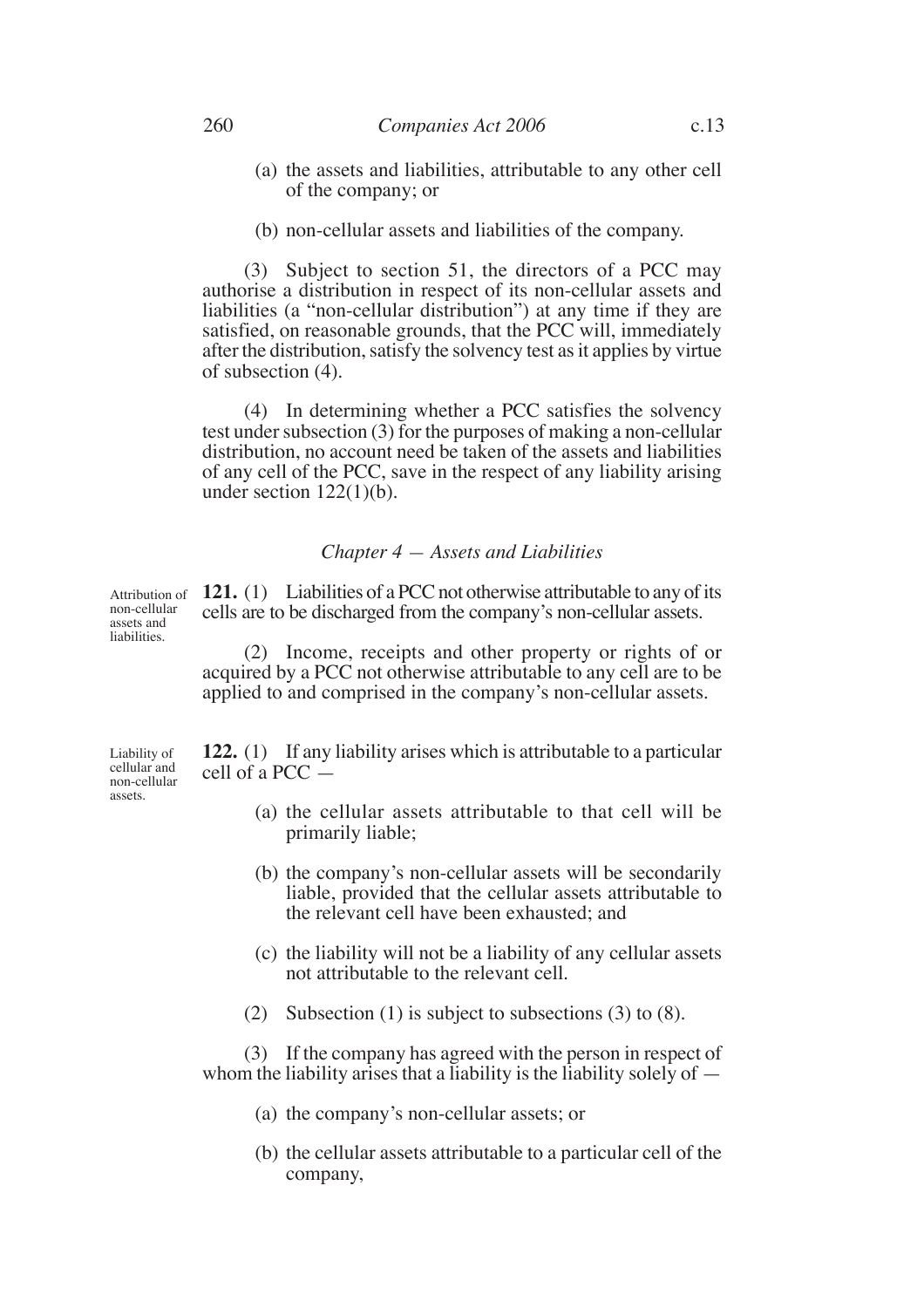(a) the assets and liabilities, attributable to any other cell of the company; or

(b) non-cellular assets and liabilities of the company.

(3) Subject to section 51, the directors of a PCC may authorise a distribution in respect of its non-cellular assets and liabilities (a "non-cellular distribution") at any time if they are satisfied, on reasonable grounds, that the PCC will, immediately after the distribution, satisfy the solvency test as it applies by virtue of subsection (4).

(4) In determining whether a PCC satisfies the solvency test under subsection (3) for the purposes of making a non-cellular distribution, no account need be taken of the assets and liabilities of any cell of the PCC, save in the respect of any liability arising under section 122(1)(b).

### *Chapter 4 — Assets and Liabilities*

Attribution of non-cellular assets and liabilities.

**121.** (1) Liabilities of a PCC not otherwise attributable to any of its cells are to be discharged from the company's non-cellular assets.

(2) Income, receipts and other property or rights of or acquired by a PCC not otherwise attributable to any cell are to be applied to and comprised in the company's non-cellular assets.

Liability of cellular and non-cellular assets.

**122.** (1) If any liability arises which is attributable to a particular cell of a PCC —

(a) the cellular assets attributable to that cell will be primarily liable;

(b) the company's non-cellular assets will be secondarily liable, provided that the cellular assets attributable to the relevant cell have been exhausted; and

(c) the liability will not be a liability of any cellular assets not attributable to the relevant cell.

(2) Subsection (1) is subject to subsections (3) to (8).

(3) If the company has agreed with the person in respect of whom the liability arises that a liability is the liability solely of —

(a) the company's non-cellular assets; or

(b) the cellular assets attributable to a particular cell of the company,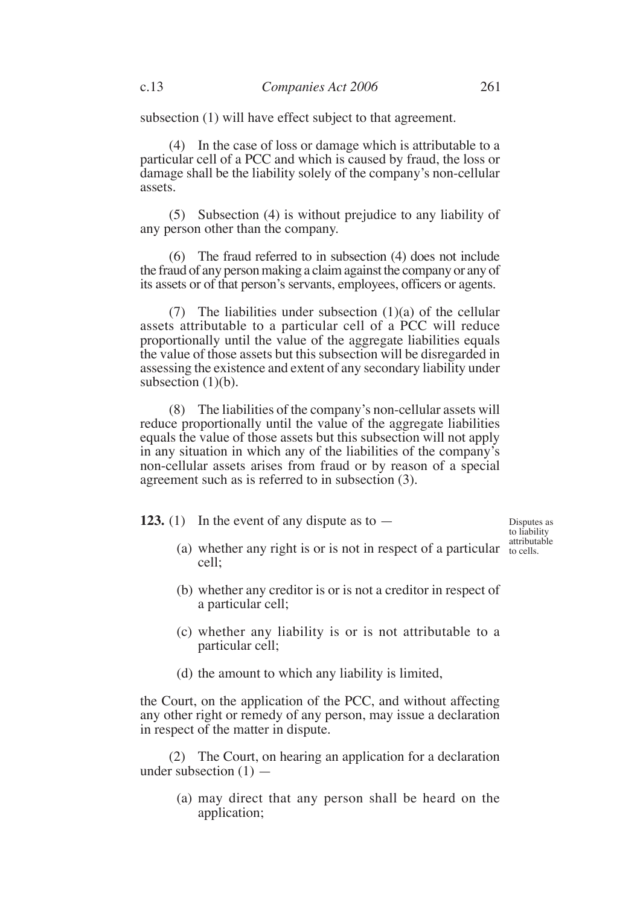subsection (1) will have effect subject to that agreement.

(4) In the case of loss or damage which is attributable to a particular cell of a PCC and which is caused by fraud, the loss or damage shall be the liability solely of the company's non-cellular assets.

(5) Subsection (4) is without prejudice to any liability of any person other than the company.

(6) The fraud referred to in subsection (4) does not include the fraud of any person making a claim against the company or any of its assets or of that person's servants, employees, officers or agents.

(7) The liabilities under subsection (1)(a) of the cellular assets attributable to a particular cell of a PCC will reduce proportionally until the value of the aggregate liabilities equals the value of those assets but this subsection will be disregarded in assessing the existence and extent of any secondary liability under subsection (1)(b).

(8) The liabilities of the company's non-cellular assets will reduce proportionally until the value of the aggregate liabilities equals the value of those assets but this subsection will not apply in any situation in which any of the liabilities of the company's non-cellular assets arises from fraud or by reason of a special agreement such as is referred to in subsection (3).

*Disputes as to liability attributable to cells.*

**123.** (1) In the event of any dispute as to —

(a) whether any right is or is not in respect of a particular cell;

(b) whether any creditor is or is not a creditor in respect of a particular cell;

(c) whether any liability is or is not attributable to a particular cell;

(d) the amount to which any liability is limited,

the Court, on the application of the PCC, and without affecting any other right or remedy of any person, may issue a declaration in respect of the matter in dispute.

(2) The Court, on hearing an application for a declaration under subsection (1) —

(a) may direct that any person shall be heard on the application;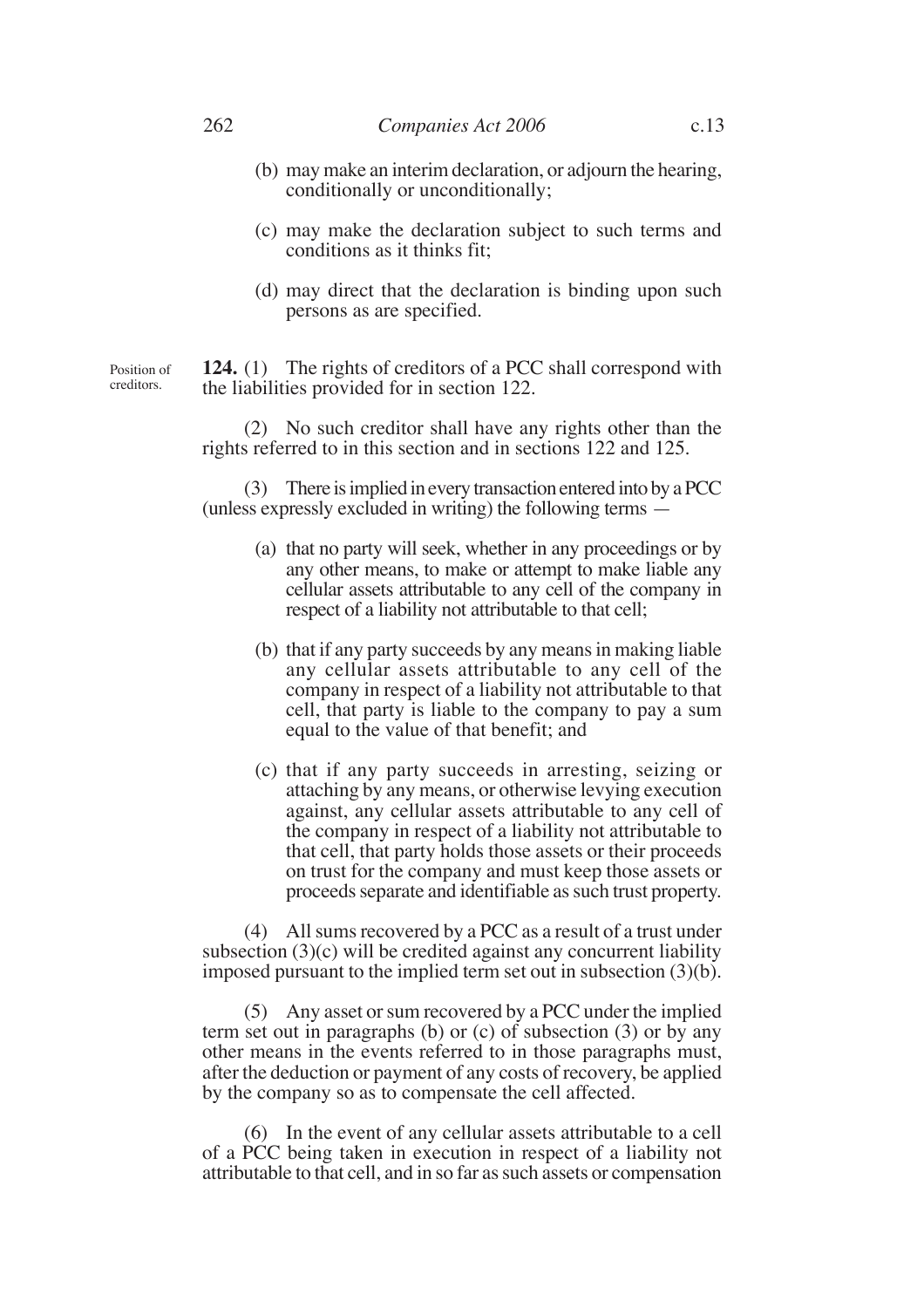(b) may make an interim declaration, or adjourn the hearing, conditionally or unconditionally;

(c) may make the declaration subject to such terms and conditions as it thinks fit;

(d) may direct that the declaration is binding upon such persons as are specified.

Position of creditors.

**124.** (1) The rights of creditors of a PCC shall correspond with the liabilities provided for in section 122.

(2) No such creditor shall have any rights other than the rights referred to in this section and in sections 122 and 125.

(3) There is implied in every transaction entered into by a PCC (unless expressly excluded in writing) the following terms —

(a) that no party will seek, whether in any proceedings or by any other means, to make or attempt to make liable any cellular assets attributable to any cell of the company in respect of a liability not attributable to that cell;

(b) that if any party succeeds by any means in making liable any cellular assets attributable to any cell of the company in respect of a liability not attributable to that cell, that party is liable to the company to pay a sum equal to the value of that benefit; and

(c) that if any party succeeds in arresting, seizing or attaching by any means, or otherwise levying execution against, any cellular assets attributable to any cell of the company in respect of a liability not attributable to that cell, that party holds those assets or their proceeds on trust for the company and must keep those assets or proceeds separate and identifiable as such trust property.

(4) All sums recovered by a PCC as a result of a trust under subsection (3)(c) will be credited against any concurrent liability imposed pursuant to the implied term set out in subsection (3)(b).

(5) Any asset or sum recovered by a PCC under the implied term set out in paragraphs (b) or (c) of subsection (3) or by any other means in the events referred to in those paragraphs must, after the deduction or payment of any costs of recovery, be applied by the company so as to compensate the cell affected.

(6) In the event of any cellular assets attributable to a cell of a PCC being taken in execution in respect of a liability not attributable to that cell, and in so far as such assets or compensation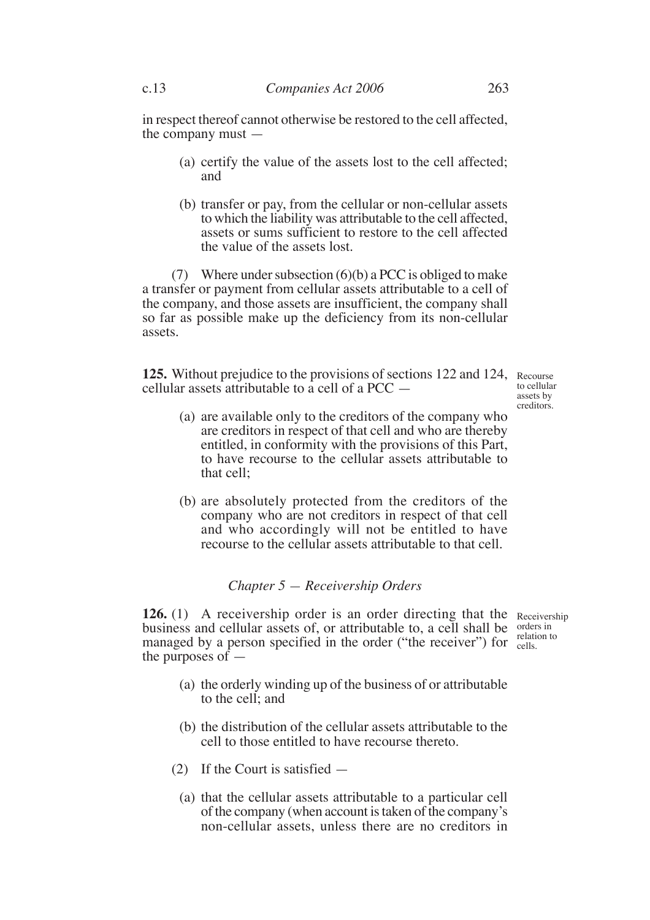in respect thereof cannot otherwise be restored to the cell affected, the company must —

(a) certify the value of the assets lost to the cell affected; and

(b) transfer or pay, from the cellular or non-cellular assets to which the liability was attributable to the cell affected, assets or sums sufficient to restore to the cell affected the value of the assets lost.

(7) Where under subsection (6)(b) a PCC is obliged to make a transfer or payment from cellular assets attributable to a cell of the company, and those assets are insufficient, the company shall so far as possible make up the deficiency from its non-cellular assets.

**125.** Without prejudice to the provisions of sections 122 and 124, cellular assets attributable to a cell of a PCC —

Recourse to cellular assets by creditors.

(a) are available only to the creditors of the company who are creditors in respect of that cell and who are thereby entitled, in conformity with the provisions of this Part, to have recourse to the cellular assets attributable to that cell;

(b) are absolutely protected from the creditors of the company who are not creditors in respect of that cell and who accordingly will not be entitled to have recourse to the cellular assets attributable to that cell.

### *Chapter 5 — Receivership Orders*

**126.** (1) A receivership order is an order directing that the business and cellular assets of, or attributable to, a cell shall be managed by a person specified in the order ("the receiver") for the purposes of —

Receivership orders in relation to cells.

(a) the orderly winding up of the business of or attributable to the cell; and

(b) the distribution of the cellular assets attributable to the cell to those entitled to have recourse thereto.

(2) If the Court is satisfied —

(a) that the cellular assets attributable to a particular cell of the company (when account is taken of the company's non-cellular assets, unless there are no creditors in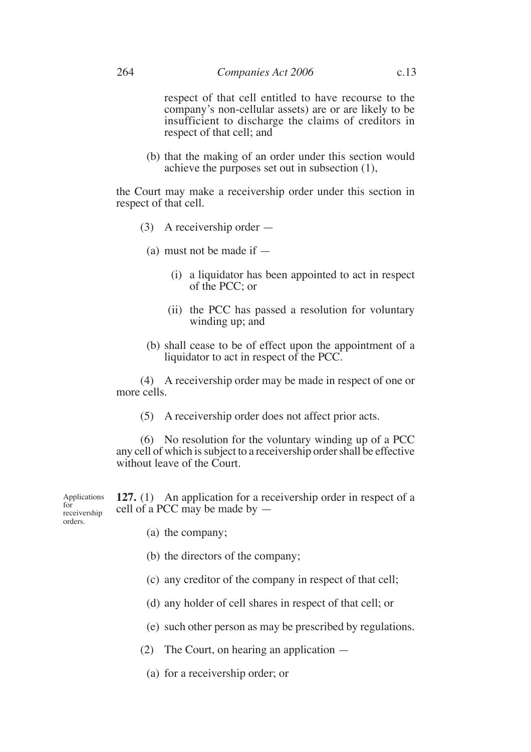respect of that cell entitled to have recourse to the company's non-cellular assets) are or are likely to be insufficient to discharge the claims of creditors in respect of that cell; and

(b) that the making of an order under this section would achieve the purposes set out in subsection (1),

the Court may make a receivership order under this section in respect of that cell.

(3) A receivership order —

(a) must not be made if —

(i) a liquidator has been appointed to act in respect of the PCC; or

(ii) the PCC has passed a resolution for voluntary winding up; and

(b) shall cease to be of effect upon the appointment of a liquidator to act in respect of the PCC.

(4) A receivership order may be made in respect of one or more cells.

(5) A receivership order does not affect prior acts.

(6) No resolution for the voluntary winding up of a PCC any cell of which is subject to a receivership order shall be effective without leave of the Court.

Applications for receivership orders.

**127.** (1) An application for a receivership order in respect of a cell of a PCC may be made by —

(a) the company;

(b) the directors of the company;

(c) any creditor of the company in respect of that cell;

(d) any holder of cell shares in respect of that cell; or

(e) such other person as may be prescribed by regulations.

(2) The Court, on hearing an application —

(a) for a receivership order; or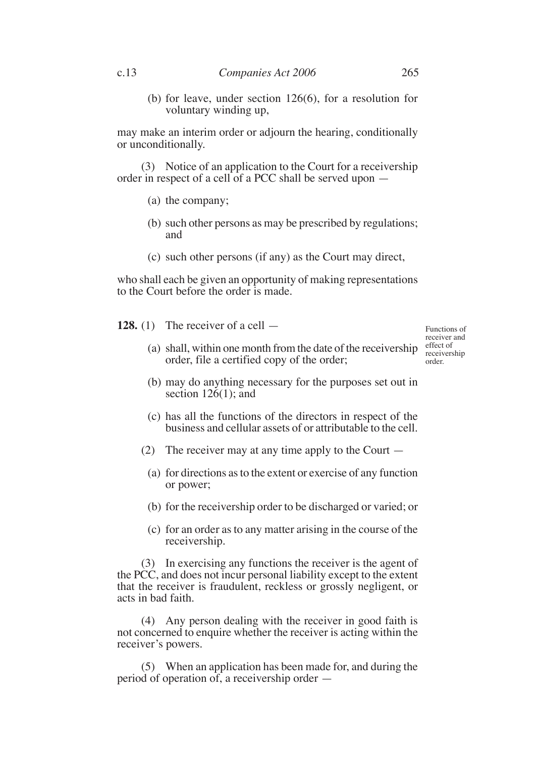(b) for leave, under section 126(6), for a resolution for voluntary winding up,

may make an interim order or adjourn the hearing, conditionally or unconditionally.

(3) Notice of an application to the Court for a receivership order in respect of a cell of a PCC shall be served upon —

(a) the company;

(b) such other persons as may be prescribed by regulations; and

(c) such other persons (if any) as the Court may direct,

who shall each be given an opportunity of making representations to the Court before the order is made.

Functions of receiver and effect of receivership order.

**128.** (1) The receiver of a cell —

(a) shall, within one month from the date of the receivership order, file a certified copy of the order;

(b) may do anything necessary for the purposes set out in section 126(1); and

(c) has all the functions of the directors in respect of the business and cellular assets of or attributable to the cell.

(2) The receiver may at any time apply to the Court —

(a) for directions as to the extent or exercise of any function or power;

(b) for the receivership order to be discharged or varied; or

(c) for an order as to any matter arising in the course of the receivership.

(3) In exercising any functions the receiver is the agent of the PCC, and does not incur personal liability except to the extent that the receiver is fraudulent, reckless or grossly negligent, or acts in bad faith.

(4) Any person dealing with the receiver in good faith is not concerned to enquire whether the receiver is acting within the receiver's powers.

(5) When an application has been made for, and during the period of operation of, a receivership order —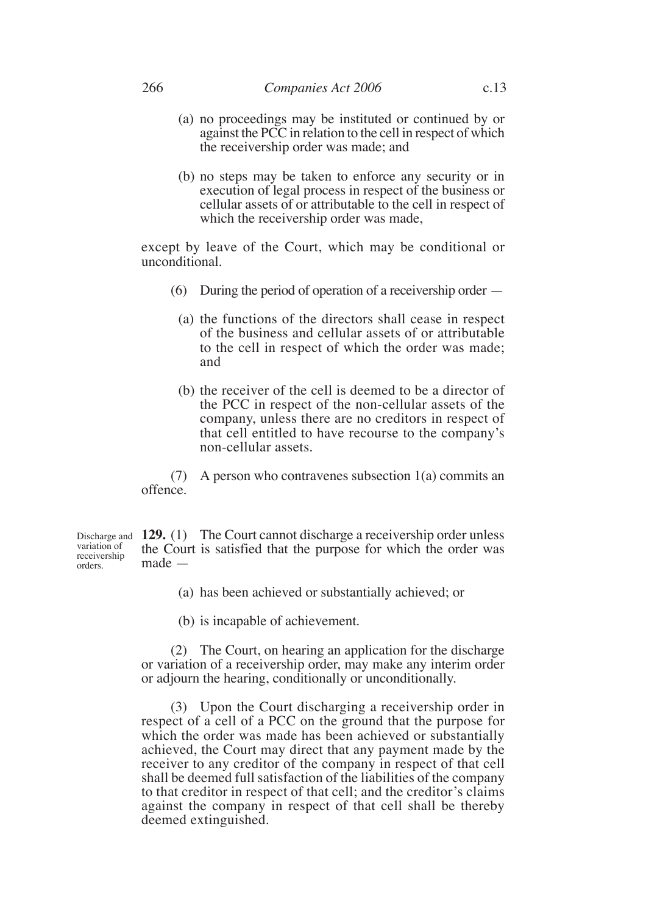(a) no proceedings may be instituted or continued by or against the PCC in relation to the cell in respect of which the receivership order was made; and

(b) no steps may be taken to enforce any security or in execution of legal process in respect of the business or cellular assets of or attributable to the cell in respect of which the receivership order was made,

except by leave of the Court, which may be conditional or unconditional.

(6) During the period of operation of a receivership order —

(a) the functions of the directors shall cease in respect of the business and cellular assets of or attributable to the cell in respect of which the order was made; and

(b) the receiver of the cell is deemed to be a director of the PCC in respect of the non-cellular assets of the company, unless there are no creditors in respect of that cell entitled to have recourse to the company's non-cellular assets.

(7) A person who contravenes subsection 1(a) commits an offence.

Discharge and variation of receivership orders.

**129.** (1) The Court cannot discharge a receivership order unless the Court is satisfied that the purpose for which the order was made —

(a) has been achieved or substantially achieved; or

(b) is incapable of achievement.

(2) The Court, on hearing an application for the discharge or variation of a receivership order, may make any interim order or adjourn the hearing, conditionally or unconditionally.

(3) Upon the Court discharging a receivership order in respect of a cell of a PCC on the ground that the purpose for which the order was made has been achieved or substantially achieved, the Court may direct that any payment made by the receiver to any creditor of the company in respect of that cell shall be deemed full satisfaction of the liabilities of the company to that creditor in respect of that cell; and the creditor's claims against the company in respect of that cell shall be thereby deemed extinguished.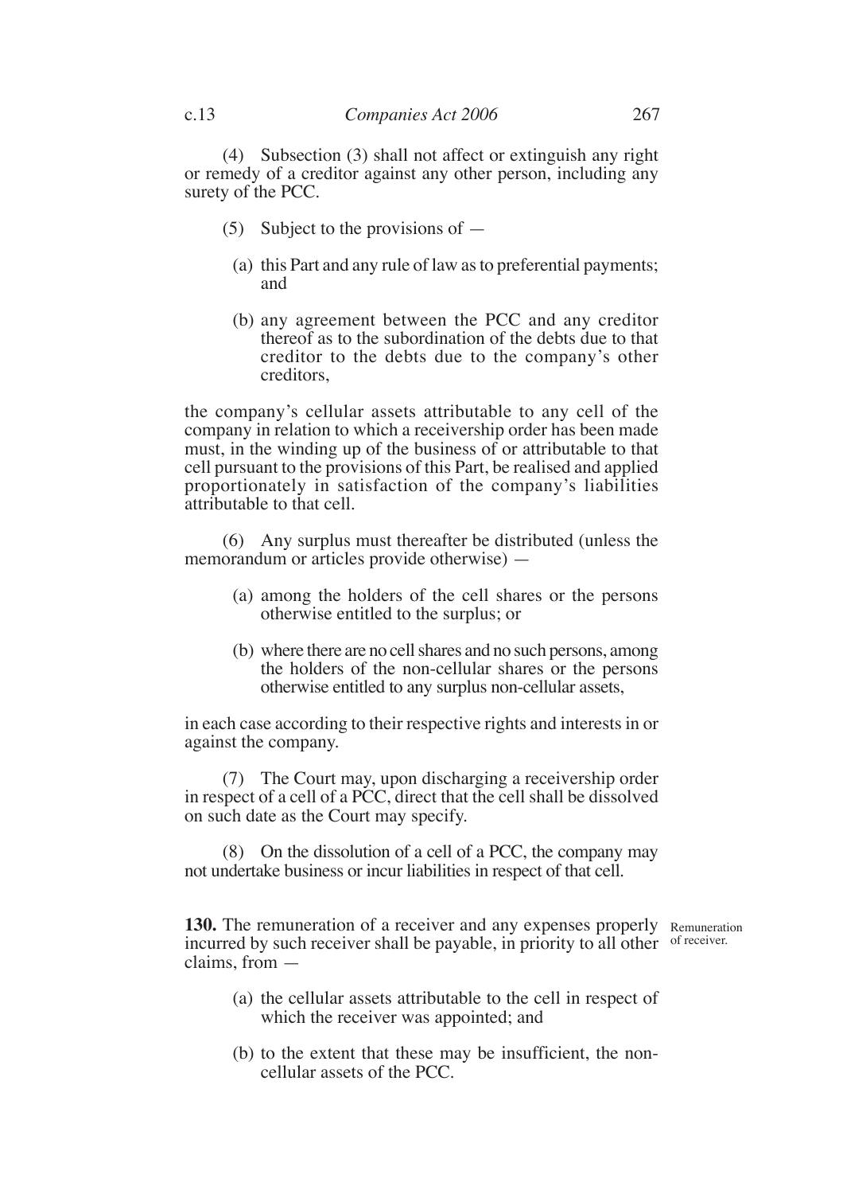(4) Subsection (3) shall not affect or extinguish any right or remedy of a creditor against any other person, including any surety of the PCC.

(5) Subject to the provisions of —

(a) this Part and any rule of law as to preferential payments; and

(b) any agreement between the PCC and any creditor thereof as to the subordination of the debts due to that creditor to the debts due to the company's other creditors,

the company's cellular assets attributable to any cell of the company in relation to which a receivership order has been made must, in the winding up of the business of or attributable to that cell pursuant to the provisions of this Part, be realised and applied proportionately in satisfaction of the company's liabilities attributable to that cell.

(6) Any surplus must thereafter be distributed (unless the memorandum or articles provide otherwise) —

(a) among the holders of the cell shares or the persons otherwise entitled to the surplus; or

(b) where there are no cell shares and no such persons, among the holders of the non-cellular shares or the persons otherwise entitled to any surplus non-cellular assets,

in each case according to their respective rights and interests in or against the company.

(7) The Court may, upon discharging a receivership order in respect of a cell of a PCC, direct that the cell shall be dissolved on such date as the Court may specify.

(8) On the dissolution of a cell of a PCC, the company may not undertake business or incur liabilities in respect of that cell.

Remuneration of receiver.

**130.** The remuneration of a receiver and any expenses properly incurred by such receiver shall be payable, in priority to all other claims, from —

(a) the cellular assets attributable to the cell in respect of which the receiver was appointed; and

(b) to the extent that these may be insufficient, the non-cellular assets of the PCC.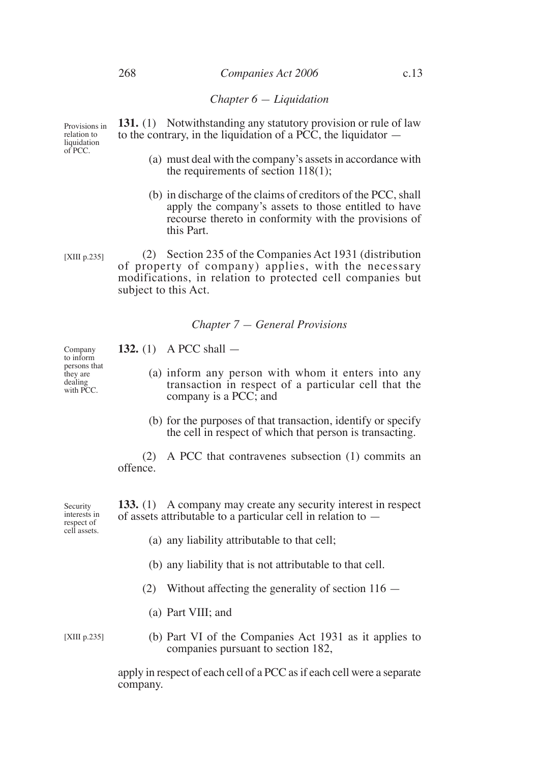## *Chapter 6 — Liquidation*

Provisions in relation to liquidation of PCC.

**131.** (1) Notwithstanding any statutory provision or rule of law to the contrary, in the liquidation of a PCC, the liquidator —

(a) must deal with the company's assets in accordance with the requirements of section 118(1);

(b) in discharge of the claims of creditors of the PCC, shall apply the company's assets to those entitled to have recourse thereto in conformity with the provisions of this Part.

[XIII p.235]

(2) Section 235 of the Companies Act 1931 (distribution of property of company) applies, with the necessary modifications, in relation to protected cell companies but subject to this Act.

## *Chapter 7 — General Provisions*

Company to inform persons that they are dealing with PCC.

**132.** (1) A PCC shall —

(a) inform any person with whom it enters into any transaction in respect of a particular cell that the company is a PCC; and

(b) for the purposes of that transaction, identify or specify the cell in respect of which that person is transacting.

(2) A PCC that contravenes subsection (1) commits an offence.

Security interests in respect of cell assets.

**133.** (1) A company may create any security interest in respect of assets attributable to a particular cell in relation to —

(a) any liability attributable to that cell;

(b) any liability that is not attributable to that cell.

(2) Without affecting the generality of section 116 —

(a) Part VIII; and

[XIII p.235]

(b) Part VI of the Companies Act 1931 as it applies to companies pursuant to section 182,

apply in respect of each cell of a PCC as if each cell were a separate company.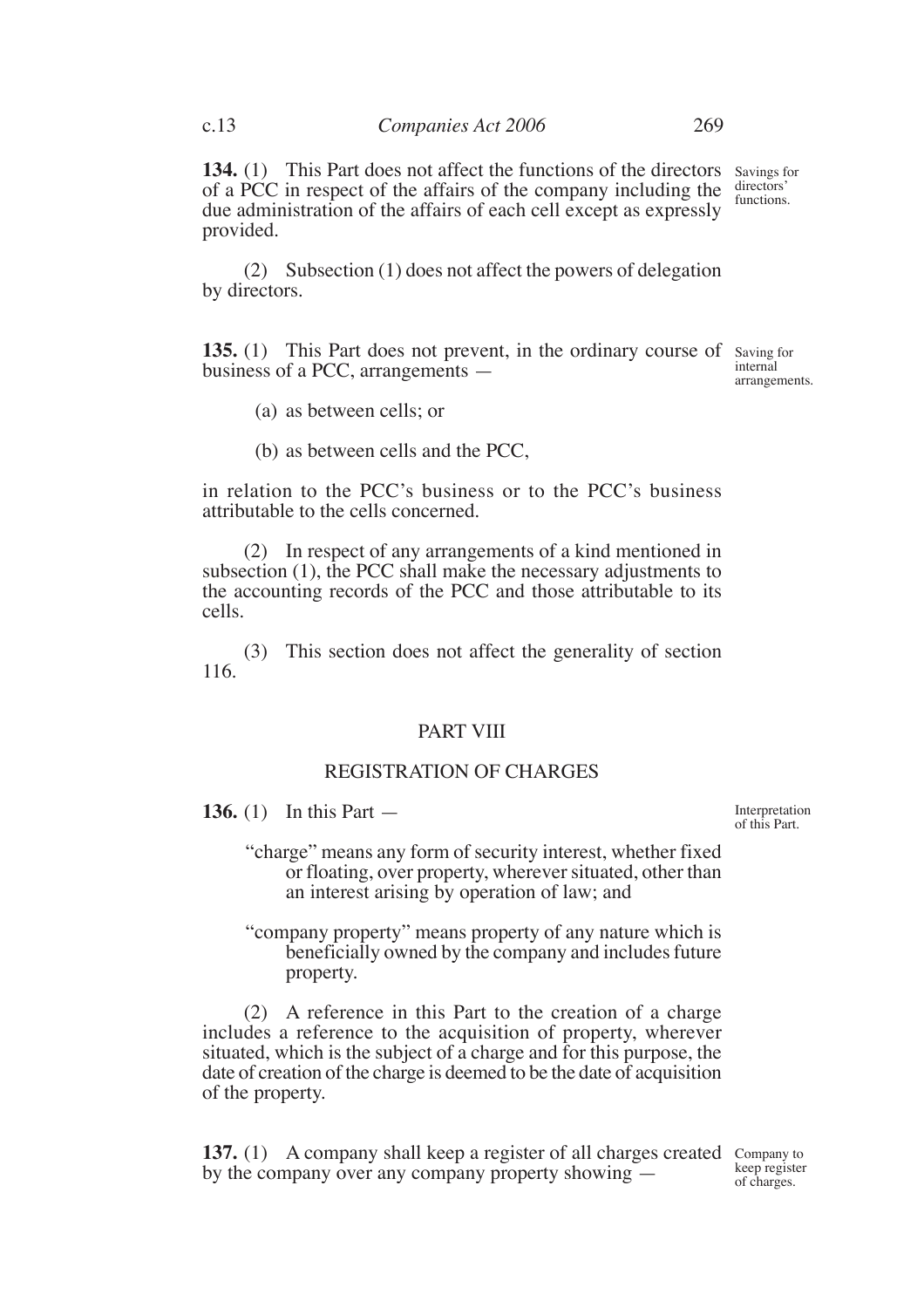**134.** (1) This Part does not affect the functions of the directors of a PCC in respect of the affairs of the company including the due administration of the affairs of each cell except as expressly provided.

Savings for directors' functions.

(2) Subsection (1) does not affect the powers of delegation by directors.

**135.** (1) This Part does not prevent, in the ordinary course of business of a PCC, arrangements —

Saving for internal arrangements.

(a) as between cells; or

(b) as between cells and the PCC,

in relation to the PCC's business or to the PCC's business attributable to the cells concerned.

(2) In respect of any arrangements of a kind mentioned in subsection (1), the PCC shall make the necessary adjustments to the accounting records of the PCC and those attributable to its cells.

(3) This section does not affect the generality of section 116.

## PART VIII

## REGISTRATION OF CHARGES

**136.** (1) In this Part —

Interpretation of this Part.

"charge" means any form of security interest, whether fixed or floating, over property, wherever situated, other than an interest arising by operation of law; and

"company property" means property of any nature which is beneficially owned by the company and includes future property.

(2) A reference in this Part to the creation of a charge includes a reference to the acquisition of property, wherever situated, which is the subject of a charge and for this purpose, the date of creation of the charge is deemed to be the date of acquisition of the property.

**137.** (1) A company shall keep a register of all charges created by the company over any company property showing —

Company to keep register of charges.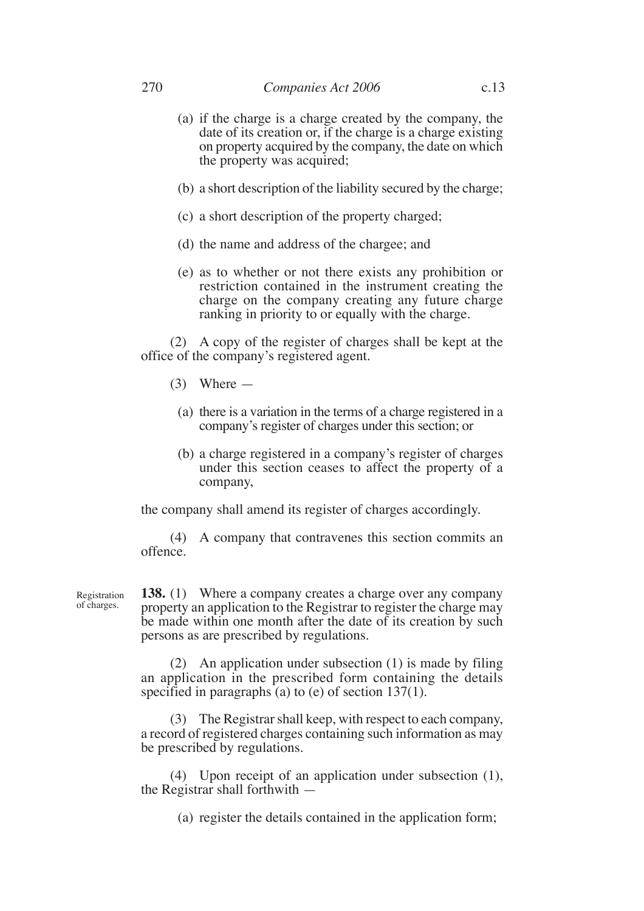(a) if the charge is a charge created by the company, the date of its creation or, if the charge is a charge existing on property acquired by the company, the date on which the property was acquired;

(b) a short description of the liability secured by the charge;

(c) a short description of the property charged;

(d) the name and address of the chargee; and

(e) as to whether or not there exists any prohibition or restriction contained in the instrument creating the charge on the company creating any future charge ranking in priority to or equally with the charge.

(2) A copy of the register of charges shall be kept at the office of the company's registered agent.

(3) Where —

(a) there is a variation in the terms of a charge registered in a company's register of charges under this section; or

(b) a charge registered in a company's register of charges under this section ceases to affect the property of a company,

the company shall amend its register of charges accordingly.

(4) A company that contravenes this section commits an offence.

Registration of charges.

**138.** (1) Where a company creates a charge over any company property an application to the Registrar to register the charge may be made within one month after the date of its creation by such persons as are prescribed by regulations.

(2) An application under subsection (1) is made by filing an application in the prescribed form containing the details specified in paragraphs (a) to (e) of section 137(1).

(3) The Registrar shall keep, with respect to each company, a record of registered charges containing such information as may be prescribed by regulations.

(4) Upon receipt of an application under subsection (1), the Registrar shall forthwith —

(a) register the details contained in the application form;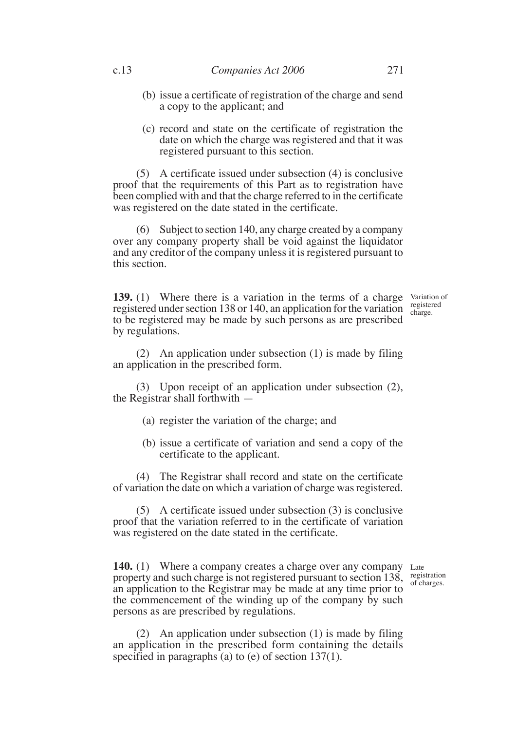(b) issue a certificate of registration of the charge and send a copy to the applicant; and

(c) record and state on the certificate of registration the date on which the charge was registered and that it was registered pursuant to this section.

(5) A certificate issued under subsection (4) is conclusive proof that the requirements of this Part as to registration have been complied with and that the charge referred to in the certificate was registered on the date stated in the certificate.

(6) Subject to section 140, any charge created by a company over any company property shall be void against the liquidator and any creditor of the company unless it is registered pursuant to this section.

*Variation of registered charge.*

**139.** (1) Where there is a variation in the terms of a charge registered under section 138 or 140, an application for the variation to be registered may be made by such persons as are prescribed by regulations.

(2) An application under subsection (1) is made by filing an application in the prescribed form.

(3) Upon receipt of an application under subsection (2), the Registrar shall forthwith —

(a) register the variation of the charge; and

(b) issue a certificate of variation and send a copy of the certificate to the applicant.

(4) The Registrar shall record and state on the certificate of variation the date on which a variation of charge was registered.

(5) A certificate issued under subsection (3) is conclusive proof that the variation referred to in the certificate of variation was registered on the date stated in the certificate.

*Late registration of charges.*

**140.** (1) Where a company creates a charge over any company property and such charge is not registered pursuant to section 138, an application to the Registrar may be made at any time prior to the commencement of the winding up of the company by such persons as are prescribed by regulations.

(2) An application under subsection (1) is made by filing an application in the prescribed form containing the details specified in paragraphs (a) to (e) of section 137(1).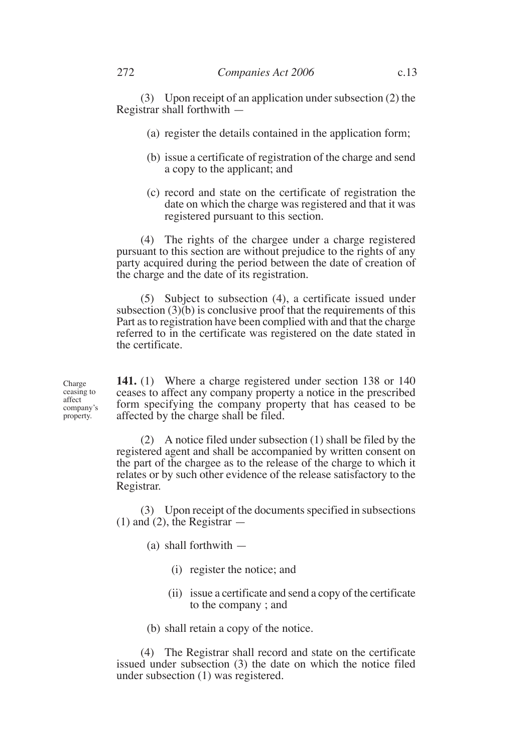(3) Upon receipt of an application under subsection (2) the Registrar shall forthwith —

(a) register the details contained in the application form;

(b) issue a certificate of registration of the charge and send a copy to the applicant; and

(c) record and state on the certificate of registration the date on which the charge was registered and that it was registered pursuant to this section.

(4) The rights of the chargee under a charge registered pursuant to this section are without prejudice to the rights of any party acquired during the period between the date of creation of the charge and the date of its registration.

(5) Subject to subsection (4), a certificate issued under subsection (3)(b) is conclusive proof that the requirements of this Part as to registration have been complied with and that the charge referred to in the certificate was registered on the date stated in the certificate.

Charge ceasing to affect company's property.

**141.** (1) Where a charge registered under section 138 or 140 ceases to affect any company property a notice in the prescribed form specifying the company property that has ceased to be affected by the charge shall be filed.

(2) A notice filed under subsection (1) shall be filed by the registered agent and shall be accompanied by written consent on the part of the chargee as to the release of the charge to which it relates or by such other evidence of the release satisfactory to the Registrar.

(3) Upon receipt of the documents specified in subsections (1) and (2), the Registrar —

(a) shall forthwith —

(i) register the notice; and

(ii) issue a certificate and send a copy of the certificate to the company ; and

(b) shall retain a copy of the notice.

(4) The Registrar shall record and state on the certificate issued under subsection (3) the date on which the notice filed under subsection (1) was registered.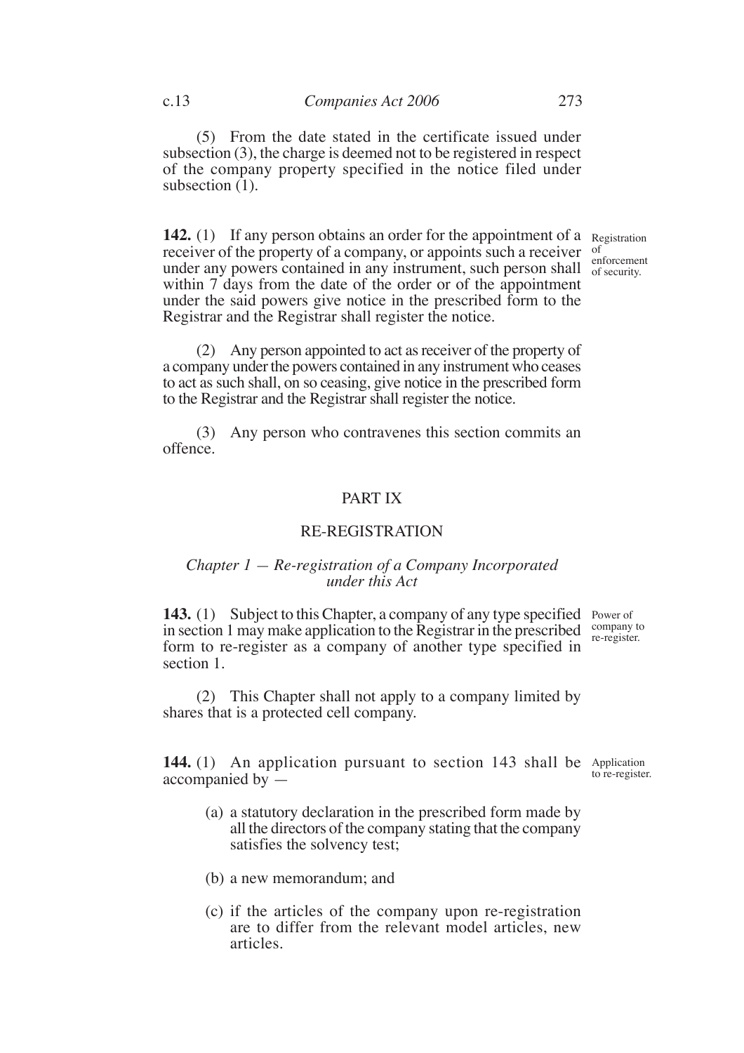(5) From the date stated in the certificate issued under subsection (3), the charge is deemed not to be registered in respect of the company property specified in the notice filed under subsection (1).

Registration of enforcement of security.

**142.** (1) If any person obtains an order for the appointment of a receiver of the property of a company, or appoints such a receiver under any powers contained in any instrument, such person shall within 7 days from the date of the order or of the appointment under the said powers give notice in the prescribed form to the Registrar and the Registrar shall register the notice.

(2) Any person appointed to act as receiver of the property of a company under the powers contained in any instrument who ceases to act as such shall, on so ceasing, give notice in the prescribed form to the Registrar and the Registrar shall register the notice.

(3) Any person who contravenes this section commits an offence.

## PART IX

## RE-REGISTRATION

### *Chapter 1 — Re-registration of a Company Incorporated under this Act*

Power of company to re-register.

**143.** (1) Subject to this Chapter, a company of any type specified in section 1 may make application to the Registrar in the prescribed form to re-register as a company of another type specified in section 1.

(2) This Chapter shall not apply to a company limited by shares that is a protected cell company.

Application to re-register.

**144.** (1) An application pursuant to section 143 shall be accompanied by —

(a) a statutory declaration in the prescribed form made by all the directors of the company stating that the company satisfies the solvency test;

(b) a new memorandum; and

(c) if the articles of the company upon re-registration are to differ from the relevant model articles, new articles.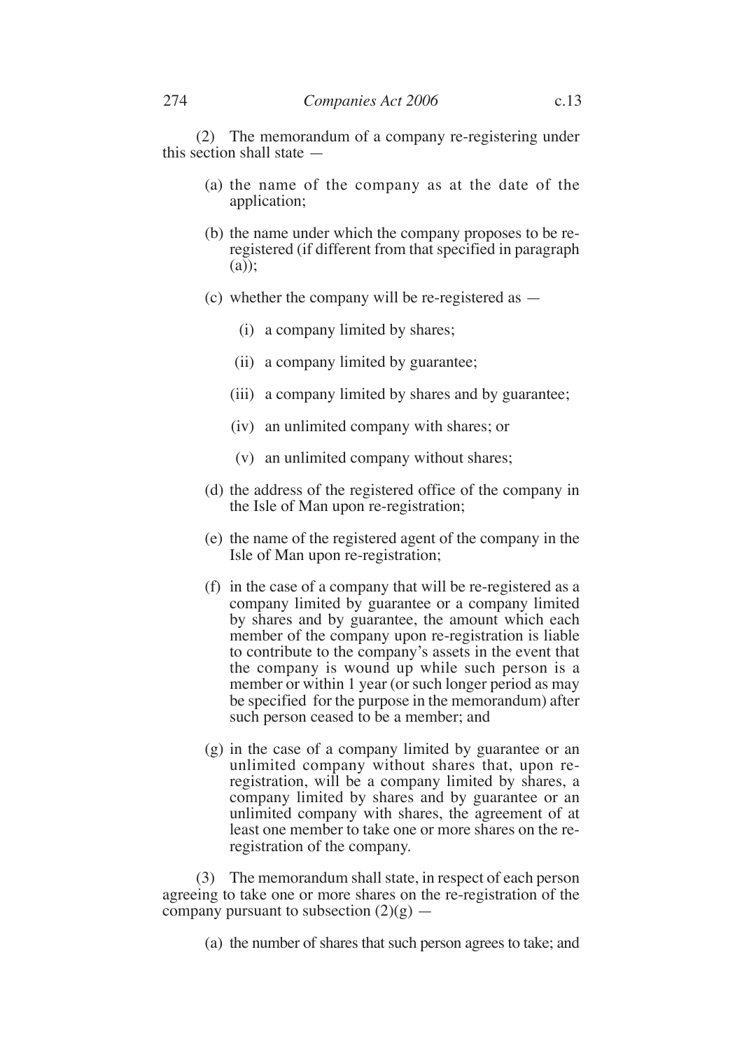(2) The memorandum of a company re-registering under this section shall state —

- (a) the name of the company as at the date of the application;
- (b) the name under which the company proposes to be re-registered (if different from that specified in paragraph (a));
- (c) whether the company will be re-registered as —
  - (i) a company limited by shares;
  - (ii) a company limited by guarantee;
  - (iii) a company limited by shares and by guarantee;
  - (iv) an unlimited company with shares; or
  - (v) an unlimited company without shares;
- (d) the address of the registered office of the company in the Isle of Man upon re-registration;
- (e) the name of the registered agent of the company in the Isle of Man upon re-registration;
- (f) in the case of a company that will be re-registered as a company limited by guarantee or a company limited by shares and by guarantee, the amount which each member of the company upon re-registration is liable to contribute to the company's assets in the event that the company is wound up while such person is a member or within 1 year (or such longer period as may be specified for the purpose in the memorandum) after such person ceased to be a member; and
- (g) in the case of a company limited by guarantee or an unlimited company without shares that, upon re-registration, will be a company limited by shares, a company limited by shares and by guarantee or an unlimited company with shares, the agreement of at least one member to take one or more shares on the re-registration of the company.

(3) The memorandum shall state, in respect of each person agreeing to take one or more shares on the re-registration of the company pursuant to subsection (2)(g) —

- (a) the number of shares that such person agrees to take; and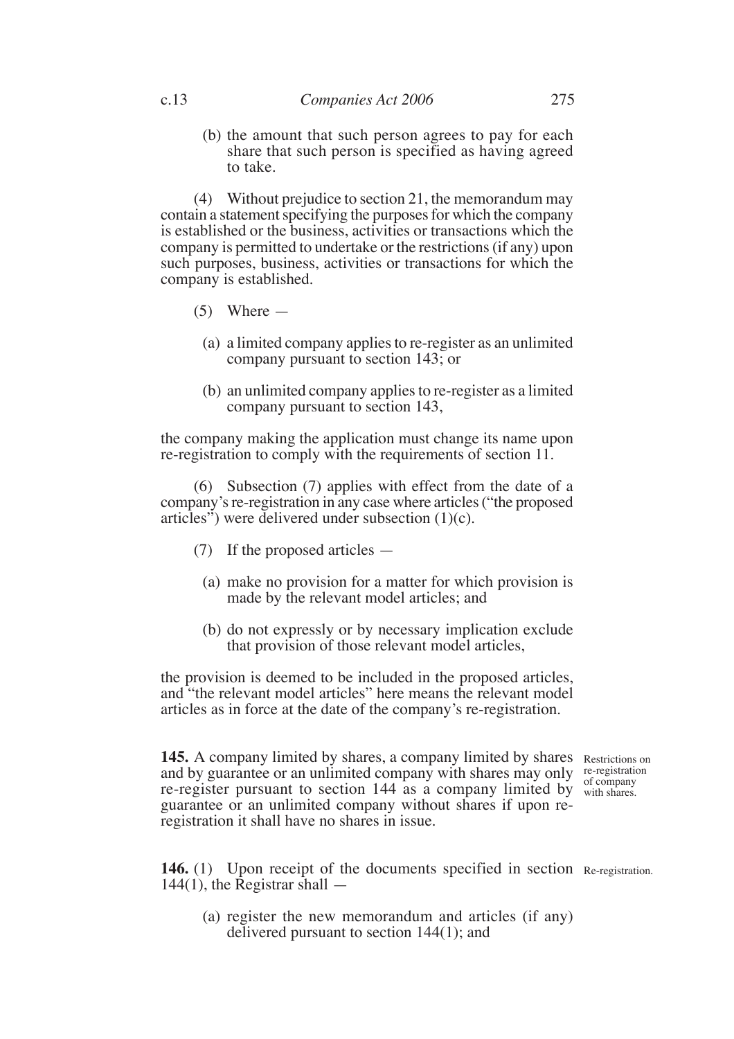(b) the amount that such person agrees to pay for each share that such person is specified as having agreed to take.

(4) Without prejudice to section 21, the memorandum may contain a statement specifying the purposes for which the company is established or the business, activities or transactions which the company is permitted to undertake or the restrictions (if any) upon such purposes, business, activities or transactions for which the company is established.

(5) Where —

(a) a limited company applies to re-register as an unlimited company pursuant to section 143; or

(b) an unlimited company applies to re-register as a limited company pursuant to section 143,

the company making the application must change its name upon re-registration to comply with the requirements of section 11.

(6) Subsection (7) applies with effect from the date of a company's re-registration in any case where articles ("the proposed articles") were delivered under subsection (1)(c).

(7) If the proposed articles —

(a) make no provision for a matter for which provision is made by the relevant model articles; and

(b) do not expressly or by necessary implication exclude that provision of those relevant model articles,

the provision is deemed to be included in the proposed articles, and "the relevant model articles" here means the relevant model articles as in force at the date of the company's re-registration.

Restrictions on re-registration of company with shares.

**145.** A company limited by shares, a company limited by shares and by guarantee or an unlimited company with shares may only re-register pursuant to section 144 as a company limited by guarantee or an unlimited company without shares if upon re-registration it shall have no shares in issue.

Re-registration.

**146.** (1) Upon receipt of the documents specified in section 144(1), the Registrar shall —

(a) register the new memorandum and articles (if any) delivered pursuant to section 144(1); and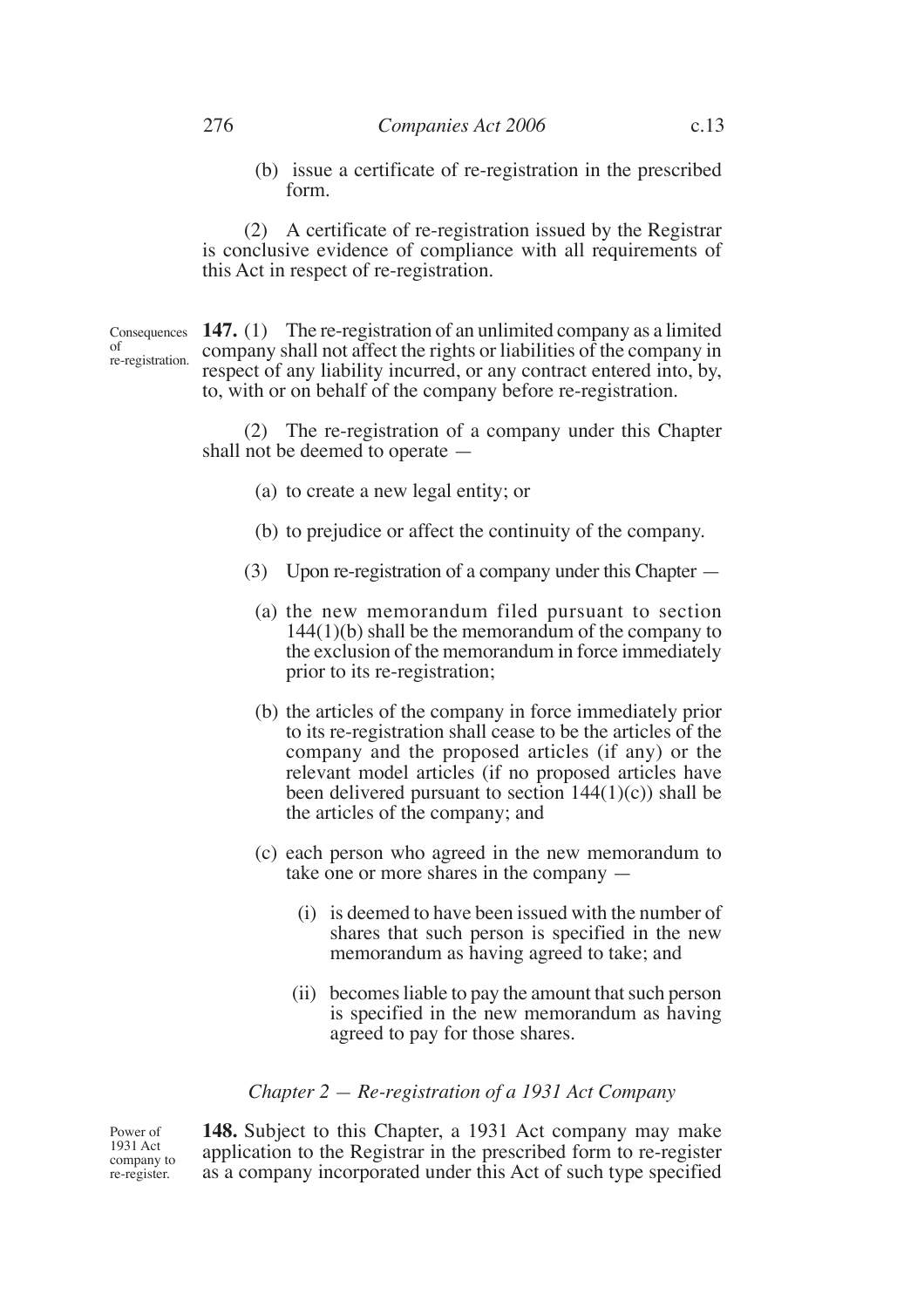(b) issue a certificate of re-registration in the prescribed form.

(2) A certificate of re-registration issued by the Registrar is conclusive evidence of compliance with all requirements of this Act in respect of re-registration.

Consequences of re-registration.

**147.** (1) The re-registration of an unlimited company as a limited company shall not affect the rights or liabilities of the company in respect of any liability incurred, or any contract entered into, by, to, with or on behalf of the company before re-registration.

(2) The re-registration of a company under this Chapter shall not be deemed to operate —

(a) to create a new legal entity; or

(b) to prejudice or affect the continuity of the company.

(3) Upon re-registration of a company under this Chapter —

(a) the new memorandum filed pursuant to section 144(1)(b) shall be the memorandum of the company to the exclusion of the memorandum in force immediately prior to its re-registration;

(b) the articles of the company in force immediately prior to its re-registration shall cease to be the articles of the company and the proposed articles (if any) or the relevant model articles (if no proposed articles have been delivered pursuant to section 144(1)(c)) shall be the articles of the company; and

(c) each person who agreed in the new memorandum to take one or more shares in the company —

(i) is deemed to have been issued with the number of shares that such person is specified in the new memorandum as having agreed to take; and

(ii) becomes liable to pay the amount that such person is specified in the new memorandum as having agreed to pay for those shares.

*Chapter 2 — Re-registration of a 1931 Act Company*

Power of 1931 Act company to re-register.

**148.** Subject to this Chapter, a 1931 Act company may make application to the Registrar in the prescribed form to re-register as a company incorporated under this Act of such type specified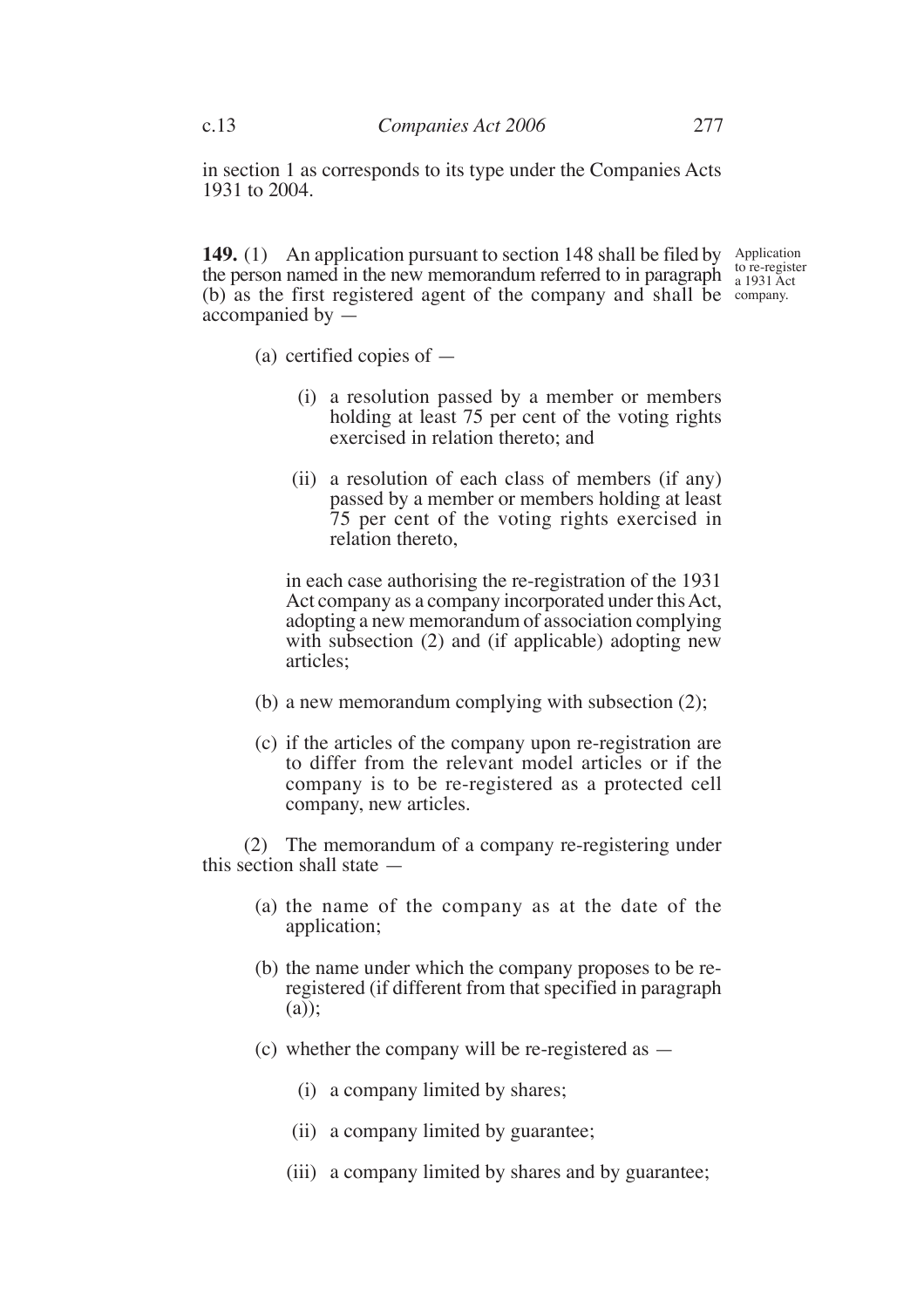in section 1 as corresponds to its type under the Companies Acts 1931 to 2004.

**149.** (1) An application pursuant to section 148 shall be filed by the person named in the new memorandum referred to in paragraph (b) as the first registered agent of the company and shall be accompanied by —

Application to re-register a 1931 Act company.

(a) certified copies of —

(i) a resolution passed by a member or members holding at least 75 per cent of the voting rights exercised in relation thereto; and

(ii) a resolution of each class of members (if any) passed by a member or members holding at least 75 per cent of the voting rights exercised in relation thereto,

in each case authorising the re-registration of the 1931 Act company as a company incorporated under this Act, adopting a new memorandum of association complying with subsection (2) and (if applicable) adopting new articles;

(b) a new memorandum complying with subsection (2);

(c) if the articles of the company upon re-registration are to differ from the relevant model articles or if the company is to be re-registered as a protected cell company, new articles.

(2) The memorandum of a company re-registering under this section shall state —

(a) the name of the company as at the date of the application;

(b) the name under which the company proposes to be re-registered (if different from that specified in paragraph (a));

(c) whether the company will be re-registered as —

(i) a company limited by shares;

(ii) a company limited by guarantee;

(iii) a company limited by shares and by guarantee;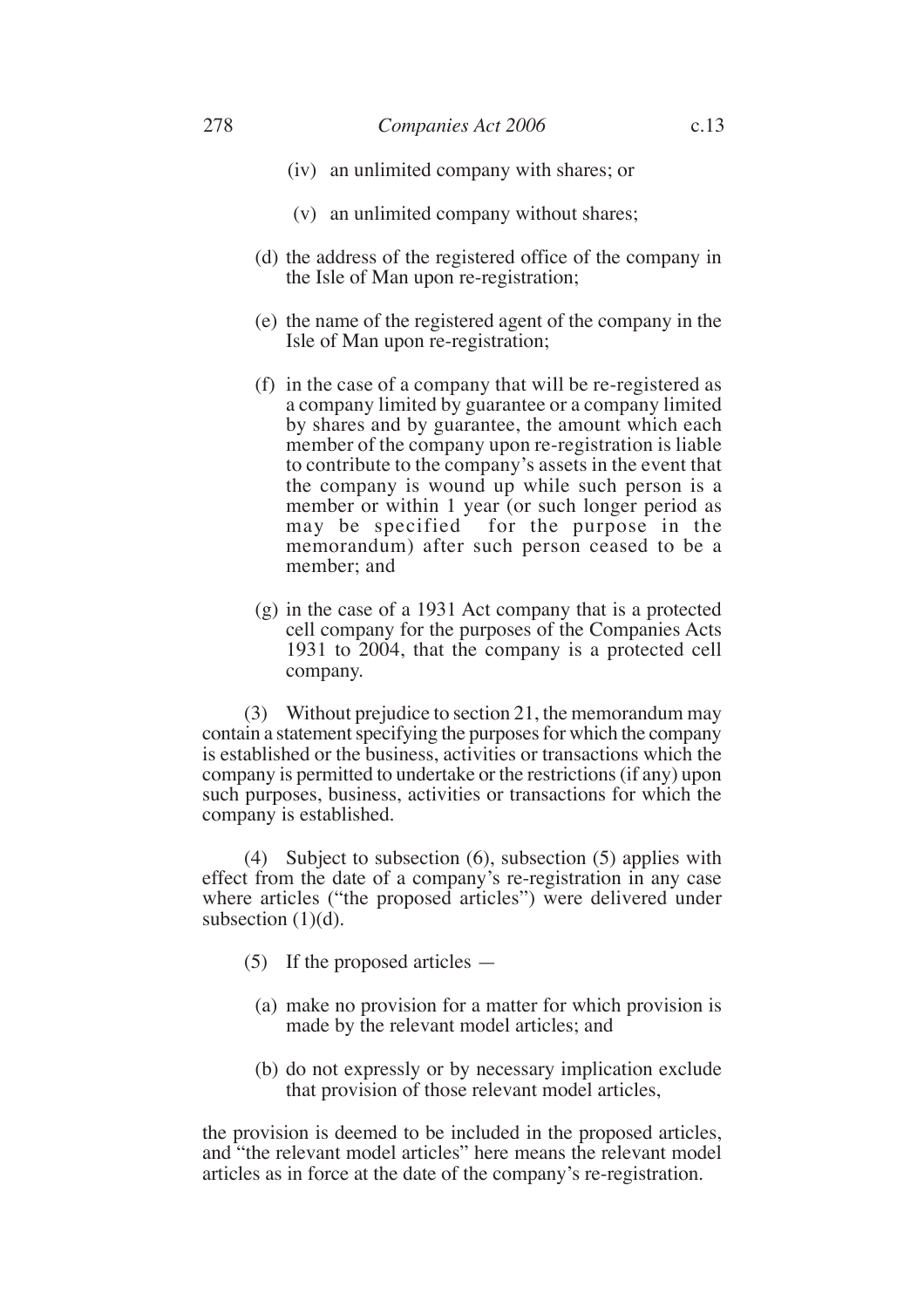(iv) an unlimited company with shares; or

(v) an unlimited company without shares;

(d) the address of the registered office of the company in the Isle of Man upon re-registration;

(e) the name of the registered agent of the company in the Isle of Man upon re-registration;

(f) in the case of a company that will be re-registered as a company limited by guarantee or a company limited by shares and by guarantee, the amount which each member of the company upon re-registration is liable to contribute to the company's assets in the event that the company is wound up while such person is a member or within 1 year (or such longer period as may be specified for the purpose in the memorandum) after such person ceased to be a member; and

(g) in the case of a 1931 Act company that is a protected cell company for the purposes of the Companies Acts 1931 to 2004, that the company is a protected cell company.

(3) Without prejudice to section 21, the memorandum may contain a statement specifying the purposes for which the company is established or the business, activities or transactions which the company is permitted to undertake or the restrictions (if any) upon such purposes, business, activities or transactions for which the company is established.

(4) Subject to subsection (6), subsection (5) applies with effect from the date of a company's re-registration in any case where articles ("the proposed articles") were delivered under subsection (1)(d).

(5) If the proposed articles —

(a) make no provision for a matter for which provision is made by the relevant model articles; and

(b) do not expressly or by necessary implication exclude that provision of those relevant model articles,

the provision is deemed to be included in the proposed articles, and "the relevant model articles" here means the relevant model articles as in force at the date of the company's re-registration.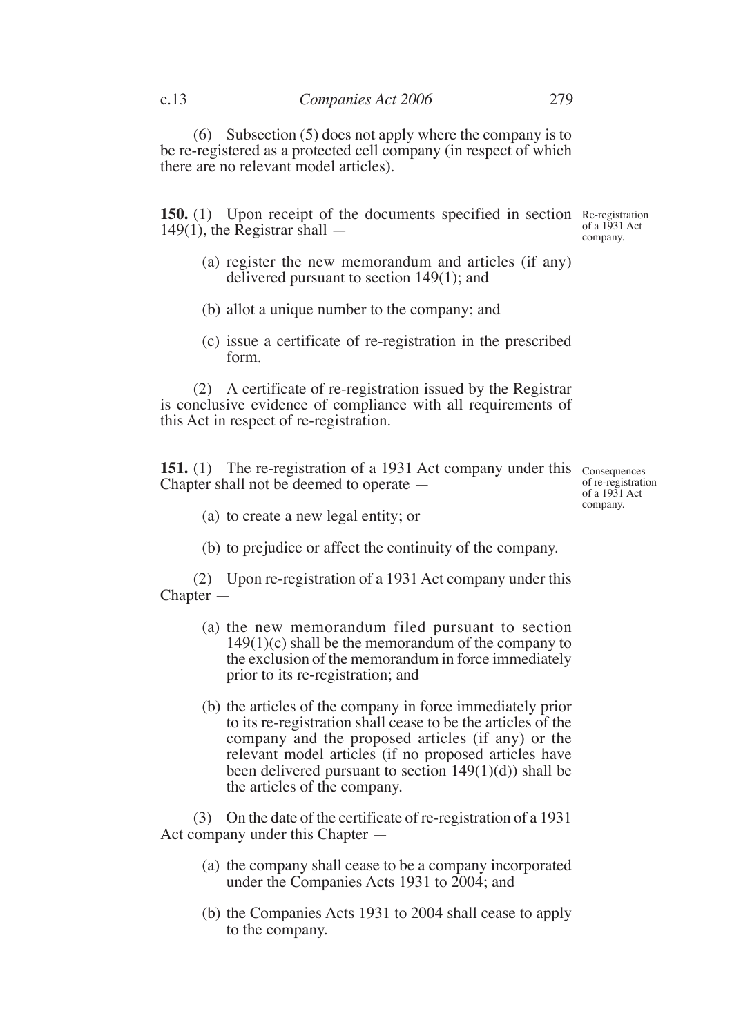(6) Subsection (5) does not apply where the company is to be re-registered as a protected cell company (in respect of which there are no relevant model articles).

**150.** (1) Upon receipt of the documents specified in section 149(1), the Registrar shall —

*Re-registration of a 1931 Act company.*

(a) register the new memorandum and articles (if any) delivered pursuant to section 149(1); and

(b) allot a unique number to the company; and

(c) issue a certificate of re-registration in the prescribed form.

(2) A certificate of re-registration issued by the Registrar is conclusive evidence of compliance with all requirements of this Act in respect of re-registration.

**151.** (1) The re-registration of a 1931 Act company under this Chapter shall not be deemed to operate —

*Consequences of re-registration of a 1931 Act company.*

(a) to create a new legal entity; or

(b) to prejudice or affect the continuity of the company.

(2) Upon re-registration of a 1931 Act company under this Chapter —

(a) the new memorandum filed pursuant to section 149(1)(c) shall be the memorandum of the company to the exclusion of the memorandum in force immediately prior to its re-registration; and

(b) the articles of the company in force immediately prior to its re-registration shall cease to be the articles of the company and the proposed articles (if any) or the relevant model articles (if no proposed articles have been delivered pursuant to section 149(1)(d)) shall be the articles of the company.

(3) On the date of the certificate of re-registration of a 1931 Act company under this Chapter —

(a) the company shall cease to be a company incorporated under the Companies Acts 1931 to 2004; and

(b) the Companies Acts 1931 to 2004 shall cease to apply to the company.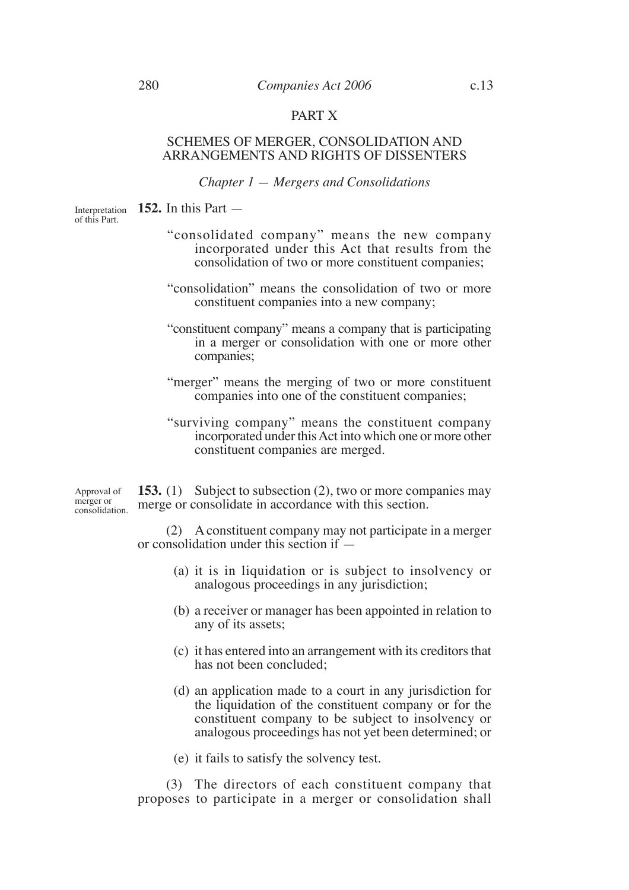## PART X

## SCHEMES OF MERGER, CONSOLIDATION AND ARRANGEMENTS AND RIGHTS OF DISSENTERS

### *Chapter 1 — Mergers and Consolidations*

Interpretation of this Part.

**152.** In this Part —

"consolidated company" means the new company incorporated under this Act that results from the consolidation of two or more constituent companies;

"consolidation" means the consolidation of two or more constituent companies into a new company;

"constituent company" means a company that is participating in a merger or consolidation with one or more other companies;

"merger" means the merging of two or more constituent companies into one of the constituent companies;

"surviving company" means the constituent company incorporated under this Act into which one or more other constituent companies are merged.

Approval of merger or consolidation.

**153.** (1) Subject to subsection (2), two or more companies may merge or consolidate in accordance with this section.

(2) A constituent company may not participate in a merger or consolidation under this section if —

(a) it is in liquidation or is subject to insolvency or analogous proceedings in any jurisdiction;

(b) a receiver or manager has been appointed in relation to any of its assets;

(c) it has entered into an arrangement with its creditors that has not been concluded;

(d) an application made to a court in any jurisdiction for the liquidation of the constituent company or for the constituent company to be subject to insolvency or analogous proceedings has not yet been determined; or

(e) it fails to satisfy the solvency test.

(3) The directors of each constituent company that proposes to participate in a merger or consolidation shall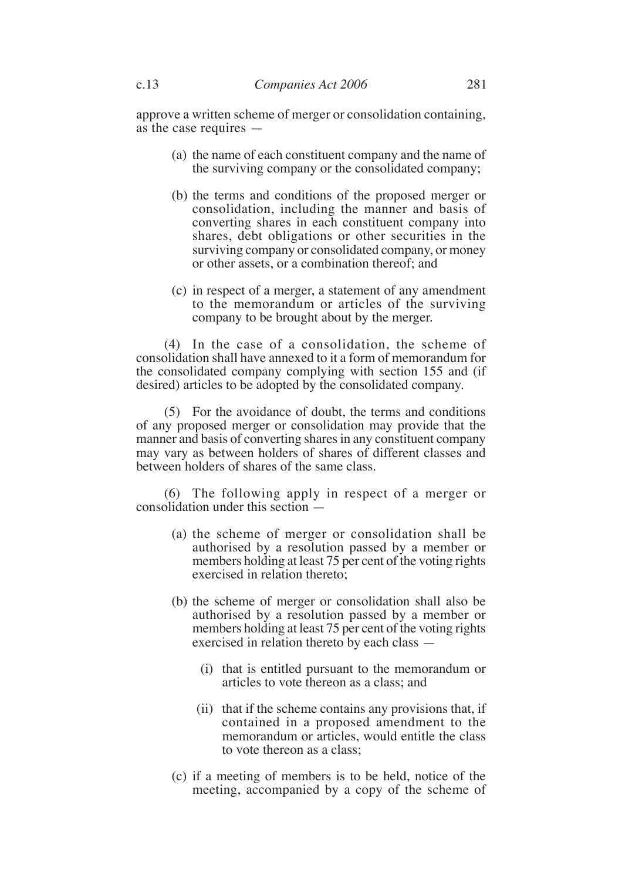approve a written scheme of merger or consolidation containing, as the case requires —

(a) the name of each constituent company and the name of the surviving company or the consolidated company;

(b) the terms and conditions of the proposed merger or consolidation, including the manner and basis of converting shares in each constituent company into shares, debt obligations or other securities in the surviving company or consolidated company, or money or other assets, or a combination thereof; and

(c) in respect of a merger, a statement of any amendment to the memorandum or articles of the surviving company to be brought about by the merger.

(4) In the case of a consolidation, the scheme of consolidation shall have annexed to it a form of memorandum for the consolidated company complying with section 155 and (if desired) articles to be adopted by the consolidated company.

(5) For the avoidance of doubt, the terms and conditions of any proposed merger or consolidation may provide that the manner and basis of converting shares in any constituent company may vary as between holders of shares of different classes and between holders of shares of the same class.

(6) The following apply in respect of a merger or consolidation under this section —

(a) the scheme of merger or consolidation shall be authorised by a resolution passed by a member or members holding at least 75 per cent of the voting rights exercised in relation thereto;

(b) the scheme of merger or consolidation shall also be authorised by a resolution passed by a member or members holding at least 75 per cent of the voting rights exercised in relation thereto by each class —

(i) that is entitled pursuant to the memorandum or articles to vote thereon as a class; and

(ii) that if the scheme contains any provisions that, if contained in a proposed amendment to the memorandum or articles, would entitle the class to vote thereon as a class;

(c) if a meeting of members is to be held, notice of the meeting, accompanied by a copy of the scheme of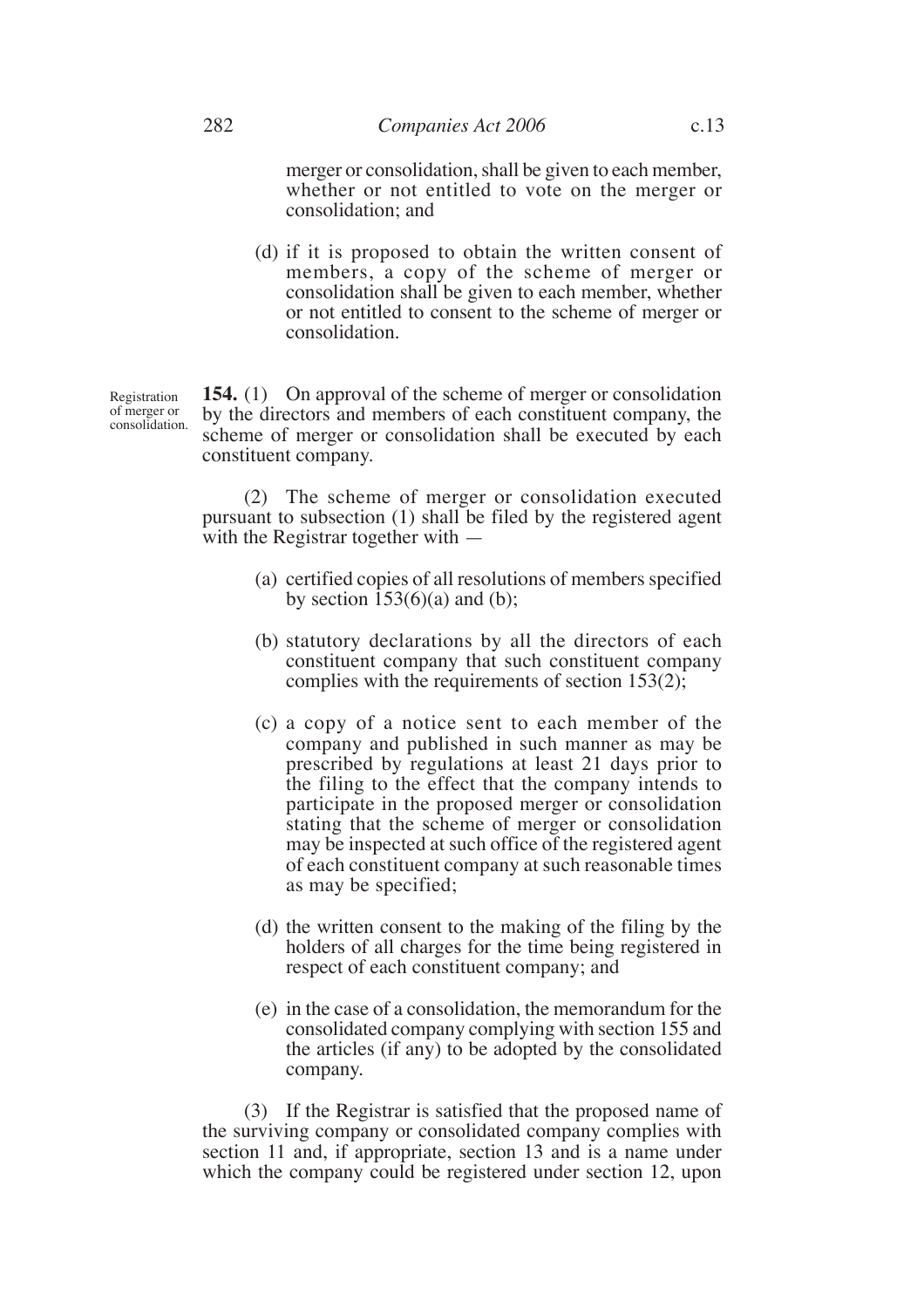merger or consolidation, shall be given to each member, whether or not entitled to vote on the merger or consolidation; and

(d) if it is proposed to obtain the written consent of members, a copy of the scheme of merger or consolidation shall be given to each member, whether or not entitled to consent to the scheme of merger or consolidation.

*Registration of merger or consolidation.*

**154.** (1) On approval of the scheme of merger or consolidation by the directors and members of each constituent company, the scheme of merger or consolidation shall be executed by each constituent company.

(2) The scheme of merger or consolidation executed pursuant to subsection (1) shall be filed by the registered agent with the Registrar together with —

(a) certified copies of all resolutions of members specified by section 153(6)(a) and (b);

(b) statutory declarations by all the directors of each constituent company that such constituent company complies with the requirements of section 153(2);

(c) a copy of a notice sent to each member of the company and published in such manner as may be prescribed by regulations at least 21 days prior to the filing to the effect that the company intends to participate in the proposed merger or consolidation stating that the scheme of merger or consolidation may be inspected at such office of the registered agent of each constituent company at such reasonable times as may be specified;

(d) the written consent to the making of the filing by the holders of all charges for the time being registered in respect of each constituent company; and

(e) in the case of a consolidation, the memorandum for the consolidated company complying with section 155 and the articles (if any) to be adopted by the consolidated company.

(3) If the Registrar is satisfied that the proposed name of the surviving company or consolidated company complies with section 11 and, if appropriate, section 13 and is a name under which the company could be registered under section 12, upon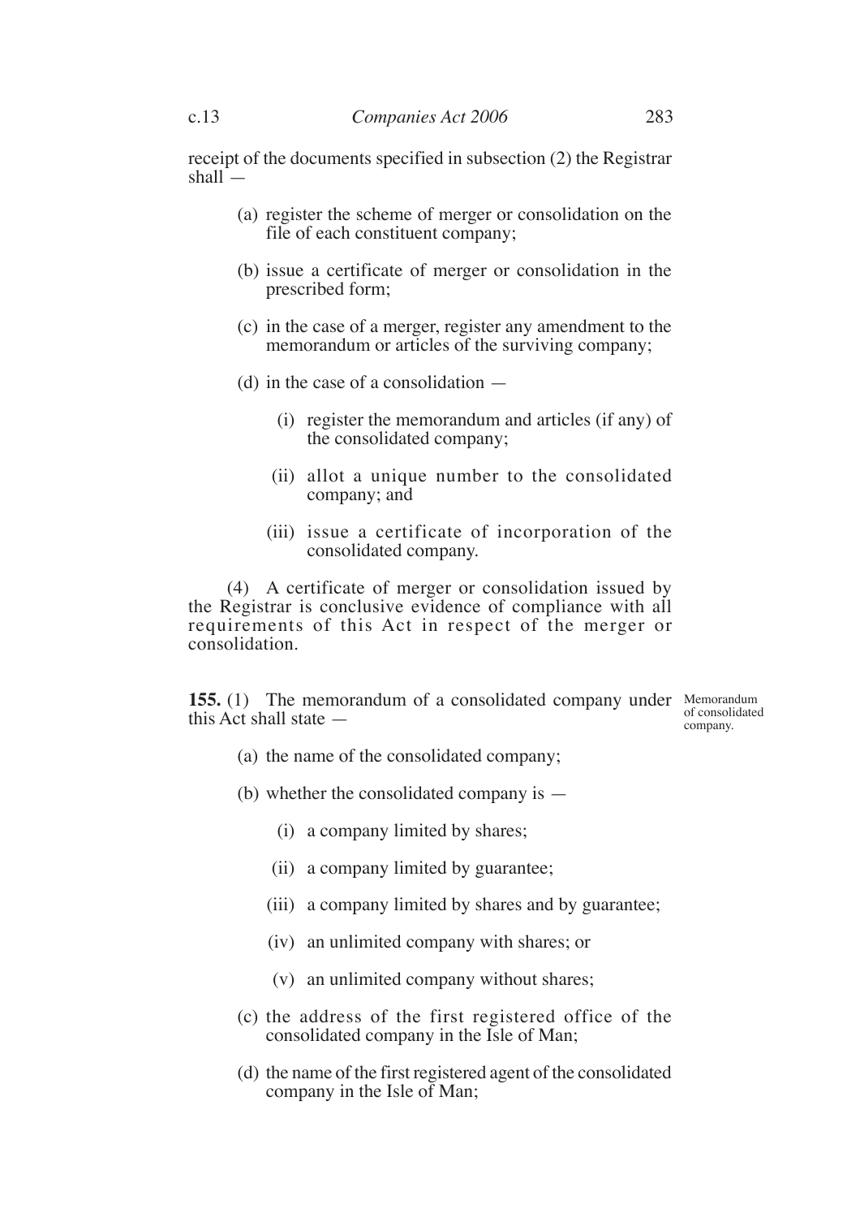receipt of the documents specified in subsection (2) the Registrar shall —

(a) register the scheme of merger or consolidation on the file of each constituent company;

(b) issue a certificate of merger or consolidation in the prescribed form;

(c) in the case of a merger, register any amendment to the memorandum or articles of the surviving company;

(d) in the case of a consolidation —

(i) register the memorandum and articles (if any) of the consolidated company;

(ii) allot a unique number to the consolidated company; and

(iii) issue a certificate of incorporation of the consolidated company.

(4) A certificate of merger or consolidation issued by the Registrar is conclusive evidence of compliance with all requirements of this Act in respect of the merger or consolidation.

*Memorandum of consolidated company.*

**155.** (1) The memorandum of a consolidated company under this Act shall state —

(a) the name of the consolidated company;

(b) whether the consolidated company is —

(i) a company limited by shares;

(ii) a company limited by guarantee;

(iii) a company limited by shares and by guarantee;

(iv) an unlimited company with shares; or

(v) an unlimited company without shares;

(c) the address of the first registered office of the consolidated company in the Isle of Man;

(d) the name of the first registered agent of the consolidated company in the Isle of Man;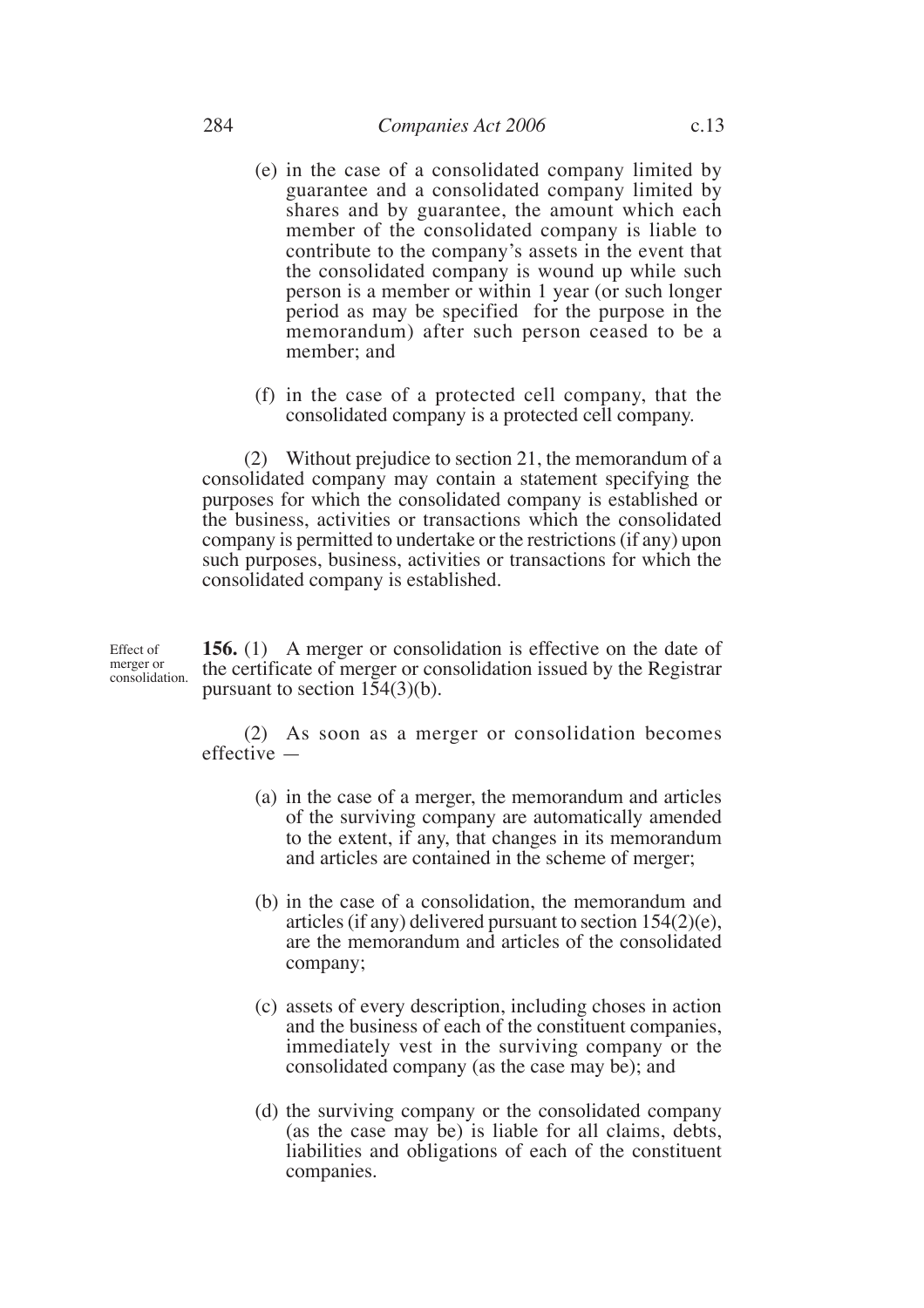(e) in the case of a consolidated company limited by guarantee and a consolidated company limited by shares and by guarantee, the amount which each member of the consolidated company is liable to contribute to the company's assets in the event that the consolidated company is wound up while such person is a member or within 1 year (or such longer period as may be specified for the purpose in the memorandum) after such person ceased to be a member; and

(f) in the case of a protected cell company, that the consolidated company is a protected cell company.

(2) Without prejudice to section 21, the memorandum of a consolidated company may contain a statement specifying the purposes for which the consolidated company is established or the business, activities or transactions which the consolidated company is permitted to undertake or the restrictions (if any) upon such purposes, business, activities or transactions for which the consolidated company is established.

Effect of merger or consolidation.

**156.** (1) A merger or consolidation is effective on the date of the certificate of merger or consolidation issued by the Registrar pursuant to section 154(3)(b).

(2) As soon as a merger or consolidation becomes effective —

(a) in the case of a merger, the memorandum and articles of the surviving company are automatically amended to the extent, if any, that changes in its memorandum and articles are contained in the scheme of merger;

(b) in the case of a consolidation, the memorandum and articles (if any) delivered pursuant to section 154(2)(e), are the memorandum and articles of the consolidated company;

(c) assets of every description, including choses in action and the business of each of the constituent companies, immediately vest in the surviving company or the consolidated company (as the case may be); and

(d) the surviving company or the consolidated company (as the case may be) is liable for all claims, debts, liabilities and obligations of each of the constituent companies.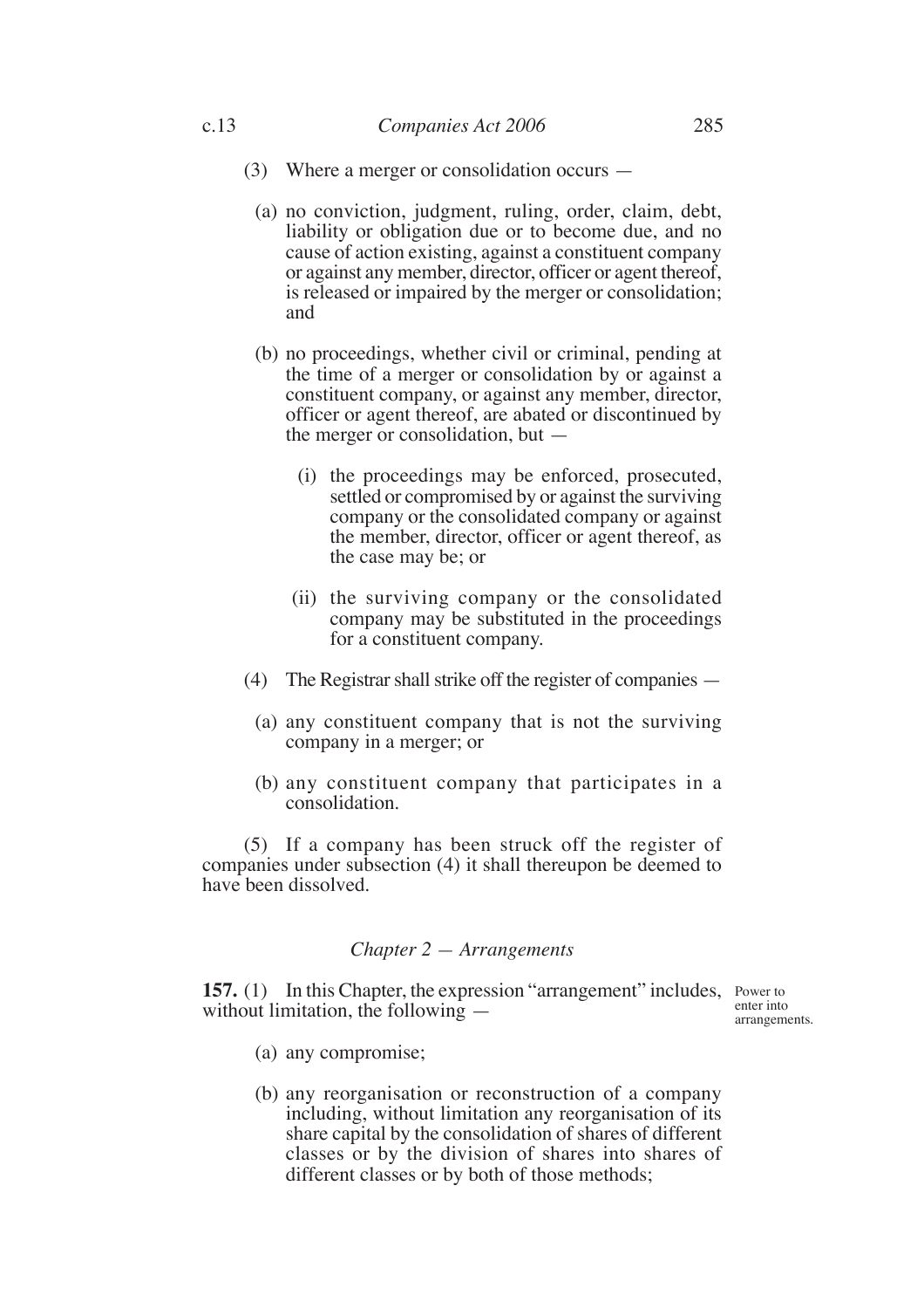(3) Where a merger or consolidation occurs —

(a) no conviction, judgment, ruling, order, claim, debt, liability or obligation due or to become due, and no cause of action existing, against a constituent company or against any member, director, officer or agent thereof, is released or impaired by the merger or consolidation; and

(b) no proceedings, whether civil or criminal, pending at the time of a merger or consolidation by or against a constituent company, or against any member, director, officer or agent thereof, are abated or discontinued by the merger or consolidation, but —

(i) the proceedings may be enforced, prosecuted, settled or compromised by or against the surviving company or the consolidated company or against the member, director, officer or agent thereof, as the case may be; or

(ii) the surviving company or the consolidated company may be substituted in the proceedings for a constituent company.

(4) The Registrar shall strike off the register of companies —

(a) any constituent company that is not the surviving company in a merger; or

(b) any constituent company that participates in a consolidation.

(5) If a company has been struck off the register of companies under subsection (4) it shall thereupon be deemed to have been dissolved.

### *Chapter 2 — Arrangements*

*Power to enter into arrangements.*

**157.** (1) In this Chapter, the expression "arrangement" includes, without limitation, the following —

(a) any compromise;

(b) any reorganisation or reconstruction of a company including, without limitation any reorganisation of its share capital by the consolidation of shares of different classes or by the division of shares into shares of different classes or by both of those methods;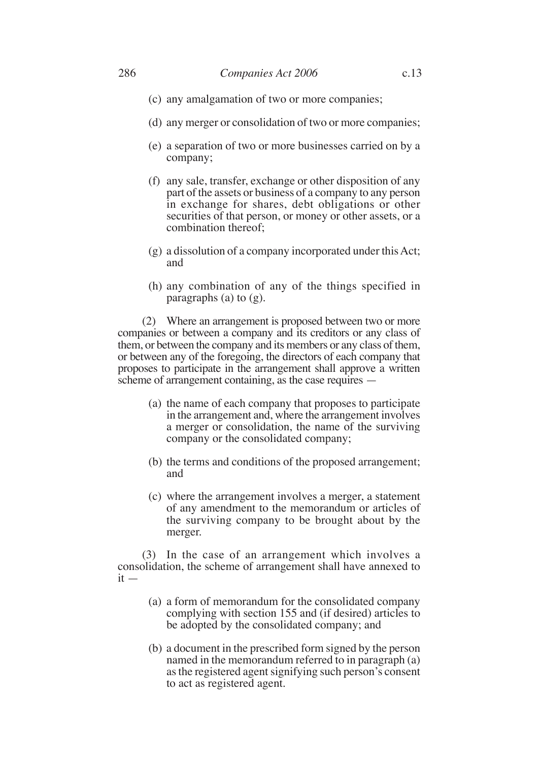(c) any amalgamation of two or more companies;

(d) any merger or consolidation of two or more companies;

(e) a separation of two or more businesses carried on by a company;

(f) any sale, transfer, exchange or other disposition of any part of the assets or business of a company to any person in exchange for shares, debt obligations or other securities of that person, or money or other assets, or a combination thereof;

(g) a dissolution of a company incorporated under this Act; and

(h) any combination of any of the things specified in paragraphs (a) to (g).

(2) Where an arrangement is proposed between two or more companies or between a company and its creditors or any class of them, or between the company and its members or any class of them, or between any of the foregoing, the directors of each company that proposes to participate in the arrangement shall approve a written scheme of arrangement containing, as the case requires —

(a) the name of each company that proposes to participate in the arrangement and, where the arrangement involves a merger or consolidation, the name of the surviving company or the consolidated company;

(b) the terms and conditions of the proposed arrangement; and

(c) where the arrangement involves a merger, a statement of any amendment to the memorandum or articles of the surviving company to be brought about by the merger.

(3) In the case of an arrangement which involves a consolidation, the scheme of arrangement shall have annexed to it —

(a) a form of memorandum for the consolidated company complying with section 155 and (if desired) articles to be adopted by the consolidated company; and

(b) a document in the prescribed form signed by the person named in the memorandum referred to in paragraph (a) as the registered agent signifying such person's consent to act as registered agent.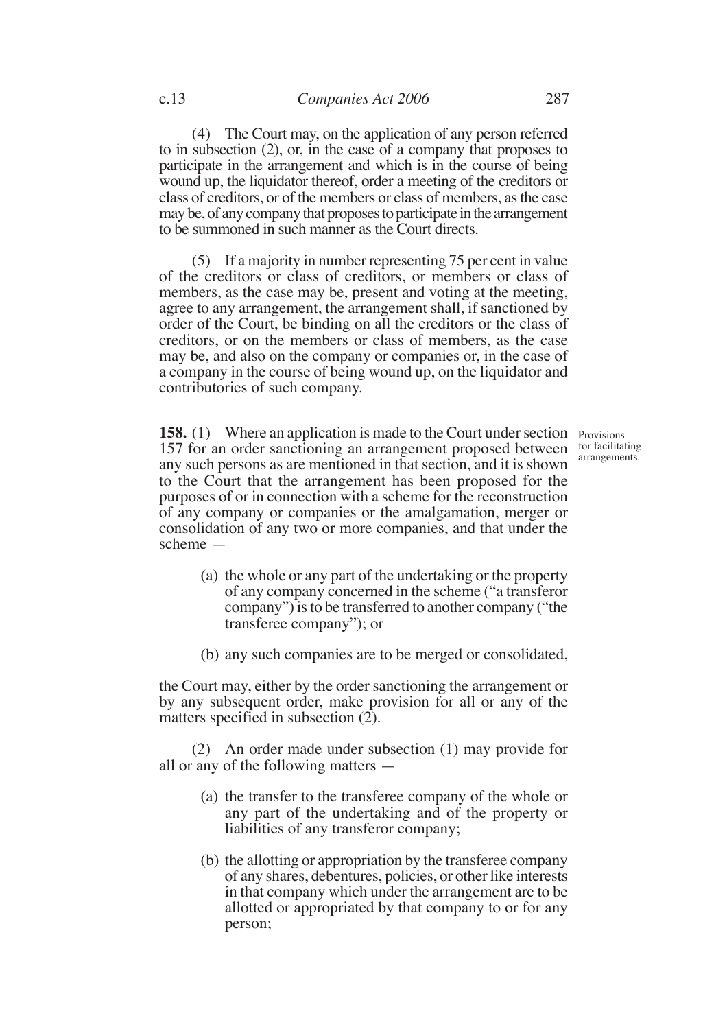(4) The Court may, on the application of any person referred to in subsection (2), or, in the case of a company that proposes to participate in the arrangement and which is in the course of being wound up, the liquidator thereof, order a meeting of the creditors or class of creditors, or of the members or class of members, as the case may be, of any company that proposes to participate in the arrangement to be summoned in such manner as the Court directs.

(5) If a majority in number representing 75 per cent in value of the creditors or class of creditors, or members or class of members, as the case may be, present and voting at the meeting, agree to any arrangement, the arrangement shall, if sanctioned by order of the Court, be binding on all the creditors or the class of creditors, or on the members or class of members, as the case may be, and also on the company or companies or, in the case of a company in the course of being wound up, on the liquidator and contributories of such company.

*Provisions for facilitating arrangements.*

**158.** (1) Where an application is made to the Court under section 157 for an order sanctioning an arrangement proposed between any such persons as are mentioned in that section, and it is shown to the Court that the arrangement has been proposed for the purposes of or in connection with a scheme for the reconstruction of any company or companies or the amalgamation, merger or consolidation of any two or more companies, and that under the scheme —

(a) the whole or any part of the undertaking or the property of any company concerned in the scheme ("a transferor company") is to be transferred to another company ("the transferee company"); or

(b) any such companies are to be merged or consolidated,

the Court may, either by the order sanctioning the arrangement or by any subsequent order, make provision for all or any of the matters specified in subsection (2).

(2) An order made under subsection (1) may provide for all or any of the following matters —

(a) the transfer to the transferee company of the whole or any part of the undertaking and of the property or liabilities of any transferor company;

(b) the allotting or appropriation by the transferee company of any shares, debentures, policies, or other like interests in that company which under the arrangement are to be allotted or appropriated by that company to or for any person;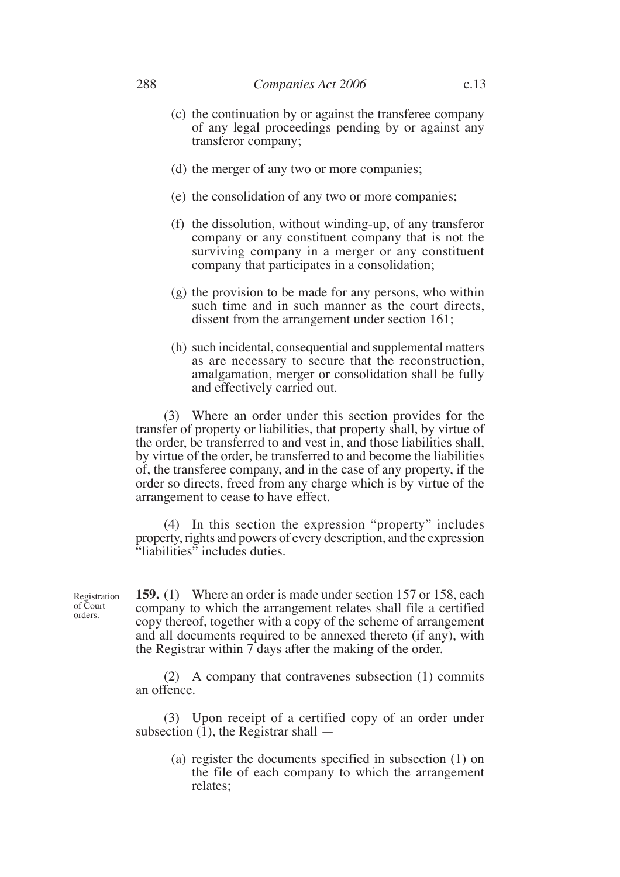(c) the continuation by or against the transferee company of any legal proceedings pending by or against any transferor company;

(d) the merger of any two or more companies;

(e) the consolidation of any two or more companies;

(f) the dissolution, without winding-up, of any transferor company or any constituent company that is not the surviving company in a merger or any constituent company that participates in a consolidation;

(g) the provision to be made for any persons, who within such time and in such manner as the court directs, dissent from the arrangement under section 161;

(h) such incidental, consequential and supplemental matters as are necessary to secure that the reconstruction, amalgamation, merger or consolidation shall be fully and effectively carried out.

(3) Where an order under this section provides for the transfer of property or liabilities, that property shall, by virtue of the order, be transferred to and vest in, and those liabilities shall, by virtue of the order, be transferred to and become the liabilities of, the transferee company, and in the case of any property, if the order so directs, freed from any charge which is by virtue of the arrangement to cease to have effect.

(4) In this section the expression "property" includes property, rights and powers of every description, and the expression "liabilities" includes duties.

Registration of Court orders.

**159.** (1) Where an order is made under section 157 or 158, each company to which the arrangement relates shall file a certified copy thereof, together with a copy of the scheme of arrangement and all documents required to be annexed thereto (if any), with the Registrar within 7 days after the making of the order.

(2) A company that contravenes subsection (1) commits an offence.

(3) Upon receipt of a certified copy of an order under subsection (1), the Registrar shall —

(a) register the documents specified in subsection (1) on the file of each company to which the arrangement relates;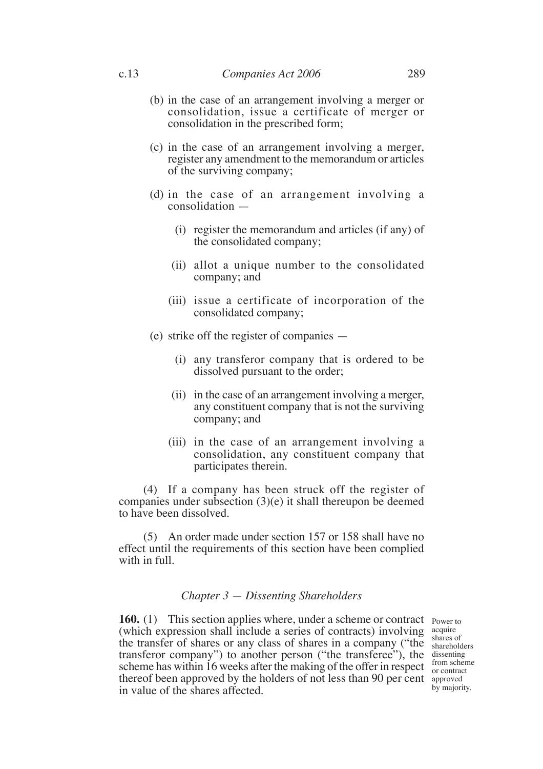(b) in the case of an arrangement involving a merger or consolidation, issue a certificate of merger or consolidation in the prescribed form;

(c) in the case of an arrangement involving a merger, register any amendment to the memorandum or articles of the surviving company;

(d) in the case of an arrangement involving a consolidation —

(i) register the memorandum and articles (if any) of the consolidated company;

(ii) allot a unique number to the consolidated company; and

(iii) issue a certificate of incorporation of the consolidated company;

(e) strike off the register of companies —

(i) any transferor company that is ordered to be dissolved pursuant to the order;

(ii) in the case of an arrangement involving a merger, any constituent company that is not the surviving company; and

(iii) in the case of an arrangement involving a consolidation, any constituent company that participates therein.

(4) If a company has been struck off the register of companies under subsection (3)(e) it shall thereupon be deemed to have been dissolved.

(5) An order made under section 157 or 158 shall have no effect until the requirements of this section have been complied with in full.

### *Chapter 3 — Dissenting Shareholders*

*Power to acquire shares of shareholders dissenting from scheme or contract approved by majority.*

**160.** (1) This section applies where, under a scheme or contract (which expression shall include a series of contracts) involving the transfer of shares or any class of shares in a company ("the transferor company") to another person ("the transferee"), the scheme has within 16 weeks after the making of the offer in respect thereof been approved by the holders of not less than 90 per cent in value of the shares affected.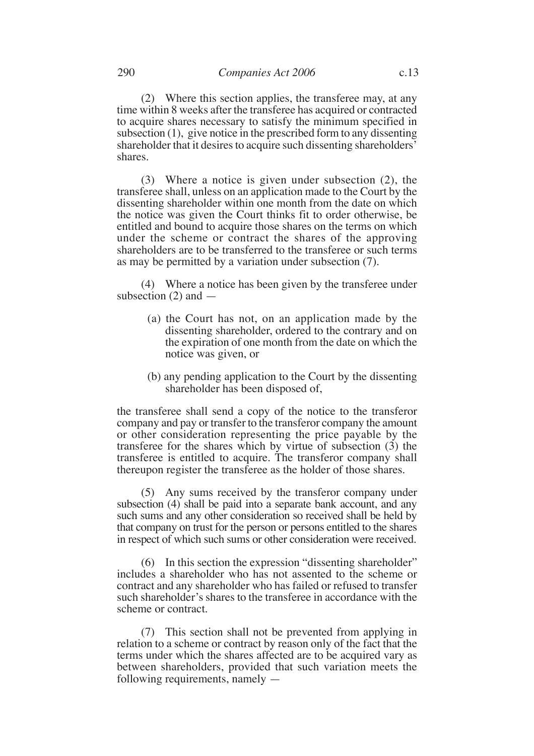(2) Where this section applies, the transferee may, at any time within 8 weeks after the transferee has acquired or contracted to acquire shares necessary to satisfy the minimum specified in subsection (1), give notice in the prescribed form to any dissenting shareholder that it desires to acquire such dissenting shareholders' shares.

(3) Where a notice is given under subsection (2), the transferee shall, unless on an application made to the Court by the dissenting shareholder within one month from the date on which the notice was given the Court thinks fit to order otherwise, be entitled and bound to acquire those shares on the terms on which under the scheme or contract the shares of the approving shareholders are to be transferred to the transferee or such terms as may be permitted by a variation under subsection (7).

(4) Where a notice has been given by the transferee under subsection (2) and —

(a) the Court has not, on an application made by the dissenting shareholder, ordered to the contrary and on the expiration of one month from the date on which the notice was given, or

(b) any pending application to the Court by the dissenting shareholder has been disposed of,

the transferee shall send a copy of the notice to the transferor company and pay or transfer to the transferor company the amount or other consideration representing the price payable by the transferee for the shares which by virtue of subsection (3) the transferee is entitled to acquire. The transferor company shall thereupon register the transferee as the holder of those shares.

(5) Any sums received by the transferor company under subsection (4) shall be paid into a separate bank account, and any such sums and any other consideration so received shall be held by that company on trust for the person or persons entitled to the shares in respect of which such sums or other consideration were received.

(6) In this section the expression "dissenting shareholder" includes a shareholder who has not assented to the scheme or contract and any shareholder who has failed or refused to transfer such shareholder's shares to the transferee in accordance with the scheme or contract.

(7) This section shall not be prevented from applying in relation to a scheme or contract by reason only of the fact that the terms under which the shares affected are to be acquired vary as between shareholders, provided that such variation meets the following requirements, namely —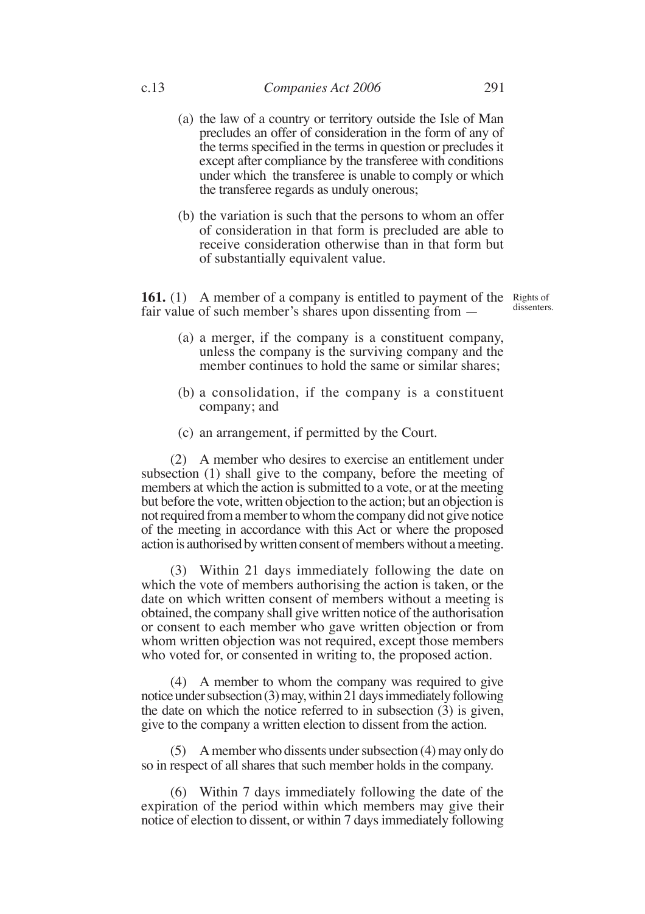(a) the law of a country or territory outside the Isle of Man precludes an offer of consideration in the form of any of the terms specified in the terms in question or precludes it except after compliance by the transferee with conditions under which the transferee is unable to comply or which the transferee regards as unduly onerous;

(b) the variation is such that the persons to whom an offer of consideration in that form is precluded are able to receive consideration otherwise than in that form but of substantially equivalent value.

Rights of dissenters.

**161.** (1) A member of a company is entitled to payment of the fair value of such member's shares upon dissenting from —

(a) a merger, if the company is a constituent company, unless the company is the surviving company and the member continues to hold the same or similar shares;

(b) a consolidation, if the company is a constituent company; and

(c) an arrangement, if permitted by the Court.

(2) A member who desires to exercise an entitlement under subsection (1) shall give to the company, before the meeting of members at which the action is submitted to a vote, or at the meeting but before the vote, written objection to the action; but an objection is not required from a member to whom the company did not give notice of the meeting in accordance with this Act or where the proposed action is authorised by written consent of members without a meeting.

(3) Within 21 days immediately following the date on which the vote of members authorising the action is taken, or the date on which written consent of members without a meeting is obtained, the company shall give written notice of the authorisation or consent to each member who gave written objection or from whom written objection was not required, except those members who voted for, or consented in writing to, the proposed action.

(4) A member to whom the company was required to give notice under subsection (3) may, within 21 days immediately following the date on which the notice referred to in subsection (3) is given, give to the company a written election to dissent from the action.

(5) A member who dissents under subsection (4) may only do so in respect of all shares that such member holds in the company.

(6) Within 7 days immediately following the date of the expiration of the period within which members may give their notice of election to dissent, or within 7 days immediately following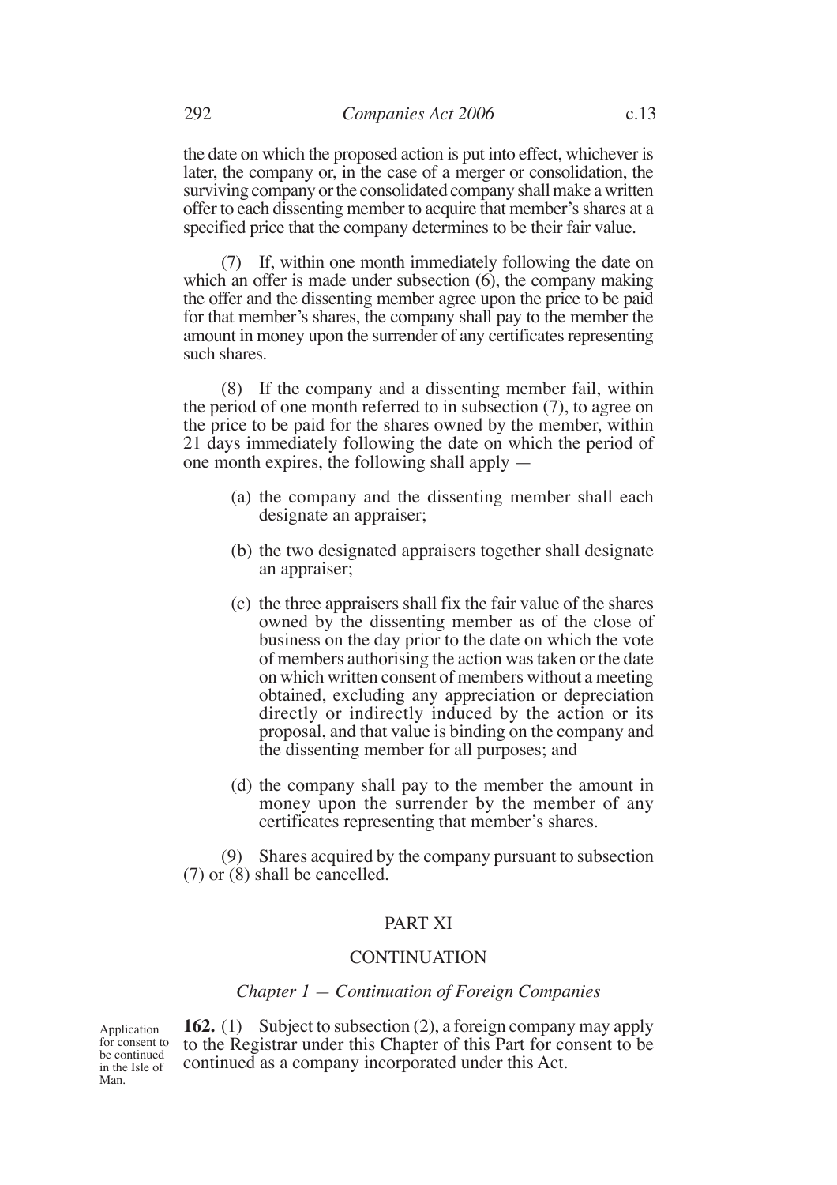the date on which the proposed action is put into effect, whichever is later, the company or, in the case of a merger or consolidation, the surviving company or the consolidated company shall make a written offer to each dissenting member to acquire that member's shares at a specified price that the company determines to be their fair value.

(7) If, within one month immediately following the date on which an offer is made under subsection (6), the company making the offer and the dissenting member agree upon the price to be paid for that member's shares, the company shall pay to the member the amount in money upon the surrender of any certificates representing such shares.

(8) If the company and a dissenting member fail, within the period of one month referred to in subsection (7), to agree on the price to be paid for the shares owned by the member, within 21 days immediately following the date on which the period of one month expires, the following shall apply —

(a) the company and the dissenting member shall each designate an appraiser;

(b) the two designated appraisers together shall designate an appraiser;

(c) the three appraisers shall fix the fair value of the shares owned by the dissenting member as of the close of business on the day prior to the date on which the vote of members authorising the action was taken or the date on which written consent of members without a meeting obtained, excluding any appreciation or depreciation directly or indirectly induced by the action or its proposal, and that value is binding on the company and the dissenting member for all purposes; and

(d) the company shall pay to the member the amount in money upon the surrender by the member of any certificates representing that member's shares.

(9) Shares acquired by the company pursuant to subsection (7) or (8) shall be cancelled.

## PART XI

## CONTINUATION

### *Chapter 1 — Continuation of Foreign Companies*

Application for consent to be continued in the Isle of Man.

**162.** (1) Subject to subsection (2), a foreign company may apply to the Registrar under this Chapter of this Part for consent to be continued as a company incorporated under this Act.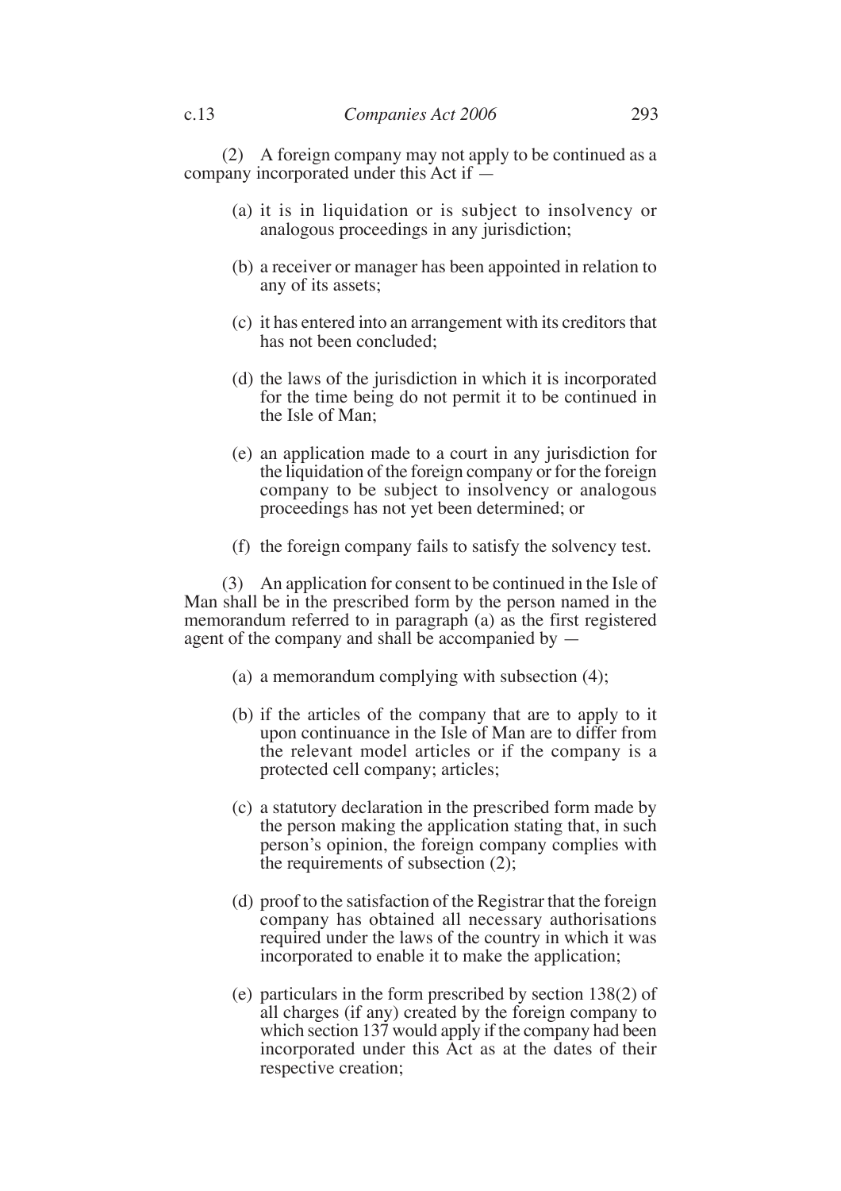(2) A foreign company may not apply to be continued as a company incorporated under this Act if —

(a) it is in liquidation or is subject to insolvency or analogous proceedings in any jurisdiction;

(b) a receiver or manager has been appointed in relation to any of its assets;

(c) it has entered into an arrangement with its creditors that has not been concluded;

(d) the laws of the jurisdiction in which it is incorporated for the time being do not permit it to be continued in the Isle of Man;

(e) an application made to a court in any jurisdiction for the liquidation of the foreign company or for the foreign company to be subject to insolvency or analogous proceedings has not yet been determined; or

(f) the foreign company fails to satisfy the solvency test.

(3) An application for consent to be continued in the Isle of Man shall be in the prescribed form by the person named in the memorandum referred to in paragraph (a) as the first registered agent of the company and shall be accompanied by —

(a) a memorandum complying with subsection (4);

(b) if the articles of the company that are to apply to it upon continuance in the Isle of Man are to differ from the relevant model articles or if the company is a protected cell company; articles;

(c) a statutory declaration in the prescribed form made by the person making the application stating that, in such person's opinion, the foreign company complies with the requirements of subsection (2);

(d) proof to the satisfaction of the Registrar that the foreign company has obtained all necessary authorisations required under the laws of the country in which it was incorporated to enable it to make the application;

(e) particulars in the form prescribed by section 138(2) of all charges (if any) created by the foreign company to which section 137 would apply if the company had been incorporated under this Act as at the dates of their respective creation;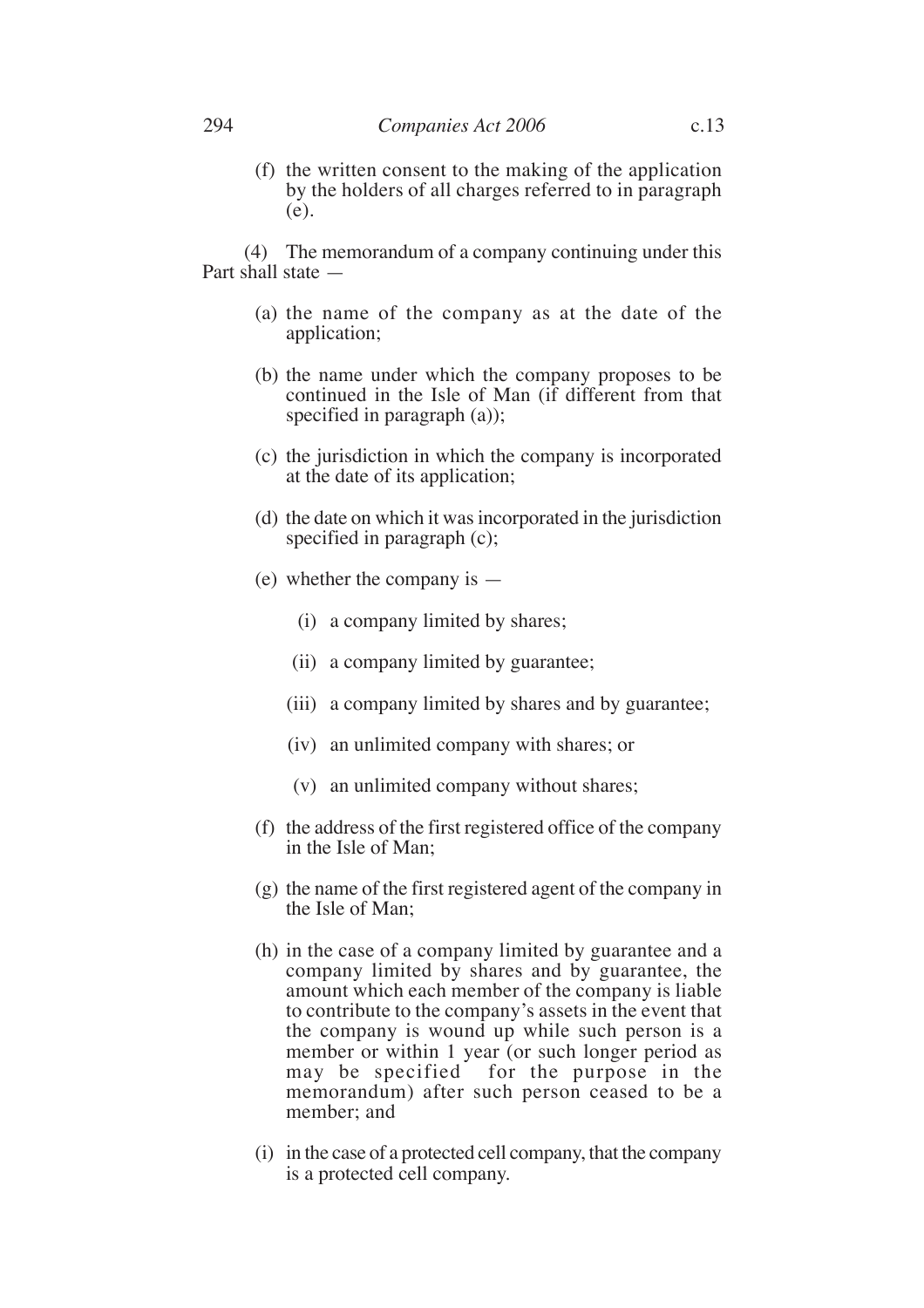(f) the written consent to the making of the application by the holders of all charges referred to in paragraph (e).

(4) The memorandum of a company continuing under this Part shall state —

(a) the name of the company as at the date of the application;

(b) the name under which the company proposes to be continued in the Isle of Man (if different from that specified in paragraph (a));

(c) the jurisdiction in which the company is incorporated at the date of its application;

(d) the date on which it was incorporated in the jurisdiction specified in paragraph (c);

(e) whether the company is —

(i) a company limited by shares;

(ii) a company limited by guarantee;

(iii) a company limited by shares and by guarantee;

(iv) an unlimited company with shares; or

(v) an unlimited company without shares;

(f) the address of the first registered office of the company in the Isle of Man;

(g) the name of the first registered agent of the company in the Isle of Man;

(h) in the case of a company limited by guarantee and a company limited by shares and by guarantee, the amount which each member of the company is liable to contribute to the company's assets in the event that the company is wound up while such person is a member or within 1 year (or such longer period as may be specified for the purpose in the memorandum) after such person ceased to be a member; and

(i) in the case of a protected cell company, that the company is a protected cell company.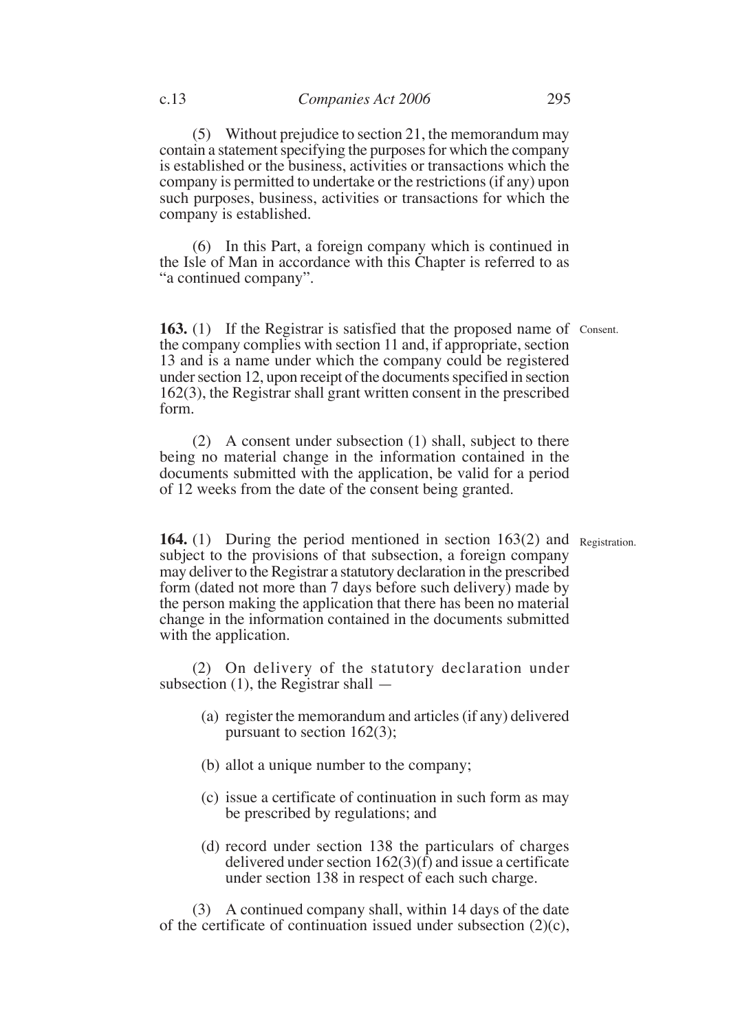(5) Without prejudice to section 21, the memorandum may contain a statement specifying the purposes for which the company is established or the business, activities or transactions which the company is permitted to undertake or the restrictions (if any) upon such purposes, business, activities or transactions for which the company is established.

(6) In this Part, a foreign company which is continued in the Isle of Man in accordance with this Chapter is referred to as "a continued company".

**163.** (1) If the Registrar is satisfied that the proposed name of the company complies with section 11 and, if appropriate, section 13 and is a name under which the company could be registered under section 12, upon receipt of the documents specified in section 162(3), the Registrar shall grant written consent in the prescribed form.

Consent.

(2) A consent under subsection (1) shall, subject to there being no material change in the information contained in the documents submitted with the application, be valid for a period of 12 weeks from the date of the consent being granted.

**164.** (1) During the period mentioned in section 163(2) and subject to the provisions of that subsection, a foreign company may deliver to the Registrar a statutory declaration in the prescribed form (dated not more than 7 days before such delivery) made by the person making the application that there has been no material change in the information contained in the documents submitted with the application.

Registration.

(2) On delivery of the statutory declaration under subsection (1), the Registrar shall —

(a) register the memorandum and articles (if any) delivered pursuant to section 162(3);

(b) allot a unique number to the company;

(c) issue a certificate of continuation in such form as may be prescribed by regulations; and

(d) record under section 138 the particulars of charges delivered under section 162(3)(f) and issue a certificate under section 138 in respect of each such charge.

(3) A continued company shall, within 14 days of the date of the certificate of continuation issued under subsection (2)(c),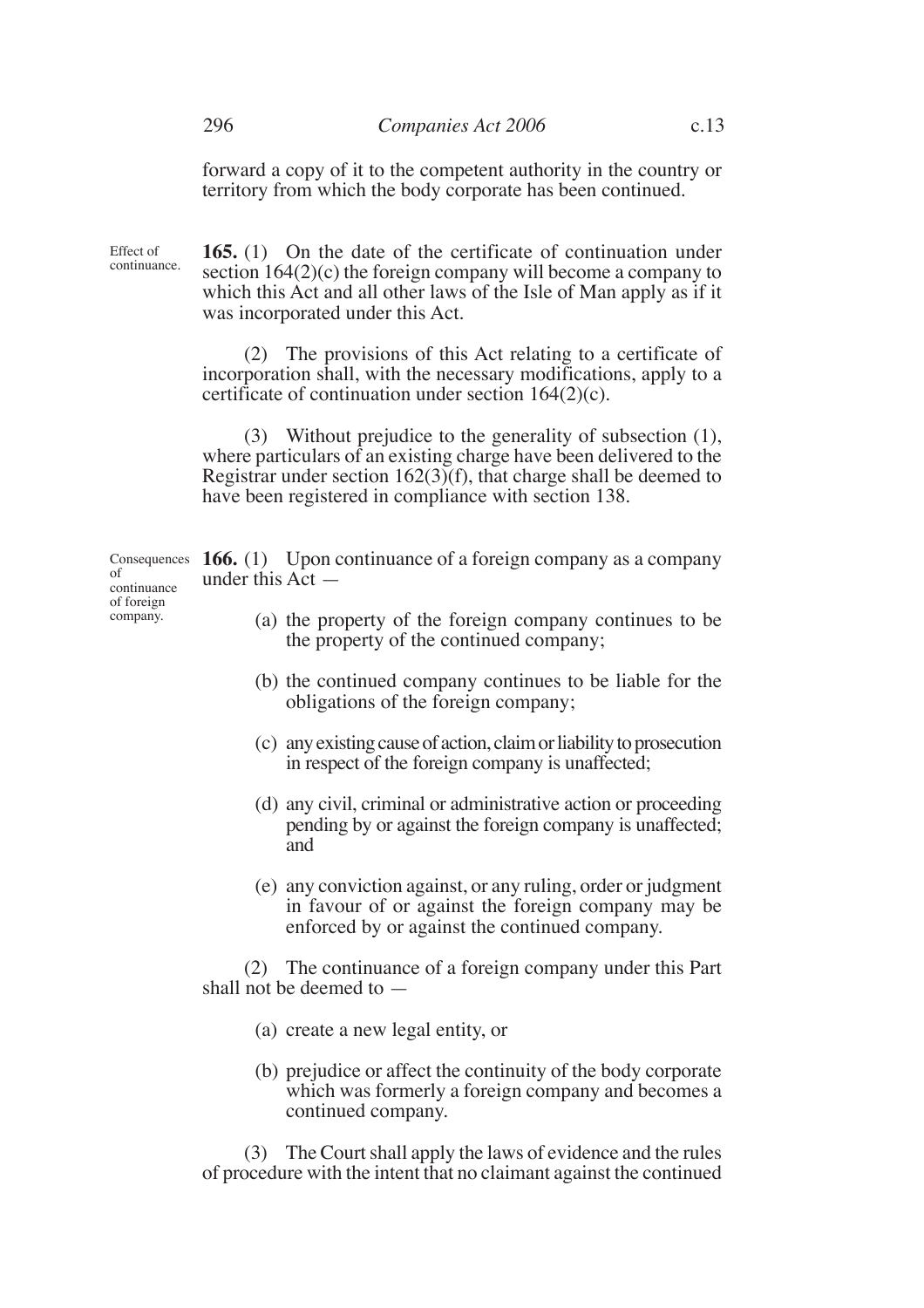forward a copy of it to the competent authority in the country or territory from which the body corporate has been continued.

Effect of continuance.

**165.** (1) On the date of the certificate of continuation under section 164(2)(c) the foreign company will become a company to which this Act and all other laws of the Isle of Man apply as if it was incorporated under this Act.

(2) The provisions of this Act relating to a certificate of incorporation shall, with the necessary modifications, apply to a certificate of continuation under section 164(2)(c).

(3) Without prejudice to the generality of subsection (1), where particulars of an existing charge have been delivered to the Registrar under section 162(3)(f), that charge shall be deemed to have been registered in compliance with section 138.

Consequences of continuance of foreign company.

**166.** (1) Upon continuance of a foreign company as a company under this Act —

- (a) the property of the foreign company continues to be the property of the continued company;
- (b) the continued company continues to be liable for the obligations of the foreign company;
- (c) any existing cause of action, claim or liability to prosecution in respect of the foreign company is unaffected;
- (d) any civil, criminal or administrative action or proceeding pending by or against the foreign company is unaffected; and
- (e) any conviction against, or any ruling, order or judgment in favour of or against the foreign company may be enforced by or against the continued company.

(2) The continuance of a foreign company under this Part shall not be deemed to —

- (a) create a new legal entity, or
- (b) prejudice or affect the continuity of the body corporate which was formerly a foreign company and becomes a continued company.

(3) The Court shall apply the laws of evidence and the rules of procedure with the intent that no claimant against the continued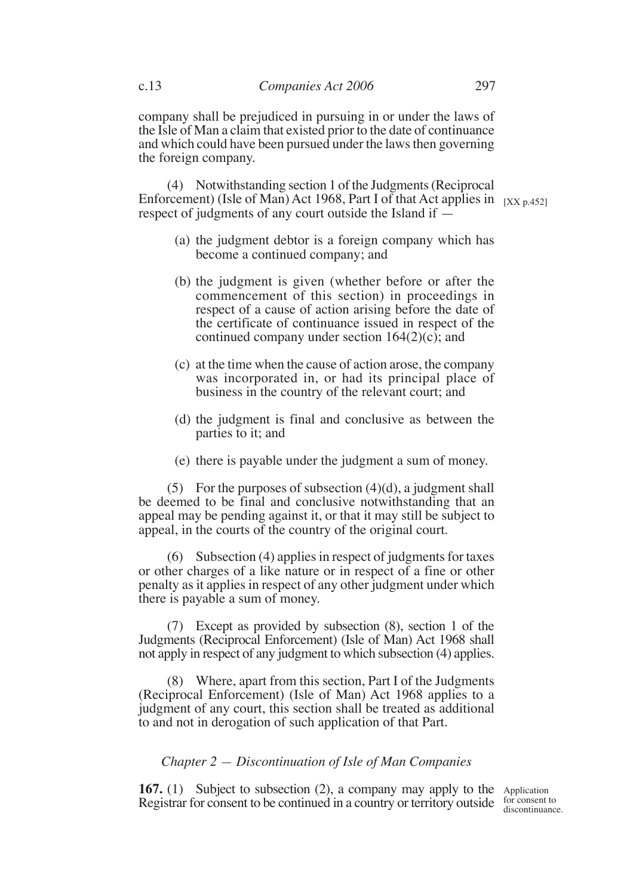company shall be prejudiced in pursuing in or under the laws of the Isle of Man a claim that existed prior to the date of continuance and which could have been pursued under the laws then governing the foreign company.

(4) Notwithstanding section 1 of the Judgments (Reciprocal Enforcement) (Isle of Man) Act 1968, Part I of that Act applies in respect of judgments of any court outside the Island if — [XX p.452]

(a) the judgment debtor is a foreign company which has become a continued company; and

(b) the judgment is given (whether before or after the commencement of this section) in proceedings in respect of a cause of action arising before the date of the certificate of continuance issued in respect of the continued company under section 164(2)(c); and

(c) at the time when the cause of action arose, the company was incorporated in, or had its principal place of business in the country of the relevant court; and

(d) the judgment is final and conclusive as between the parties to it; and

(e) there is payable under the judgment a sum of money.

(5) For the purposes of subsection (4)(d), a judgment shall be deemed to be final and conclusive notwithstanding that an appeal may be pending against it, or that it may still be subject to appeal, in the courts of the country of the original court.

(6) Subsection (4) applies in respect of judgments for taxes or other charges of a like nature or in respect of a fine or other penalty as it applies in respect of any other judgment under which there is payable a sum of money.

(7) Except as provided by subsection (8), section 1 of the Judgments (Reciprocal Enforcement) (Isle of Man) Act 1968 shall not apply in respect of any judgment to which subsection (4) applies.

(8) Where, apart from this section, Part I of the Judgments (Reciprocal Enforcement) (Isle of Man) Act 1968 applies to a judgment of any court, this section shall be treated as additional to and not in derogation of such application of that Part.

*Chapter 2 — Discontinuation of Isle of Man Companies*

Application for consent to discontinuance.

**167.** (1) Subject to subsection (2), a company may apply to the Registrar for consent to be continued in a country or territory outside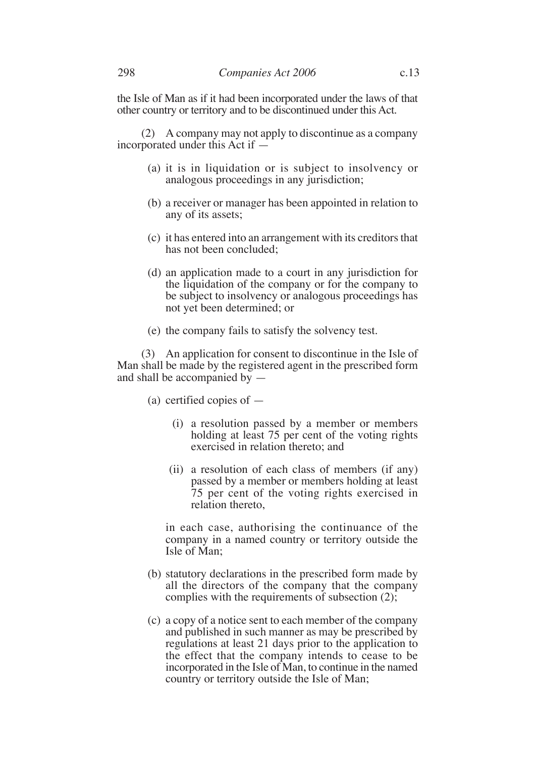the Isle of Man as if it had been incorporated under the laws of that other country or territory and to be discontinued under this Act.

(2) A company may not apply to discontinue as a company incorporated under this Act if —

(a) it is in liquidation or is subject to insolvency or analogous proceedings in any jurisdiction;

(b) a receiver or manager has been appointed in relation to any of its assets;

(c) it has entered into an arrangement with its creditors that has not been concluded;

(d) an application made to a court in any jurisdiction for the liquidation of the company or for the company to be subject to insolvency or analogous proceedings has not yet been determined; or

(e) the company fails to satisfy the solvency test.

(3) An application for consent to discontinue in the Isle of Man shall be made by the registered agent in the prescribed form and shall be accompanied by —

(a) certified copies of —

(i) a resolution passed by a member or members holding at least 75 per cent of the voting rights exercised in relation thereto; and

(ii) a resolution of each class of members (if any) passed by a member or members holding at least 75 per cent of the voting rights exercised in relation thereto,

in each case, authorising the continuance of the company in a named country or territory outside the Isle of Man;

(b) statutory declarations in the prescribed form made by all the directors of the company that the company complies with the requirements of subsection (2);

(c) a copy of a notice sent to each member of the company and published in such manner as may be prescribed by regulations at least 21 days prior to the application to the effect that the company intends to cease to be incorporated in the Isle of Man, to continue in the named country or territory outside the Isle of Man;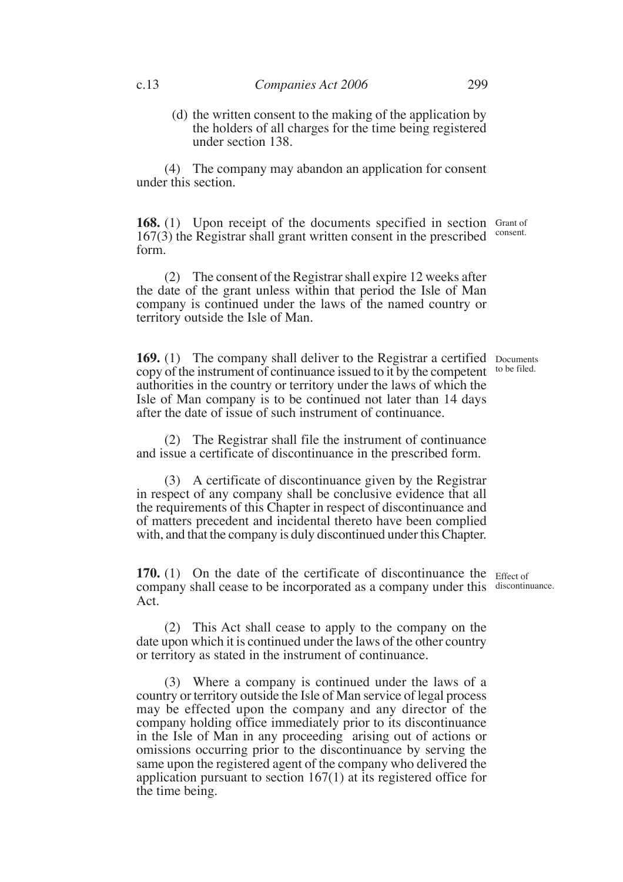(d) the written consent to the making of the application by the holders of all charges for the time being registered under section 138.

(4) The company may abandon an application for consent under this section.

**168.** (1) Upon receipt of the documents specified in section 167(3) the Registrar shall grant written consent in the prescribed form.

Grant of consent.

(2) The consent of the Registrar shall expire 12 weeks after the date of the grant unless within that period the Isle of Man company is continued under the laws of the named country or territory outside the Isle of Man.

**169.** (1) The company shall deliver to the Registrar a certified copy of the instrument of continuance issued to it by the competent authorities in the country or territory under the laws of which the Isle of Man company is to be continued not later than 14 days after the date of issue of such instrument of continuance.

Documents to be filed.

(2) The Registrar shall file the instrument of continuance and issue a certificate of discontinuance in the prescribed form.

(3) A certificate of discontinuance given by the Registrar in respect of any company shall be conclusive evidence that all the requirements of this Chapter in respect of discontinuance and of matters precedent and incidental thereto have been complied with, and that the company is duly discontinued under this Chapter.

**170.** (1) On the date of the certificate of discontinuance the company shall cease to be incorporated as a company under this Act.

Effect of discontinuance.

(2) This Act shall cease to apply to the company on the date upon which it is continued under the laws of the other country or territory as stated in the instrument of continuance.

(3) Where a company is continued under the laws of a country or territory outside the Isle of Man service of legal process may be effected upon the company and any director of the company holding office immediately prior to its discontinuance in the Isle of Man in any proceeding arising out of actions or omissions occurring prior to the discontinuance by serving the same upon the registered agent of the company who delivered the application pursuant to section 167(1) at its registered office for the time being.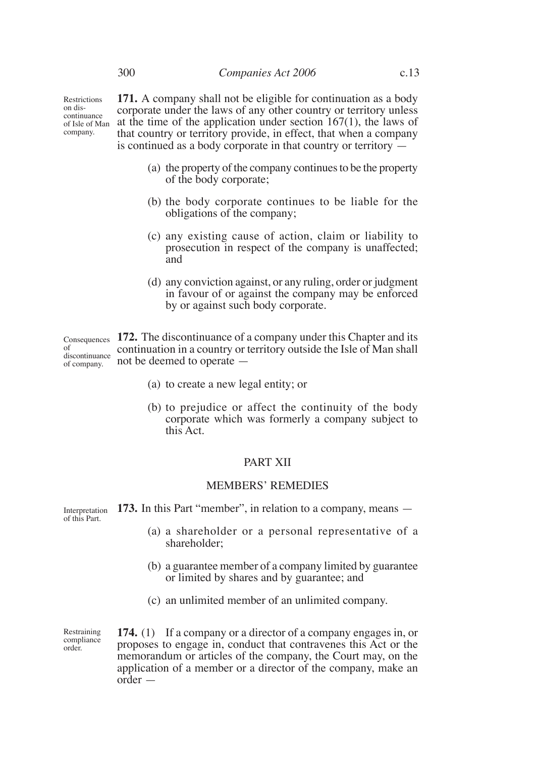Restrictions on discontinuance of Isle of Man company.

**171.** A company shall not be eligible for continuation as a body corporate under the laws of any other country or territory unless at the time of the application under section 167(1), the laws of that country or territory provide, in effect, that when a company is continued as a body corporate in that country or territory —

(a) the property of the company continues to be the property of the body corporate;

(b) the body corporate continues to be liable for the obligations of the company;

(c) any existing cause of action, claim or liability to prosecution in respect of the company is unaffected; and

(d) any conviction against, or any ruling, order or judgment in favour of or against the company may be enforced by or against such body corporate.

Consequences of discontinuance of company.

**172.** The discontinuance of a company under this Chapter and its continuation in a country or territory outside the Isle of Man shall not be deemed to operate —

(a) to create a new legal entity; or

(b) to prejudice or affect the continuity of the body corporate which was formerly a company subject to this Act.

## PART XII

## MEMBERS' REMEDIES

Interpretation of this Part.

**173.** In this Part "member", in relation to a company, means —

(a) a shareholder or a personal representative of a shareholder;

(b) a guarantee member of a company limited by guarantee or limited by shares and by guarantee; and

(c) an unlimited member of an unlimited company.

Restraining compliance order.

**174.** (1) If a company or a director of a company engages in, or proposes to engage in, conduct that contravenes this Act or the memorandum or articles of the company, the Court may, on the application of a member or a director of the company, make an order —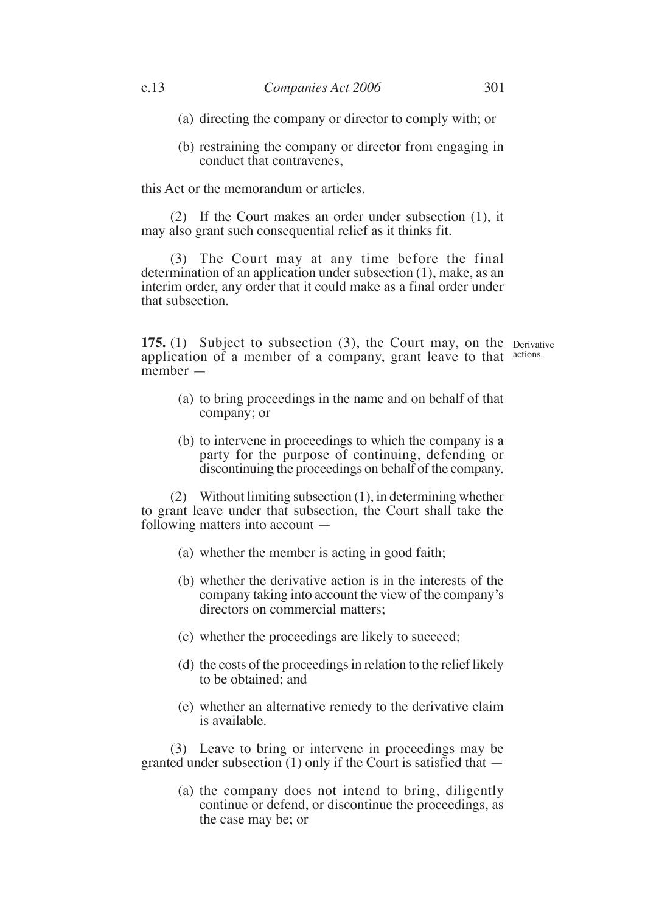(a) directing the company or director to comply with; or

(b) restraining the company or director from engaging in conduct that contravenes,

this Act or the memorandum or articles.

(2) If the Court makes an order under subsection (1), it may also grant such consequential relief as it thinks fit.

(3) The Court may at any time before the final determination of an application under subsection (1), make, as an interim order, any order that it could make as a final order under that subsection.

**175.** (1) Subject to subsection (3), the Court may, on the application of a member of a company, grant leave to that member —

Derivative actions.

(a) to bring proceedings in the name and on behalf of that company; or

(b) to intervene in proceedings to which the company is a party for the purpose of continuing, defending or discontinuing the proceedings on behalf of the company.

(2) Without limiting subsection (1), in determining whether to grant leave under that subsection, the Court shall take the following matters into account —

(a) whether the member is acting in good faith;

(b) whether the derivative action is in the interests of the company taking into account the view of the company's directors on commercial matters;

(c) whether the proceedings are likely to succeed;

(d) the costs of the proceedings in relation to the relief likely to be obtained; and

(e) whether an alternative remedy to the derivative claim is available.

(3) Leave to bring or intervene in proceedings may be granted under subsection (1) only if the Court is satisfied that —

(a) the company does not intend to bring, diligently continue or defend, or discontinue the proceedings, as the case may be; or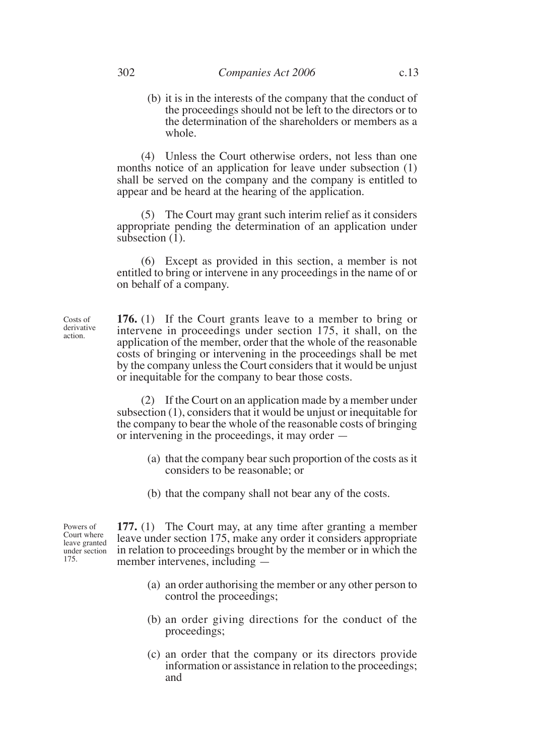(b) it is in the interests of the company that the conduct of the proceedings should not be left to the directors or to the determination of the shareholders or members as a whole.

(4) Unless the Court otherwise orders, not less than one months notice of an application for leave under subsection (1) shall be served on the company and the company is entitled to appear and be heard at the hearing of the application.

(5) The Court may grant such interim relief as it considers appropriate pending the determination of an application under subsection (1).

(6) Except as provided in this section, a member is not entitled to bring or intervene in any proceedings in the name of or on behalf of a company.

Costs of derivative action.

**176.** (1) If the Court grants leave to a member to bring or intervene in proceedings under section 175, it shall, on the application of the member, order that the whole of the reasonable costs of bringing or intervening in the proceedings shall be met by the company unless the Court considers that it would be unjust or inequitable for the company to bear those costs.

(2) If the Court on an application made by a member under subsection (1), considers that it would be unjust or inequitable for the company to bear the whole of the reasonable costs of bringing or intervening in the proceedings, it may order —

(a) that the company bear such proportion of the costs as it considers to be reasonable; or

(b) that the company shall not bear any of the costs.

Powers of Court where leave granted under section 175.

**177.** (1) The Court may, at any time after granting a member leave under section 175, make any order it considers appropriate in relation to proceedings brought by the member or in which the member intervenes, including —

(a) an order authorising the member or any other person to control the proceedings;

(b) an order giving directions for the conduct of the proceedings;

(c) an order that the company or its directors provide information or assistance in relation to the proceedings; and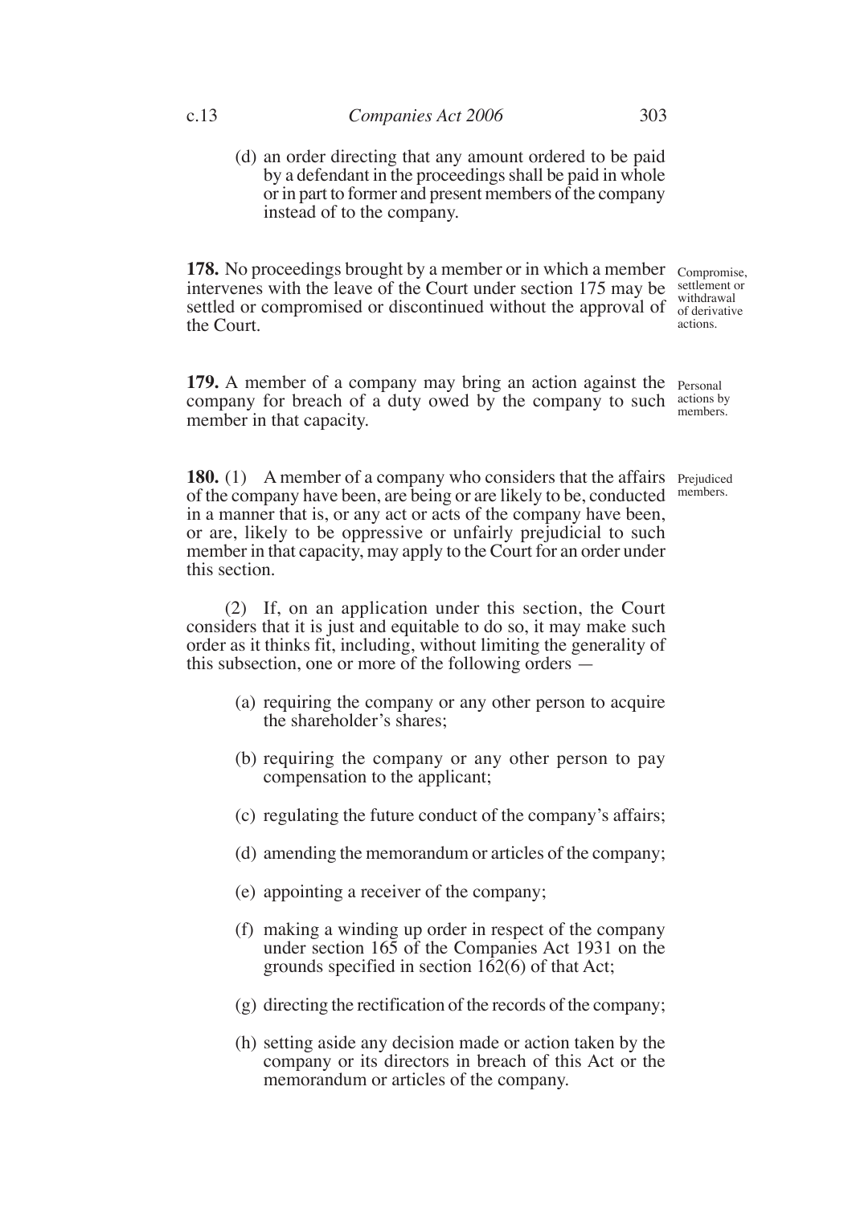(d) an order directing that any amount ordered to be paid by a defendant in the proceedings shall be paid in whole or in part to former and present members of the company instead of to the company.

*Compromise, settlement or withdrawal of derivative actions.*

**178.** No proceedings brought by a member or in which a member intervenes with the leave of the Court under section 175 may be settled or compromised or discontinued without the approval of the Court.

*Personal actions by members.*

**179.** A member of a company may bring an action against the company for breach of a duty owed by the company to such member in that capacity.

*Prejudiced members.*

**180.** (1) A member of a company who considers that the affairs of the company have been, are being or are likely to be, conducted in a manner that is, or any act or acts of the company have been, or are, likely to be oppressive or unfairly prejudicial to such member in that capacity, may apply to the Court for an order under this section.

(2) If, on an application under this section, the Court considers that it is just and equitable to do so, it may make such order as it thinks fit, including, without limiting the generality of this subsection, one or more of the following orders —

(a) requiring the company or any other person to acquire the shareholder's shares;

(b) requiring the company or any other person to pay compensation to the applicant;

(c) regulating the future conduct of the company's affairs;

(d) amending the memorandum or articles of the company;

(e) appointing a receiver of the company;

(f) making a winding up order in respect of the company under section 165 of the Companies Act 1931 on the grounds specified in section 162(6) of that Act;

(g) directing the rectification of the records of the company;

(h) setting aside any decision made or action taken by the company or its directors in breach of this Act or the memorandum or articles of the company.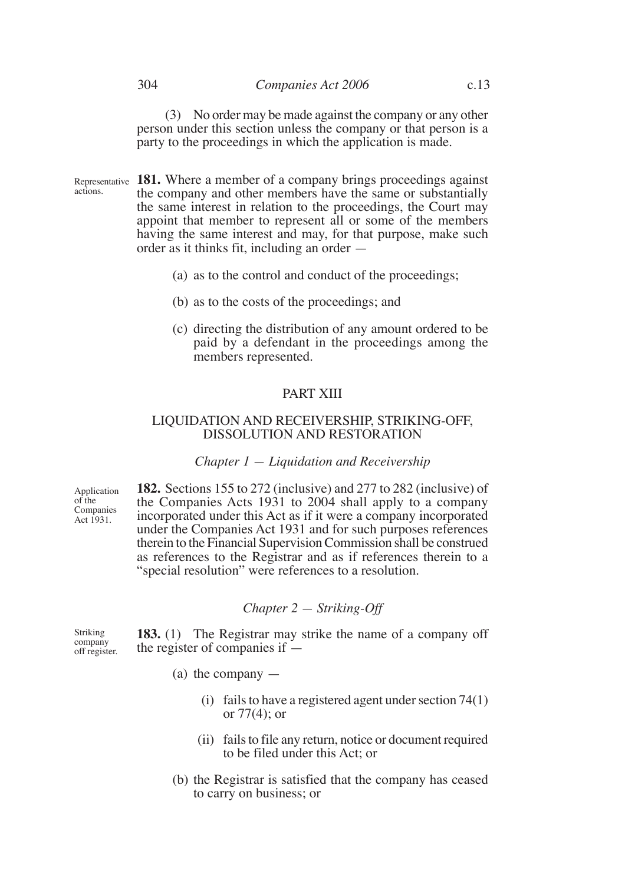(3) No order may be made against the company or any other person under this section unless the company or that person is a party to the proceedings in which the application is made.

Representative actions.

**181.** Where a member of a company brings proceedings against the company and other members have the same or substantially the same interest in relation to the proceedings, the Court may appoint that member to represent all or some of the members having the same interest and may, for that purpose, make such order as it thinks fit, including an order —

(a) as to the control and conduct of the proceedings;

(b) as to the costs of the proceedings; and

(c) directing the distribution of any amount ordered to be paid by a defendant in the proceedings among the members represented.

## PART XIII

## LIQUIDATION AND RECEIVERSHIP, STRIKING-OFF, DISSOLUTION AND RESTORATION

### *Chapter 1 — Liquidation and Receivership*

Application of the Companies Act 1931.

**182.** Sections 155 to 272 (inclusive) and 277 to 282 (inclusive) of the Companies Acts 1931 to 2004 shall apply to a company incorporated under this Act as if it were a company incorporated under the Companies Act 1931 and for such purposes references therein to the Financial Supervision Commission shall be construed as references to the Registrar and as if references therein to a "special resolution" were references to a resolution.

### *Chapter 2 — Striking-Off*

Striking company off register.

**183.** (1) The Registrar may strike the name of a company off the register of companies if —

(a) the company —

(i) fails to have a registered agent under section 74(1) or 77(4); or

(ii) fails to file any return, notice or document required to be filed under this Act; or

(b) the Registrar is satisfied that the company has ceased to carry on business; or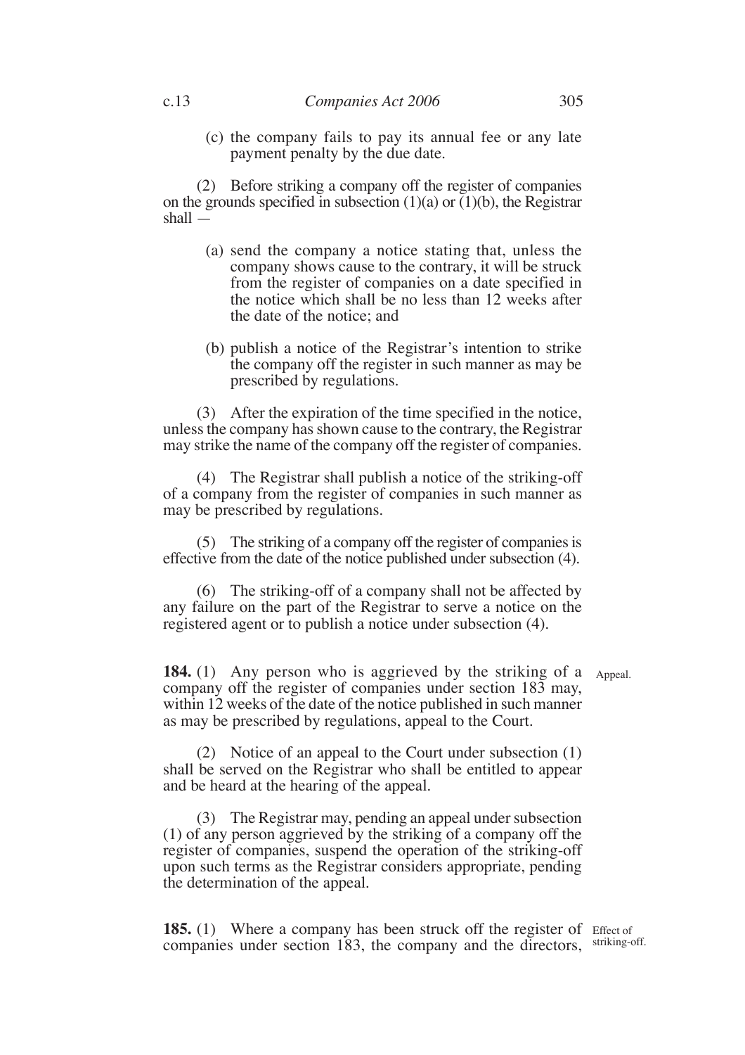(c) the company fails to pay its annual fee or any late payment penalty by the due date.

(2) Before striking a company off the register of companies on the grounds specified in subsection (1)(a) or (1)(b), the Registrar shall —

(a) send the company a notice stating that, unless the company shows cause to the contrary, it will be struck from the register of companies on a date specified in the notice which shall be no less than 12 weeks after the date of the notice; and

(b) publish a notice of the Registrar's intention to strike the company off the register in such manner as may be prescribed by regulations.

(3) After the expiration of the time specified in the notice, unless the company has shown cause to the contrary, the Registrar may strike the name of the company off the register of companies.

(4) The Registrar shall publish a notice of the striking-off of a company from the register of companies in such manner as may be prescribed by regulations.

(5) The striking of a company off the register of companies is effective from the date of the notice published under subsection (4).

(6) The striking-off of a company shall not be affected by any failure on the part of the Registrar to serve a notice on the registered agent or to publish a notice under subsection (4).

Appeal.

**184.** (1) Any person who is aggrieved by the striking of a company off the register of companies under section 183 may, within 12 weeks of the date of the notice published in such manner as may be prescribed by regulations, appeal to the Court.

(2) Notice of an appeal to the Court under subsection (1) shall be served on the Registrar who shall be entitled to appear and be heard at the hearing of the appeal.

(3) The Registrar may, pending an appeal under subsection (1) of any person aggrieved by the striking of a company off the register of companies, suspend the operation of the striking-off upon such terms as the Registrar considers appropriate, pending the determination of the appeal.

Effect of striking-off.

**185.** (1) Where a company has been struck off the register of companies under section 183, the company and the directors,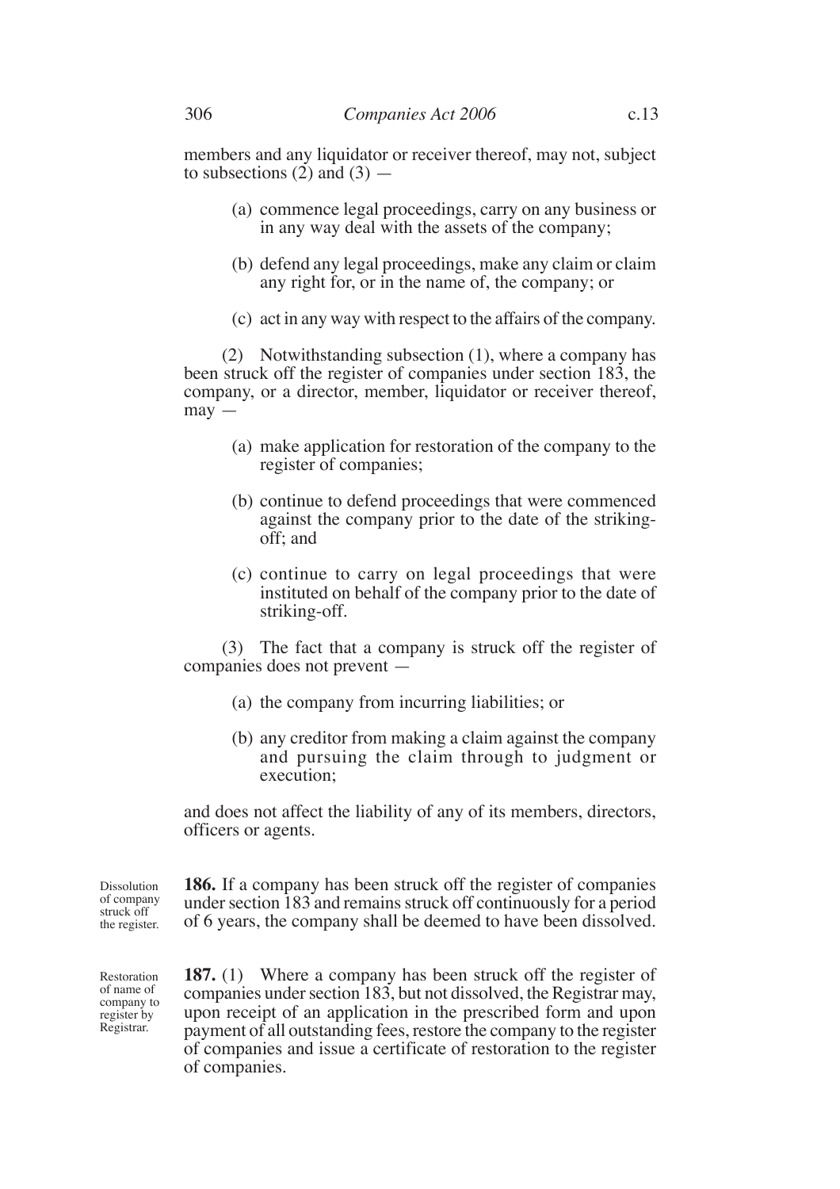members and any liquidator or receiver thereof, may not, subject to subsections (2) and (3) —

(a) commence legal proceedings, carry on any business or in any way deal with the assets of the company;

(b) defend any legal proceedings, make any claim or claim any right for, or in the name of, the company; or

(c) act in any way with respect to the affairs of the company.

(2) Notwithstanding subsection (1), where a company has been struck off the register of companies under section 183, the company, or a director, member, liquidator or receiver thereof, may —

(a) make application for restoration of the company to the register of companies;

(b) continue to defend proceedings that were commenced against the company prior to the date of the striking-off; and

(c) continue to carry on legal proceedings that were instituted on behalf of the company prior to the date of striking-off.

(3) The fact that a company is struck off the register of companies does not prevent —

(a) the company from incurring liabilities; or

(b) any creditor from making a claim against the company and pursuing the claim through to judgment or execution;

and does not affect the liability of any of its members, directors, officers or agents.

*Dissolution of company struck off the register.*

**186.** If a company has been struck off the register of companies under section 183 and remains struck off continuously for a period of 6 years, the company shall be deemed to have been dissolved.

*Restoration of name of company to register by Registrar.*

**187.** (1) Where a company has been struck off the register of companies under section 183, but not dissolved, the Registrar may, upon receipt of an application in the prescribed form and upon payment of all outstanding fees, restore the company to the register of companies and issue a certificate of restoration to the register of companies.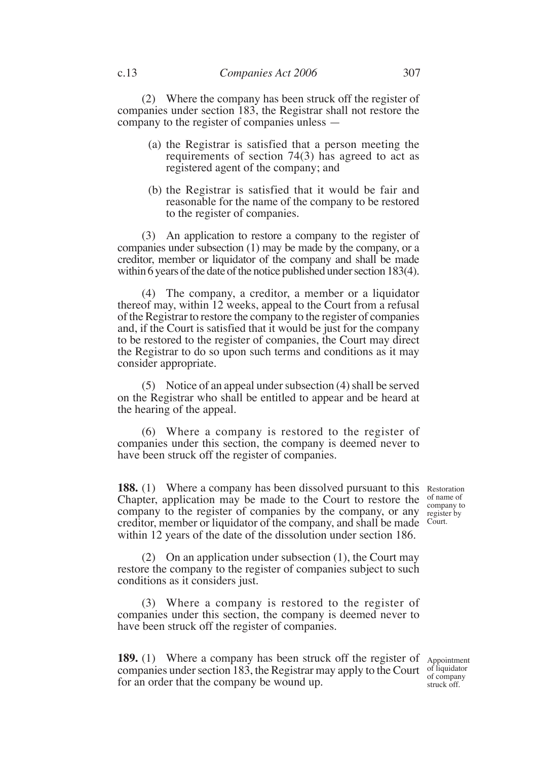(2) Where the company has been struck off the register of companies under section 183, the Registrar shall not restore the company to the register of companies unless —

(a) the Registrar is satisfied that a person meeting the requirements of section 74(3) has agreed to act as registered agent of the company; and

(b) the Registrar is satisfied that it would be fair and reasonable for the name of the company to be restored to the register of companies.

(3) An application to restore a company to the register of companies under subsection (1) may be made by the company, or a creditor, member or liquidator of the company and shall be made within 6 years of the date of the notice published under section 183(4).

(4) The company, a creditor, a member or a liquidator thereof may, within 12 weeks, appeal to the Court from a refusal of the Registrar to restore the company to the register of companies and, if the Court is satisfied that it would be just for the company to be restored to the register of companies, the Court may direct the Registrar to do so upon such terms and conditions as it may consider appropriate.

(5) Notice of an appeal under subsection (4) shall be served on the Registrar who shall be entitled to appear and be heard at the hearing of the appeal.

(6) Where a company is restored to the register of companies under this section, the company is deemed never to have been struck off the register of companies.

*Restoration of name of company to register by Court.*

**188.** (1) Where a company has been dissolved pursuant to this Chapter, application may be made to the Court to restore the company to the register of companies by the company, or any creditor, member or liquidator of the company, and shall be made within 12 years of the date of the dissolution under section 186.

(2) On an application under subsection (1), the Court may restore the company to the register of companies subject to such conditions as it considers just.

(3) Where a company is restored to the register of companies under this section, the company is deemed never to have been struck off the register of companies.

*Appointment of liquidator of company struck off.*

**189.** (1) Where a company has been struck off the register of companies under section 183, the Registrar may apply to the Court for an order that the company be wound up.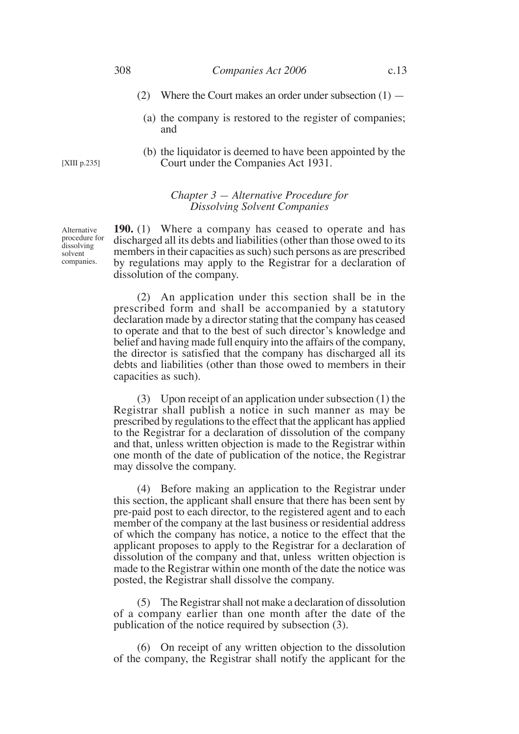(2) Where the Court makes an order under subsection (1) —

(a) the company is restored to the register of companies; and

(b) the liquidator is deemed to have been appointed by the Court under the Companies Act 1931.

[XIII p.235]

### *Chapter 3 — Alternative Procedure for Dissolving Solvent Companies*

Alternative procedure for dissolving solvent companies.

**190.** (1) Where a company has ceased to operate and has discharged all its debts and liabilities (other than those owed to its members in their capacities as such) such persons as are prescribed by regulations may apply to the Registrar for a declaration of dissolution of the company.

(2) An application under this section shall be in the prescribed form and shall be accompanied by a statutory declaration made by a director stating that the company has ceased to operate and that to the best of such director's knowledge and belief and having made full enquiry into the affairs of the company, the director is satisfied that the company has discharged all its debts and liabilities (other than those owed to members in their capacities as such).

(3) Upon receipt of an application under subsection (1) the Registrar shall publish a notice in such manner as may be prescribed by regulations to the effect that the applicant has applied to the Registrar for a declaration of dissolution of the company and that, unless written objection is made to the Registrar within one month of the date of publication of the notice, the Registrar may dissolve the company.

(4) Before making an application to the Registrar under this section, the applicant shall ensure that there has been sent by pre-paid post to each director, to the registered agent and to each member of the company at the last business or residential address of which the company has notice, a notice to the effect that the applicant proposes to apply to the Registrar for a declaration of dissolution of the company and that, unless written objection is made to the Registrar within one month of the date the notice was posted, the Registrar shall dissolve the company.

(5) The Registrar shall not make a declaration of dissolution of a company earlier than one month after the date of the publication of the notice required by subsection (3).

(6) On receipt of any written objection to the dissolution of the company, the Registrar shall notify the applicant for the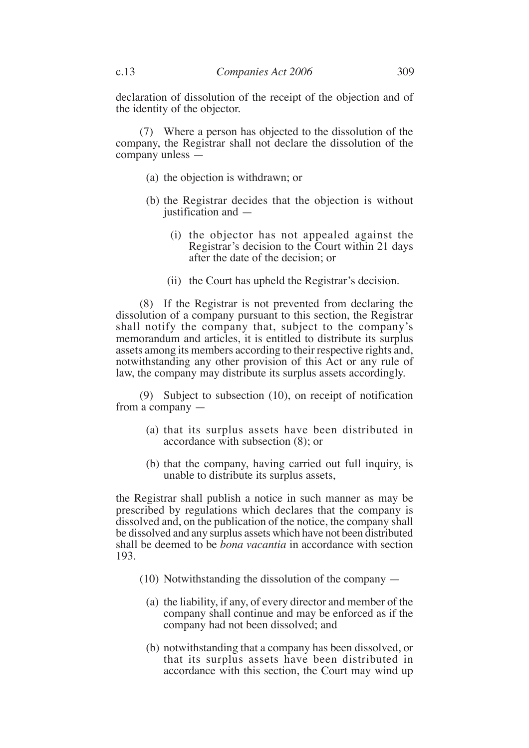declaration of dissolution of the receipt of the objection and of the identity of the objector.

(7) Where a person has objected to the dissolution of the company, the Registrar shall not declare the dissolution of the company unless —

- (a) the objection is withdrawn; or
- (b) the Registrar decides that the objection is without justification and —
  - (i) the objector has not appealed against the Registrar's decision to the Court within 21 days after the date of the decision; or
  - (ii) the Court has upheld the Registrar's decision.

(8) If the Registrar is not prevented from declaring the dissolution of a company pursuant to this section, the Registrar shall notify the company that, subject to the company's memorandum and articles, it is entitled to distribute its surplus assets among its members according to their respective rights and, notwithstanding any other provision of this Act or any rule of law, the company may distribute its surplus assets accordingly.

(9) Subject to subsection (10), on receipt of notification from a company —

- (a) that its surplus assets have been distributed in accordance with subsection (8); or
- (b) that the company, having carried out full inquiry, is unable to distribute its surplus assets,

the Registrar shall publish a notice in such manner as may be prescribed by regulations which declares that the company is dissolved and, on the publication of the notice, the company shall be dissolved and any surplus assets which have not been distributed shall be deemed to be *bona vacantia* in accordance with section 193.

(10) Notwithstanding the dissolution of the company —

- (a) the liability, if any, of every director and member of the company shall continue and may be enforced as if the company had not been dissolved; and
- (b) notwithstanding that a company has been dissolved, or that its surplus assets have been distributed in accordance with this section, the Court may wind up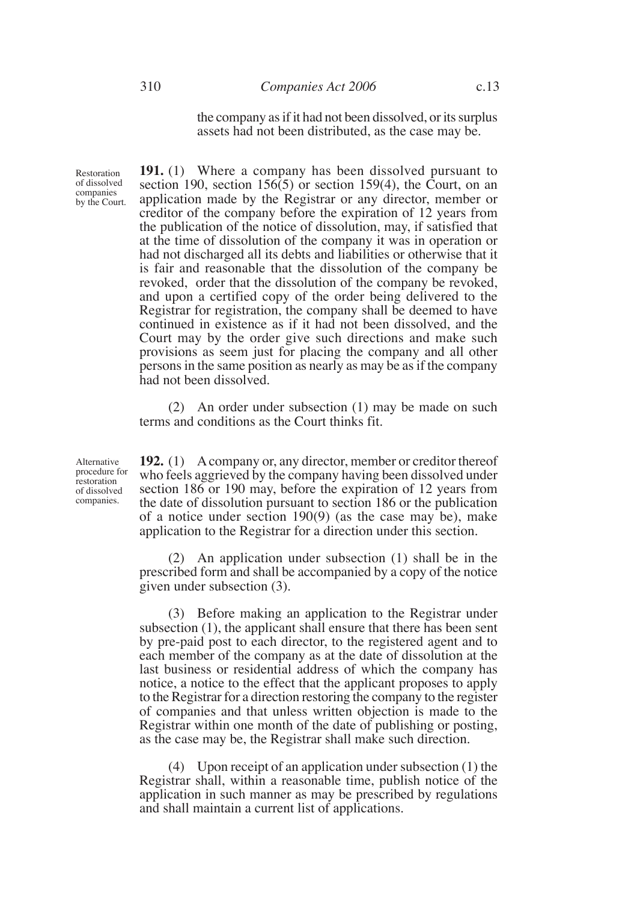the company as if it had not been dissolved, or its surplus assets had not been distributed, as the case may be.

Restoration of dissolved companies by the Court.

**191.** (1) Where a company has been dissolved pursuant to section 190, section 156(5) or section 159(4), the Court, on an application made by the Registrar or any director, member or creditor of the company before the expiration of 12 years from the publication of the notice of dissolution, may, if satisfied that at the time of dissolution of the company it was in operation or had not discharged all its debts and liabilities or otherwise that it is fair and reasonable that the dissolution of the company be revoked, order that the dissolution of the company be revoked, and upon a certified copy of the order being delivered to the Registrar for registration, the company shall be deemed to have continued in existence as if it had not been dissolved, and the Court may by the order give such directions and make such provisions as seem just for placing the company and all other persons in the same position as nearly as may be as if the company had not been dissolved.

(2) An order under subsection (1) may be made on such terms and conditions as the Court thinks fit.

Alternative procedure for restoration of dissolved companies.

**192.** (1) A company or, any director, member or creditor thereof who feels aggrieved by the company having been dissolved under section 186 or 190 may, before the expiration of 12 years from the date of dissolution pursuant to section 186 or the publication of a notice under section 190(9) (as the case may be), make application to the Registrar for a direction under this section.

(2) An application under subsection (1) shall be in the prescribed form and shall be accompanied by a copy of the notice given under subsection (3).

(3) Before making an application to the Registrar under subsection (1), the applicant shall ensure that there has been sent by pre-paid post to each director, to the registered agent and to each member of the company as at the date of dissolution at the last business or residential address of which the company has notice, a notice to the effect that the applicant proposes to apply to the Registrar for a direction restoring the company to the register of companies and that unless written objection is made to the Registrar within one month of the date of publishing or posting, as the case may be, the Registrar shall make such direction.

(4) Upon receipt of an application under subsection (1) the Registrar shall, within a reasonable time, publish notice of the application in such manner as may be prescribed by regulations and shall maintain a current list of applications.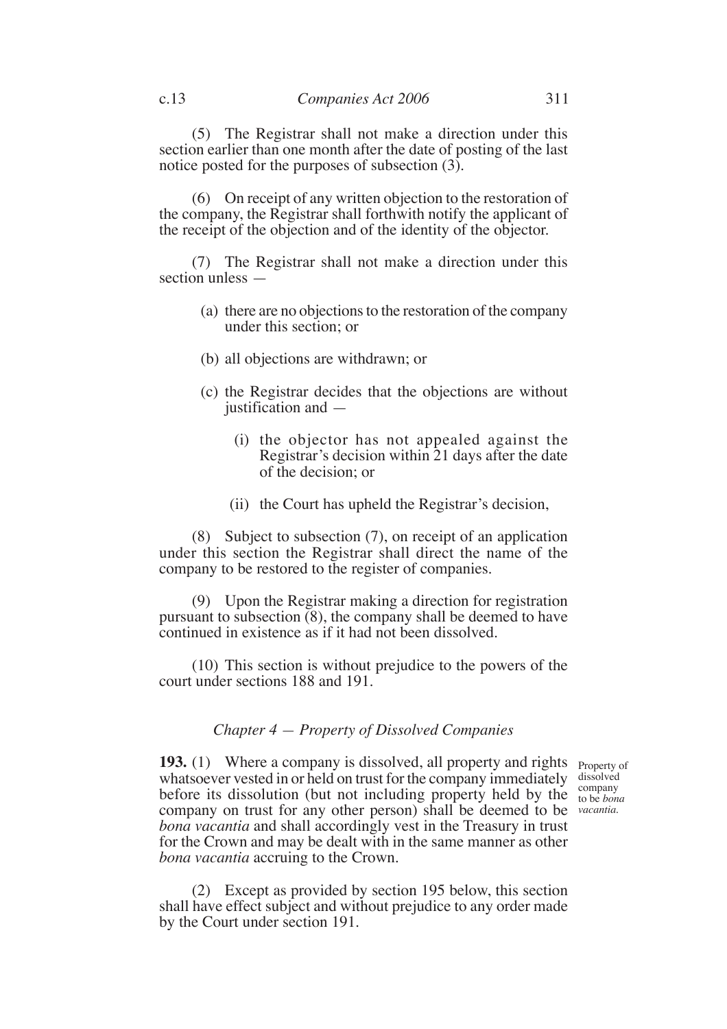(5) The Registrar shall not make a direction under this section earlier than one month after the date of posting of the last notice posted for the purposes of subsection (3).

(6) On receipt of any written objection to the restoration of the company, the Registrar shall forthwith notify the applicant of the receipt of the objection and of the identity of the objector.

(7) The Registrar shall not make a direction under this section unless —

(a) there are no objections to the restoration of the company under this section; or

(b) all objections are withdrawn; or

(c) the Registrar decides that the objections are without justification and —

(i) the objector has not appealed against the Registrar's decision within 21 days after the date of the decision; or

(ii) the Court has upheld the Registrar's decision,

(8) Subject to subsection (7), on receipt of an application under this section the Registrar shall direct the name of the company to be restored to the register of companies.

(9) Upon the Registrar making a direction for registration pursuant to subsection (8), the company shall be deemed to have continued in existence as if it had not been dissolved.

(10) This section is without prejudice to the powers of the court under sections 188 and 191.

### *Chapter 4 — Property of Dissolved Companies*

*Property of dissolved company to be bona vacantia.*

**193.** (1) Where a company is dissolved, all property and rights whatsoever vested in or held on trust for the company immediately before its dissolution (but not including property held by the company on trust for any other person) shall be deemed to be *bona vacantia* and shall accordingly vest in the Treasury in trust for the Crown and may be dealt with in the same manner as other *bona vacantia* accruing to the Crown.

(2) Except as provided by section 195 below, this section shall have effect subject and without prejudice to any order made by the Court under section 191.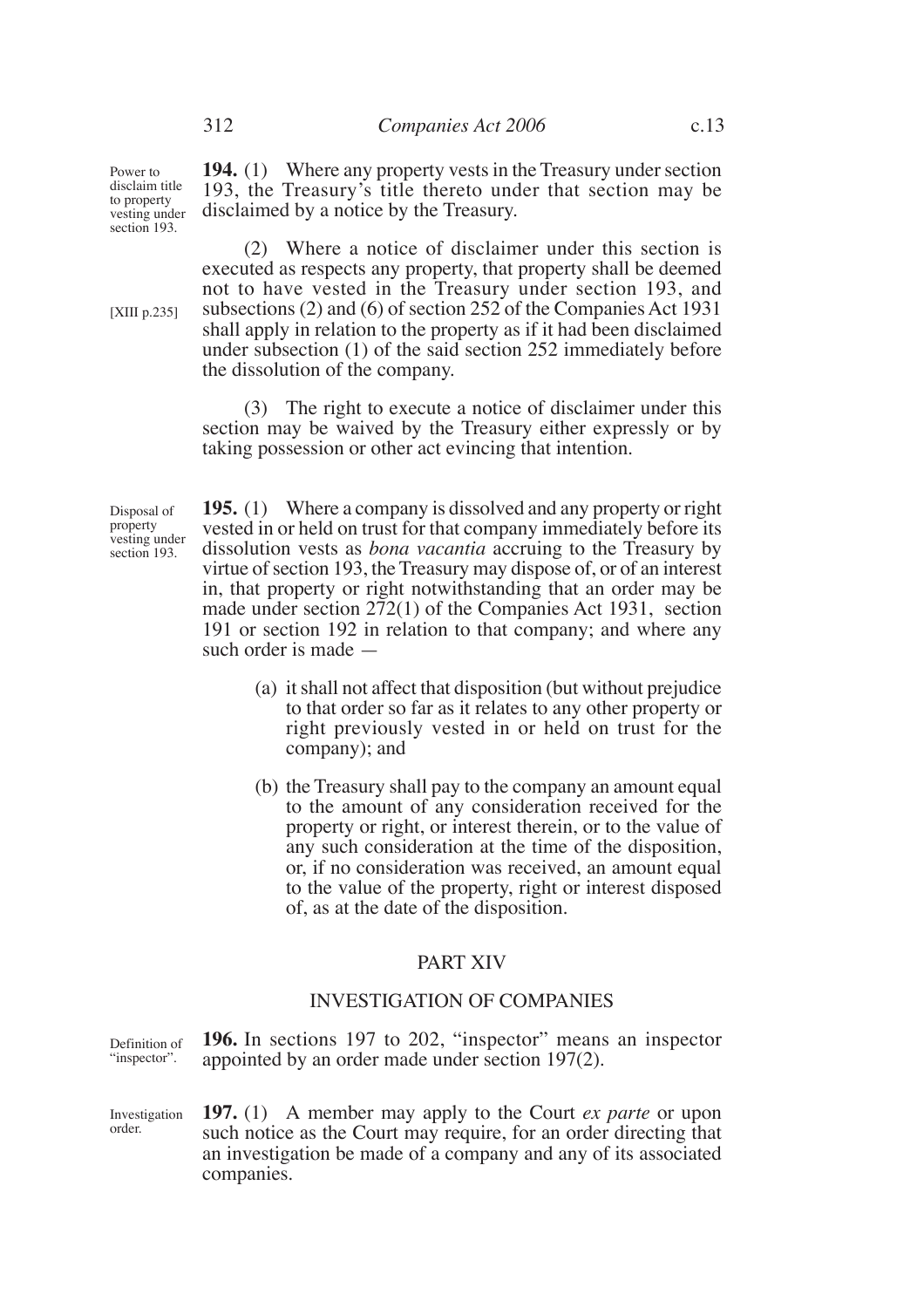Power to disclaim title to property vesting under section 193.

**194.** (1) Where any property vests in the Treasury under section 193, the Treasury's title thereto under that section may be disclaimed by a notice by the Treasury.

[XIII p.235]

(2) Where a notice of disclaimer under this section is executed as respects any property, that property shall be deemed not to have vested in the Treasury under section 193, and subsections (2) and (6) of section 252 of the Companies Act 1931 shall apply in relation to the property as if it had been disclaimed under subsection (1) of the said section 252 immediately before the dissolution of the company.

(3) The right to execute a notice of disclaimer under this section may be waived by the Treasury either expressly or by taking possession or other act evincing that intention.

Disposal of property vesting under section 193.

**195.** (1) Where a company is dissolved and any property or right vested in or held on trust for that company immediately before its dissolution vests as *bona vacantia* accruing to the Treasury by virtue of section 193, the Treasury may dispose of, or of an interest in, that property or right notwithstanding that an order may be made under section 272(1) of the Companies Act 1931, section 191 or section 192 in relation to that company; and where any such order is made —

(a) it shall not affect that disposition (but without prejudice to that order so far as it relates to any other property or right previously vested in or held on trust for the company); and

(b) the Treasury shall pay to the company an amount equal to the amount of any consideration received for the property or right, or interest therein, or to the value of any such consideration at the time of the disposition, or, if no consideration was received, an amount equal to the value of the property, right or interest disposed of, as at the date of the disposition.

## PART XIV

## INVESTIGATION OF COMPANIES

Definition of "inspector".

**196.** In sections 197 to 202, "inspector" means an inspector appointed by an order made under section 197(2).

Investigation order.

**197.** (1) A member may apply to the Court *ex parte* or upon such notice as the Court may require, for an order directing that an investigation be made of a company and any of its associated companies.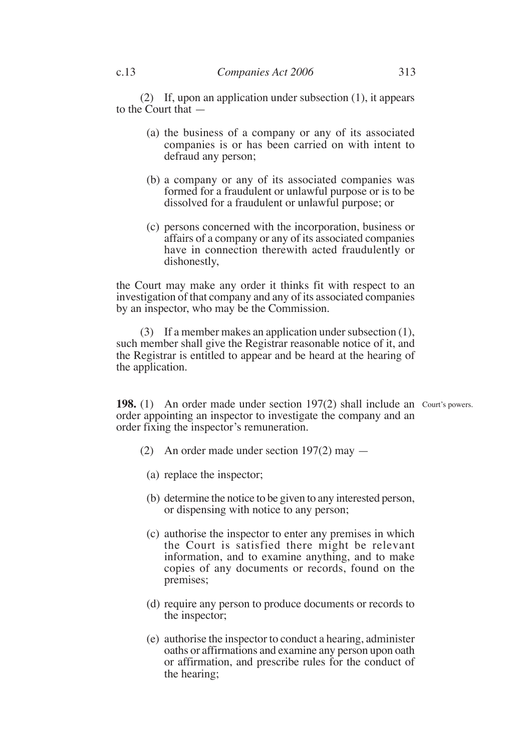(2) If, upon an application under subsection (1), it appears to the Court that —

(a) the business of a company or any of its associated companies is or has been carried on with intent to defraud any person;

(b) a company or any of its associated companies was formed for a fraudulent or unlawful purpose or is to be dissolved for a fraudulent or unlawful purpose; or

(c) persons concerned with the incorporation, business or affairs of a company or any of its associated companies have in connection therewith acted fraudulently or dishonestly,

the Court may make any order it thinks fit with respect to an investigation of that company and any of its associated companies by an inspector, who may be the Commission.

(3) If a member makes an application under subsection (1), such member shall give the Registrar reasonable notice of it, and the Registrar is entitled to appear and be heard at the hearing of the application.

Court's powers.

**198.** (1) An order made under section 197(2) shall include an order appointing an inspector to investigate the company and an order fixing the inspector's remuneration.

(2) An order made under section 197(2) may —

(a) replace the inspector;

(b) determine the notice to be given to any interested person, or dispensing with notice to any person;

(c) authorise the inspector to enter any premises in which the Court is satisfied there might be relevant information, and to examine anything, and to make copies of any documents or records, found on the premises;

(d) require any person to produce documents or records to the inspector;

(e) authorise the inspector to conduct a hearing, administer oaths or affirmations and examine any person upon oath or affirmation, and prescribe rules for the conduct of the hearing;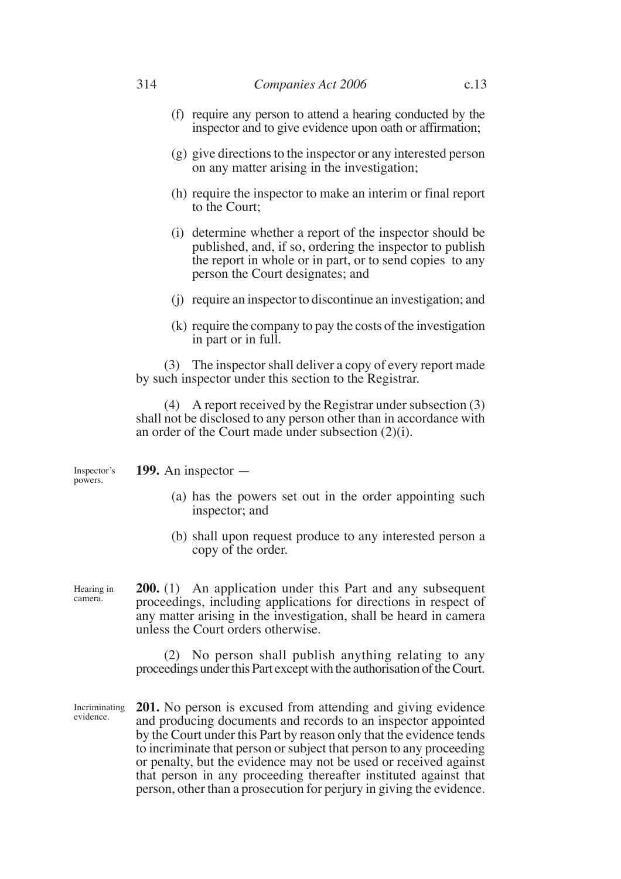(f) require any person to attend a hearing conducted by the inspector and to give evidence upon oath or affirmation;

(g) give directions to the inspector or any interested person on any matter arising in the investigation;

(h) require the inspector to make an interim or final report to the Court;

(i) determine whether a report of the inspector should be published, and, if so, ordering the inspector to publish the report in whole or in part, or to send copies to any person the Court designates; and

(j) require an inspector to discontinue an investigation; and

(k) require the company to pay the costs of the investigation in part or in full.

(3) The inspector shall deliver a copy of every report made by such inspector under this section to the Registrar.

(4) A report received by the Registrar under subsection (3) shall not be disclosed to any person other than in accordance with an order of the Court made under subsection (2)(i).

Inspector's powers.

**199.** An inspector —

(a) has the powers set out in the order appointing such inspector; and

(b) shall upon request produce to any interested person a copy of the order.

Hearing in camera.

**200.** (1) An application under this Part and any subsequent proceedings, including applications for directions in respect of any matter arising in the investigation, shall be heard in camera unless the Court orders otherwise.

(2) No person shall publish anything relating to any proceedings under this Part except with the authorisation of the Court.

Incriminating evidence.

**201.** No person is excused from attending and giving evidence and producing documents and records to an inspector appointed by the Court under this Part by reason only that the evidence tends to incriminate that person or subject that person to any proceeding or penalty, but the evidence may not be used or received against that person in any proceeding thereafter instituted against that person, other than a prosecution for perjury in giving the evidence.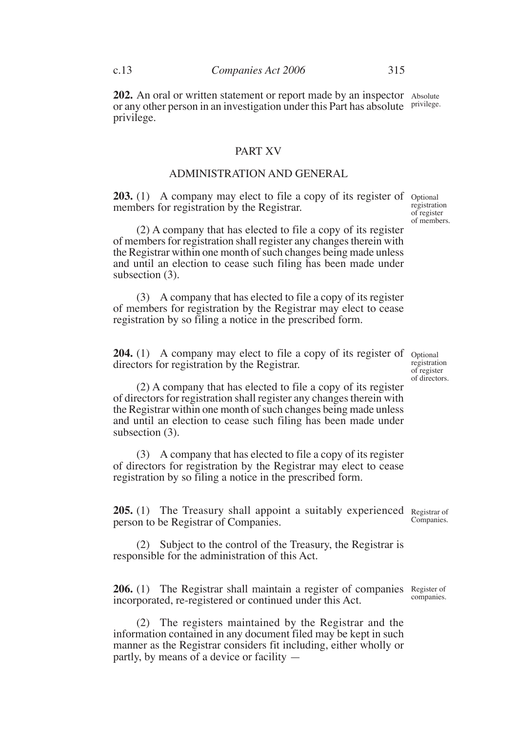**202.** An oral or written statement or report made by an inspector or any other person in an investigation under this Part has absolute privilege.

Absolute privilege.

## PART XV

## ADMINISTRATION AND GENERAL

**203.** (1) A company may elect to file a copy of its register of members for registration by the Registrar.

Optional registration of register of members.

(2) A company that has elected to file a copy of its register of members for registration shall register any changes therein with the Registrar within one month of such changes being made unless and until an election to cease such filing has been made under subsection (3).

(3) A company that has elected to file a copy of its register of members for registration by the Registrar may elect to cease registration by so filing a notice in the prescribed form.

**204.** (1) A company may elect to file a copy of its register of directors for registration by the Registrar.

Optional registration of register of directors.

(2) A company that has elected to file a copy of its register of directors for registration shall register any changes therein with the Registrar within one month of such changes being made unless and until an election to cease such filing has been made under subsection (3).

(3) A company that has elected to file a copy of its register of directors for registration by the Registrar may elect to cease registration by so filing a notice in the prescribed form.

**205.** (1) The Treasury shall appoint a suitably experienced person to be Registrar of Companies.

Registrar of Companies.

(2) Subject to the control of the Treasury, the Registrar is responsible for the administration of this Act.

**206.** (1) The Registrar shall maintain a register of companies incorporated, re-registered or continued under this Act.

Register of companies.

(2) The registers maintained by the Registrar and the information contained in any document filed may be kept in such manner as the Registrar considers fit including, either wholly or partly, by means of a device or facility —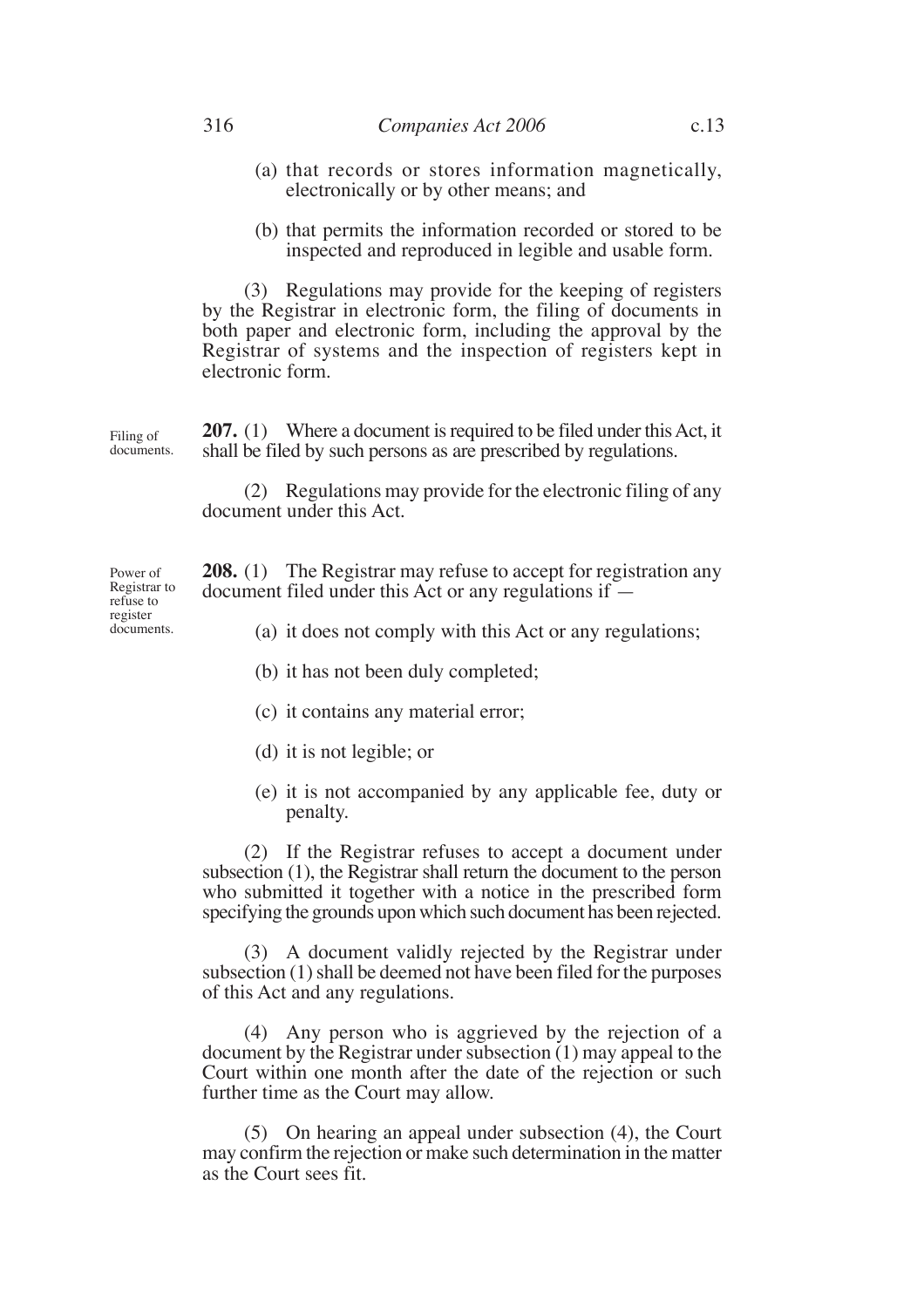(a) that records or stores information magnetically, electronically or by other means; and

(b) that permits the information recorded or stored to be inspected and reproduced in legible and usable form.

(3) Regulations may provide for the keeping of registers by the Registrar in electronic form, the filing of documents in both paper and electronic form, including the approval by the Registrar of systems and the inspection of registers kept in electronic form.

Filing of documents.

**207.** (1) Where a document is required to be filed under this Act, it shall be filed by such persons as are prescribed by regulations.

(2) Regulations may provide for the electronic filing of any document under this Act.

Power of Registrar to refuse to register documents.

**208.** (1) The Registrar may refuse to accept for registration any document filed under this Act or any regulations if —

(a) it does not comply with this Act or any regulations;

(b) it has not been duly completed;

(c) it contains any material error;

(d) it is not legible; or

(e) it is not accompanied by any applicable fee, duty or penalty.

(2) If the Registrar refuses to accept a document under subsection (1), the Registrar shall return the document to the person who submitted it together with a notice in the prescribed form specifying the grounds upon which such document has been rejected.

(3) A document validly rejected by the Registrar under subsection (1) shall be deemed not have been filed for the purposes of this Act and any regulations.

(4) Any person who is aggrieved by the rejection of a document by the Registrar under subsection (1) may appeal to the Court within one month after the date of the rejection or such further time as the Court may allow.

(5) On hearing an appeal under subsection (4), the Court may confirm the rejection or make such determination in the matter as the Court sees fit.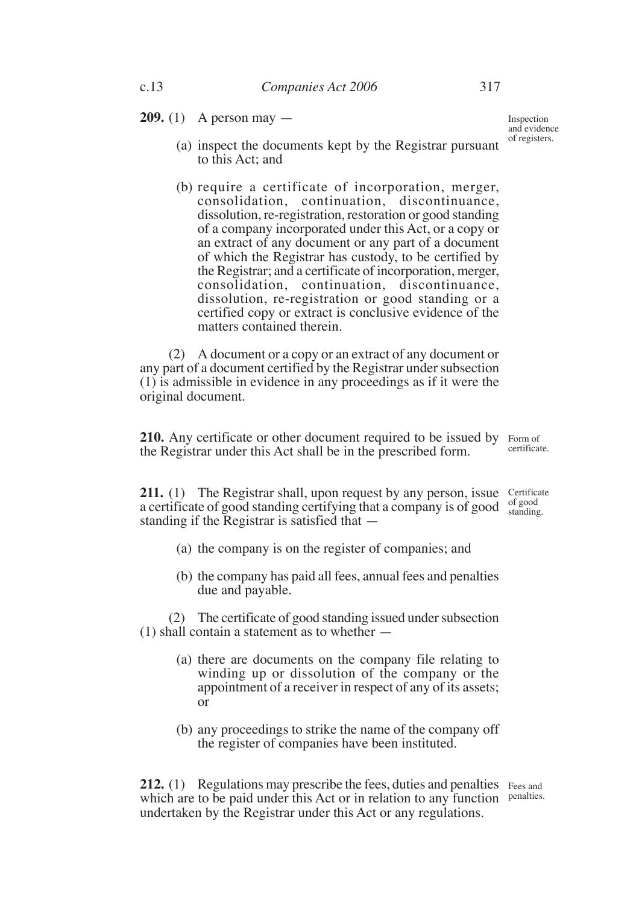**209.** (1) A person may —

*Inspection and evidence of registers.*

(a) inspect the documents kept by the Registrar pursuant to this Act; and

(b) require a certificate of incorporation, merger, consolidation, continuation, discontinuance, dissolution, re-registration, restoration or good standing of a company incorporated under this Act, or a copy or an extract of any document or any part of a document of which the Registrar has custody, to be certified by the Registrar; and a certificate of incorporation, merger, consolidation, continuation, discontinuance, dissolution, re-registration or good standing or a certified copy or extract is conclusive evidence of the matters contained therein.

(2) A document or a copy or an extract of any document or any part of a document certified by the Registrar under subsection (1) is admissible in evidence in any proceedings as if it were the original document.

**210.** Any certificate or other document required to be issued by the Registrar under this Act shall be in the prescribed form.

*Form of certificate.*

**211.** (1) The Registrar shall, upon request by any person, issue a certificate of good standing certifying that a company is of good standing if the Registrar is satisfied that —

*Certificate of good standing.*

(a) the company is on the register of companies; and

(b) the company has paid all fees, annual fees and penalties due and payable.

(2) The certificate of good standing issued under subsection (1) shall contain a statement as to whether —

(a) there are documents on the company file relating to winding up or dissolution of the company or the appointment of a receiver in respect of any of its assets; or

(b) any proceedings to strike the name of the company off the register of companies have been instituted.

**212.** (1) Regulations may prescribe the fees, duties and penalties which are to be paid under this Act or in relation to any function undertaken by the Registrar under this Act or any regulations.

*Fees and penalties.*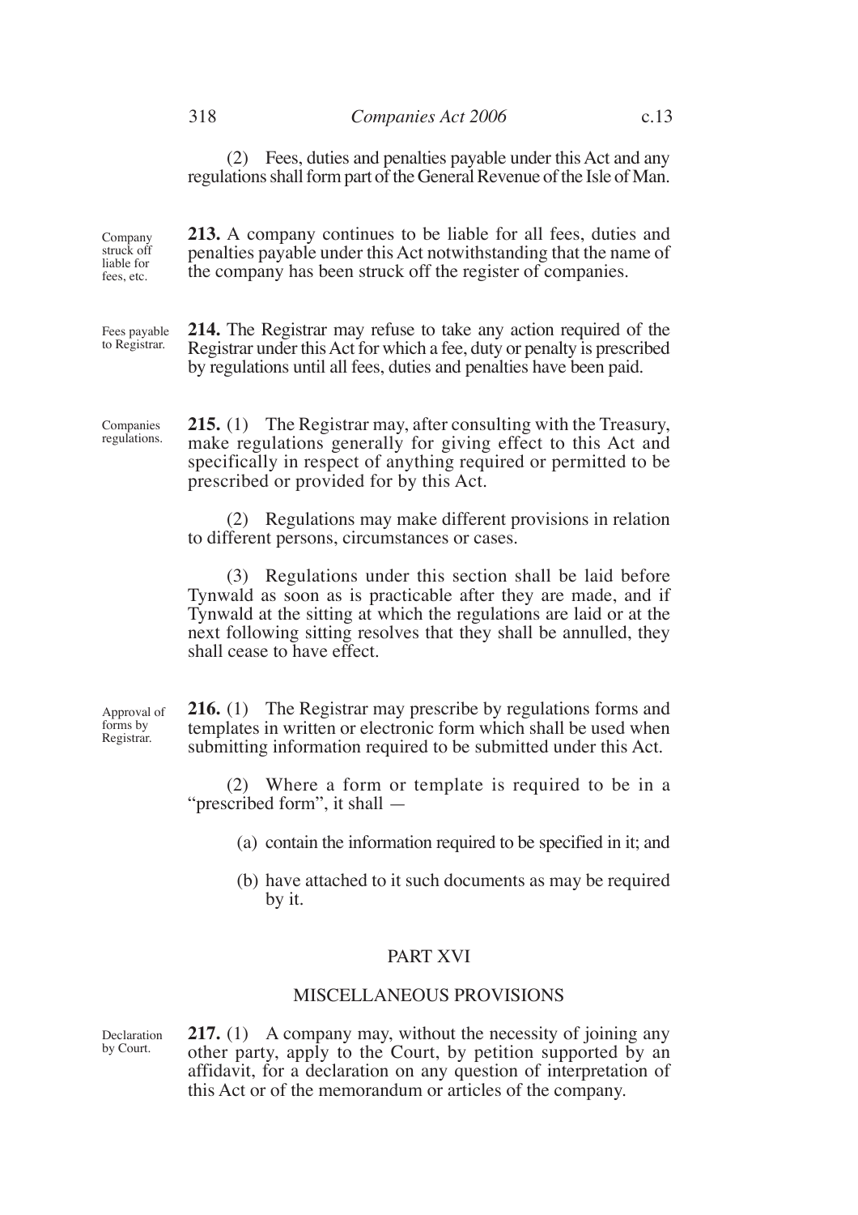(2) Fees, duties and penalties payable under this Act and any regulations shall form part of the General Revenue of the Isle of Man.

Company struck off liable for fees, etc.

**213.** A company continues to be liable for all fees, duties and penalties payable under this Act notwithstanding that the name of the company has been struck off the register of companies.

Fees payable to Registrar.

**214.** The Registrar may refuse to take any action required of the Registrar under this Act for which a fee, duty or penalty is prescribed by regulations until all fees, duties and penalties have been paid.

Companies regulations.

**215.** (1) The Registrar may, after consulting with the Treasury, make regulations generally for giving effect to this Act and specifically in respect of anything required or permitted to be prescribed or provided for by this Act.

(2) Regulations may make different provisions in relation to different persons, circumstances or cases.

(3) Regulations under this section shall be laid before Tynwald as soon as is practicable after they are made, and if Tynwald at the sitting at which the regulations are laid or at the next following sitting resolves that they shall be annulled, they shall cease to have effect.

Approval of forms by Registrar.

**216.** (1) The Registrar may prescribe by regulations forms and templates in written or electronic form which shall be used when submitting information required to be submitted under this Act.

(2) Where a form or template is required to be in a "prescribed form", it shall —

(a) contain the information required to be specified in it; and

(b) have attached to it such documents as may be required by it.

## PART XVI

## MISCELLANEOUS PROVISIONS

Declaration by Court.

**217.** (1) A company may, without the necessity of joining any other party, apply to the Court, by petition supported by an affidavit, for a declaration on any question of interpretation of this Act or of the memorandum or articles of the company.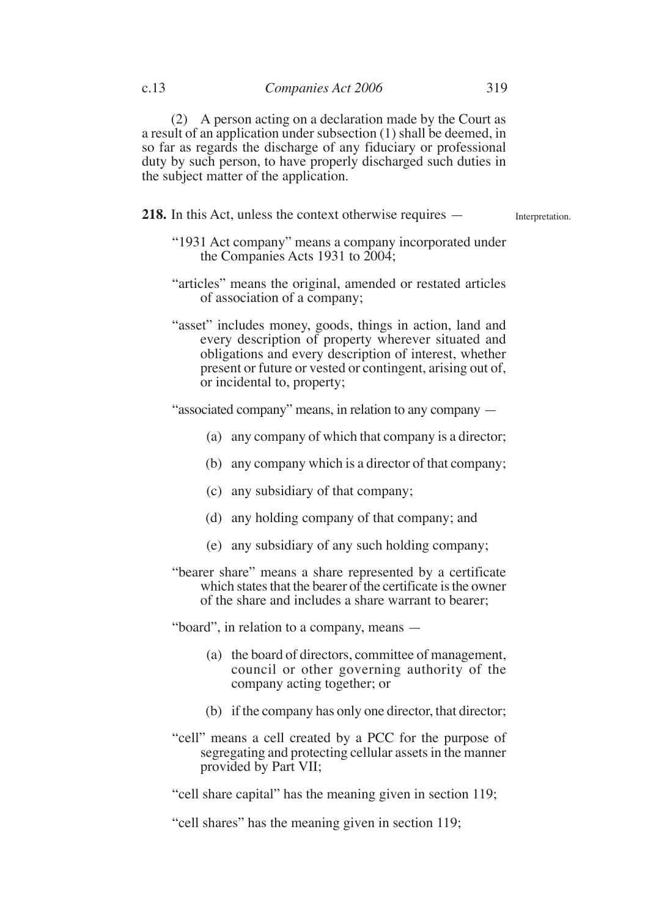(2) A person acting on a declaration made by the Court as a result of an application under subsection (1) shall be deemed, in so far as regards the discharge of any fiduciary or professional duty by such person, to have properly discharged such duties in the subject matter of the application.

**218.** In this Act, unless the context otherwise requires — Interpretation.

"1931 Act company" means a company incorporated under the Companies Acts 1931 to 2004;

"articles" means the original, amended or restated articles of association of a company;

"asset" includes money, goods, things in action, land and every description of property wherever situated and obligations and every description of interest, whether present or future or vested or contingent, arising out of, or incidental to, property;

"associated company" means, in relation to any company —

(a) any company of which that company is a director;

(b) any company which is a director of that company;

(c) any subsidiary of that company;

(d) any holding company of that company; and

(e) any subsidiary of any such holding company;

"bearer share" means a share represented by a certificate which states that the bearer of the certificate is the owner of the share and includes a share warrant to bearer;

"board", in relation to a company, means —

(a) the board of directors, committee of management, council or other governing authority of the company acting together; or

(b) if the company has only one director, that director;

"cell" means a cell created by a PCC for the purpose of segregating and protecting cellular assets in the manner provided by Part VII;

"cell share capital" has the meaning given in section 119;

"cell shares" has the meaning given in section 119;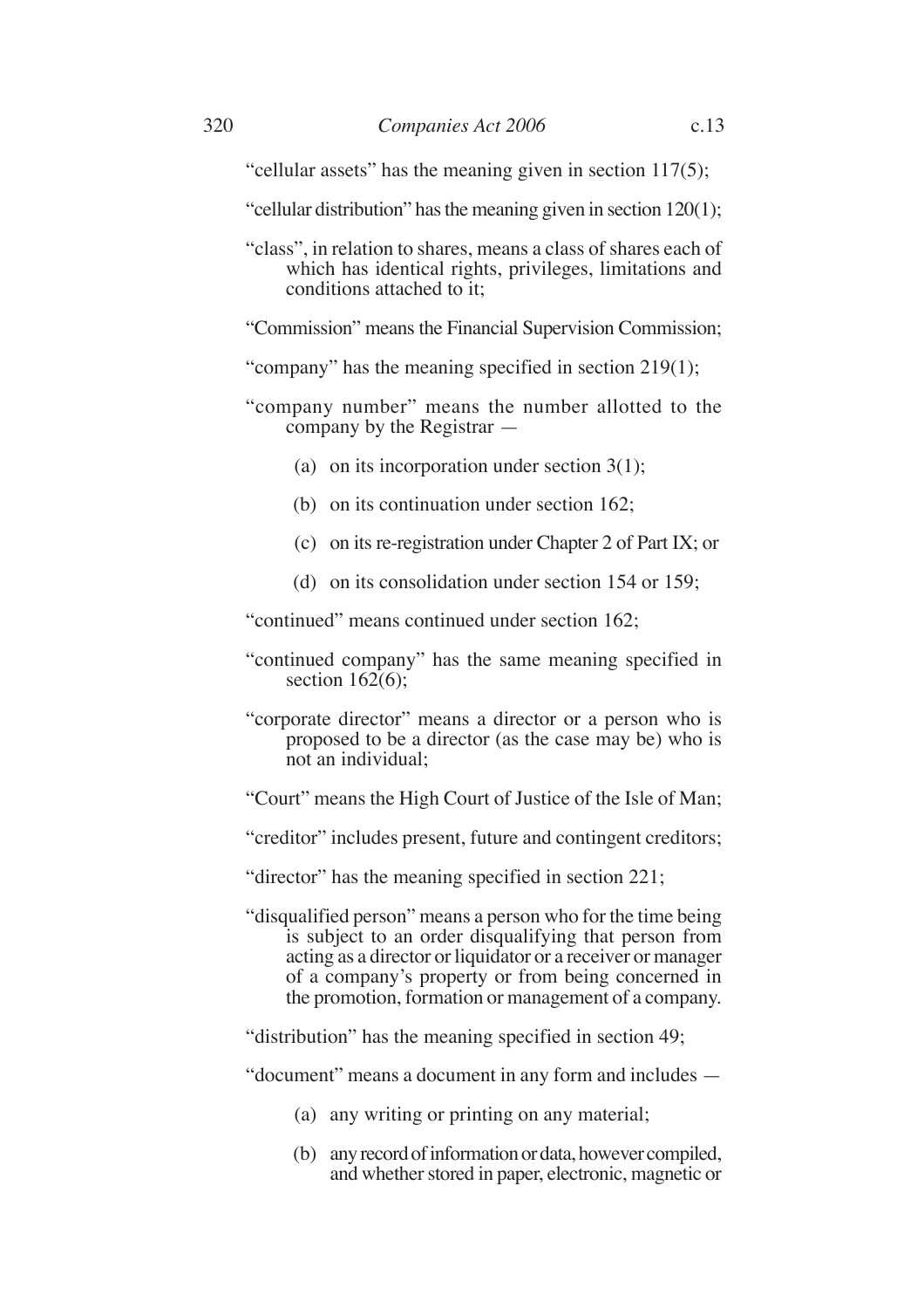"cellular assets" has the meaning given in section 117(5);

"cellular distribution" has the meaning given in section 120(1);

"class", in relation to shares, means a class of shares each of which has identical rights, privileges, limitations and conditions attached to it;

"Commission" means the Financial Supervision Commission;

"company" has the meaning specified in section 219(1);

"company number" means the number allotted to the company by the Registrar —

(a) on its incorporation under section 3(1);

(b) on its continuation under section 162;

(c) on its re-registration under Chapter 2 of Part IX; or

(d) on its consolidation under section 154 or 159;

"continued" means continued under section 162;

"continued company" has the same meaning specified in section 162(6);

"corporate director" means a director or a person who is proposed to be a director (as the case may be) who is not an individual;

"Court" means the High Court of Justice of the Isle of Man;

"creditor" includes present, future and contingent creditors;

"director" has the meaning specified in section 221;

"disqualified person" means a person who for the time being is subject to an order disqualifying that person from acting as a director or liquidator or a receiver or manager of a company's property or from being concerned in the promotion, formation or management of a company.

"distribution" has the meaning specified in section 49;

"document" means a document in any form and includes —

(a) any writing or printing on any material;

(b) any record of information or data, however compiled, and whether stored in paper, electronic, magnetic or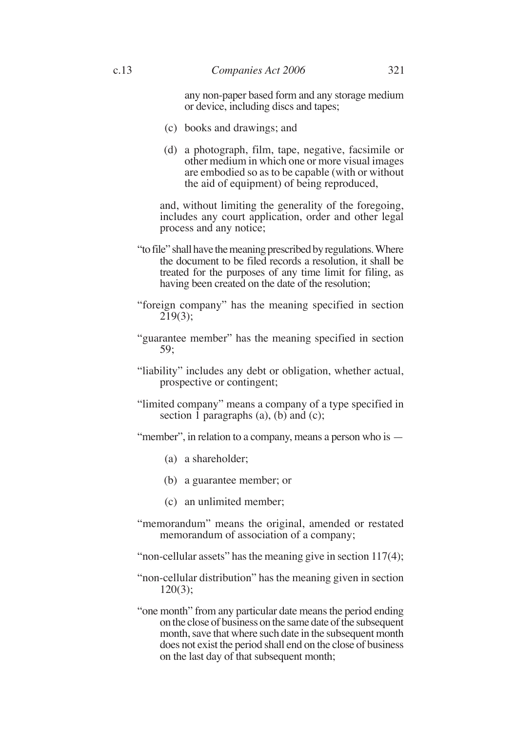any non-paper based form and any storage medium or device, including discs and tapes;

(c) books and drawings; and

(d) a photograph, film, tape, negative, facsimile or other medium in which one or more visual images are embodied so as to be capable (with or without the aid of equipment) of being reproduced,

and, without limiting the generality of the foregoing, includes any court application, order and other legal process and any notice;

"to file" shall have the meaning prescribed by regulations. Where the document to be filed records a resolution, it shall be treated for the purposes of any time limit for filing, as having been created on the date of the resolution;

"foreign company" has the meaning specified in section 219(3);

"guarantee member" has the meaning specified in section 59;

"liability" includes any debt or obligation, whether actual, prospective or contingent;

"limited company" means a company of a type specified in section 1 paragraphs (a), (b) and (c);

"member", in relation to a company, means a person who is —

(a) a shareholder;

(b) a guarantee member; or

(c) an unlimited member;

"memorandum" means the original, amended or restated memorandum of association of a company;

"non-cellular assets" has the meaning give in section 117(4);

"non-cellular distribution" has the meaning given in section 120(3);

"one month" from any particular date means the period ending on the close of business on the same date of the subsequent month, save that where such date in the subsequent month does not exist the period shall end on the close of business on the last day of that subsequent month;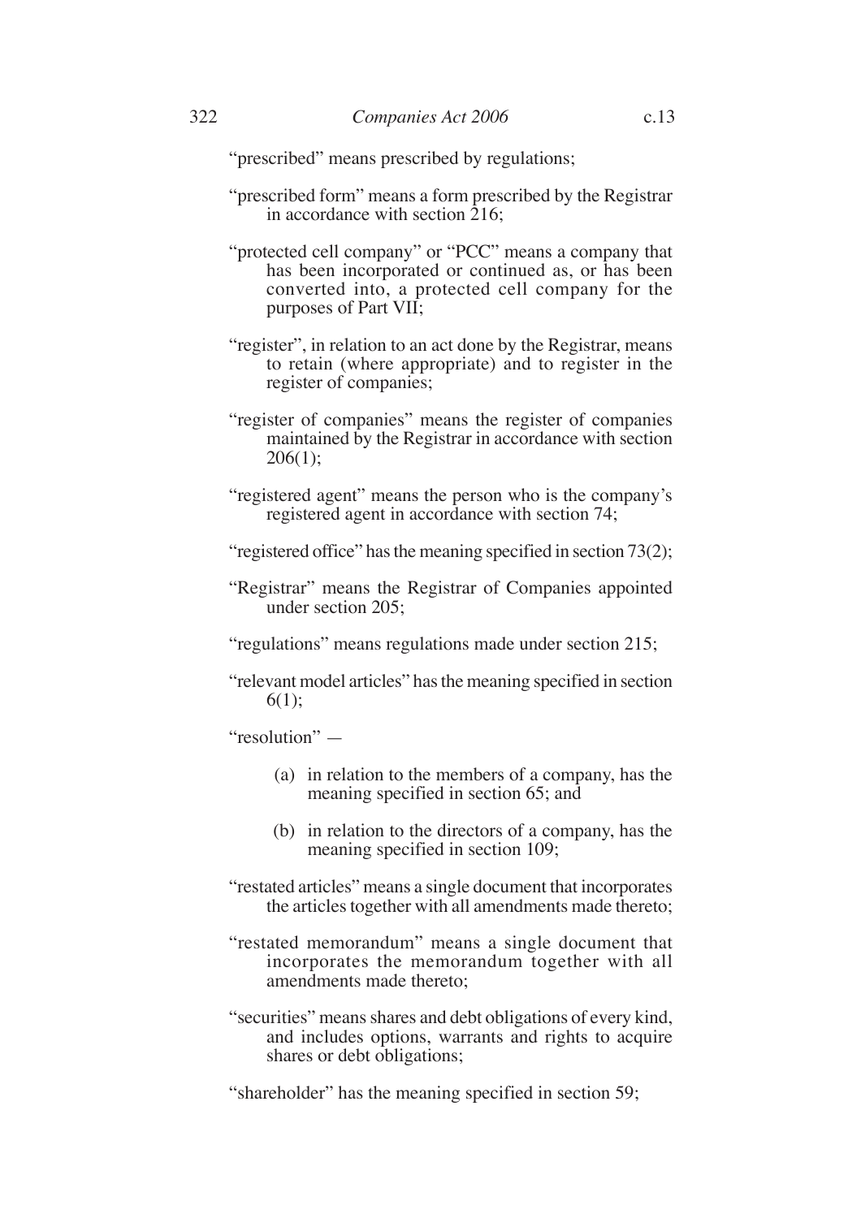"prescribed" means prescribed by regulations;

"prescribed form" means a form prescribed by the Registrar in accordance with section 216;

"protected cell company" or "PCC" means a company that has been incorporated or continued as, or has been converted into, a protected cell company for the purposes of Part VII;

"register", in relation to an act done by the Registrar, means to retain (where appropriate) and to register in the register of companies;

"register of companies" means the register of companies maintained by the Registrar in accordance with section 206(1);

"registered agent" means the person who is the company's registered agent in accordance with section 74;

"registered office" has the meaning specified in section 73(2);

"Registrar" means the Registrar of Companies appointed under section 205;

"regulations" means regulations made under section 215;

"relevant model articles" has the meaning specified in section 6(1);

"resolution" —

(a) in relation to the members of a company, has the meaning specified in section 65; and

(b) in relation to the directors of a company, has the meaning specified in section 109;

"restated articles" means a single document that incorporates the articles together with all amendments made thereto;

"restated memorandum" means a single document that incorporates the memorandum together with all amendments made thereto;

"securities" means shares and debt obligations of every kind, and includes options, warrants and rights to acquire shares or debt obligations;

"shareholder" has the meaning specified in section 59;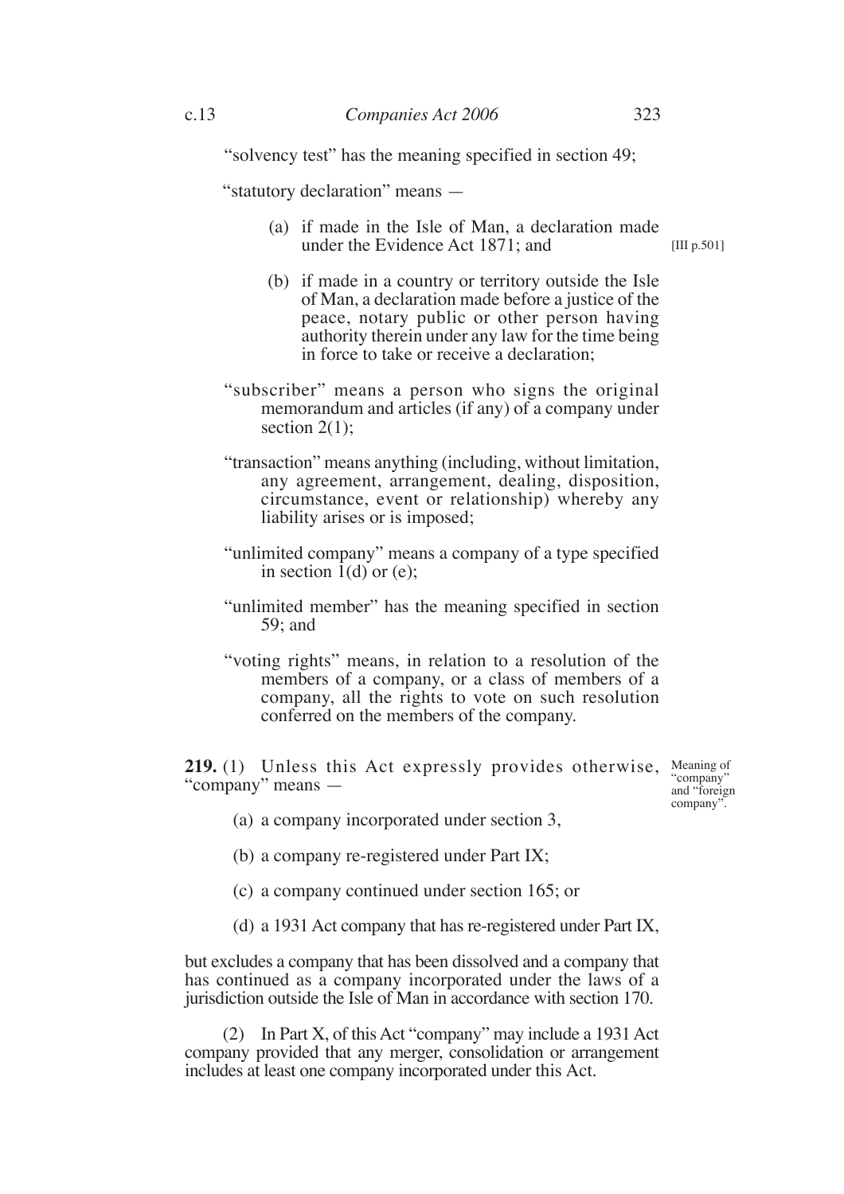"solvency test" has the meaning specified in section 49;

"statutory declaration" means —

(a) if made in the Isle of Man, a declaration made under the Evidence Act 1871; and [III p.501]

(b) if made in a country or territory outside the Isle of Man, a declaration made before a justice of the peace, notary public or other person having authority therein under any law for the time being in force to take or receive a declaration;

"subscriber" means a person who signs the original memorandum and articles (if any) of a company under section 2(1);

"transaction" means anything (including, without limitation, any agreement, arrangement, dealing, disposition, circumstance, event or relationship) whereby any liability arises or is imposed;

"unlimited company" means a company of a type specified in section 1(d) or (e);

"unlimited member" has the meaning specified in section 59; and

"voting rights" means, in relation to a resolution of the members of a company, or a class of members of a company, all the rights to vote on such resolution conferred on the members of the company.

**219.** (1) Unless this Act expressly provides otherwise, "company" means —

*Meaning of "company" and "foreign company".*

(a) a company incorporated under section 3,

(b) a company re-registered under Part IX;

(c) a company continued under section 165; or

(d) a 1931 Act company that has re-registered under Part IX,

but excludes a company that has been dissolved and a company that has continued as a company incorporated under the laws of a jurisdiction outside the Isle of Man in accordance with section 170.

(2) In Part X, of this Act "company" may include a 1931 Act company provided that any merger, consolidation or arrangement includes at least one company incorporated under this Act.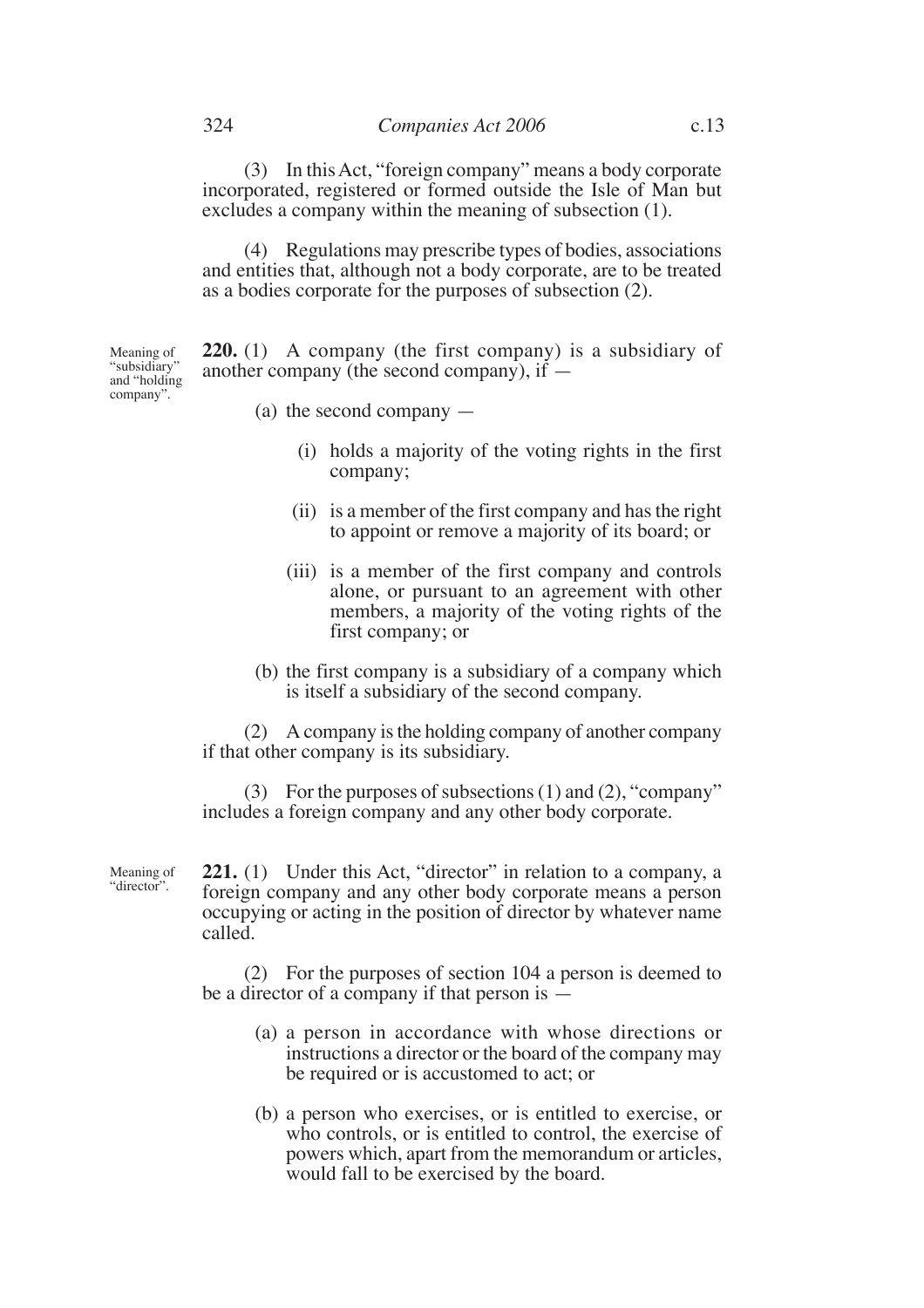(3) In this Act, "foreign company" means a body corporate incorporated, registered or formed outside the Isle of Man but excludes a company within the meaning of subsection (1).

(4) Regulations may prescribe types of bodies, associations and entities that, although not a body corporate, are to be treated as a bodies corporate for the purposes of subsection (2).

*Meaning of "subsidiary" and "holding company".*

**220.** (1) A company (the first company) is a subsidiary of another company (the second company), if —

- (a) the second company —
  - (i) holds a majority of the voting rights in the first company;
  - (ii) is a member of the first company and has the right to appoint or remove a majority of its board; or
  - (iii) is a member of the first company and controls alone, or pursuant to an agreement with other members, a majority of the voting rights of the first company; or
- (b) the first company is a subsidiary of a company which is itself a subsidiary of the second company.

(2) A company is the holding company of another company if that other company is its subsidiary.

(3) For the purposes of subsections (1) and (2), "company" includes a foreign company and any other body corporate.

*Meaning of "director".*

**221.** (1) Under this Act, "director" in relation to a company, a foreign company and any other body corporate means a person occupying or acting in the position of director by whatever name called.

(2) For the purposes of section 104 a person is deemed to be a director of a company if that person is —

- (a) a person in accordance with whose directions or instructions a director or the board of the company may be required or is accustomed to act; or
- (b) a person who exercises, or is entitled to exercise, or who controls, or is entitled to control, the exercise of powers which, apart from the memorandum or articles, would fall to be exercised by the board.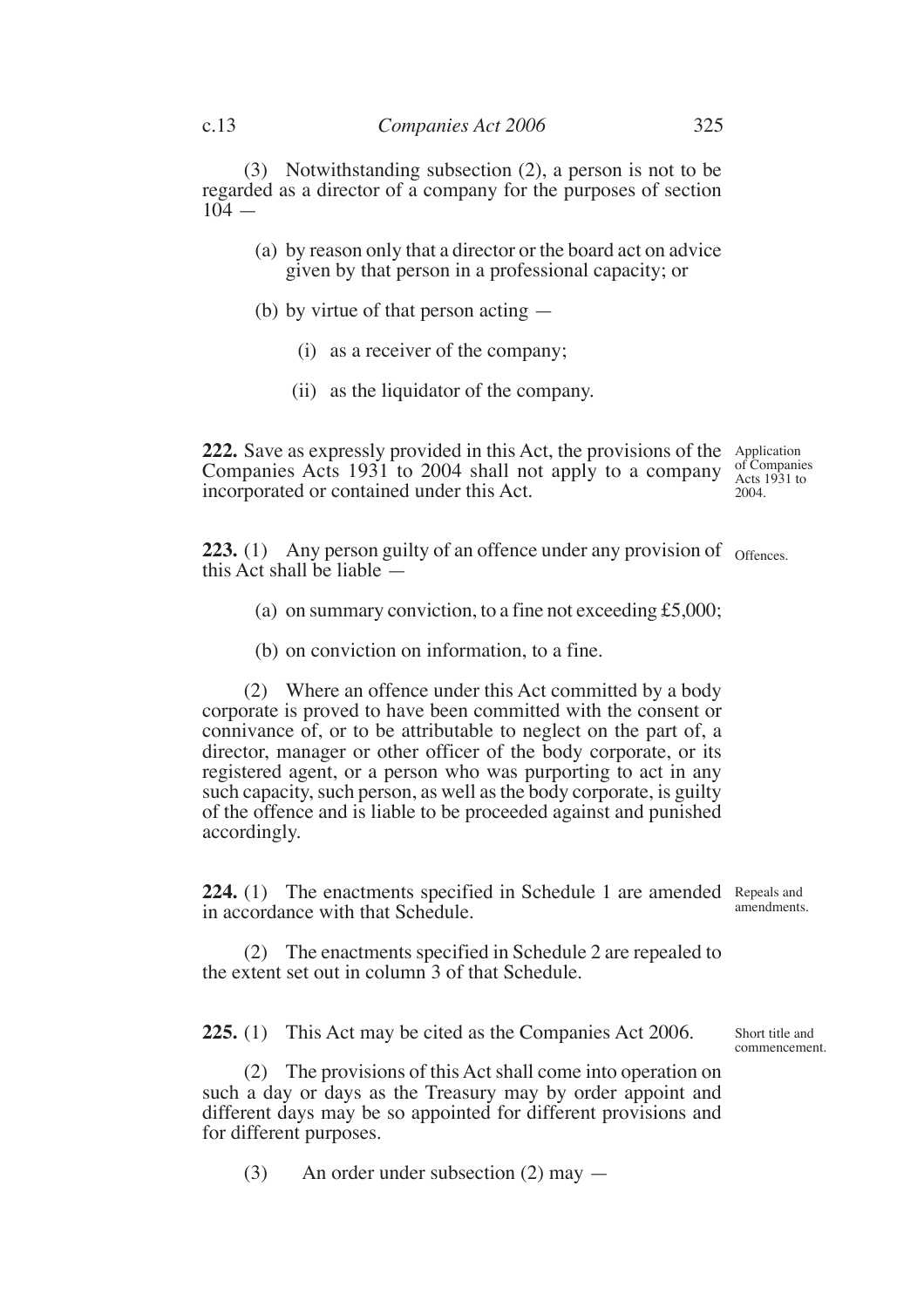(3) Notwithstanding subsection (2), a person is not to be regarded as a director of a company for the purposes of section 104 —

(a) by reason only that a director or the board act on advice given by that person in a professional capacity; or

(b) by virtue of that person acting —

(i) as a receiver of the company;

(ii) as the liquidator of the company.

**222.** Save as expressly provided in this Act, the provisions of the Companies Acts 1931 to 2004 shall not apply to a company incorporated or contained under this Act.

*Application of Companies Acts 1931 to 2004.*

**223.** (1) Any person guilty of an offence under any provision of this Act shall be liable —

*Offences.*

(a) on summary conviction, to a fine not exceeding £5,000;

(b) on conviction on information, to a fine.

(2) Where an offence under this Act committed by a body corporate is proved to have been committed with the consent or connivance of, or to be attributable to neglect on the part of, a director, manager or other officer of the body corporate, or its registered agent, or a person who was purporting to act in any such capacity, such person, as well as the body corporate, is guilty of the offence and is liable to be proceeded against and punished accordingly.

**224.** (1) The enactments specified in Schedule 1 are amended in accordance with that Schedule.

*Repeals and amendments.*

(2) The enactments specified in Schedule 2 are repealed to the extent set out in column 3 of that Schedule.

**225.** (1) This Act may be cited as the Companies Act 2006.

*Short title and commencement.*

(2) The provisions of this Act shall come into operation on such a day or days as the Treasury may by order appoint and different days may be so appointed for different provisions and for different purposes.

(3) An order under subsection (2) may —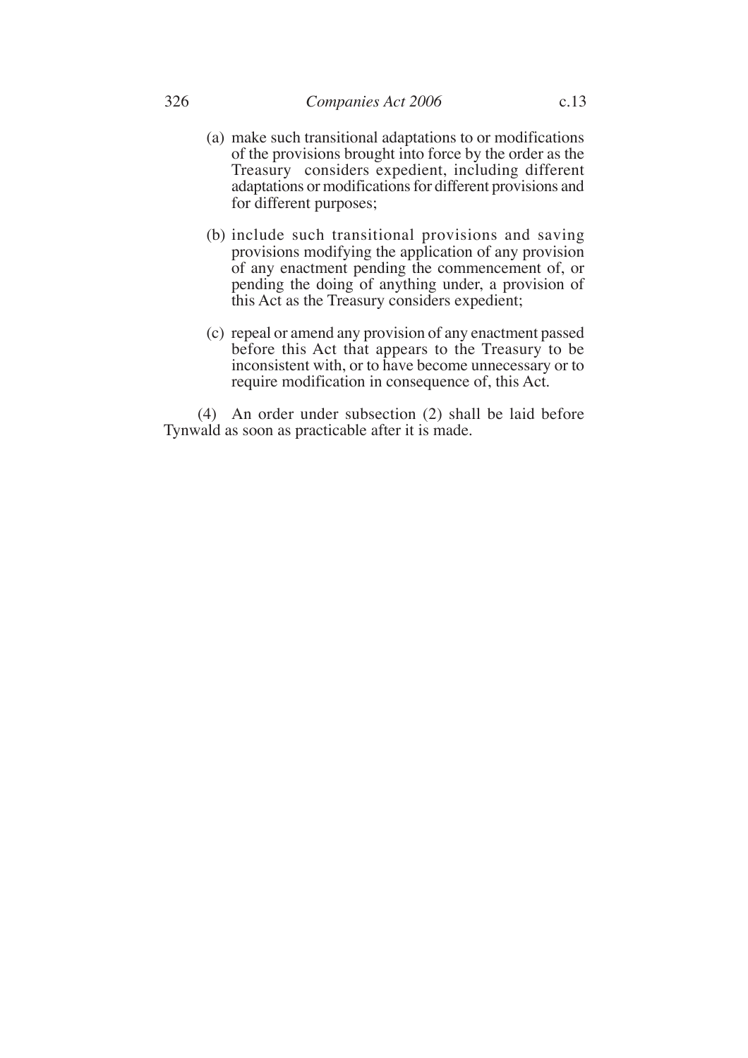(a) make such transitional adaptations to or modifications of the provisions brought into force by the order as the Treasury considers expedient, including different adaptations or modifications for different provisions and for different purposes;

(b) include such transitional provisions and saving provisions modifying the application of any provision of any enactment pending the commencement of, or pending the doing of anything under, a provision of this Act as the Treasury considers expedient;

(c) repeal or amend any provision of any enactment passed before this Act that appears to the Treasury to be inconsistent with, or to have become unnecessary or to require modification in consequence of, this Act.

(4) An order under subsection (2) shall be laid before Tynwald as soon as practicable after it is made.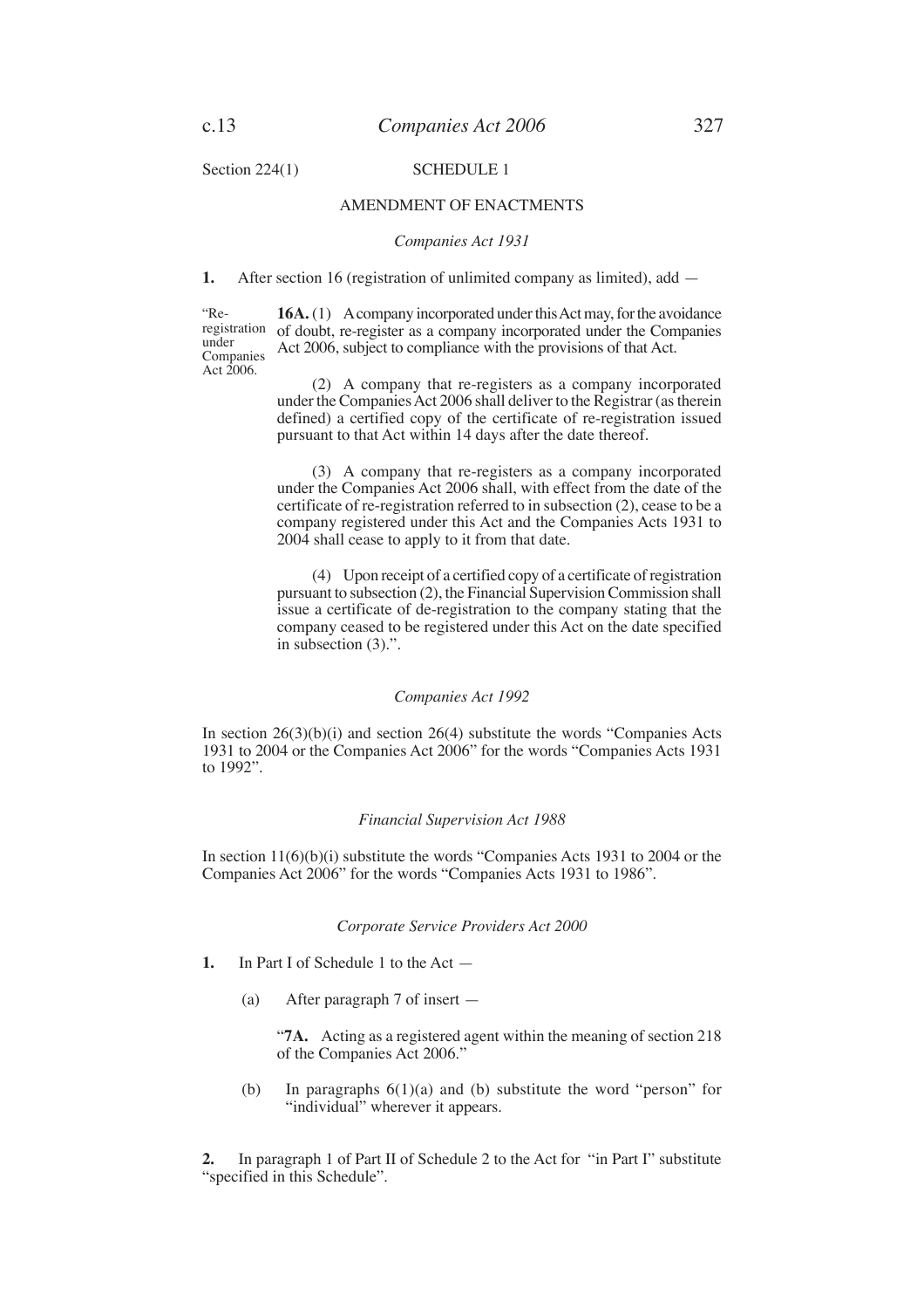Section 224(1)

# SCHEDULE 1

## AMENDMENT OF ENACTMENTS

### *Companies Act 1931*

**1.** After section 16 (registration of unlimited company as limited), add —

"Re-registration under Companies Act 2006.

**16A.** (1) A company incorporated under this Act may, for the avoidance of doubt, re-register as a company incorporated under the Companies Act 2006, subject to compliance with the provisions of that Act.

(2) A company that re-registers as a company incorporated under the Companies Act 2006 shall deliver to the Registrar (as therein defined) a certified copy of the certificate of re-registration issued pursuant to that Act within 14 days after the date thereof.

(3) A company that re-registers as a company incorporated under the Companies Act 2006 shall, with effect from the date of the certificate of re-registration referred to in subsection (2), cease to be a company registered under this Act and the Companies Acts 1931 to 2004 shall cease to apply to it from that date.

(4) Upon receipt of a certified copy of a certificate of registration pursuant to subsection (2), the Financial Supervision Commission shall issue a certificate of de-registration to the company stating that the company ceased to be registered under this Act on the date specified in subsection (3).".

### *Companies Act 1992*

In section 26(3)(b)(i) and section 26(4) substitute the words "Companies Acts 1931 to 2004 or the Companies Act 2006" for the words "Companies Acts 1931 to 1992".

### *Financial Supervision Act 1988*

In section 11(6)(b)(i) substitute the words "Companies Acts 1931 to 2004 or the Companies Act 2006" for the words "Companies Acts 1931 to 1986".

### *Corporate Service Providers Act 2000*

**1.** In Part I of Schedule 1 to the Act —

(a) After paragraph 7 of insert —

"**7A.** Acting as a registered agent within the meaning of section 218 of the Companies Act 2006."

(b) In paragraphs 6(1)(a) and (b) substitute the word "person" for "individual" wherever it appears.

**2.** In paragraph 1 of Part II of Schedule 2 to the Act for "in Part I" substitute "specified in this Schedule".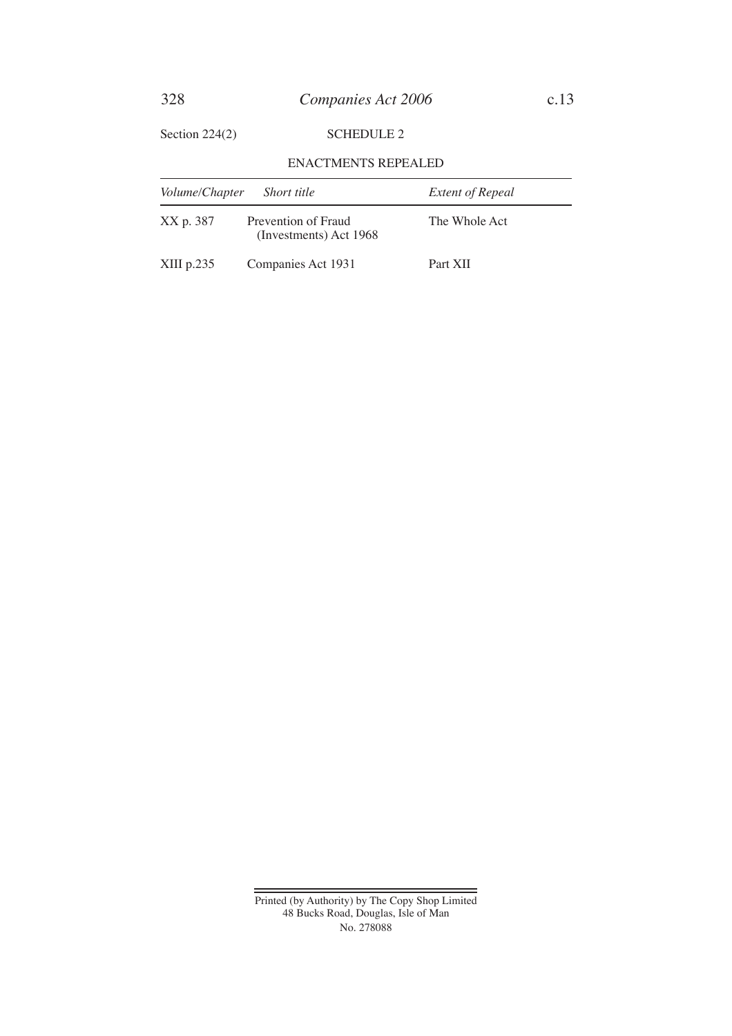Section 224(2)

## SCHEDULE 2

### ENACTMENTS REPEALED

| *Volume/Chapter* | *Short title* | *Extent of Repeal* |
|---|---|---|
| XX p. 387 | Prevention of Fraud (Investments) Act 1968 | The Whole Act |
| XIII p.235 | Companies Act 1931 | Part XII |

Printed (by Authority) by The Copy Shop Limited
48 Bucks Road, Douglas, Isle of Man
No. 278088